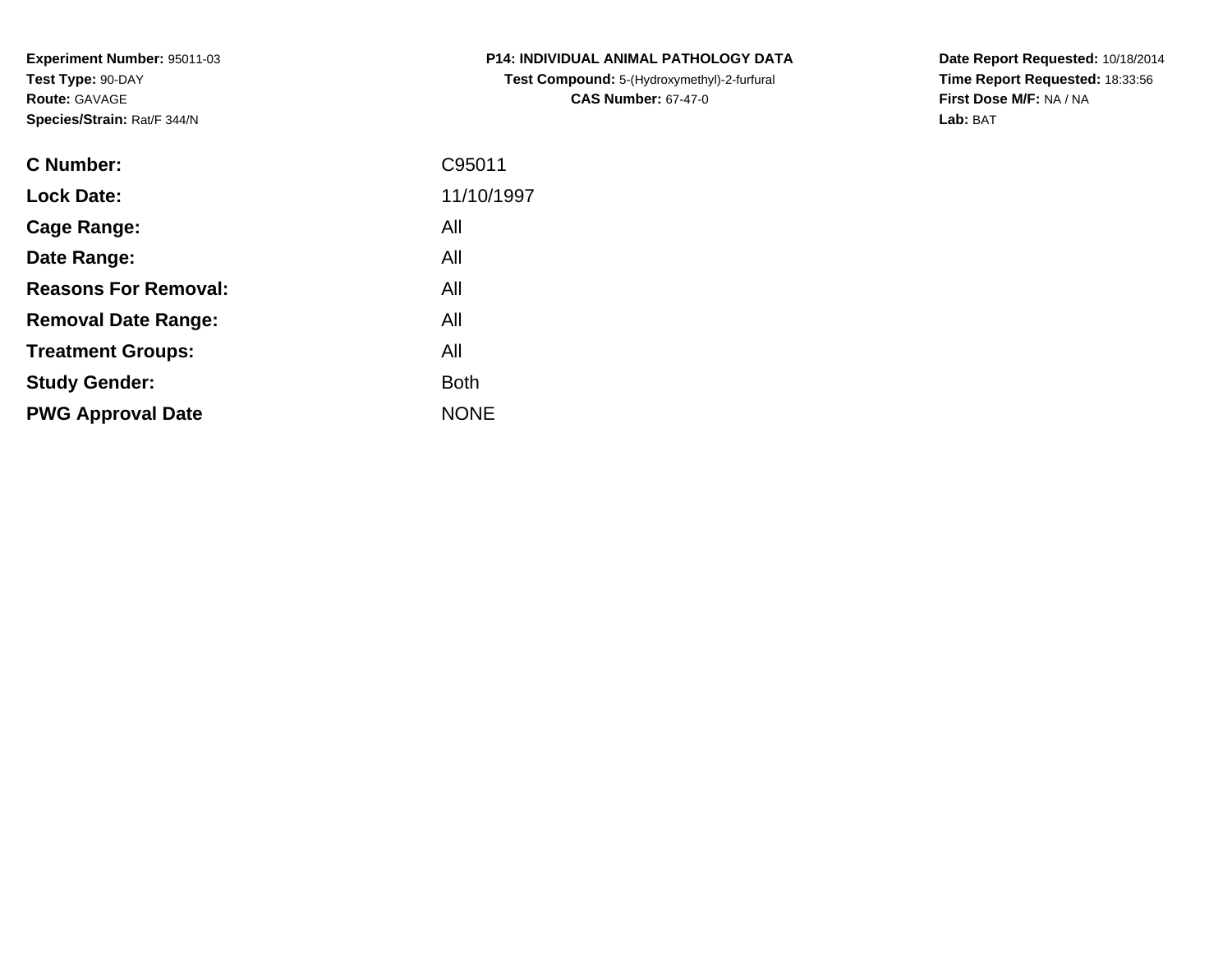**Experiment Number:** 95011-03
**Test Type:** 90-DAY
**Route:** GAVAGE
**Species/Strain:** Rat/F 344/N

**P14: INDIVIDUAL ANIMAL PATHOLOGY DATA**
**Test Compound:** 5-(Hydroxymethyl)-2-furfural
**CAS Number:** 67-47-0

**Date Report Requested:** 10/18/2014
**Time Report Requested:** 18:33:56
**First Dose M/F:** NA / NA
**Lab:** BAT

| | |
|---|---|
| **C Number:** | C95011 |
| **Lock Date:** | 11/10/1997 |
| **Cage Range:** | All |
| **Date Range:** | All |
| **Reasons For Removal:** | All |
| **Removal Date Range:** | All |
| **Treatment Groups:** | All |
| **Study Gender:** | Both |
| **PWG Approval Date** | NONE |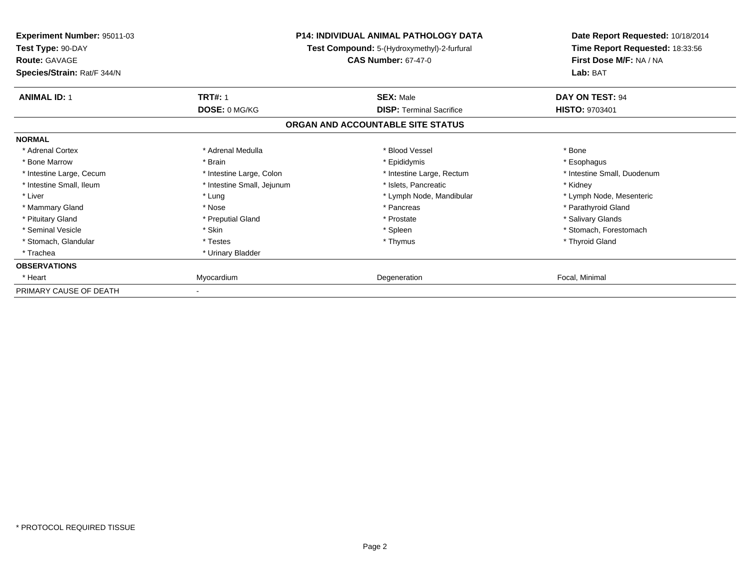**Experiment Number:** 95011-03
**Test Type:** 90-DAY
**Route:** GAVAGE
**Species/Strain:** Rat/F 344/N

**P14: INDIVIDUAL ANIMAL PATHOLOGY DATA**
**Test Compound:** 5-(Hydroxymethyl)-2-furfural
**CAS Number:** 67-47-0

**Date Report Requested:** 10/18/2014
**Time Report Requested:** 18:33:56
**First Dose M/F:** NA / NA
**Lab:** BAT

| **ANIMAL ID:** 1 | **TRT#:** 1 | **SEX:** Male | **DAY ON TEST:** 94 |
|---|---|---|---|
| | **DOSE:** 0 MG/KG | **DISP:** Terminal Sacrifice | **HISTO:** 9703401 |

### ORGAN AND ACCOUNTABLE SITE STATUS

| **NORMAL** | | | |
|---|---|---|---|
| * Adrenal Cortex | * Adrenal Medulla | * Blood Vessel | * Bone |
| * Bone Marrow | * Brain | * Epididymis | * Esophagus |
| * Intestine Large, Cecum | * Intestine Large, Colon | * Intestine Large, Rectum | * Intestine Small, Duodenum |
| * Intestine Small, Ileum | * Intestine Small, Jejunum | * Islets, Pancreatic | * Kidney |
| * Liver | * Lung | * Lymph Node, Mandibular | * Lymph Node, Mesenteric |
| * Mammary Gland | * Nose | * Pancreas | * Parathyroid Gland |
| * Pituitary Gland | * Preputial Gland | * Prostate | * Salivary Glands |
| * Seminal Vesicle | * Skin | * Spleen | * Stomach, Forestomach |
| * Stomach, Glandular | * Testes | * Thymus | * Thyroid Gland |
| * Trachea | * Urinary Bladder | | |
| **OBSERVATIONS** | | | |
| * Heart | Myocardium | Degeneration | Focal, Minimal |
| PRIMARY CAUSE OF DEATH | - | | |

* PROTOCOL REQUIRED TISSUE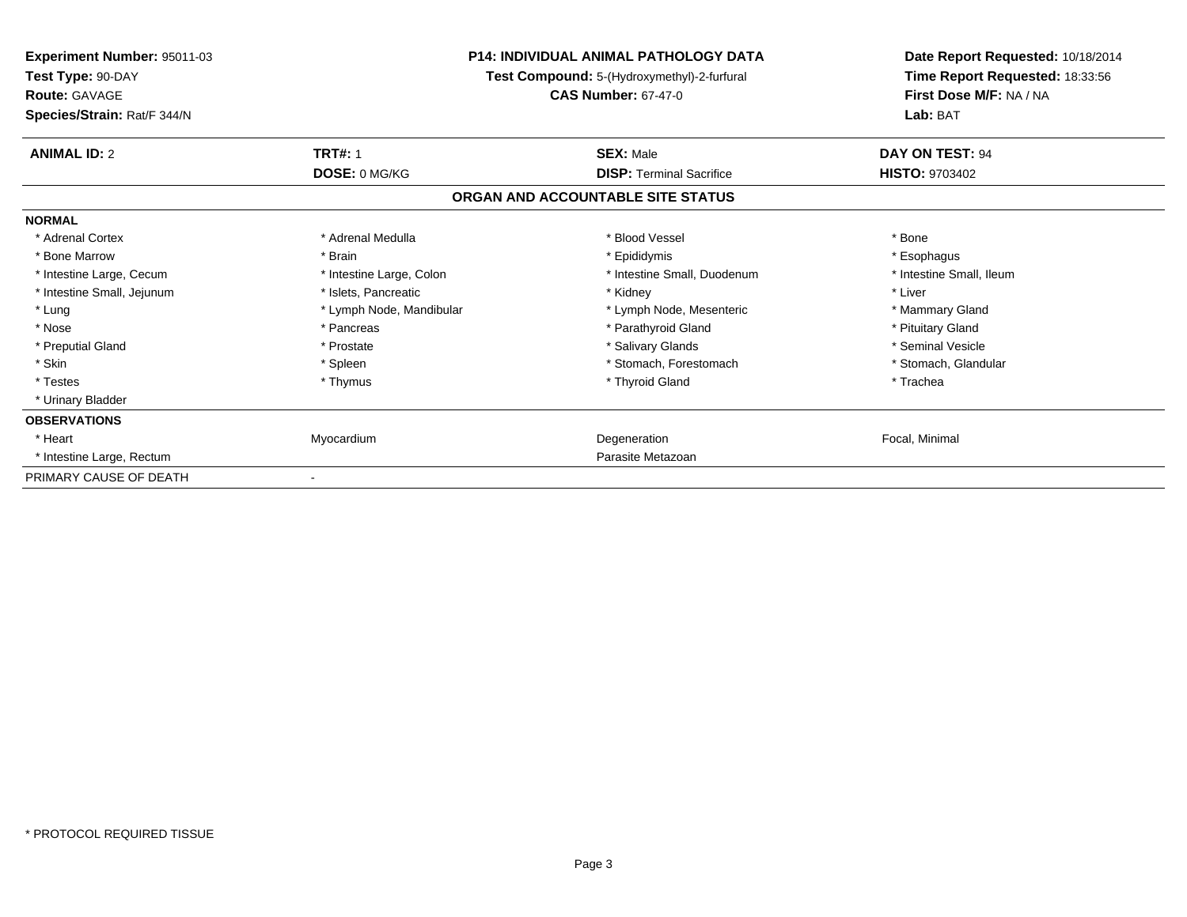**Experiment Number:** 95011-03
**Test Type:** 90-DAY
**Route:** GAVAGE
**Species/Strain:** Rat/F 344/N

**P14: INDIVIDUAL ANIMAL PATHOLOGY DATA**
**Test Compound:** 5-(Hydroxymethyl)-2-furfural
**CAS Number:** 67-47-0

**Date Report Requested:** 10/18/2014
**Time Report Requested:** 18:33:56
**First Dose M/F:** NA / NA
**Lab:** BAT

| **ANIMAL ID:** 2 | **TRT#:** 1 | **SEX:** Male | **DAY ON TEST:** 94 |
|---|---|---|---|
| | **DOSE:** 0 MG/KG | **DISP:** Terminal Sacrifice | **HISTO:** 9703402 |

## ORGAN AND ACCOUNTABLE SITE STATUS

| **NORMAL** | | | |
|---|---|---|---|
| * Adrenal Cortex | * Adrenal Medulla | * Blood Vessel | * Bone |
| * Bone Marrow | * Brain | * Epididymis | * Esophagus |
| * Intestine Large, Cecum | * Intestine Large, Colon | * Intestine Small, Duodenum | * Intestine Small, Ileum |
| * Intestine Small, Jejunum | * Islets, Pancreatic | * Kidney | * Liver |
| * Lung | * Lymph Node, Mandibular | * Lymph Node, Mesenteric | * Mammary Gland |
| * Nose | * Pancreas | * Parathyroid Gland | * Pituitary Gland |
| * Preputial Gland | * Prostate | * Salivary Glands | * Seminal Vesicle |
| * Skin | * Spleen | * Stomach, Forestomach | * Stomach, Glandular |
| * Testes | * Thymus | * Thyroid Gland | * Trachea |
| * Urinary Bladder | | | |
| **OBSERVATIONS** | | | |
| * Heart | Myocardium | Degeneration | Focal, Minimal |
| * Intestine Large, Rectum | | Parasite Metazoan | |
| PRIMARY CAUSE OF DEATH | - | | |

* PROTOCOL REQUIRED TISSUE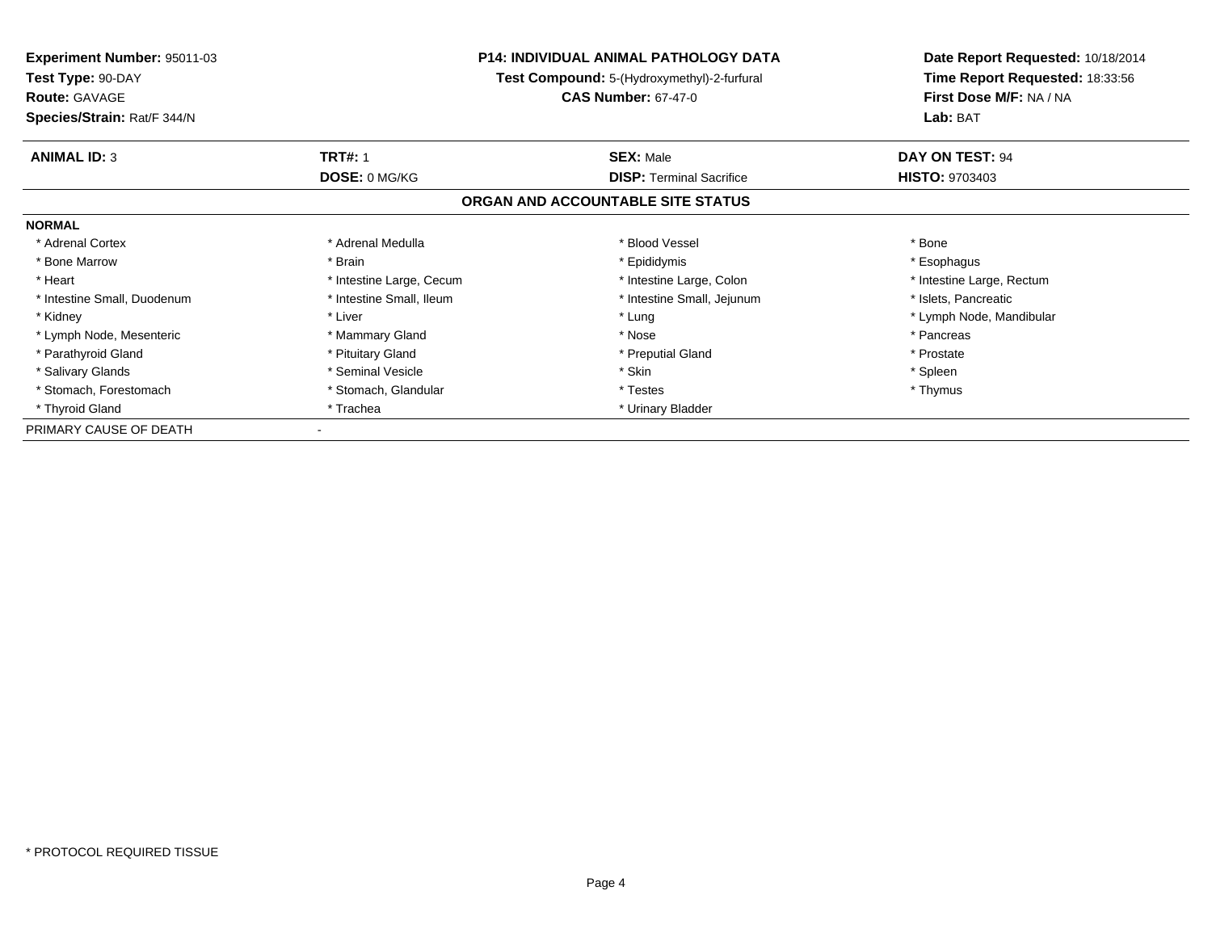**Experiment Number:** 95011-03
**Test Type:** 90-DAY
**Route:** GAVAGE
**Species/Strain:** Rat/F 344/N

**P14: INDIVIDUAL ANIMAL PATHOLOGY DATA**
**Test Compound:** 5-(Hydroxymethyl)-2-furfural
**CAS Number:** 67-47-0

**Date Report Requested:** 10/18/2014
**Time Report Requested:** 18:33:56
**First Dose M/F:** NA / NA
**Lab:** BAT

| **ANIMAL ID:** 3 | **TRT#:** 1 | **SEX:** Male | **DAY ON TEST:** 94 |
|---|---|---|---|
| | **DOSE:** 0 MG/KG | **DISP:** Terminal Sacrifice | **HISTO:** 9703403 |

## ORGAN AND ACCOUNTABLE SITE STATUS

**NORMAL**

| | | | |
|---|---|---|---|
| * Adrenal Cortex | * Adrenal Medulla | * Blood Vessel | * Bone |
| * Bone Marrow | * Brain | * Epididymis | * Esophagus |
| * Heart | * Intestine Large, Cecum | * Intestine Large, Colon | * Intestine Large, Rectum |
| * Intestine Small, Duodenum | * Intestine Small, Ileum | * Intestine Small, Jejunum | * Islets, Pancreatic |
| * Kidney | * Liver | * Lung | * Lymph Node, Mandibular |
| * Lymph Node, Mesenteric | * Mammary Gland | * Nose | * Pancreas |
| * Parathyroid Gland | * Pituitary Gland | * Preputial Gland | * Prostate |
| * Salivary Glands | * Seminal Vesicle | * Skin | * Spleen |
| * Stomach, Forestomach | * Stomach, Glandular | * Testes | * Thymus |
| * Thyroid Gland | * Trachea | * Urinary Bladder | |

PRIMARY CAUSE OF DEATH -

* PROTOCOL REQUIRED TISSUE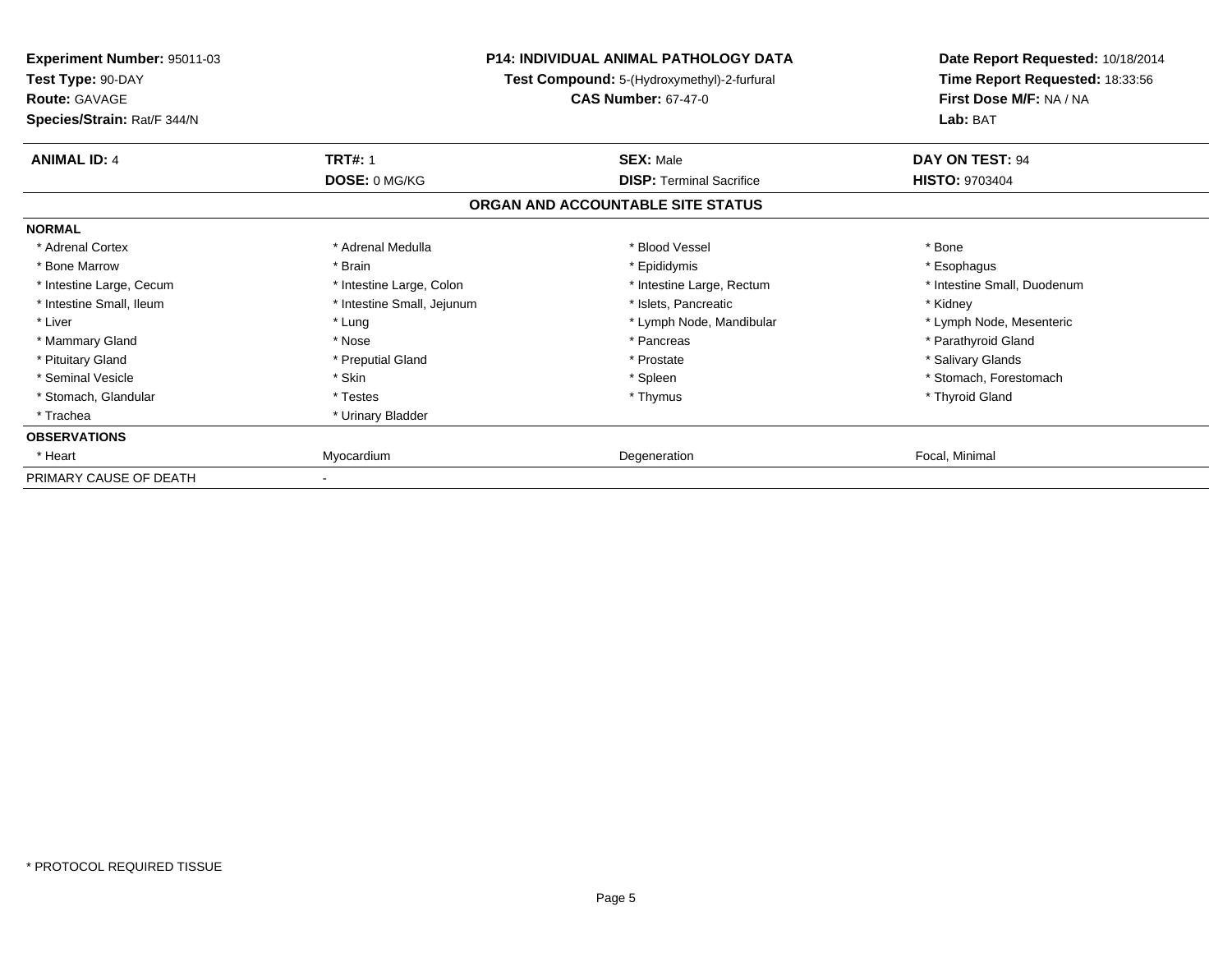**Experiment Number:** 95011-03
**Test Type:** 90-DAY
**Route:** GAVAGE
**Species/Strain:** Rat/F 344/N

**P14: INDIVIDUAL ANIMAL PATHOLOGY DATA**
**Test Compound:** 5-(Hydroxymethyl)-2-furfural
**CAS Number:** 67-47-0

**Date Report Requested:** 10/18/2014
**Time Report Requested:** 18:33:56
**First Dose M/F:** NA / NA
**Lab:** BAT

| **ANIMAL ID:** 4 | **TRT#:** 1 | **SEX:** Male | **DAY ON TEST:** 94 |
|---|---|---|---|
| | **DOSE:** 0 MG/KG | **DISP:** Terminal Sacrifice | **HISTO:** 9703404 |

## ORGAN AND ACCOUNTABLE SITE STATUS

| **NORMAL** | | | |
|---|---|---|---|
| * Adrenal Cortex | * Adrenal Medulla | * Blood Vessel | * Bone |
| * Bone Marrow | * Brain | * Epididymis | * Esophagus |
| * Intestine Large, Cecum | * Intestine Large, Colon | * Intestine Large, Rectum | * Intestine Small, Duodenum |
| * Intestine Small, Ileum | * Intestine Small, Jejunum | * Islets, Pancreatic | * Kidney |
| * Liver | * Lung | * Lymph Node, Mandibular | * Lymph Node, Mesenteric |
| * Mammary Gland | * Nose | * Pancreas | * Parathyroid Gland |
| * Pituitary Gland | * Preputial Gland | * Prostate | * Salivary Glands |
| * Seminal Vesicle | * Skin | * Spleen | * Stomach, Forestomach |
| * Stomach, Glandular | * Testes | * Thymus | * Thyroid Gland |
| * Trachea | * Urinary Bladder | | |
| **OBSERVATIONS** | | | |
| * Heart | Myocardium | Degeneration | Focal, Minimal |
| PRIMARY CAUSE OF DEATH | - | | |

* PROTOCOL REQUIRED TISSUE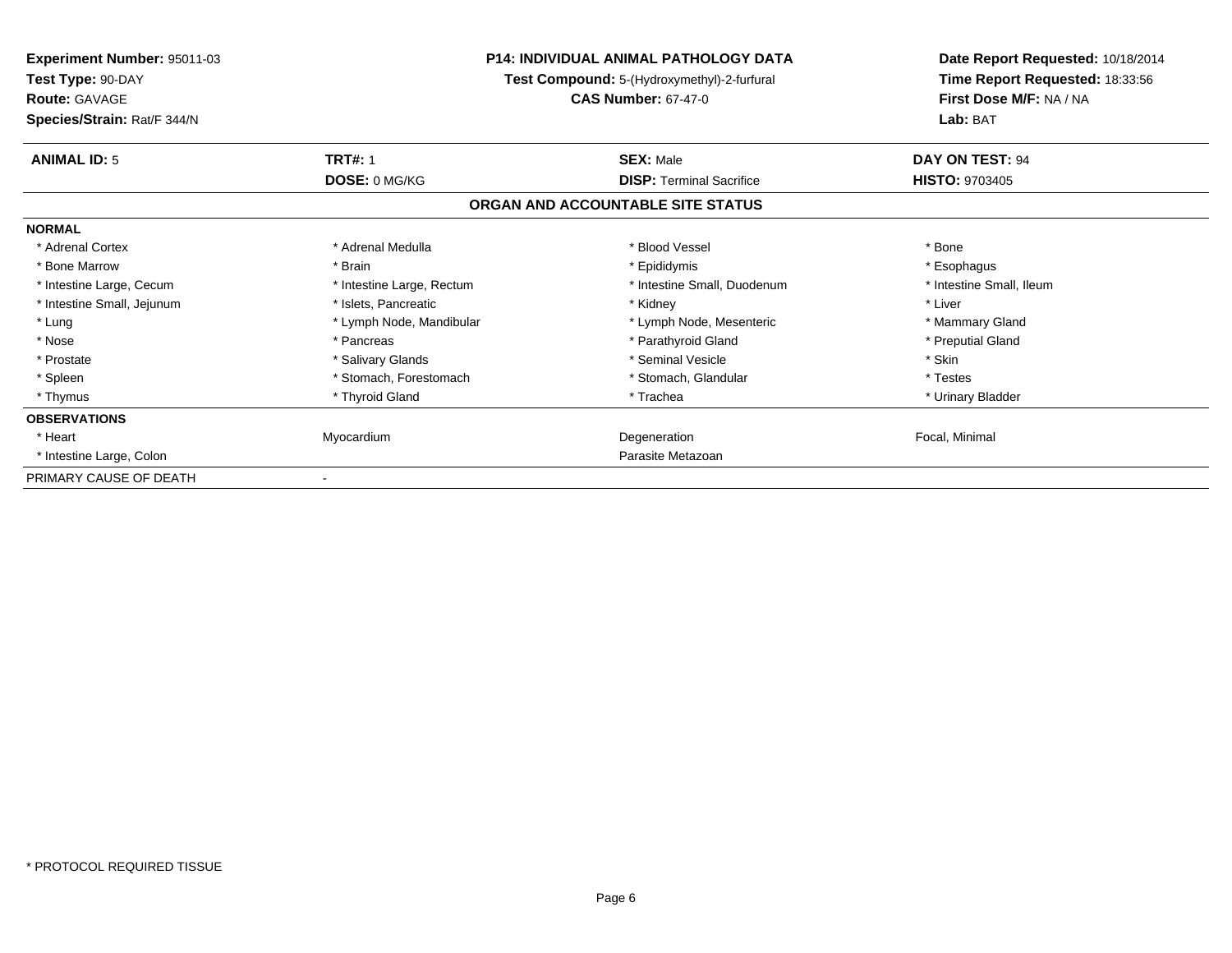**Experiment Number:** 95011-03
**Test Type:** 90-DAY
**Route:** GAVAGE
**Species/Strain:** Rat/F 344/N

**P14: INDIVIDUAL ANIMAL PATHOLOGY DATA**
**Test Compound:** 5-(Hydroxymethyl)-2-furfural
**CAS Number:** 67-47-0

**Date Report Requested:** 10/18/2014
**Time Report Requested:** 18:33:56
**First Dose M/F:** NA / NA
**Lab:** BAT

| **ANIMAL ID:** 5 | **TRT#:** 1 | **SEX:** Male | **DAY ON TEST:** 94 |
|---|---|---|---|
| | **DOSE:** 0 MG/KG | **DISP:** Terminal Sacrifice | **HISTO:** 9703405 |

## ORGAN AND ACCOUNTABLE SITE STATUS

| | | | |
|---|---|---|---|
| **NORMAL** | | | |
| * Adrenal Cortex | * Adrenal Medulla | * Blood Vessel | * Bone |
| * Bone Marrow | * Brain | * Epididymis | * Esophagus |
| * Intestine Large, Cecum | * Intestine Large, Rectum | * Intestine Small, Duodenum | * Intestine Small, Ileum |
| * Intestine Small, Jejunum | * Islets, Pancreatic | * Kidney | * Liver |
| * Lung | * Lymph Node, Mandibular | * Lymph Node, Mesenteric | * Mammary Gland |
| * Nose | * Pancreas | * Parathyroid Gland | * Preputial Gland |
| * Prostate | * Salivary Glands | * Seminal Vesicle | * Skin |
| * Spleen | * Stomach, Forestomach | * Stomach, Glandular | * Testes |
| * Thymus | * Thyroid Gland | * Trachea | * Urinary Bladder |
| **OBSERVATIONS** | | | |
| * Heart | Myocardium | Degeneration | Focal, Minimal |
| * Intestine Large, Colon | | Parasite Metazoan | |
| PRIMARY CAUSE OF DEATH | - | | |

* PROTOCOL REQUIRED TISSUE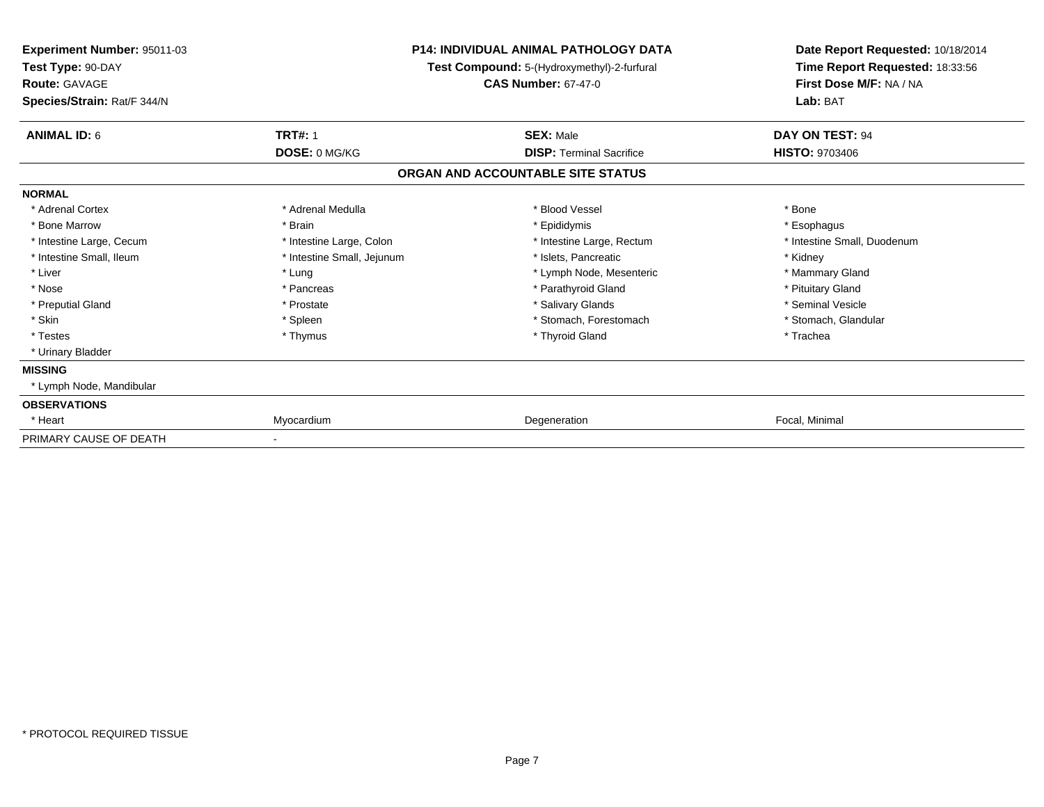**Experiment Number:** 95011-03
**Test Type:** 90-DAY
**Route:** GAVAGE
**Species/Strain:** Rat/F 344/N

**P14: INDIVIDUAL ANIMAL PATHOLOGY DATA**
**Test Compound:** 5-(Hydroxymethyl)-2-furfural
**CAS Number:** 67-47-0

**Date Report Requested:** 10/18/2014
**Time Report Requested:** 18:33:56
**First Dose M/F:** NA / NA
**Lab:** BAT

| **ANIMAL ID:** 6 | **TRT#:** 1 | **SEX:** Male | **DAY ON TEST:** 94 |
|---|---|---|---|
| | **DOSE:** 0 MG/KG | **DISP:** Terminal Sacrifice | **HISTO:** 9703406 |

## ORGAN AND ACCOUNTABLE SITE STATUS

**NORMAL**

| | | | |
|---|---|---|---|
| * Adrenal Cortex | * Adrenal Medulla | * Blood Vessel | * Bone |
| * Bone Marrow | * Brain | * Epididymis | * Esophagus |
| * Intestine Large, Cecum | * Intestine Large, Colon | * Intestine Large, Rectum | * Intestine Small, Duodenum |
| * Intestine Small, Ileum | * Intestine Small, Jejunum | * Islets, Pancreatic | * Kidney |
| * Liver | * Lung | * Lymph Node, Mesenteric | * Mammary Gland |
| * Nose | * Pancreas | * Parathyroid Gland | * Pituitary Gland |
| * Preputial Gland | * Prostate | * Salivary Glands | * Seminal Vesicle |
| * Skin | * Spleen | * Stomach, Forestomach | * Stomach, Glandular |
| * Testes | * Thymus | * Thyroid Gland | * Trachea |
| * Urinary Bladder | | | |

**MISSING**

* Lymph Node, Mandibular

**OBSERVATIONS**

| | | | |
|---|---|---|---|
| * Heart | Myocardium | Degeneration | Focal, Minimal |

PRIMARY CAUSE OF DEATH -

* PROTOCOL REQUIRED TISSUE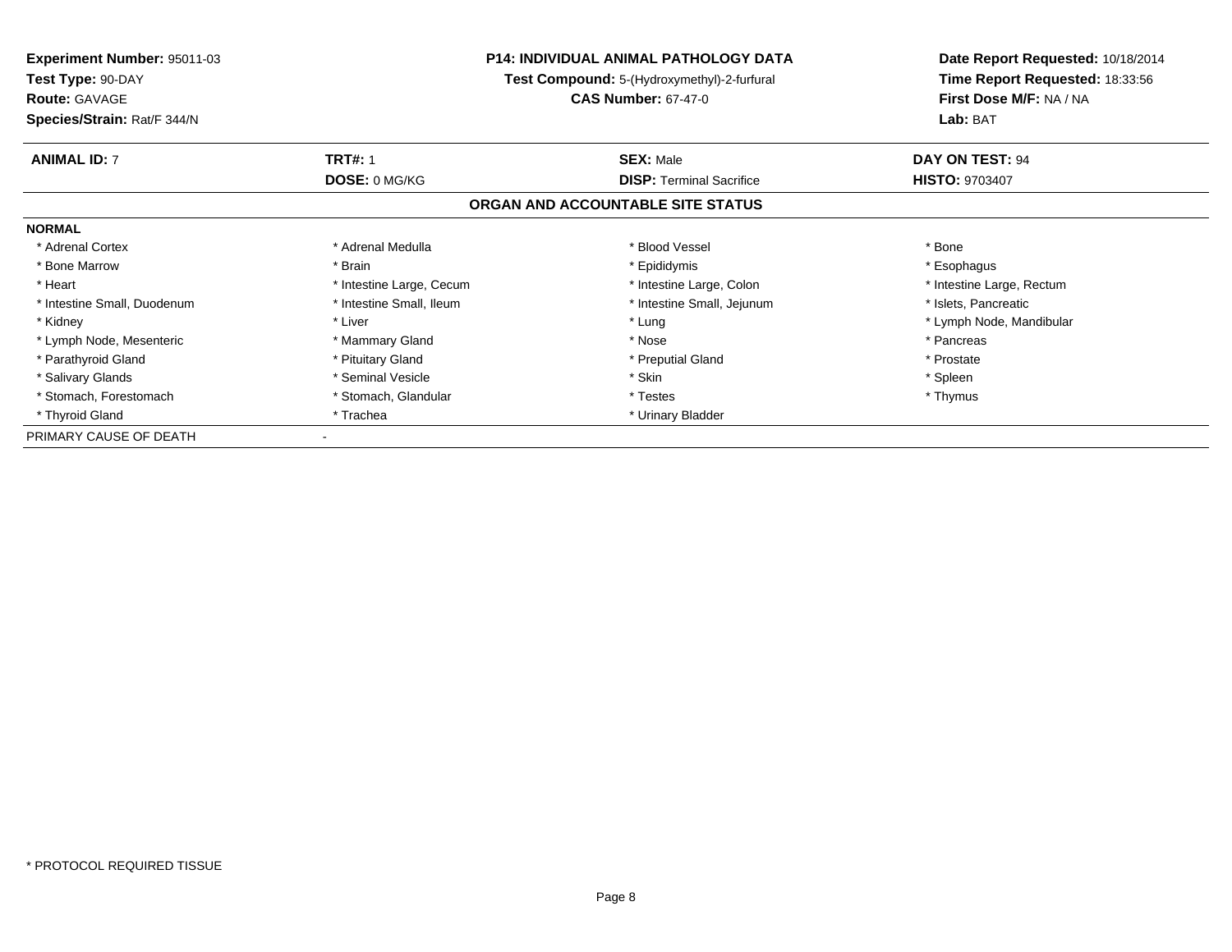**Experiment Number:** 95011-03
**Test Type:** 90-DAY
**Route:** GAVAGE
**Species/Strain:** Rat/F 344/N

**P14: INDIVIDUAL ANIMAL PATHOLOGY DATA**
**Test Compound:** 5-(Hydroxymethyl)-2-furfural
**CAS Number:** 67-47-0

**Date Report Requested:** 10/18/2014
**Time Report Requested:** 18:33:56
**First Dose M/F:** NA / NA
**Lab:** BAT

| **ANIMAL ID:** 7 | **TRT#:** 1 | **SEX:** Male | **DAY ON TEST:** 94 |
|---|---|---|---|
| | **DOSE:** 0 MG/KG | **DISP:** Terminal Sacrifice | **HISTO:** 9703407 |

## ORGAN AND ACCOUNTABLE SITE STATUS

**NORMAL**

| | | | |
|---|---|---|---|
| * Adrenal Cortex | * Adrenal Medulla | * Blood Vessel | * Bone |
| * Bone Marrow | * Brain | * Epididymis | * Esophagus |
| * Heart | * Intestine Large, Cecum | * Intestine Large, Colon | * Intestine Large, Rectum |
| * Intestine Small, Duodenum | * Intestine Small, Ileum | * Intestine Small, Jejunum | * Islets, Pancreatic |
| * Kidney | * Liver | * Lung | * Lymph Node, Mandibular |
| * Lymph Node, Mesenteric | * Mammary Gland | * Nose | * Pancreas |
| * Parathyroid Gland | * Pituitary Gland | * Preputial Gland | * Prostate |
| * Salivary Glands | * Seminal Vesicle | * Skin | * Spleen |
| * Stomach, Forestomach | * Stomach, Glandular | * Testes | * Thymus |
| * Thyroid Gland | * Trachea | * Urinary Bladder | |

PRIMARY CAUSE OF DEATH -

\* PROTOCOL REQUIRED TISSUE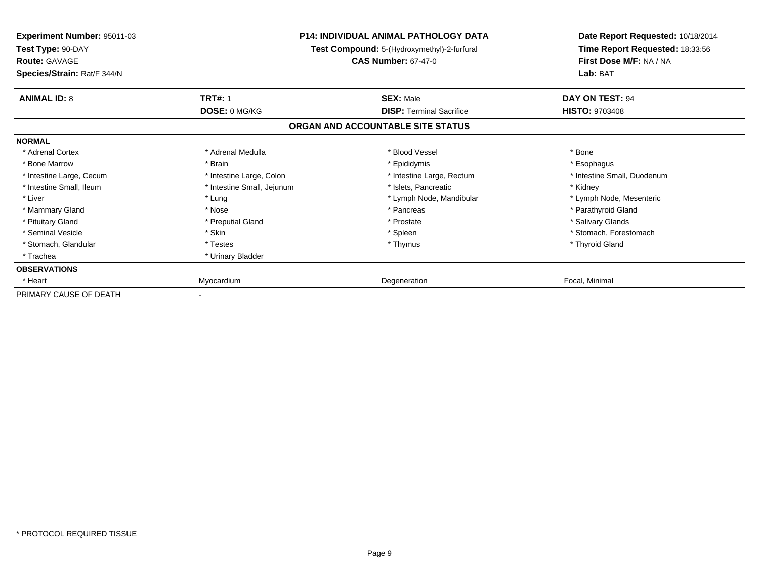**Experiment Number:** 95011-03
**Test Type:** 90-DAY
**Route:** GAVAGE
**Species/Strain:** Rat/F 344/N

**P14: INDIVIDUAL ANIMAL PATHOLOGY DATA**
**Test Compound:** 5-(Hydroxymethyl)-2-furfural
**CAS Number:** 67-47-0

**Date Report Requested:** 10/18/2014
**Time Report Requested:** 18:33:56
**First Dose M/F:** NA / NA
**Lab:** BAT

| **ANIMAL ID:** 8 | **TRT#:** 1 | **SEX:** Male | **DAY ON TEST:** 94 |
|---|---|---|---|
| | **DOSE:** 0 MG/KG | **DISP:** Terminal Sacrifice | **HISTO:** 9703408 |

## ORGAN AND ACCOUNTABLE SITE STATUS

| | | | |
|---|---|---|---|
| **NORMAL** | | | |
| * Adrenal Cortex | * Adrenal Medulla | * Blood Vessel | * Bone |
| * Bone Marrow | * Brain | * Epididymis | * Esophagus |
| * Intestine Large, Cecum | * Intestine Large, Colon | * Intestine Large, Rectum | * Intestine Small, Duodenum |
| * Intestine Small, Ileum | * Intestine Small, Jejunum | * Islets, Pancreatic | * Kidney |
| * Liver | * Lung | * Lymph Node, Mandibular | * Lymph Node, Mesenteric |
| * Mammary Gland | * Nose | * Pancreas | * Parathyroid Gland |
| * Pituitary Gland | * Preputial Gland | * Prostate | * Salivary Glands |
| * Seminal Vesicle | * Skin | * Spleen | * Stomach, Forestomach |
| * Stomach, Glandular | * Testes | * Thymus | * Thyroid Gland |
| * Trachea | * Urinary Bladder | | |
| **OBSERVATIONS** | | | |
| * Heart | Myocardium | Degeneration | Focal, Minimal |
| PRIMARY CAUSE OF DEATH | - | | |

* PROTOCOL REQUIRED TISSUE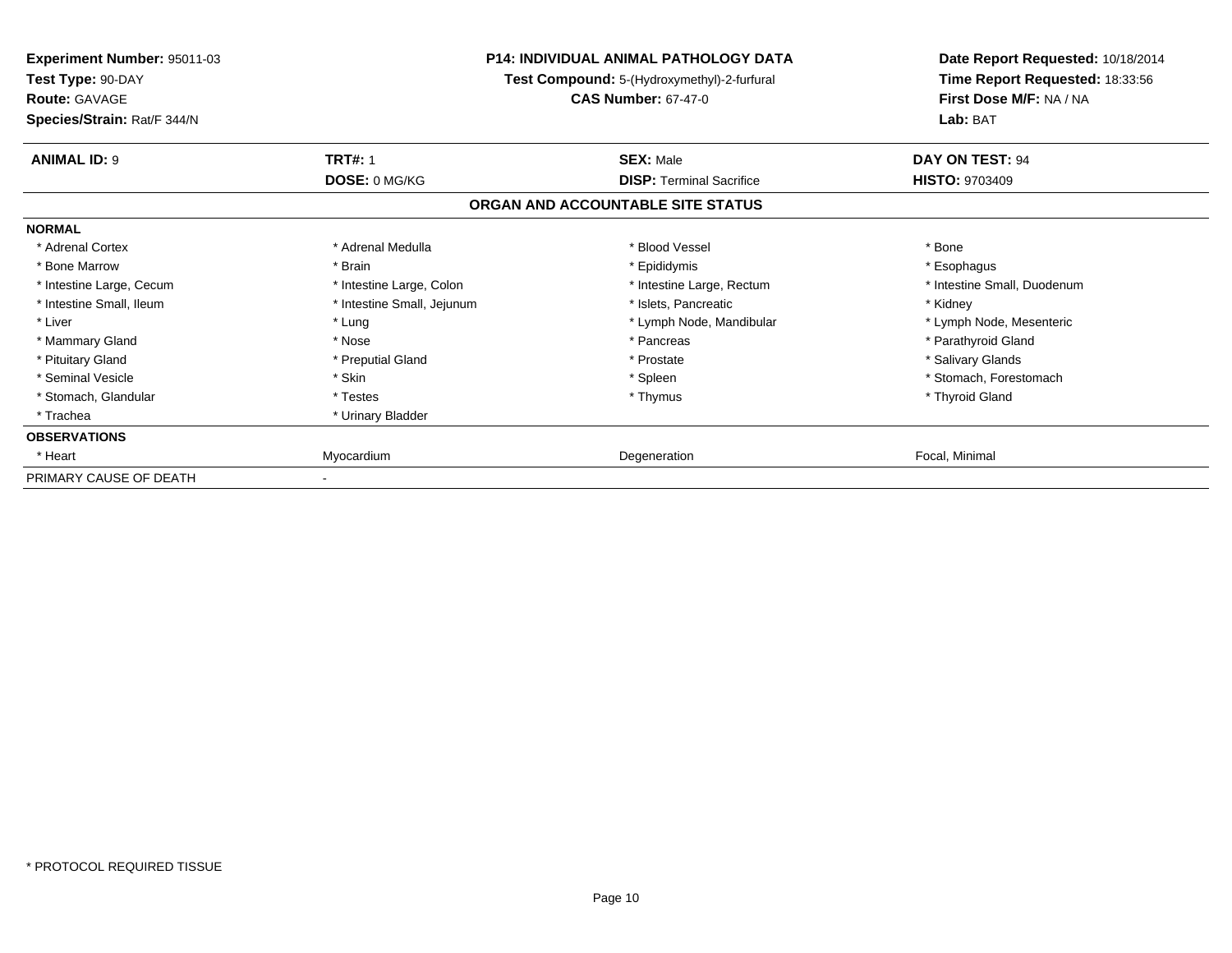**Experiment Number:** 95011-03
**Test Type:** 90-DAY
**Route:** GAVAGE
**Species/Strain:** Rat/F 344/N

**P14: INDIVIDUAL ANIMAL PATHOLOGY DATA**
**Test Compound:** 5-(Hydroxymethyl)-2-furfural
**CAS Number:** 67-47-0

**Date Report Requested:** 10/18/2014
**Time Report Requested:** 18:33:56
**First Dose M/F:** NA / NA
**Lab:** BAT

| **ANIMAL ID:** 9 | **TRT#:** 1 | **SEX:** Male | **DAY ON TEST:** 94 |
|---|---|---|---|
| | **DOSE:** 0 MG/KG | **DISP:** Terminal Sacrifice | **HISTO:** 9703409 |

**ORGAN AND ACCOUNTABLE SITE STATUS**

**NORMAL**

| | | | |
|---|---|---|---|
| * Adrenal Cortex | * Adrenal Medulla | * Blood Vessel | * Bone |
| * Bone Marrow | * Brain | * Epididymis | * Esophagus |
| * Intestine Large, Cecum | * Intestine Large, Colon | * Intestine Large, Rectum | * Intestine Small, Duodenum |
| * Intestine Small, Ileum | * Intestine Small, Jejunum | * Islets, Pancreatic | * Kidney |
| * Liver | * Lung | * Lymph Node, Mandibular | * Lymph Node, Mesenteric |
| * Mammary Gland | * Nose | * Pancreas | * Parathyroid Gland |
| * Pituitary Gland | * Preputial Gland | * Prostate | * Salivary Glands |
| * Seminal Vesicle | * Skin | * Spleen | * Stomach, Forestomach |
| * Stomach, Glandular | * Testes | * Thymus | * Thyroid Gland |
| * Trachea | * Urinary Bladder | | |

**OBSERVATIONS**

| | | | |
|---|---|---|---|
| * Heart | Myocardium | Degeneration | Focal, Minimal |

PRIMARY CAUSE OF DEATH -

* PROTOCOL REQUIRED TISSUE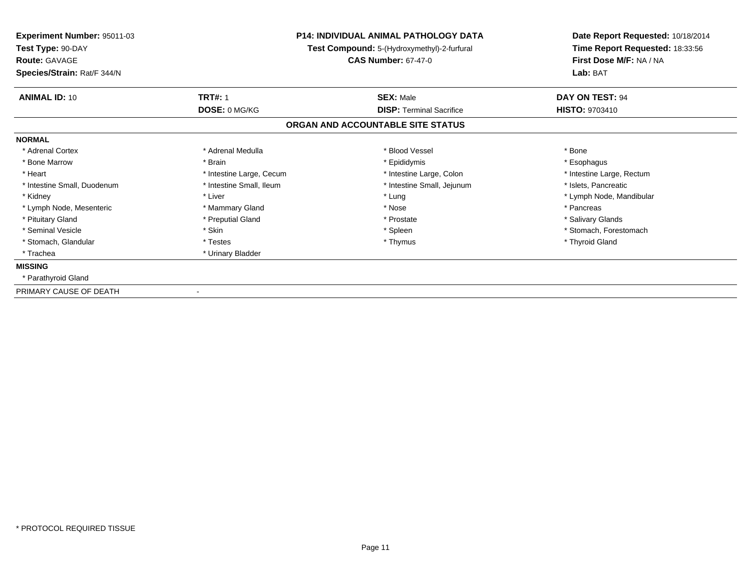**Experiment Number:** 95011-03
**Test Type:** 90-DAY
**Route:** GAVAGE
**Species/Strain:** Rat/F 344/N

**P14: INDIVIDUAL ANIMAL PATHOLOGY DATA**
**Test Compound:** 5-(Hydroxymethyl)-2-furfural
**CAS Number:** 67-47-0

**Date Report Requested:** 10/18/2014
**Time Report Requested:** 18:33:56
**First Dose M/F:** NA / NA
**Lab:** BAT

| **ANIMAL ID:** 10 | **TRT#:** 1 | **SEX:** Male | **DAY ON TEST:** 94 |
|---|---|---|---|
| | **DOSE:** 0 MG/KG | **DISP:** Terminal Sacrifice | **HISTO:** 9703410 |

## ORGAN AND ACCOUNTABLE SITE STATUS

**NORMAL**

| | | | |
|---|---|---|---|
| * Adrenal Cortex | * Adrenal Medulla | * Blood Vessel | * Bone |
| * Bone Marrow | * Brain | * Epididymis | * Esophagus |
| * Heart | * Intestine Large, Cecum | * Intestine Large, Colon | * Intestine Large, Rectum |
| * Intestine Small, Duodenum | * Intestine Small, Ileum | * Intestine Small, Jejunum | * Islets, Pancreatic |
| * Kidney | * Liver | * Lung | * Lymph Node, Mandibular |
| * Lymph Node, Mesenteric | * Mammary Gland | * Nose | * Pancreas |
| * Pituitary Gland | * Preputial Gland | * Prostate | * Salivary Glands |
| * Seminal Vesicle | * Skin | * Spleen | * Stomach, Forestomach |
| * Stomach, Glandular | * Testes | * Thymus | * Thyroid Gland |
| * Trachea | * Urinary Bladder | | |

**MISSING**

* Parathyroid Gland

PRIMARY CAUSE OF DEATH -

* PROTOCOL REQUIRED TISSUE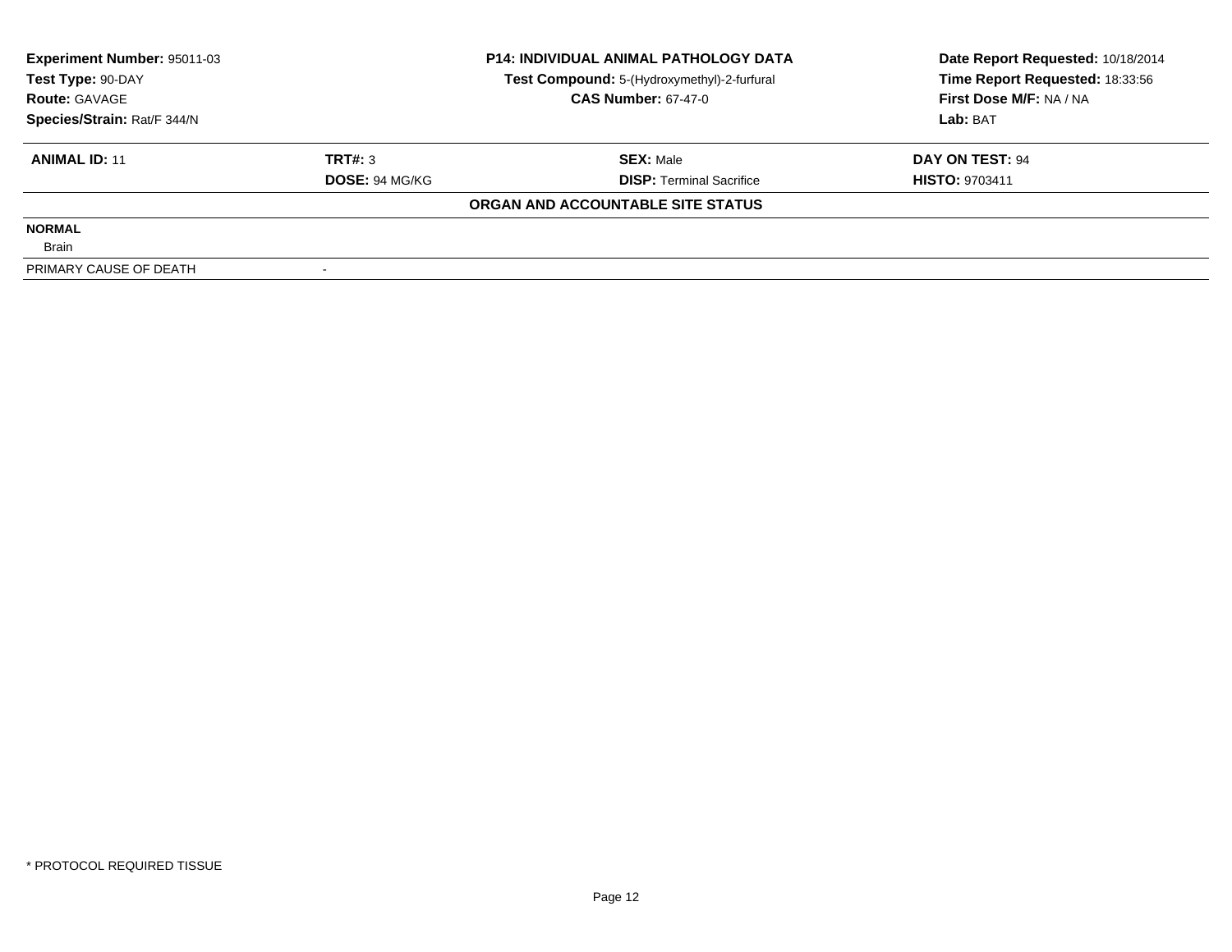| **Experiment Number:** 95011-03 | **P14: INDIVIDUAL ANIMAL PATHOLOGY DATA** | **Date Report Requested:** 10/18/2014 |
|---|---|---|
| **Test Type:** 90-DAY | **Test Compound:** 5-(Hydroxymethyl)-2-furfural | **Time Report Requested:** 18:33:56 |
| **Route:** GAVAGE | **CAS Number:** 67-47-0 | **First Dose M/F:** NA / NA |
| **Species/Strain:** Rat/F 344/N | | **Lab:** BAT |

| **ANIMAL ID:** 11 | **TRT#:** 3 | **SEX:** Male | **DAY ON TEST:** 94 |
|---|---|---|---|
| | **DOSE:** 94 MG/KG | **DISP:** Terminal Sacrifice | **HISTO:** 9703411 |

**ORGAN AND ACCOUNTABLE SITE STATUS**

**NORMAL**

Brain

| PRIMARY CAUSE OF DEATH | - |
|---|---|

* PROTOCOL REQUIRED TISSUE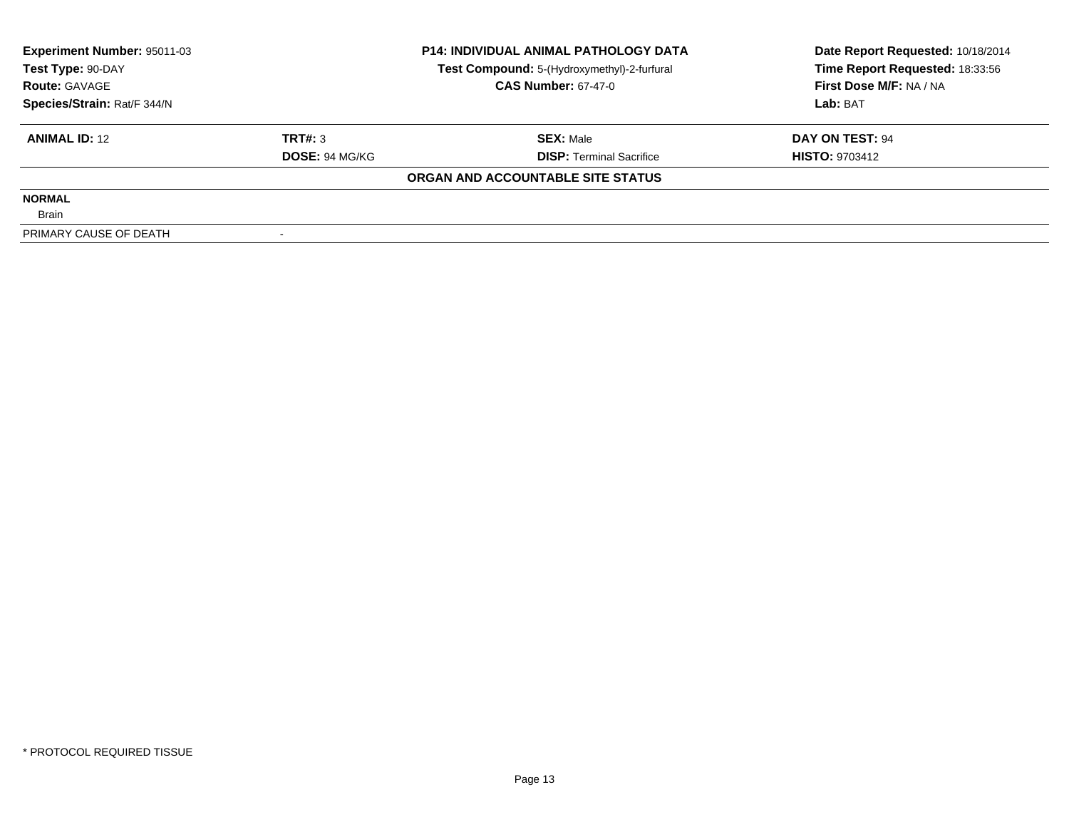**Experiment Number:** 95011-03
**Test Type:** 90-DAY
**Route:** GAVAGE
**Species/Strain:** Rat/F 344/N

**P14: INDIVIDUAL ANIMAL PATHOLOGY DATA**
**Test Compound:** 5-(Hydroxymethyl)-2-furfural
**CAS Number:** 67-47-0

**Date Report Requested:** 10/18/2014
**Time Report Requested:** 18:33:56
**First Dose M/F:** NA / NA
**Lab:** BAT

| **ANIMAL ID:** 12 | **TRT#:** 3 | **SEX:** Male | **DAY ON TEST:** 94 |
|---|---|---|---|
| | **DOSE:** 94 MG/KG | **DISP:** Terminal Sacrifice | **HISTO:** 9703412 |

**ORGAN AND ACCOUNTABLE SITE STATUS**

| | |
|---|---|
| **NORMAL** | |
| Brain | |
| PRIMARY CAUSE OF DEATH | - |

* PROTOCOL REQUIRED TISSUE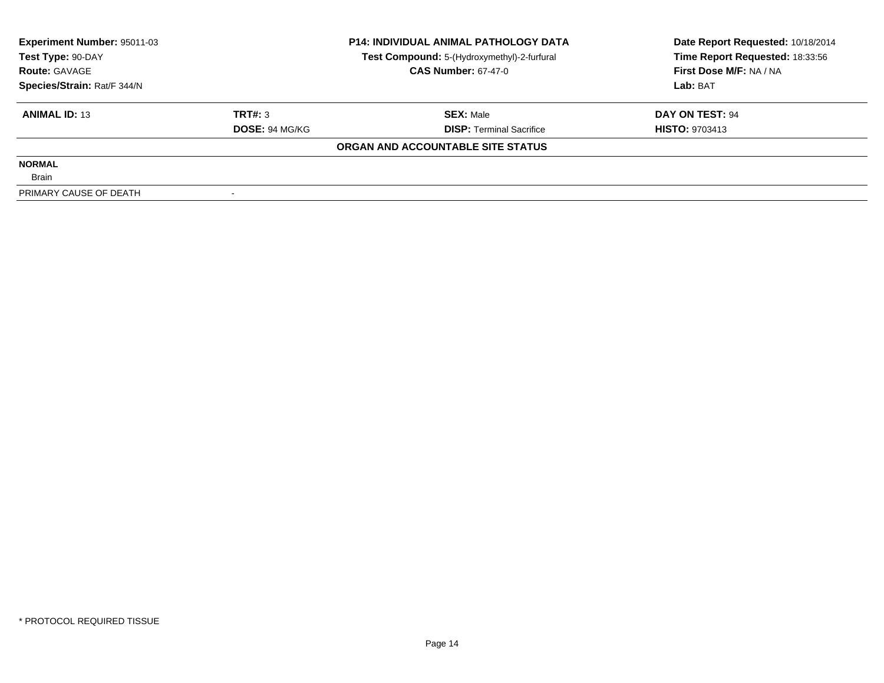**Experiment Number:** 95011-03
**Test Type:** 90-DAY
**Route:** GAVAGE
**Species/Strain:** Rat/F 344/N

**P14: INDIVIDUAL ANIMAL PATHOLOGY DATA**
**Test Compound:** 5-(Hydroxymethyl)-2-furfural
**CAS Number:** 67-47-0

**Date Report Requested:** 10/18/2014
**Time Report Requested:** 18:33:56
**First Dose M/F:** NA / NA
**Lab:** BAT

| **ANIMAL ID:** 13 | **TRT#:** 3 | **SEX:** Male | **DAY ON TEST:** 94 |
|---|---|---|---|
| | **DOSE:** 94 MG/KG | **DISP:** Terminal Sacrifice | **HISTO:** 9703413 |

**ORGAN AND ACCOUNTABLE SITE STATUS**

| | |
|---|---|
| **NORMAL** | |
| Brain | |
| PRIMARY CAUSE OF DEATH | - |

* PROTOCOL REQUIRED TISSUE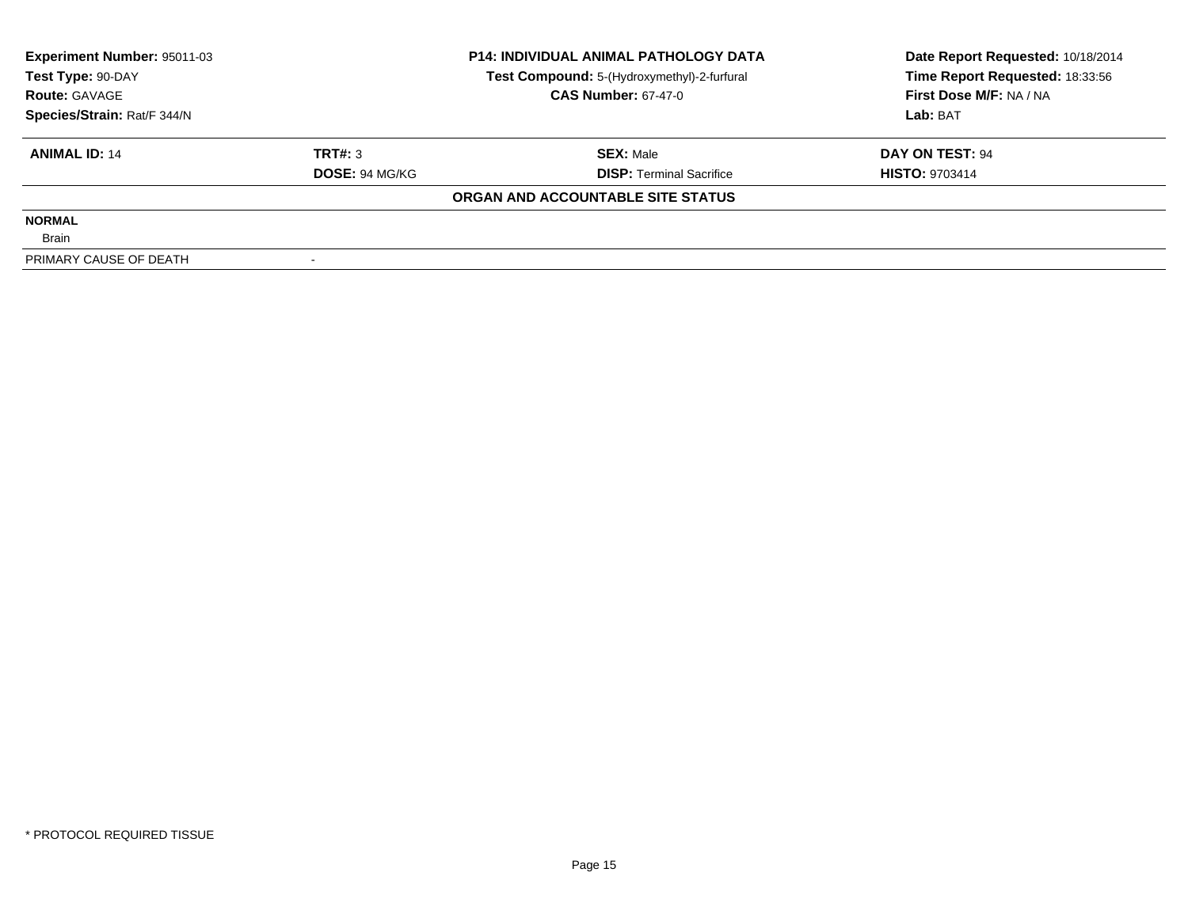**Experiment Number:** 95011-03
**Test Type:** 90-DAY
**Route:** GAVAGE
**Species/Strain:** Rat/F 344/N

**P14: INDIVIDUAL ANIMAL PATHOLOGY DATA**
**Test Compound:** 5-(Hydroxymethyl)-2-furfural
**CAS Number:** 67-47-0

**Date Report Requested:** 10/18/2014
**Time Report Requested:** 18:33:56
**First Dose M/F:** NA / NA
**Lab:** BAT

| **ANIMAL ID:** 14 | **TRT#:** 3 | **SEX:** Male | **DAY ON TEST:** 94 |
|---|---|---|---|
| | **DOSE:** 94 MG/KG | **DISP:** Terminal Sacrifice | **HISTO:** 9703414 |

**ORGAN AND ACCOUNTABLE SITE STATUS**

| | |
|---|---|
| **NORMAL** | |
| Brain | |
| PRIMARY CAUSE OF DEATH | - |

\* PROTOCOL REQUIRED TISSUE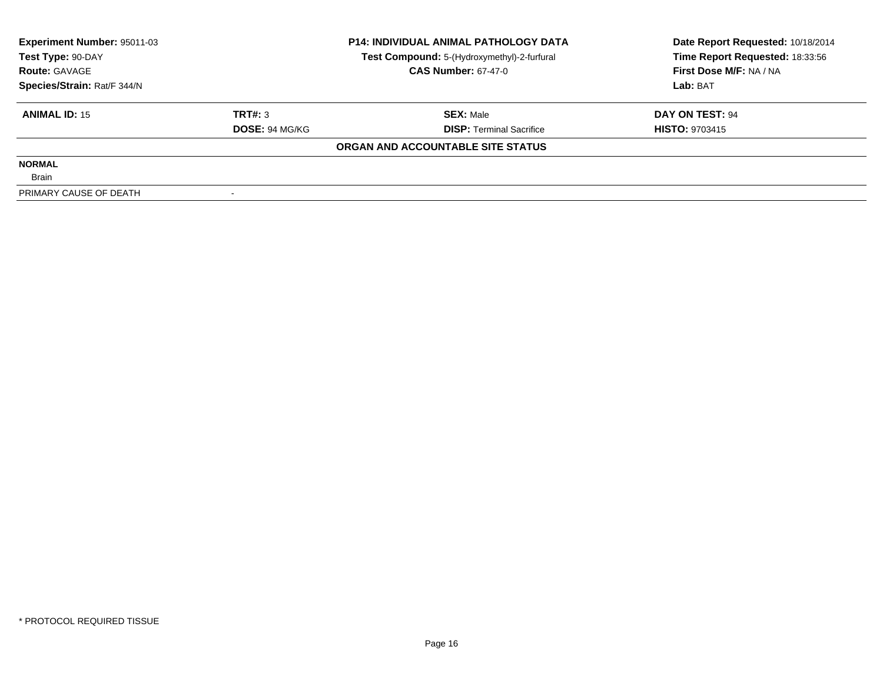**Experiment Number:** 95011-03
**Test Type:** 90-DAY
**Route:** GAVAGE
**Species/Strain:** Rat/F 344/N

**P14: INDIVIDUAL ANIMAL PATHOLOGY DATA**
**Test Compound:** 5-(Hydroxymethyl)-2-furfural
**CAS Number:** 67-47-0

**Date Report Requested:** 10/18/2014
**Time Report Requested:** 18:33:56
**First Dose M/F:** NA / NA
**Lab:** BAT

| **ANIMAL ID:** 15 | **TRT#:** 3 | **SEX:** Male | **DAY ON TEST:** 94 |
|---|---|---|---|
| | **DOSE:** 94 MG/KG | **DISP:** Terminal Sacrifice | **HISTO:** 9703415 |

**ORGAN AND ACCOUNTABLE SITE STATUS**

| | |
|---|---|
| **NORMAL** | |
| Brain | |
| PRIMARY CAUSE OF DEATH | - |

* PROTOCOL REQUIRED TISSUE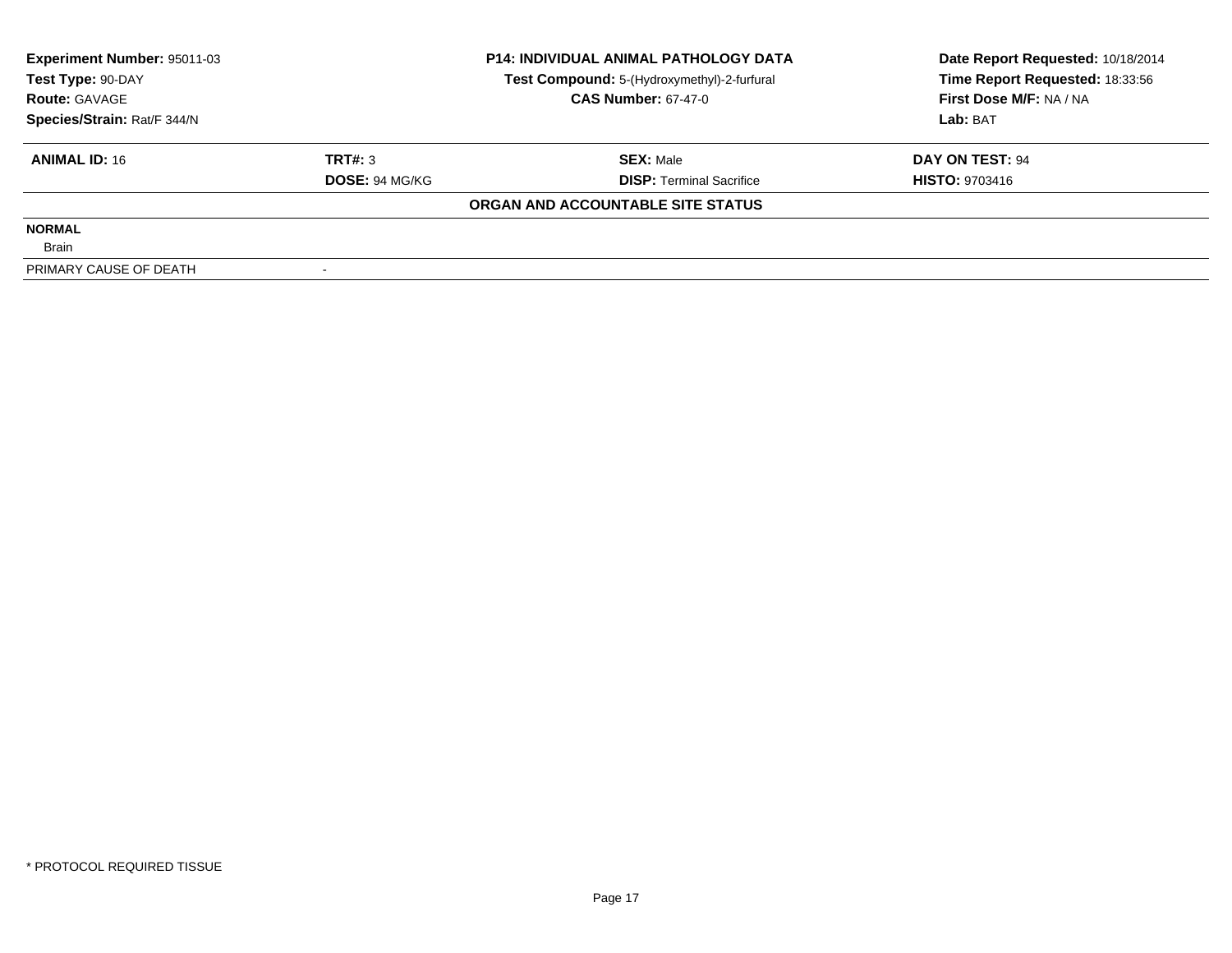**Experiment Number:** 95011-03
**Test Type:** 90-DAY
**Route:** GAVAGE
**Species/Strain:** Rat/F 344/N

**P14: INDIVIDUAL ANIMAL PATHOLOGY DATA**
**Test Compound:** 5-(Hydroxymethyl)-2-furfural
**CAS Number:** 67-47-0

**Date Report Requested:** 10/18/2014
**Time Report Requested:** 18:33:56
**First Dose M/F:** NA / NA
**Lab:** BAT

| **ANIMAL ID:** 16 | **TRT#:** 3 | **SEX:** Male | **DAY ON TEST:** 94 |
|---|---|---|---|
| | **DOSE:** 94 MG/KG | **DISP:** Terminal Sacrifice | **HISTO:** 9703416 |

**ORGAN AND ACCOUNTABLE SITE STATUS**

| | |
|---|---|
| **NORMAL** | |
| Brain | |
| PRIMARY CAUSE OF DEATH | - |

* PROTOCOL REQUIRED TISSUE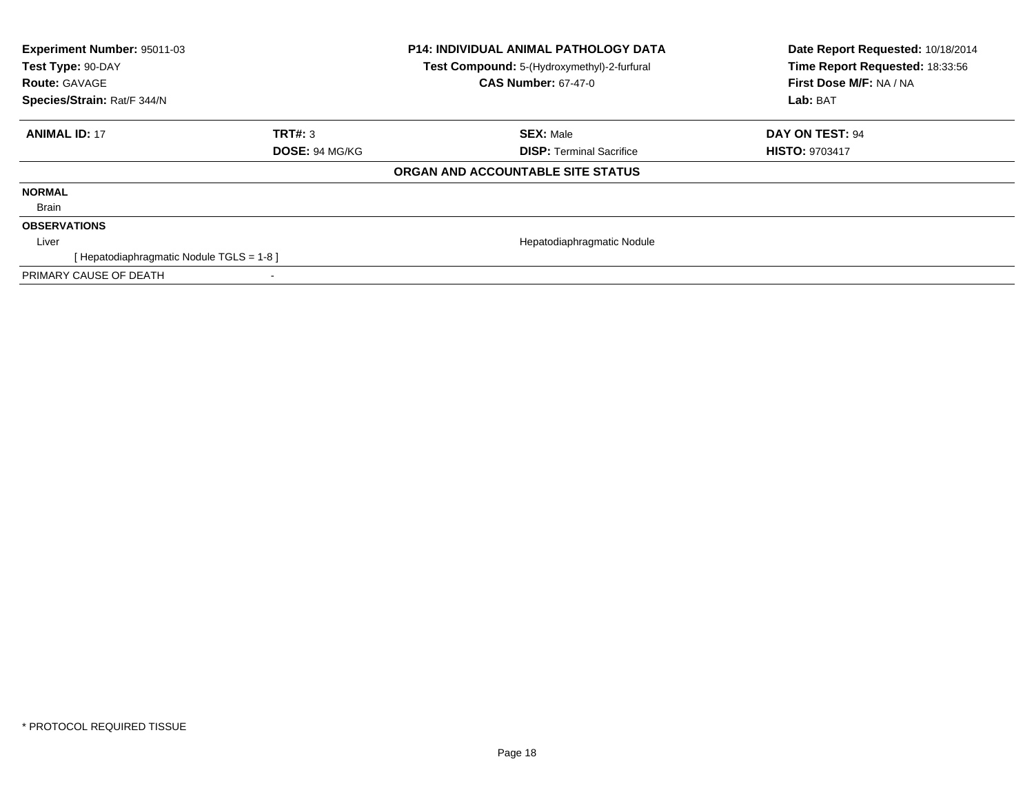**Experiment Number:** 95011-03
**Test Type:** 90-DAY
**Route:** GAVAGE
**Species/Strain:** Rat/F 344/N

**P14: INDIVIDUAL ANIMAL PATHOLOGY DATA**
**Test Compound:** 5-(Hydroxymethyl)-2-furfural
**CAS Number:** 67-47-0

**Date Report Requested:** 10/18/2014
**Time Report Requested:** 18:33:56
**First Dose M/F:** NA / NA
**Lab:** BAT

| **ANIMAL ID:** 17 | **TRT#:** 3 | **SEX:** Male | **DAY ON TEST:** 94 |
|---|---|---|---|
| | **DOSE:** 94 MG/KG | **DISP:** Terminal Sacrifice | **HISTO:** 9703417 |

**ORGAN AND ACCOUNTABLE SITE STATUS**

| | | |
|---|---|---|
| **NORMAL** | | |
| Brain | | |
| **OBSERVATIONS** | | |
| Liver | | Hepatodiaphragmatic Nodule |
| [ Hepatodiaphragmatic Nodule TGLS = 1-8 ] | | |
| PRIMARY CAUSE OF DEATH | - | |

* PROTOCOL REQUIRED TISSUE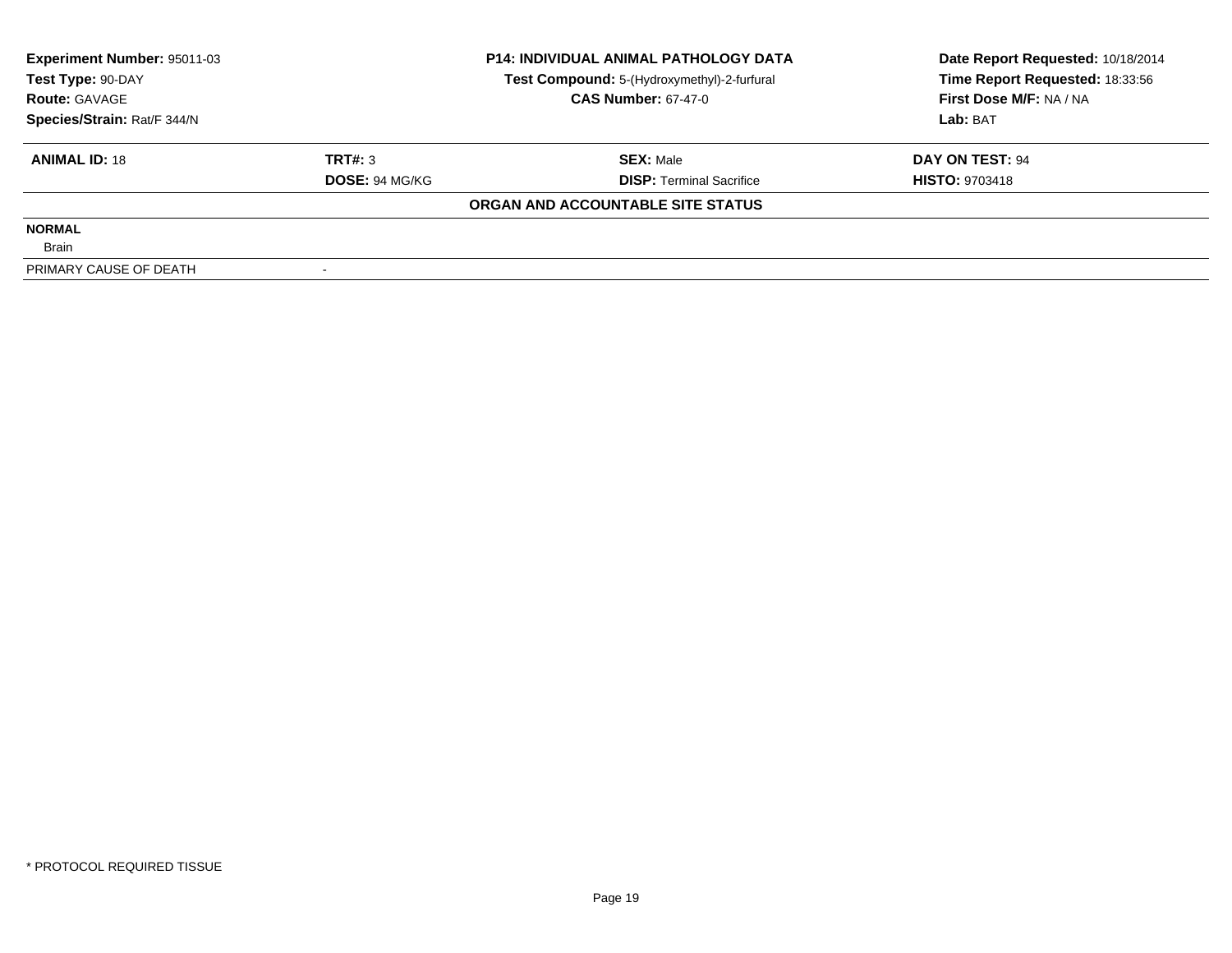**Experiment Number:** 95011-03
**Test Type:** 90-DAY
**Route:** GAVAGE
**Species/Strain:** Rat/F 344/N

**P14: INDIVIDUAL ANIMAL PATHOLOGY DATA**
**Test Compound:** 5-(Hydroxymethyl)-2-furfural
**CAS Number:** 67-47-0

**Date Report Requested:** 10/18/2014
**Time Report Requested:** 18:33:56
**First Dose M/F:** NA / NA
**Lab:** BAT

| **ANIMAL ID:** 18 | **TRT#:** 3 | **SEX:** Male | **DAY ON TEST:** 94 |
|---|---|---|---|
| | **DOSE:** 94 MG/KG | **DISP:** Terminal Sacrifice | **HISTO:** 9703418 |

**ORGAN AND ACCOUNTABLE SITE STATUS**

| | |
|---|---|
| **NORMAL** | |
| Brain | |
| PRIMARY CAUSE OF DEATH | - |

* PROTOCOL REQUIRED TISSUE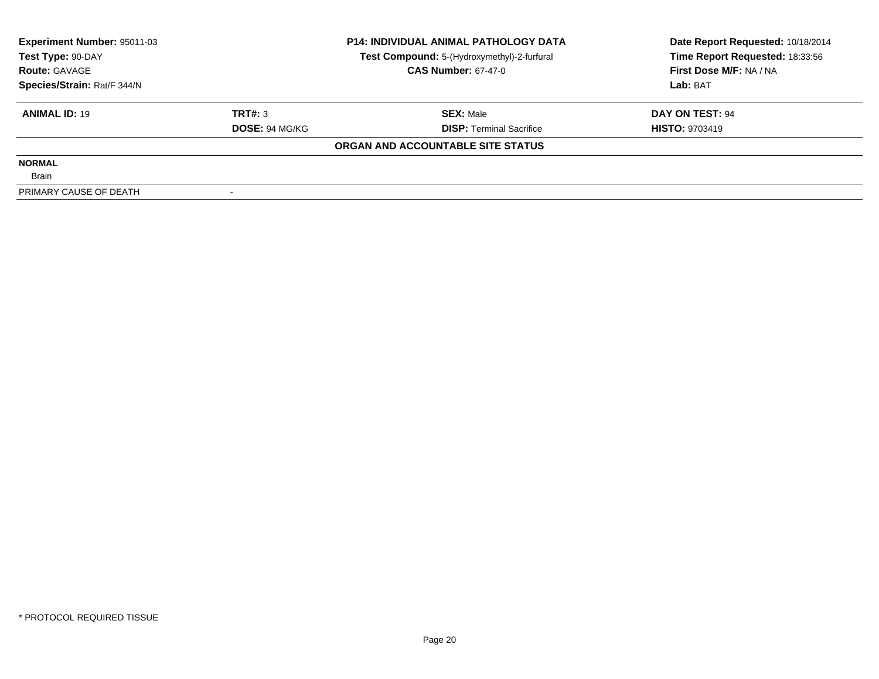**Experiment Number:** 95011-03
**Test Type:** 90-DAY
**Route:** GAVAGE
**Species/Strain:** Rat/F 344/N

**P14: INDIVIDUAL ANIMAL PATHOLOGY DATA**
**Test Compound:** 5-(Hydroxymethyl)-2-furfural
**CAS Number:** 67-47-0

**Date Report Requested:** 10/18/2014
**Time Report Requested:** 18:33:56
**First Dose M/F:** NA / NA
**Lab:** BAT

| **ANIMAL ID:** 19 | **TRT#:** 3 | **SEX:** Male | **DAY ON TEST:** 94 |
|---|---|---|---|
| | **DOSE:** 94 MG/KG | **DISP:** Terminal Sacrifice | **HISTO:** 9703419 |

**ORGAN AND ACCOUNTABLE SITE STATUS**

| | |
|---|---|
| **NORMAL** | |
| Brain | |
| PRIMARY CAUSE OF DEATH | - |

* PROTOCOL REQUIRED TISSUE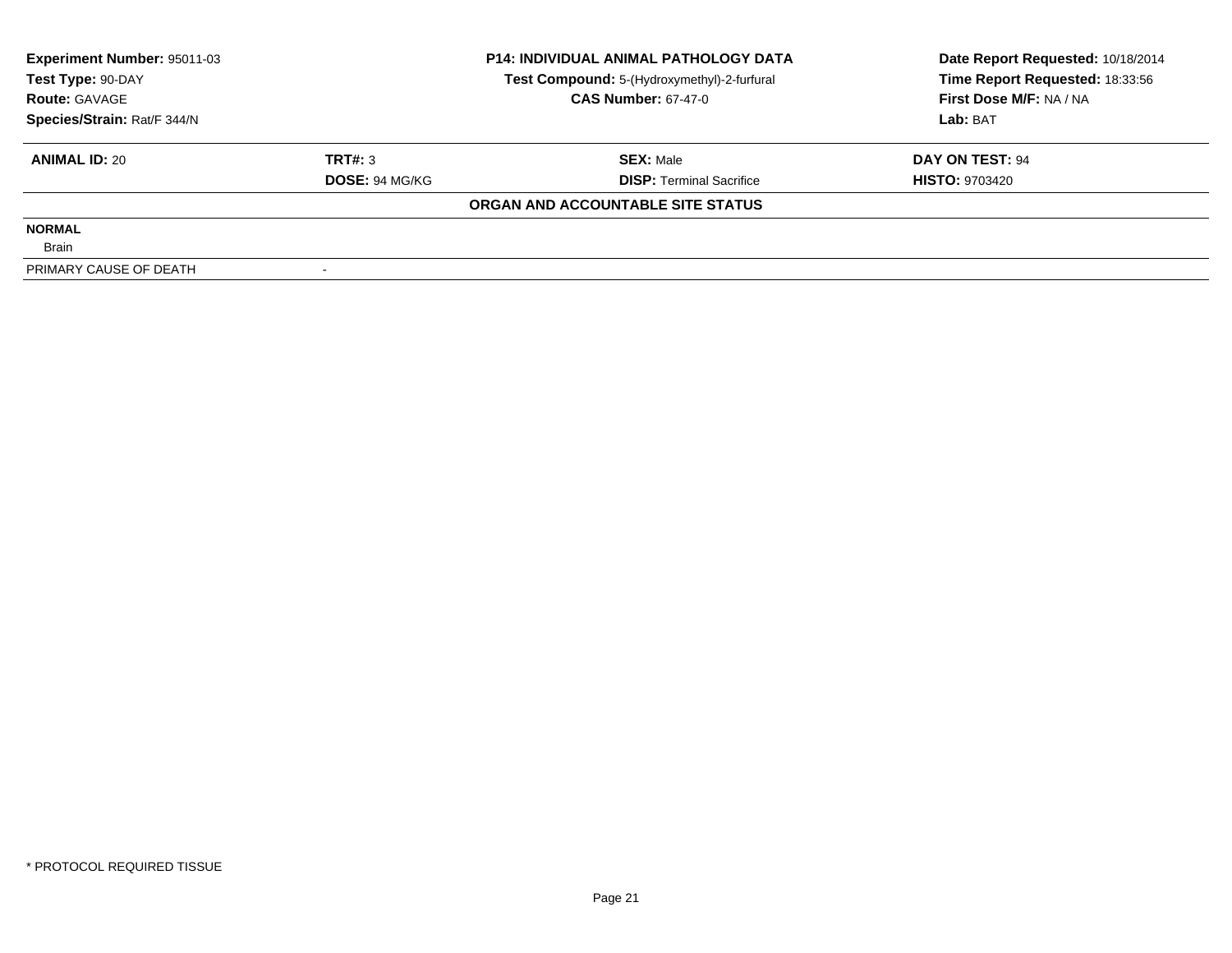| Experiment Number: 95011-03 | P14: INDIVIDUAL ANIMAL PATHOLOGY DATA | Date Report Requested: 10/18/2014 |
|---|---|---|
| Test Type: 90-DAY | Test Compound: 5-(Hydroxymethyl)-2-furfural | Time Report Requested: 18:33:56 |
| Route: GAVAGE | CAS Number: 67-47-0 | First Dose M/F: NA / NA |
| Species/Strain: Rat/F 344/N | | Lab: BAT |

| ANIMAL ID: 20 | TRT#: 3 | SEX: Male | DAY ON TEST: 94 |
|---|---|---|---|
| | DOSE: 94 MG/KG | DISP: Terminal Sacrifice | HISTO: 9703420 |

**ORGAN AND ACCOUNTABLE SITE STATUS**

**NORMAL**

Brain

| PRIMARY CAUSE OF DEATH | - |
|---|---|

* PROTOCOL REQUIRED TISSUE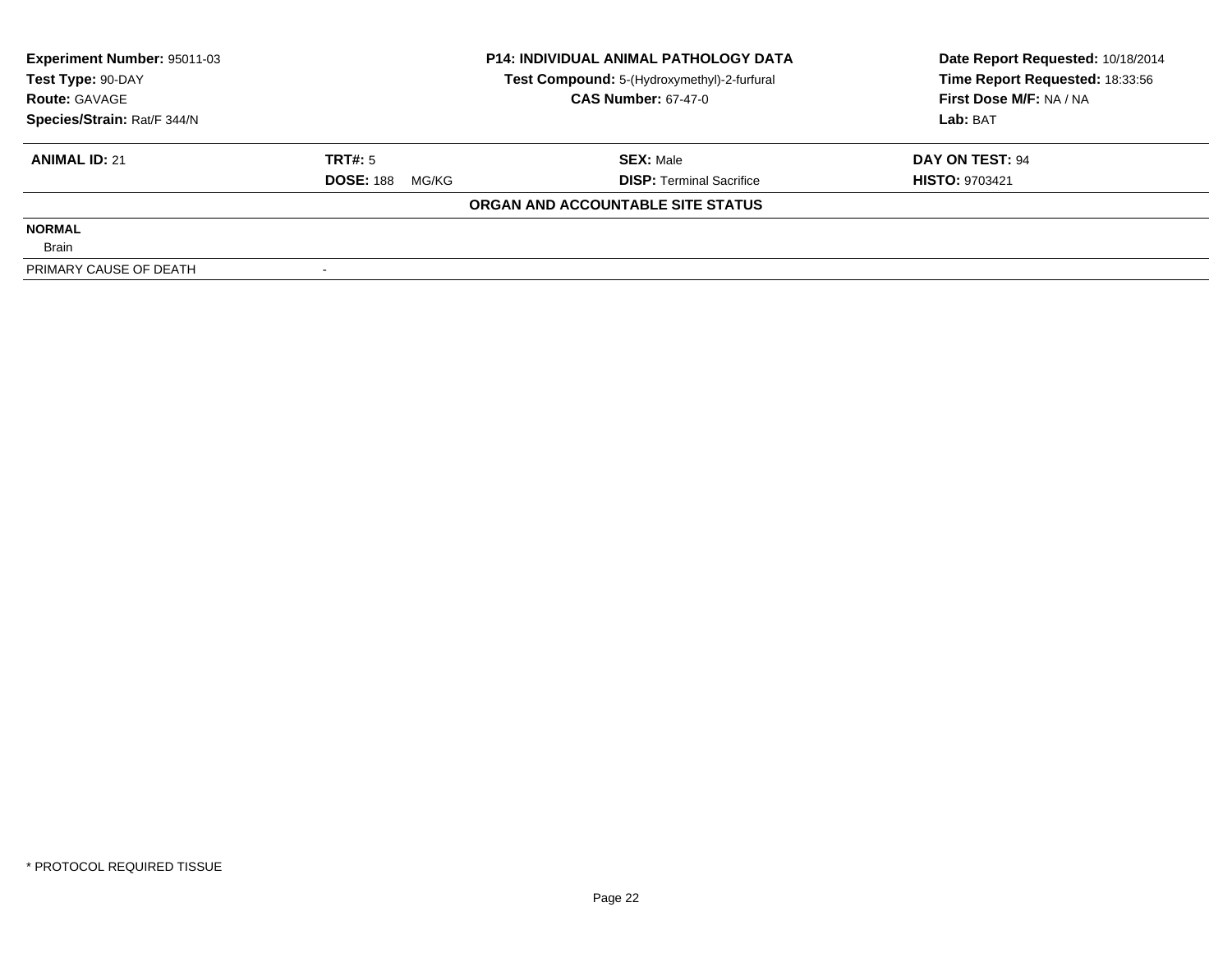**Experiment Number:** 95011-03
**Test Type:** 90-DAY
**Route:** GAVAGE
**Species/Strain:** Rat/F 344/N

**P14: INDIVIDUAL ANIMAL PATHOLOGY DATA**
**Test Compound:** 5-(Hydroxymethyl)-2-furfural
**CAS Number:** 67-47-0

**Date Report Requested:** 10/18/2014
**Time Report Requested:** 18:33:56
**First Dose M/F:** NA / NA
**Lab:** BAT

| **ANIMAL ID:** 21 | **TRT#:** 5 | **SEX:** Male | **DAY ON TEST:** 94 |
|---|---|---|---|
| | **DOSE:** 188 MG/KG | **DISP:** Terminal Sacrifice | **HISTO:** 9703421 |

**ORGAN AND ACCOUNTABLE SITE STATUS**

| | |
|---|---|
| **NORMAL** | |
| Brain | |
| PRIMARY CAUSE OF DEATH | - |

\* PROTOCOL REQUIRED TISSUE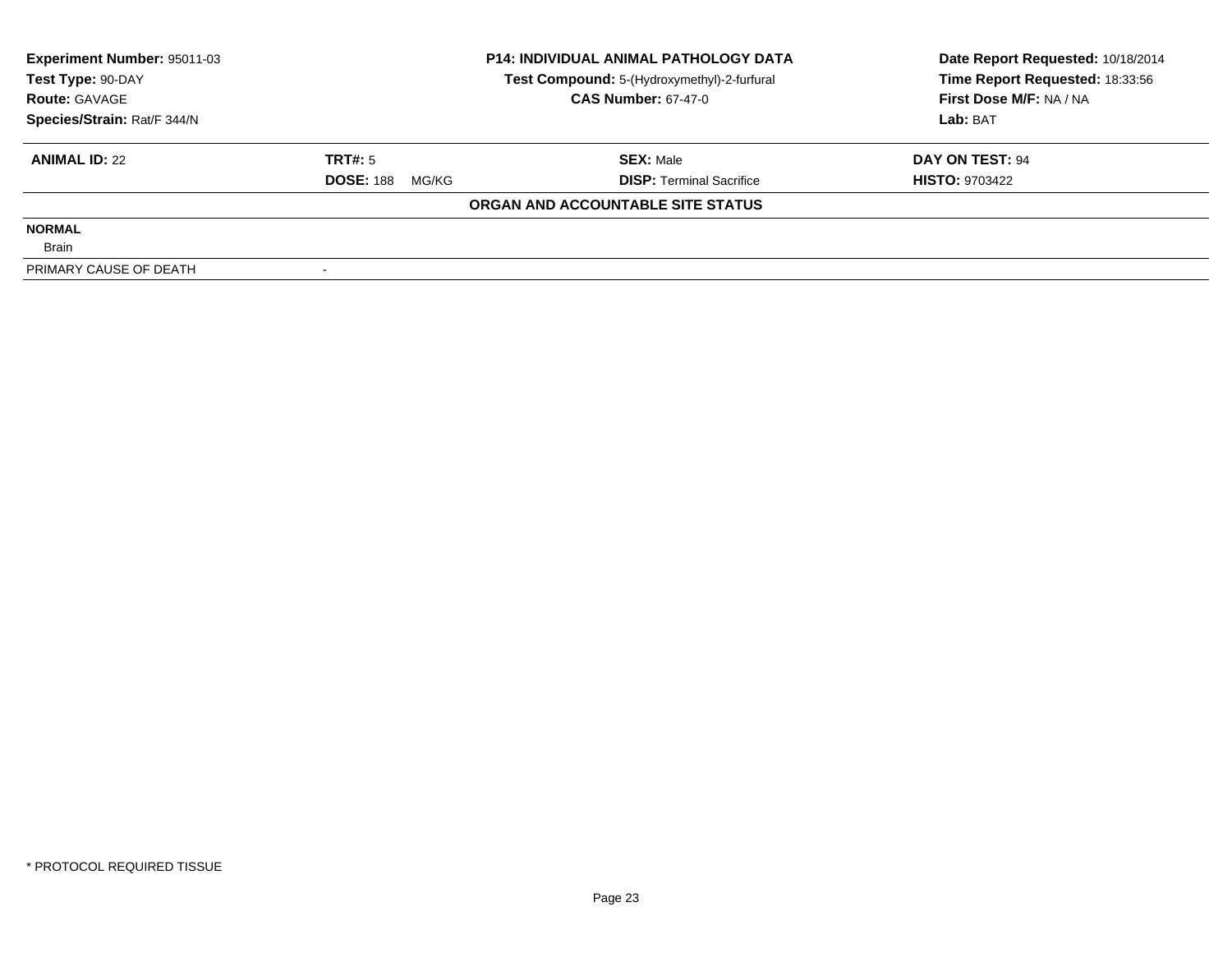| **Experiment Number:** 95011-03 | **P14: INDIVIDUAL ANIMAL PATHOLOGY DATA** | **Date Report Requested:** 10/18/2014 |
|---|---|---|
| **Test Type:** 90-DAY | **Test Compound:** 5-(Hydroxymethyl)-2-furfural | **Time Report Requested:** 18:33:56 |
| **Route:** GAVAGE | **CAS Number:** 67-47-0 | **First Dose M/F:** NA / NA |
| **Species/Strain:** Rat/F 344/N | | **Lab:** BAT |

| **ANIMAL ID:** 22 | **TRT#:** 5 | **SEX:** Male | **DAY ON TEST:** 94 |
|---|---|---|---|
| | **DOSE:** 188 MG/KG | **DISP:** Terminal Sacrifice | **HISTO:** 9703422 |

**ORGAN AND ACCOUNTABLE SITE STATUS**

**NORMAL**

Brain

| PRIMARY CAUSE OF DEATH | - |
|---|---|

* PROTOCOL REQUIRED TISSUE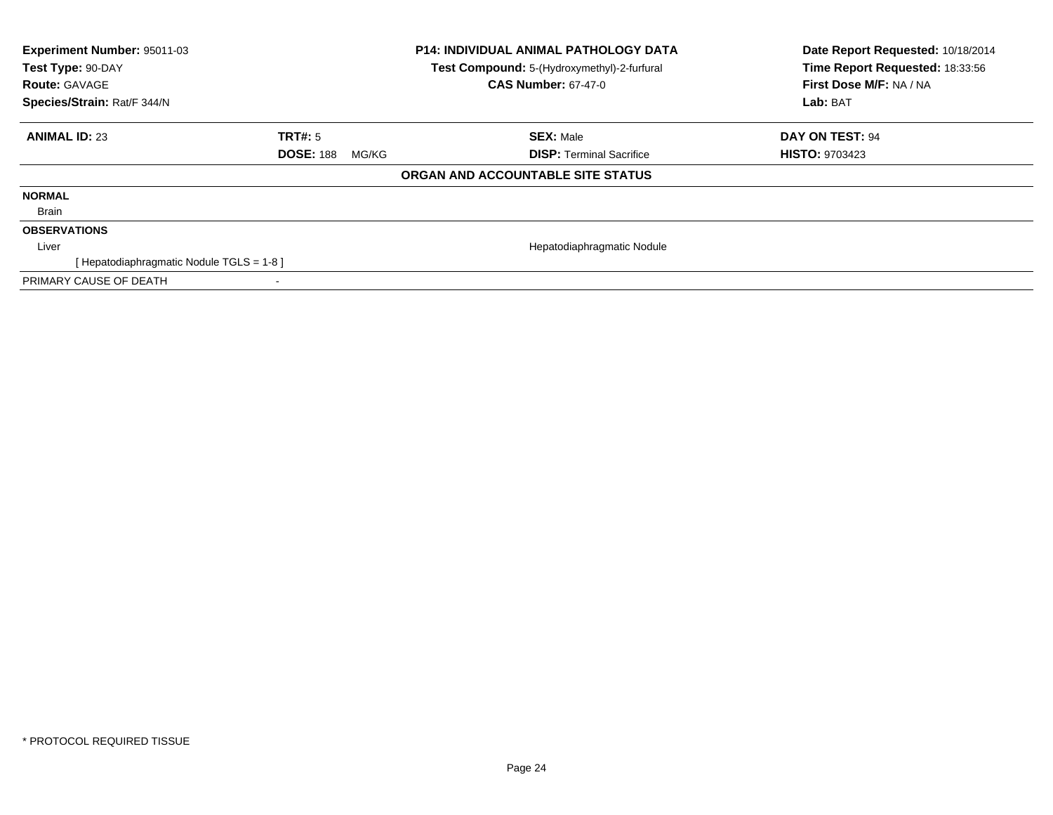**Experiment Number:** 95011-03
**Test Type:** 90-DAY
**Route:** GAVAGE
**Species/Strain:** Rat/F 344/N

**P14: INDIVIDUAL ANIMAL PATHOLOGY DATA**
**Test Compound:** 5-(Hydroxymethyl)-2-furfural
**CAS Number:** 67-47-0

**Date Report Requested:** 10/18/2014
**Time Report Requested:** 18:33:56
**First Dose M/F:** NA / NA
**Lab:** BAT

| **ANIMAL ID:** 23 | **TRT#:** 5 | **SEX:** Male | **DAY ON TEST:** 94 |
|---|---|---|---|
| | **DOSE:** 188 MG/KG | **DISP:** Terminal Sacrifice | **HISTO:** 9703423 |

**ORGAN AND ACCOUNTABLE SITE STATUS**

| | | |
|---|---|---|
| **NORMAL** | | |
| Brain | | |
| **OBSERVATIONS** | | |
| Liver | | Hepatodiaphragmatic Nodule |
| [ Hepatodiaphragmatic Nodule TGLS = 1-8 ] | | |
| PRIMARY CAUSE OF DEATH | - | |

\* PROTOCOL REQUIRED TISSUE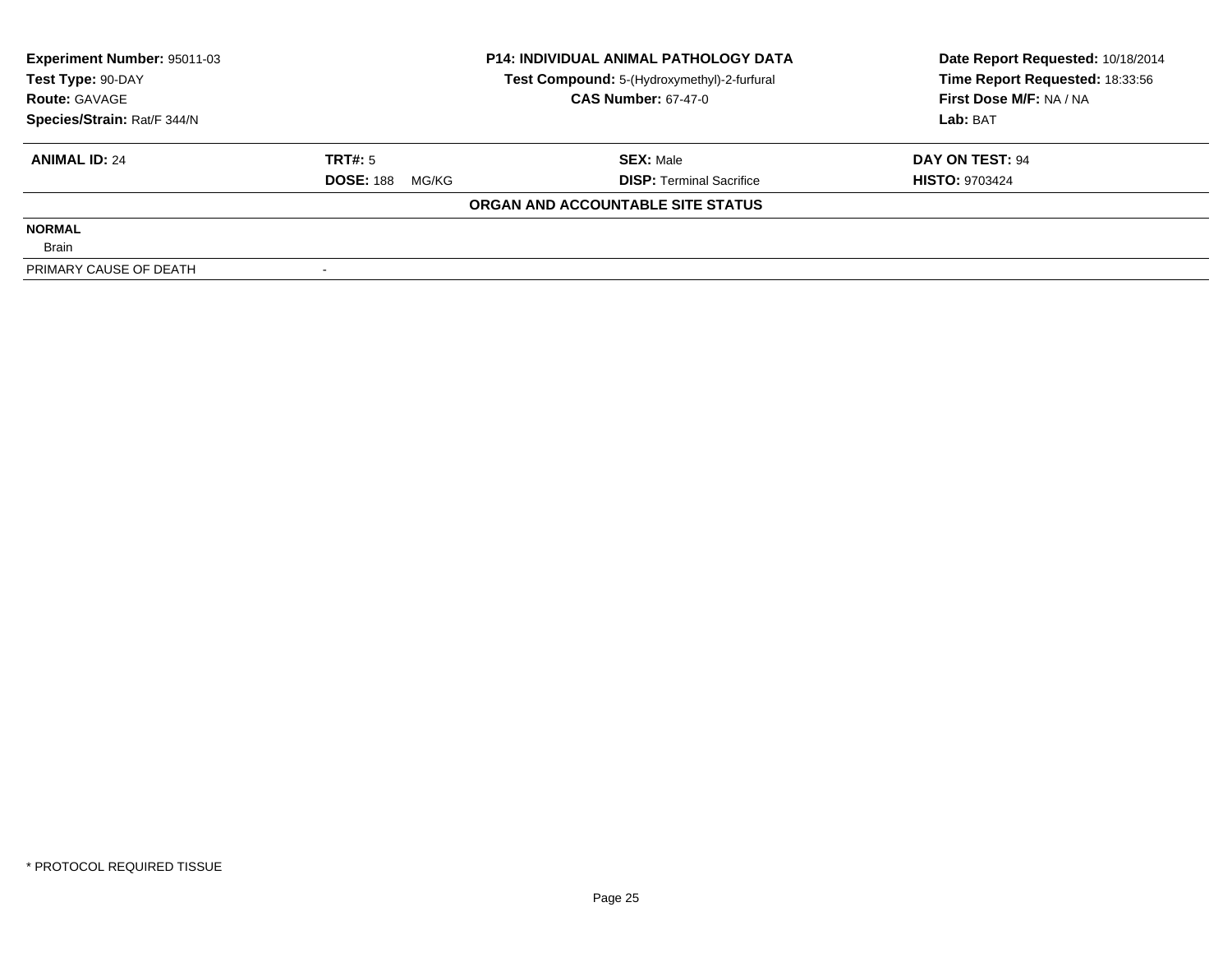**Experiment Number:** 95011-03
**Test Type:** 90-DAY
**Route:** GAVAGE
**Species/Strain:** Rat/F 344/N

**P14: INDIVIDUAL ANIMAL PATHOLOGY DATA**
**Test Compound:** 5-(Hydroxymethyl)-2-furfural
**CAS Number:** 67-47-0

**Date Report Requested:** 10/18/2014
**Time Report Requested:** 18:33:56
**First Dose M/F:** NA / NA
**Lab:** BAT

| **ANIMAL ID:** 24 | **TRT#:** 5 | **SEX:** Male | **DAY ON TEST:** 94 |
|---|---|---|---|
| | **DOSE:** 188 MG/KG | **DISP:** Terminal Sacrifice | **HISTO:** 9703424 |

**ORGAN AND ACCOUNTABLE SITE STATUS**

**NORMAL**
Brain

PRIMARY CAUSE OF DEATH -

\* PROTOCOL REQUIRED TISSUE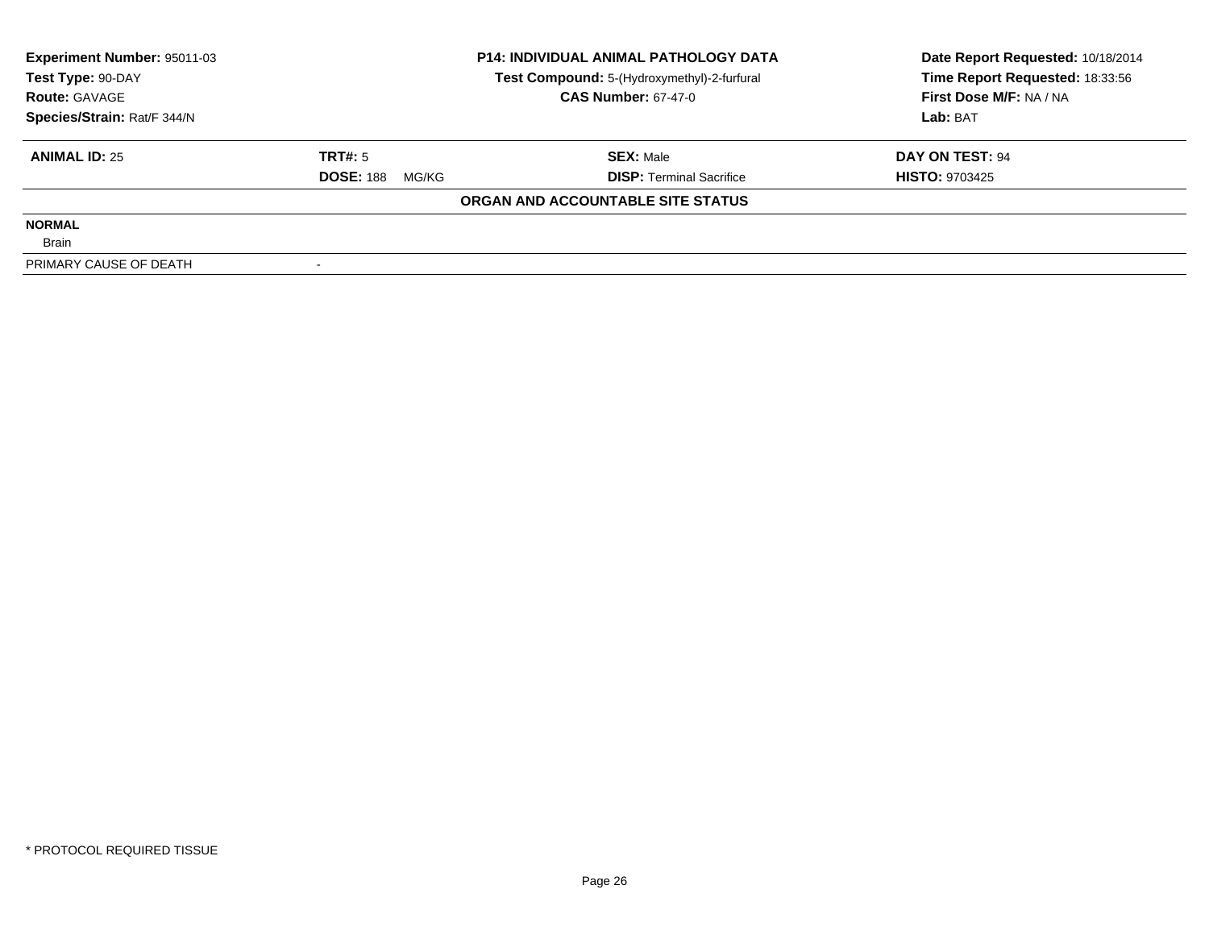| Experiment Number: 95011-03 | P14: INDIVIDUAL ANIMAL PATHOLOGY DATA | Date Report Requested: 10/18/2014 |
|---|---|---|
| Test Type: 90-DAY | Test Compound: 5-(Hydroxymethyl)-2-furfural | Time Report Requested: 18:33:56 |
| Route: GAVAGE | CAS Number: 67-47-0 | First Dose M/F: NA / NA |
| Species/Strain: Rat/F 344/N | | Lab: BAT |

| ANIMAL ID: 25 | TRT#: 5 | SEX: Male | DAY ON TEST: 94 |
|---|---|---|---|
| | DOSE: 188 MG/KG | DISP: Terminal Sacrifice | HISTO: 9703425 |

**ORGAN AND ACCOUNTABLE SITE STATUS**

| | |
|---|---|
| **NORMAL** | |
| Brain | |
| PRIMARY CAUSE OF DEATH | - |

* PROTOCOL REQUIRED TISSUE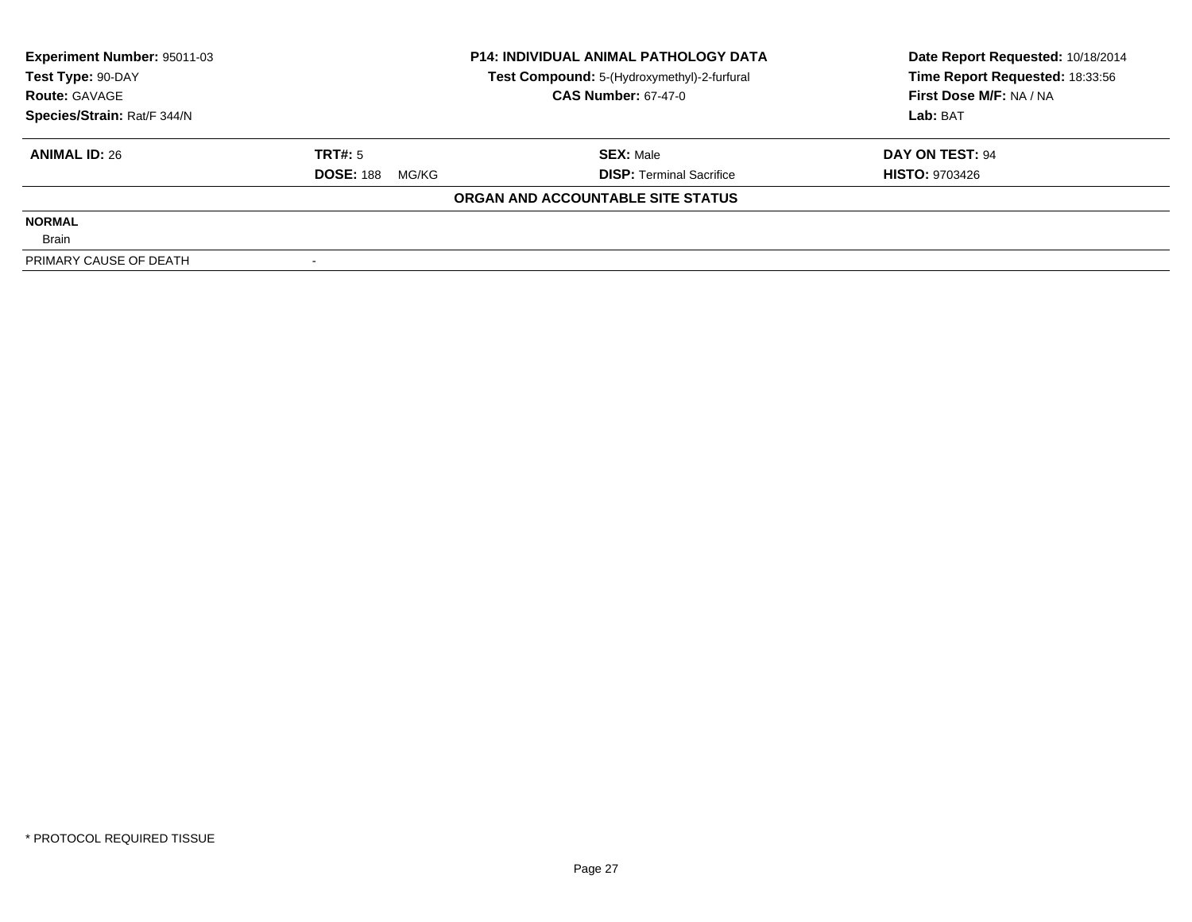**Experiment Number:** 95011-03
**Test Type:** 90-DAY
**Route:** GAVAGE
**Species/Strain:** Rat/F 344/N

**P14: INDIVIDUAL ANIMAL PATHOLOGY DATA**
**Test Compound:** 5-(Hydroxymethyl)-2-furfural
**CAS Number:** 67-47-0

**Date Report Requested:** 10/18/2014
**Time Report Requested:** 18:33:56
**First Dose M/F:** NA / NA
**Lab:** BAT

| **ANIMAL ID:** 26 | **TRT#:** 5 | **SEX:** Male | **DAY ON TEST:** 94 |
|---|---|---|---|
| | **DOSE:** 188 MG/KG | **DISP:** Terminal Sacrifice | **HISTO:** 9703426 |

**ORGAN AND ACCOUNTABLE SITE STATUS**

**NORMAL**
Brain

PRIMARY CAUSE OF DEATH -

* PROTOCOL REQUIRED TISSUE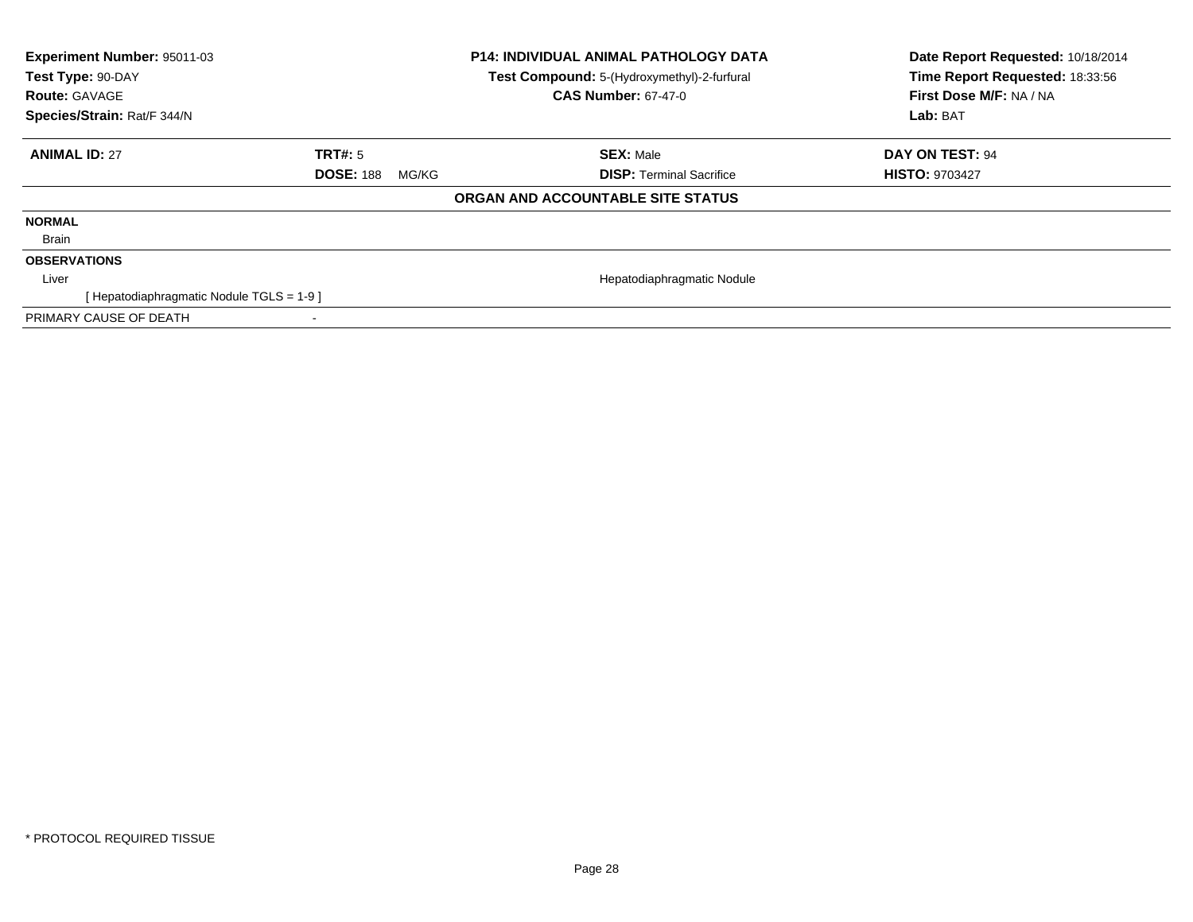| **Experiment Number:** 95011-03 | **P14: INDIVIDUAL ANIMAL PATHOLOGY DATA** | **Date Report Requested:** 10/18/2014 |
|---|---|---|
| **Test Type:** 90-DAY | **Test Compound:** 5-(Hydroxymethyl)-2-furfural | **Time Report Requested:** 18:33:56 |
| **Route:** GAVAGE | **CAS Number:** 67-47-0 | **First Dose M/F:** NA / NA |
| **Species/Strain:** Rat/F 344/N | | **Lab:** BAT |

| **ANIMAL ID:** 27 | **TRT#:** 5 | **SEX:** Male | **DAY ON TEST:** 94 |
|---|---|---|---|
| | **DOSE:** 188 MG/KG | **DISP:** Terminal Sacrifice | **HISTO:** 9703427 |

**ORGAN AND ACCOUNTABLE SITE STATUS**

**NORMAL**

Brain

**OBSERVATIONS**

| | |
|---|---|
| Liver | Hepatodiaphragmatic Nodule |
| [ Hepatodiaphragmatic Nodule TGLS = 1-9 ] | |

PRIMARY CAUSE OF DEATH -

* PROTOCOL REQUIRED TISSUE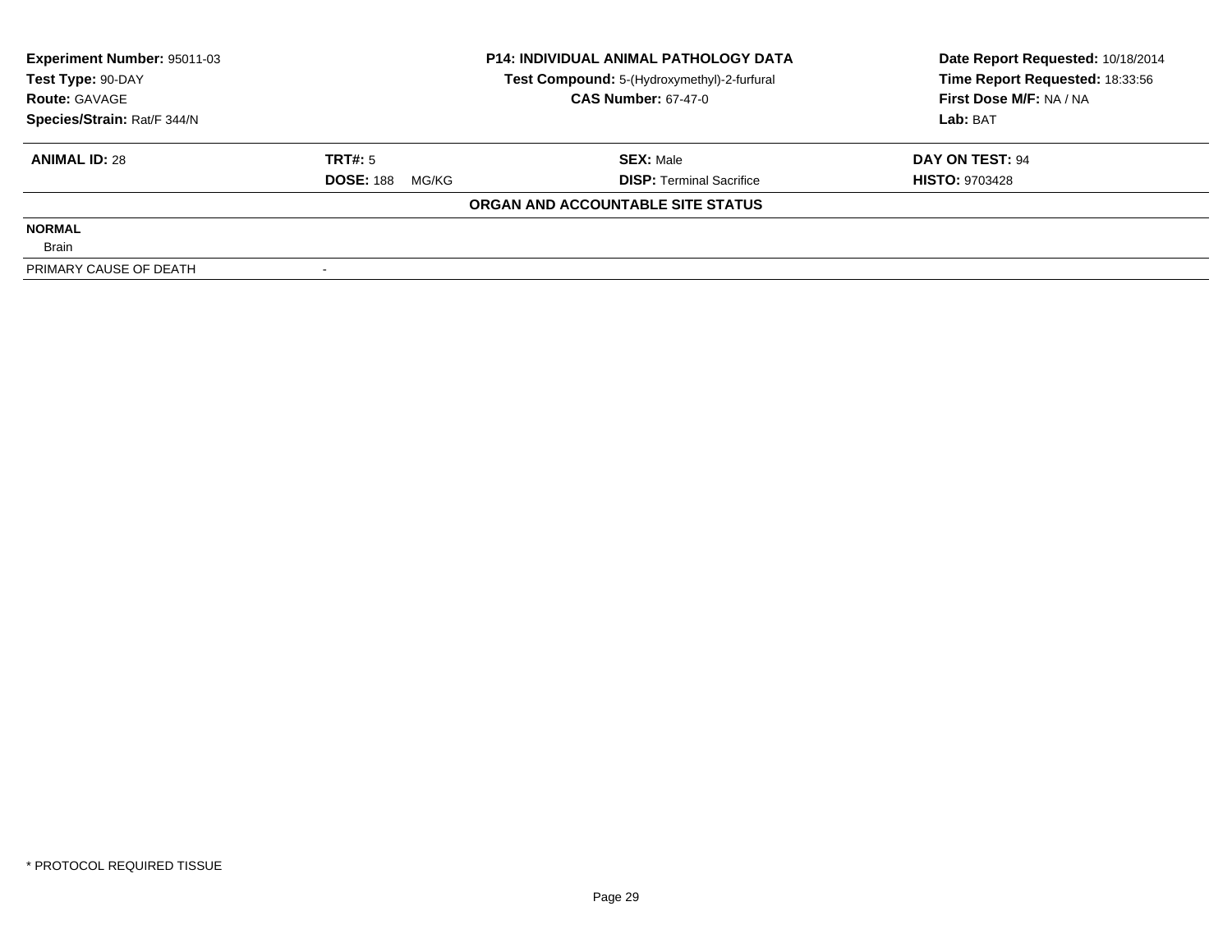| **Experiment Number:** 95011-03 | **P14: INDIVIDUAL ANIMAL PATHOLOGY DATA** | **Date Report Requested:** 10/18/2014 |
|---|---|---|
| **Test Type:** 90-DAY | **Test Compound:** 5-(Hydroxymethyl)-2-furfural | **Time Report Requested:** 18:33:56 |
| **Route:** GAVAGE | **CAS Number:** 67-47-0 | **First Dose M/F:** NA / NA |
| **Species/Strain:** Rat/F 344/N | | **Lab:** BAT |

| **ANIMAL ID:** 28 | **TRT#:** 5 | **SEX:** Male | **DAY ON TEST:** 94 |
|---|---|---|---|
| | **DOSE:** 188 MG/KG | **DISP:** Terminal Sacrifice | **HISTO:** 9703428 |

**ORGAN AND ACCOUNTABLE SITE STATUS**

**NORMAL**

Brain

| PRIMARY CAUSE OF DEATH | - |
|---|---|

\* PROTOCOL REQUIRED TISSUE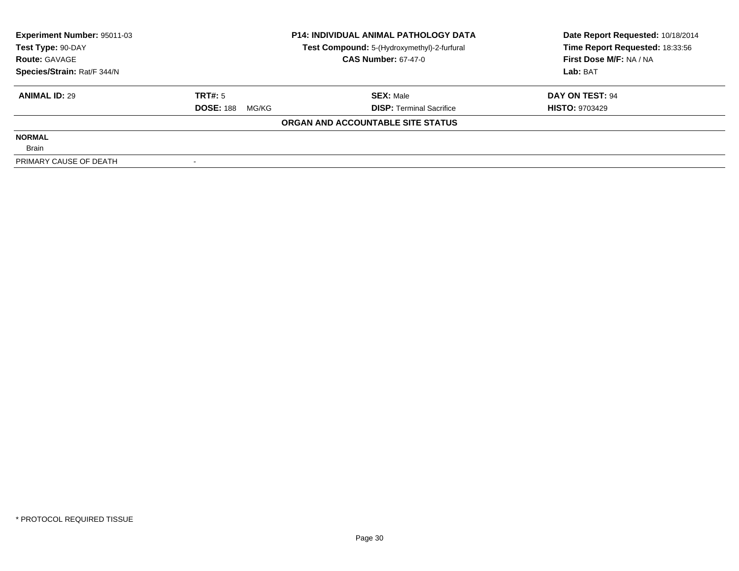**Experiment Number:** 95011-03
**Test Type:** 90-DAY
**Route:** GAVAGE
**Species/Strain:** Rat/F 344/N

**P14: INDIVIDUAL ANIMAL PATHOLOGY DATA**
**Test Compound:** 5-(Hydroxymethyl)-2-furfural
**CAS Number:** 67-47-0

**Date Report Requested:** 10/18/2014
**Time Report Requested:** 18:33:56
**First Dose M/F:** NA / NA
**Lab:** BAT

| **ANIMAL ID:** 29 | **TRT#:** 5 | **SEX:** Male | **DAY ON TEST:** 94 |
|---|---|---|---|
| | **DOSE:** 188 MG/KG | **DISP:** Terminal Sacrifice | **HISTO:** 9703429 |

**ORGAN AND ACCOUNTABLE SITE STATUS**

| | |
|---|---|
| **NORMAL** | |
| Brain | |
| PRIMARY CAUSE OF DEATH | - |

\* PROTOCOL REQUIRED TISSUE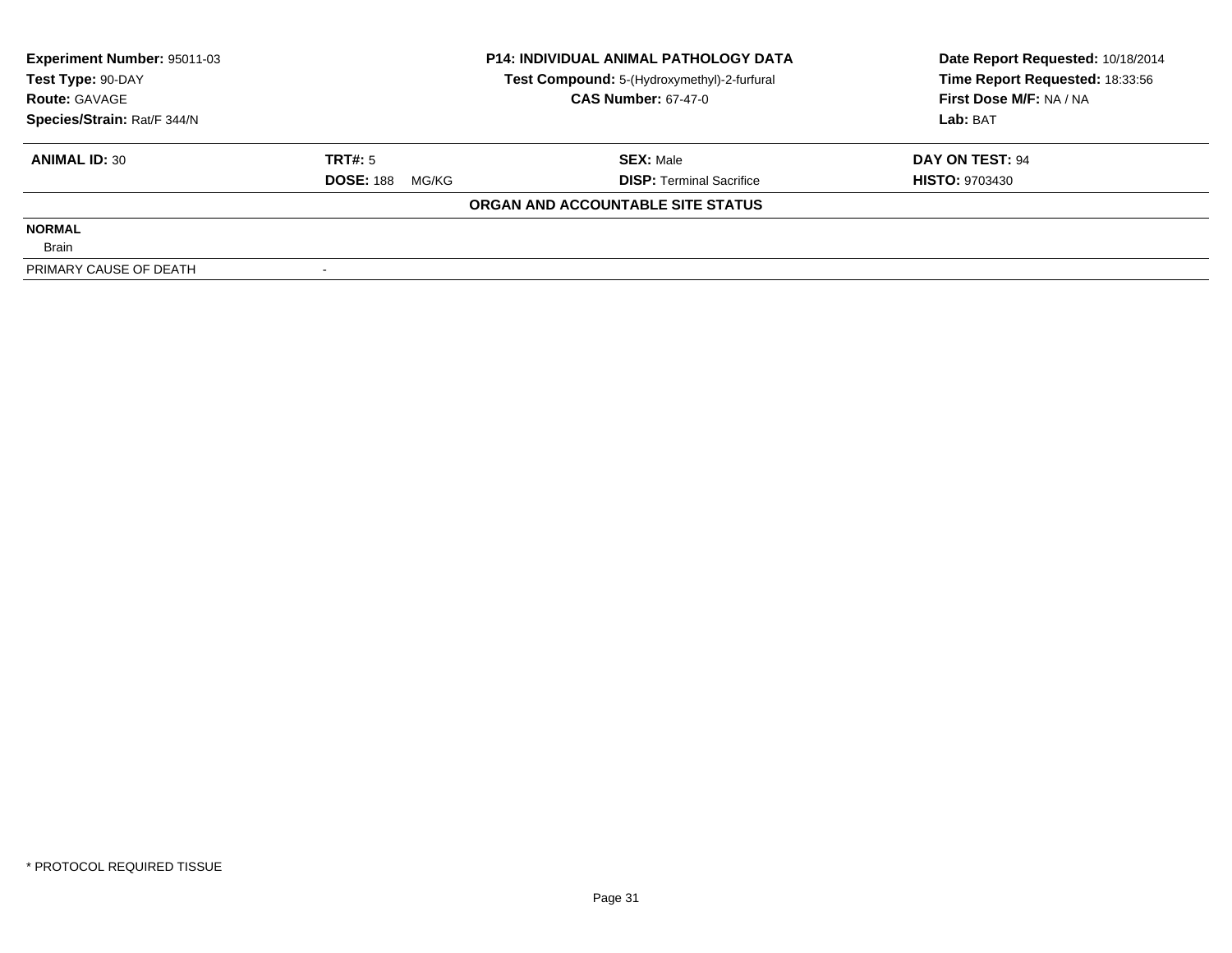**Experiment Number:** 95011-03
**Test Type:** 90-DAY
**Route:** GAVAGE
**Species/Strain:** Rat/F 344/N

**P14: INDIVIDUAL ANIMAL PATHOLOGY DATA**
**Test Compound:** 5-(Hydroxymethyl)-2-furfural
**CAS Number:** 67-47-0

**Date Report Requested:** 10/18/2014
**Time Report Requested:** 18:33:56
**First Dose M/F:** NA / NA
**Lab:** BAT

| **ANIMAL ID:** 30 | **TRT#:** 5 | **SEX:** Male | **DAY ON TEST:** 94 |
|---|---|---|---|
| | **DOSE:** 188 MG/KG | **DISP:** Terminal Sacrifice | **HISTO:** 9703430 |

**ORGAN AND ACCOUNTABLE SITE STATUS**

**NORMAL**
Brain

PRIMARY CAUSE OF DEATH -

* PROTOCOL REQUIRED TISSUE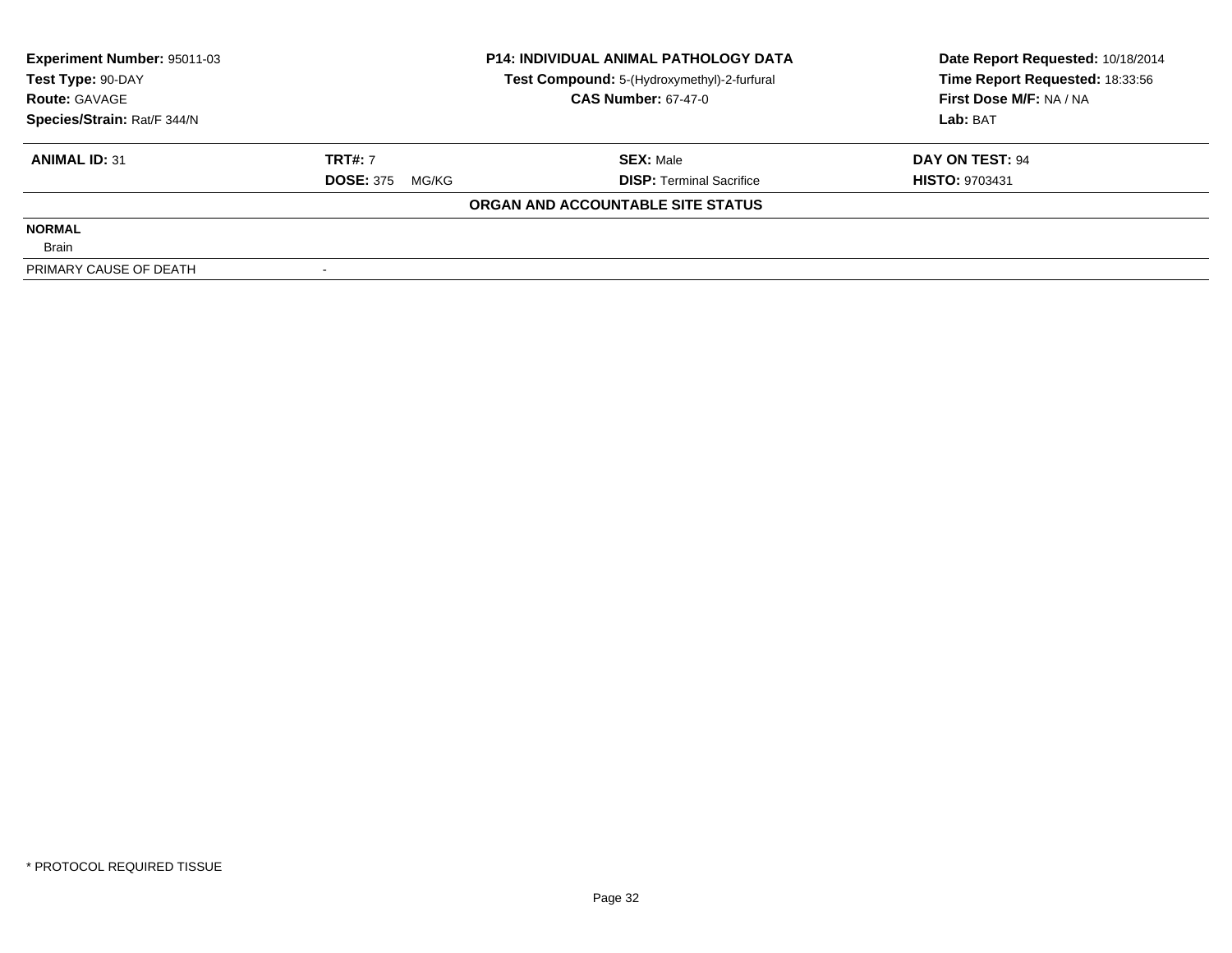**Experiment Number:** 95011-03
**Test Type:** 90-DAY
**Route:** GAVAGE
**Species/Strain:** Rat/F 344/N

**P14: INDIVIDUAL ANIMAL PATHOLOGY DATA**
**Test Compound:** 5-(Hydroxymethyl)-2-furfural
**CAS Number:** 67-47-0

**Date Report Requested:** 10/18/2014
**Time Report Requested:** 18:33:56
**First Dose M/F:** NA / NA
**Lab:** BAT

| **ANIMAL ID:** 31 | **TRT#:** 7 | **SEX:** Male | **DAY ON TEST:** 94 |
|---|---|---|---|
| | **DOSE:** 375 MG/KG | **DISP:** Terminal Sacrifice | **HISTO:** 9703431 |

**ORGAN AND ACCOUNTABLE SITE STATUS**

| | |
|---|---|
| **NORMAL** | |
| Brain | |
| PRIMARY CAUSE OF DEATH | - |

* PROTOCOL REQUIRED TISSUE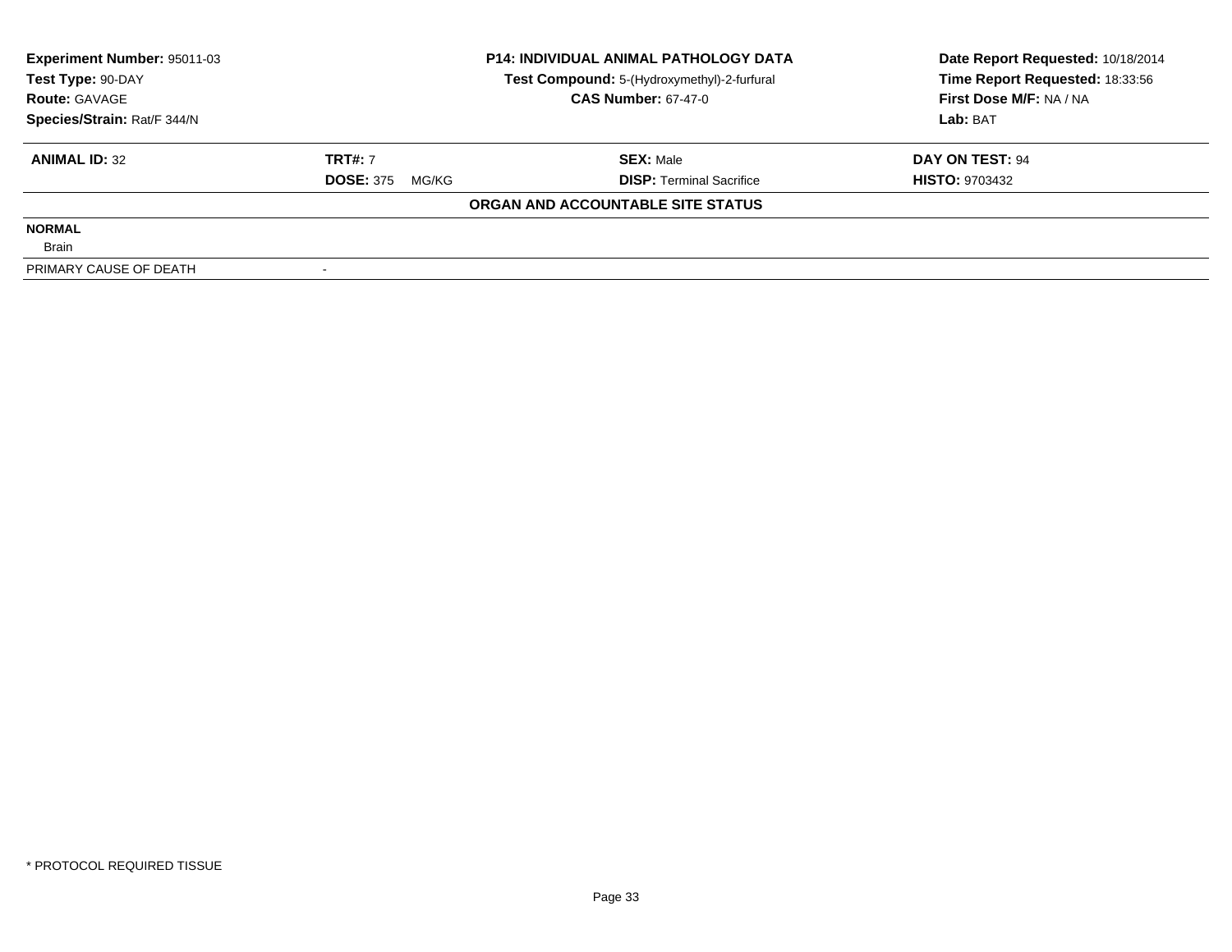**Experiment Number:** 95011-03
**Test Type:** 90-DAY
**Route:** GAVAGE
**Species/Strain:** Rat/F 344/N

**P14: INDIVIDUAL ANIMAL PATHOLOGY DATA**
**Test Compound:** 5-(Hydroxymethyl)-2-furfural
**CAS Number:** 67-47-0

**Date Report Requested:** 10/18/2014
**Time Report Requested:** 18:33:56
**First Dose M/F:** NA / NA
**Lab:** BAT

| **ANIMAL ID:** 32 | **TRT#:** 7 | **SEX:** Male | **DAY ON TEST:** 94 |
|---|---|---|---|
| | **DOSE:** 375 MG/KG | **DISP:** Terminal Sacrifice | **HISTO:** 9703432 |

**ORGAN AND ACCOUNTABLE SITE STATUS**

**NORMAL**

Brain

PRIMARY CAUSE OF DEATH -

* PROTOCOL REQUIRED TISSUE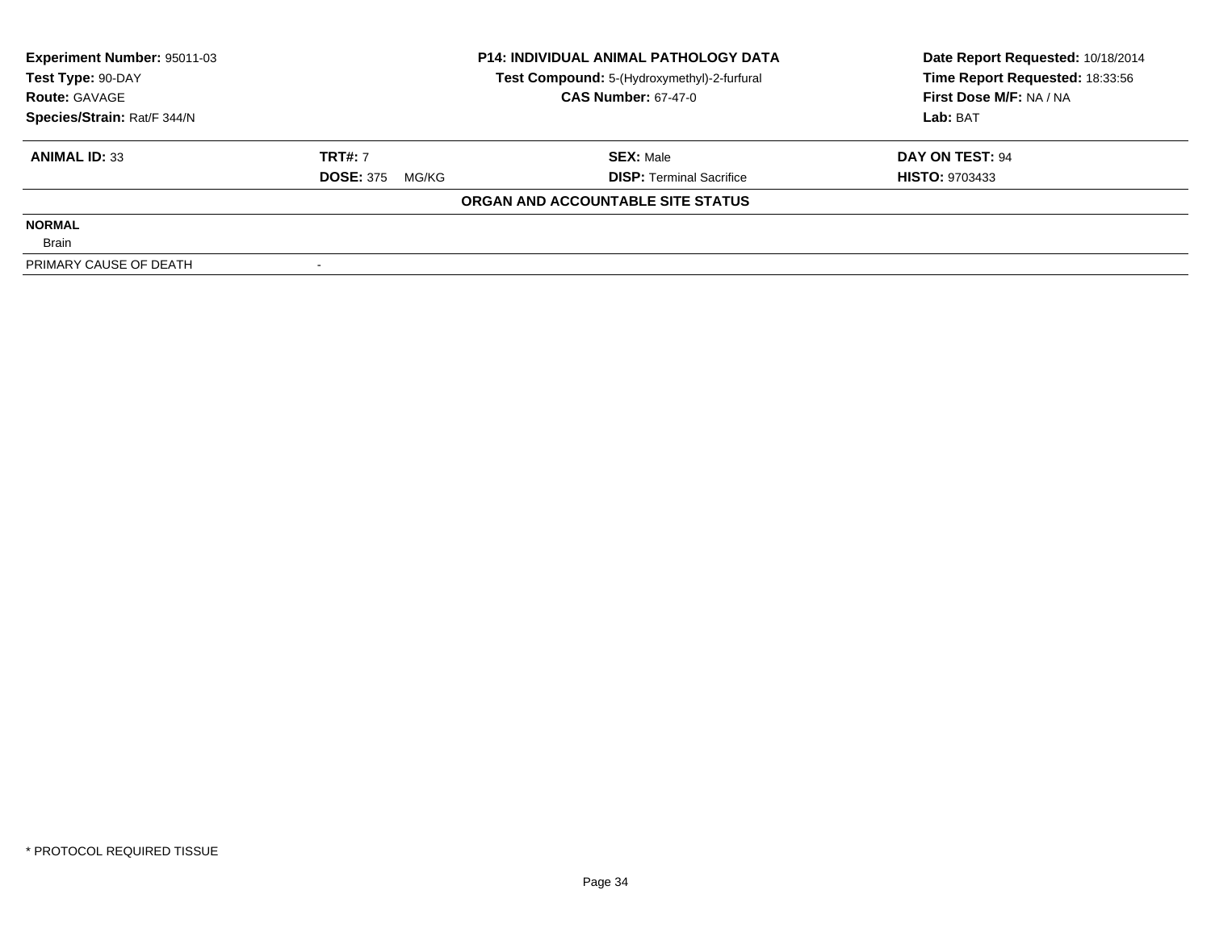**Experiment Number:** 95011-03
**Test Type:** 90-DAY
**Route:** GAVAGE
**Species/Strain:** Rat/F 344/N

**P14: INDIVIDUAL ANIMAL PATHOLOGY DATA**
**Test Compound:** 5-(Hydroxymethyl)-2-furfural
**CAS Number:** 67-47-0

**Date Report Requested:** 10/18/2014
**Time Report Requested:** 18:33:56
**First Dose M/F:** NA / NA
**Lab:** BAT

| **ANIMAL ID:** 33 | **TRT#:** 7 | **SEX:** Male | **DAY ON TEST:** 94 |
|---|---|---|---|
| | **DOSE:** 375 MG/KG | **DISP:** Terminal Sacrifice | **HISTO:** 9703433 |

**ORGAN AND ACCOUNTABLE SITE STATUS**

| | |
|---|---|
| **NORMAL** | |
| Brain | |
| PRIMARY CAUSE OF DEATH | - |

* PROTOCOL REQUIRED TISSUE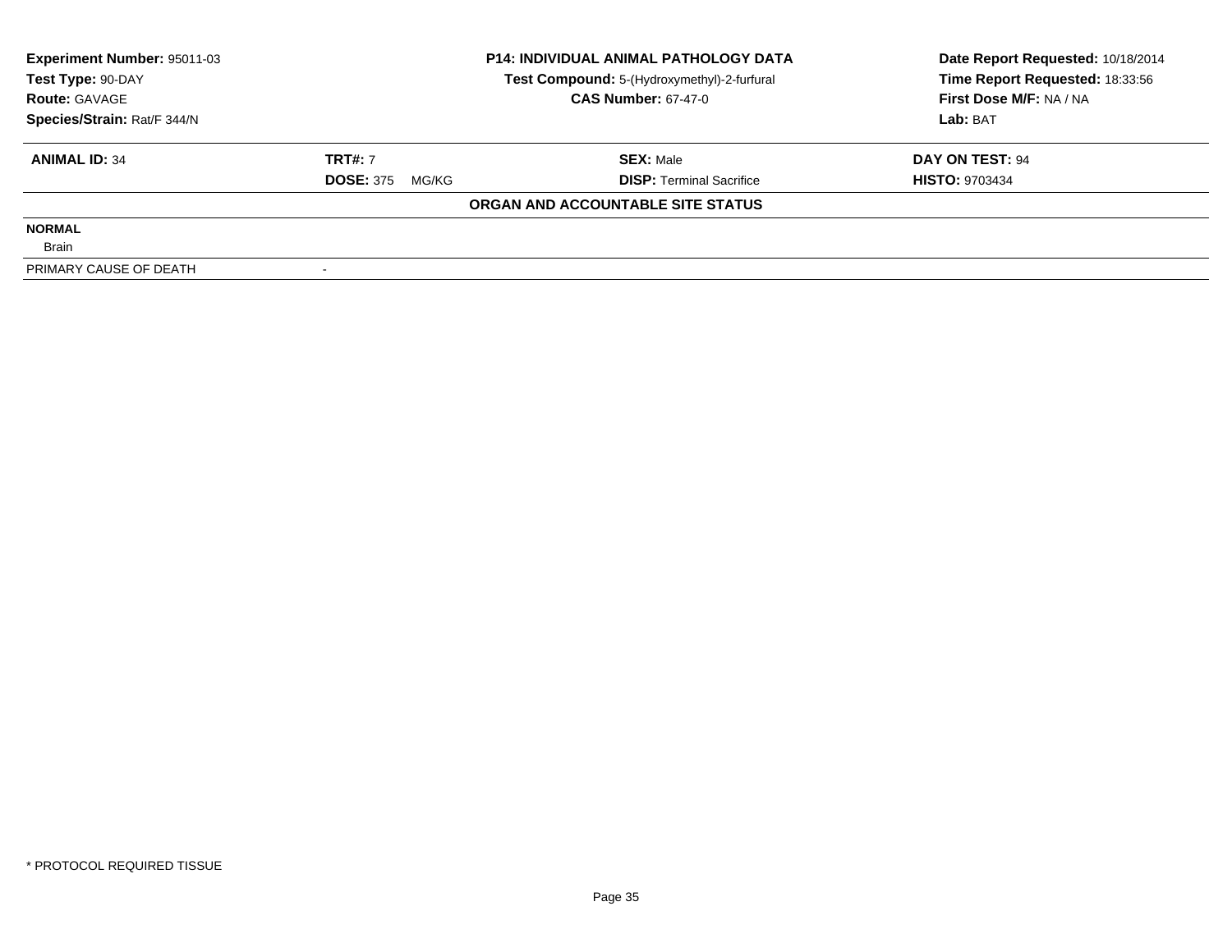**Experiment Number:** 95011-03
**Test Type:** 90-DAY
**Route:** GAVAGE
**Species/Strain:** Rat/F 344/N

**P14: INDIVIDUAL ANIMAL PATHOLOGY DATA**
**Test Compound:** 5-(Hydroxymethyl)-2-furfural
**CAS Number:** 67-47-0

**Date Report Requested:** 10/18/2014
**Time Report Requested:** 18:33:56
**First Dose M/F:** NA / NA
**Lab:** BAT

| **ANIMAL ID:** 34 | **TRT#:** 7 | **SEX:** Male | **DAY ON TEST:** 94 |
|---|---|---|---|
| | **DOSE:** 375 MG/KG | **DISP:** Terminal Sacrifice | **HISTO:** 9703434 |

**ORGAN AND ACCOUNTABLE SITE STATUS**

| | |
|---|---|
| **NORMAL** | |
| Brain | |
| PRIMARY CAUSE OF DEATH | - |

* PROTOCOL REQUIRED TISSUE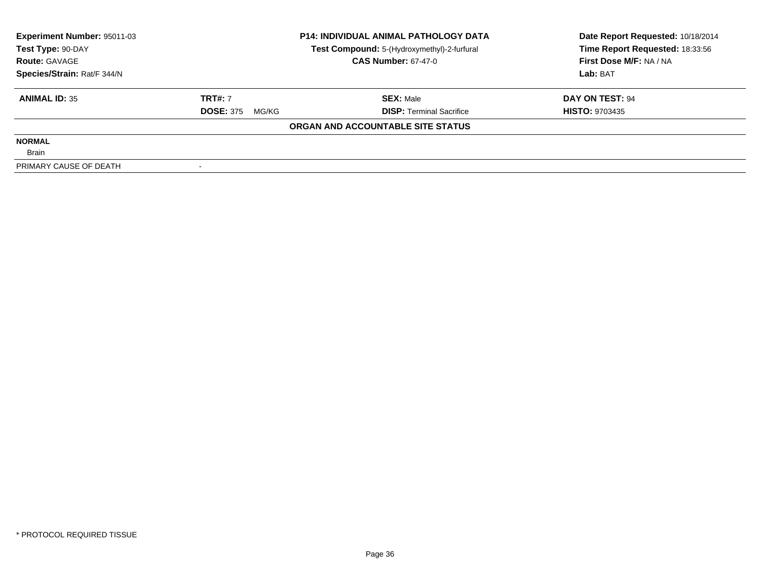**Experiment Number:** 95011-03
**Test Type:** 90-DAY
**Route:** GAVAGE
**Species/Strain:** Rat/F 344/N

**P14: INDIVIDUAL ANIMAL PATHOLOGY DATA**
**Test Compound:** 5-(Hydroxymethyl)-2-furfural
**CAS Number:** 67-47-0

**Date Report Requested:** 10/18/2014
**Time Report Requested:** 18:33:56
**First Dose M/F:** NA / NA
**Lab:** BAT

| **ANIMAL ID:** 35 | **TRT#:** 7 | **SEX:** Male | **DAY ON TEST:** 94 |
|---|---|---|---|
| | **DOSE:** 375 MG/KG | **DISP:** Terminal Sacrifice | **HISTO:** 9703435 |

**ORGAN AND ACCOUNTABLE SITE STATUS**

| | |
|---|---|
| **NORMAL** | |
| Brain | |
| PRIMARY CAUSE OF DEATH | - |

* PROTOCOL REQUIRED TISSUE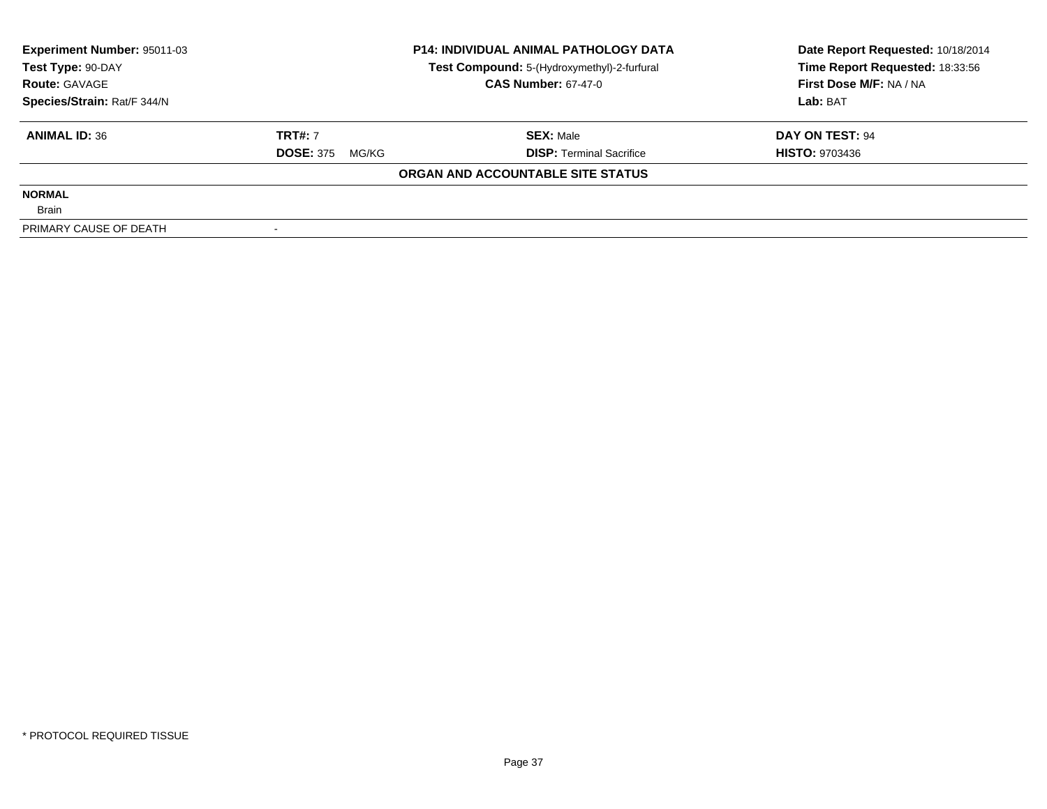**Experiment Number:** 95011-03
**Test Type:** 90-DAY
**Route:** GAVAGE
**Species/Strain:** Rat/F 344/N

**P14: INDIVIDUAL ANIMAL PATHOLOGY DATA**
**Test Compound:** 5-(Hydroxymethyl)-2-furfural
**CAS Number:** 67-47-0

**Date Report Requested:** 10/18/2014
**Time Report Requested:** 18:33:56
**First Dose M/F:** NA / NA
**Lab:** BAT

| **ANIMAL ID:** 36 | **TRT#:** 7 | **SEX:** Male | **DAY ON TEST:** 94 |
|---|---|---|---|
| | **DOSE:** 375 MG/KG | **DISP:** Terminal Sacrifice | **HISTO:** 9703436 |

**ORGAN AND ACCOUNTABLE SITE STATUS**

| | |
|---|---|
| **NORMAL** | |
| Brain | |
| PRIMARY CAUSE OF DEATH | - |

* PROTOCOL REQUIRED TISSUE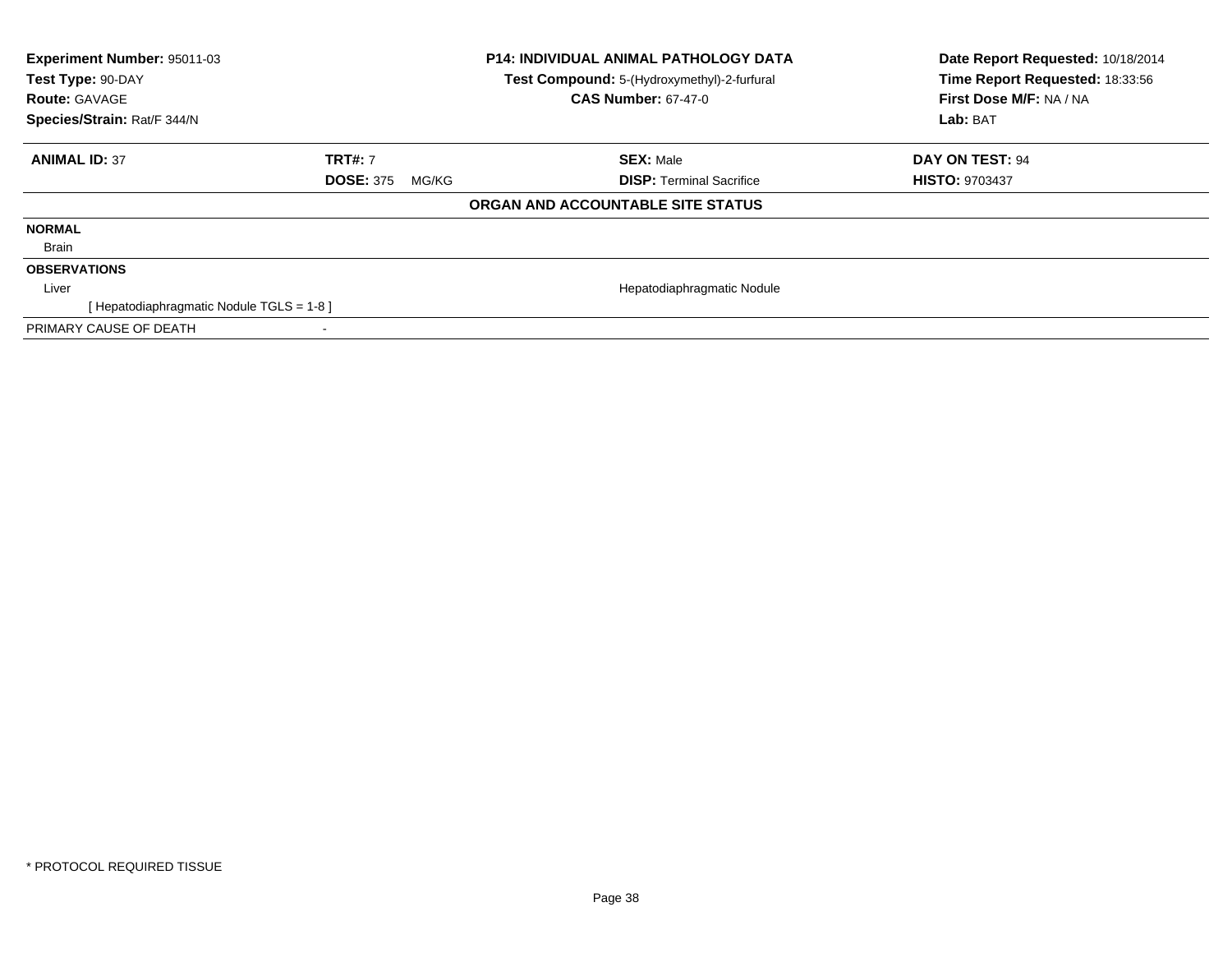**Experiment Number:** 95011-03
**Test Type:** 90-DAY
**Route:** GAVAGE
**Species/Strain:** Rat/F 344/N

**P14: INDIVIDUAL ANIMAL PATHOLOGY DATA**
**Test Compound:** 5-(Hydroxymethyl)-2-furfural
**CAS Number:** 67-47-0

**Date Report Requested:** 10/18/2014
**Time Report Requested:** 18:33:56
**First Dose M/F:** NA / NA
**Lab:** BAT

| **ANIMAL ID:** 37 | **TRT#:** 7 | **SEX:** Male | **DAY ON TEST:** 94 |
|---|---|---|---|
| | **DOSE:** 375 MG/KG | **DISP:** Terminal Sacrifice | **HISTO:** 9703437 |

**ORGAN AND ACCOUNTABLE SITE STATUS**

**NORMAL**

Brain

**OBSERVATIONS**

| Liver | Hepatodiaphragmatic Nodule |
|---|---|
| [ Hepatodiaphragmatic Nodule TGLS = 1-8 ] | |

PRIMARY CAUSE OF DEATH -

* PROTOCOL REQUIRED TISSUE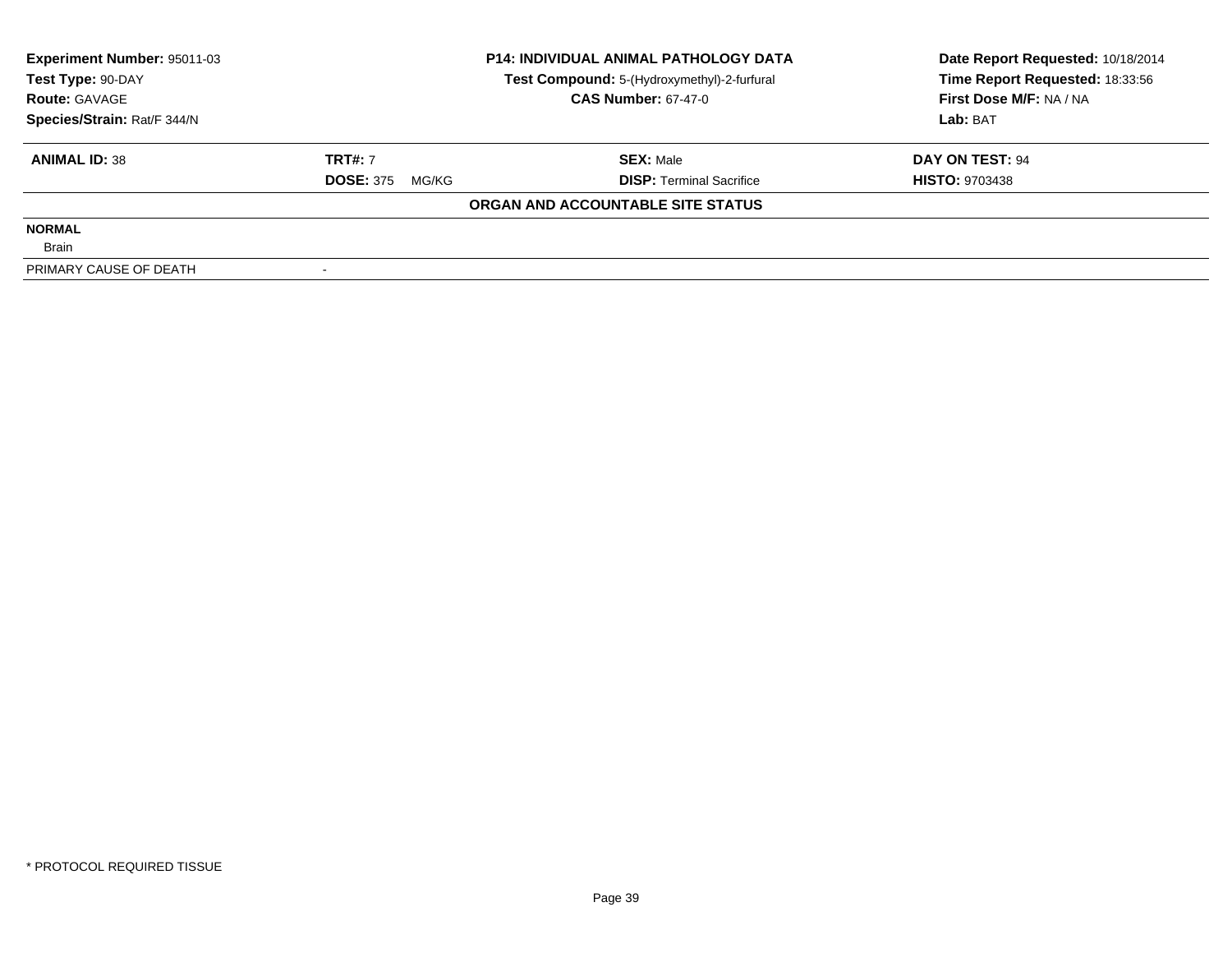**Experiment Number:** 95011-03
**Test Type:** 90-DAY
**Route:** GAVAGE
**Species/Strain:** Rat/F 344/N

**P14: INDIVIDUAL ANIMAL PATHOLOGY DATA**
**Test Compound:** 5-(Hydroxymethyl)-2-furfural
**CAS Number:** 67-47-0

**Date Report Requested:** 10/18/2014
**Time Report Requested:** 18:33:56
**First Dose M/F:** NA / NA
**Lab:** BAT

| **ANIMAL ID:** 38 | **TRT#:** 7 | **SEX:** Male | **DAY ON TEST:** 94 |
|---|---|---|---|
| | **DOSE:** 375 MG/KG | **DISP:** Terminal Sacrifice | **HISTO:** 9703438 |

**ORGAN AND ACCOUNTABLE SITE STATUS**

| | |
|---|---|
| **NORMAL** | |
| Brain | |
| PRIMARY CAUSE OF DEATH | - |

* PROTOCOL REQUIRED TISSUE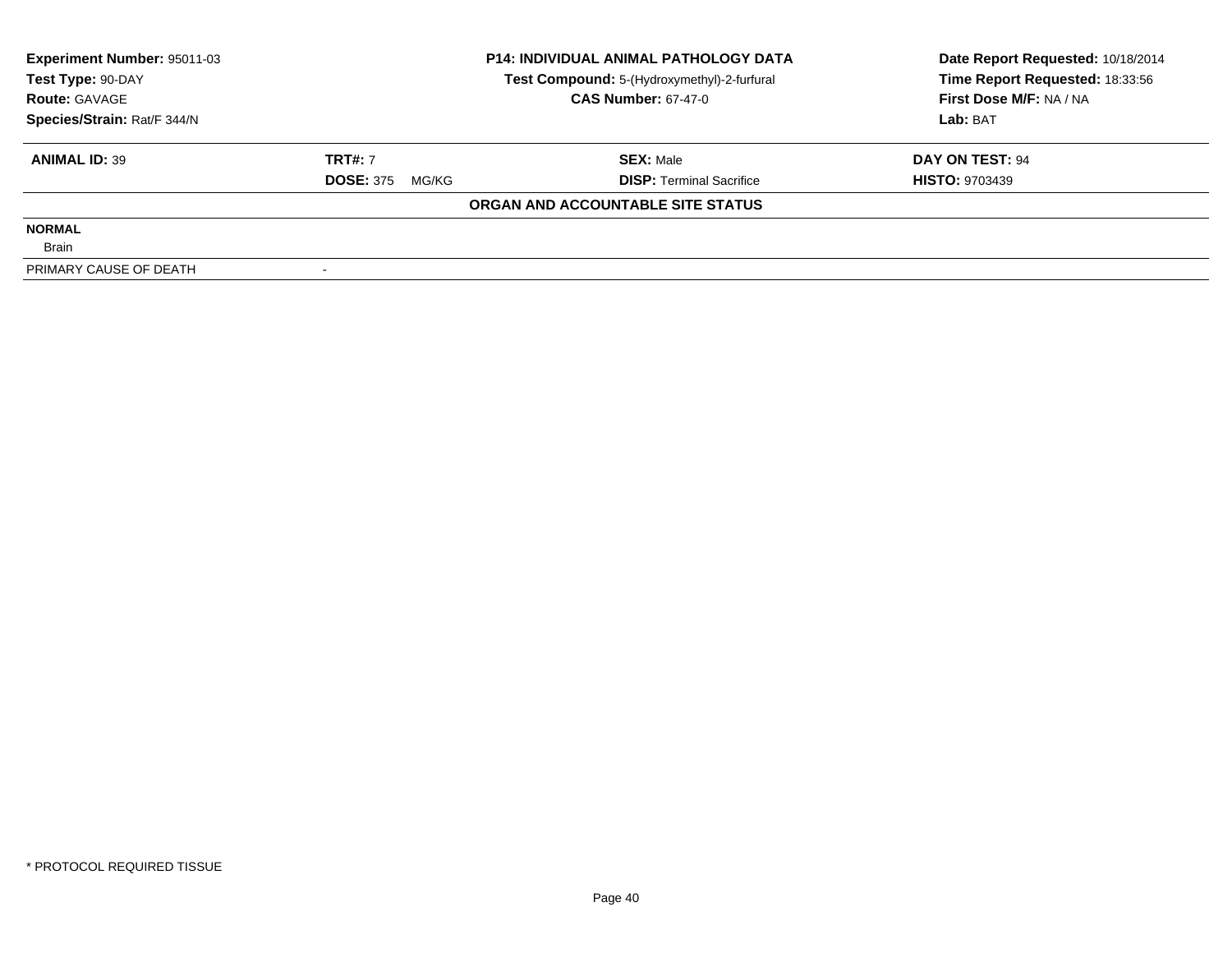| Experiment Number: 95011-03 | P14: INDIVIDUAL ANIMAL PATHOLOGY DATA | Date Report Requested: 10/18/2014 |
|---|---|---|
| Test Type: 90-DAY | Test Compound: 5-(Hydroxymethyl)-2-furfural | Time Report Requested: 18:33:56 |
| Route: GAVAGE | CAS Number: 67-47-0 | First Dose M/F: NA / NA |
| Species/Strain: Rat/F 344/N | | Lab: BAT |

| ANIMAL ID: 39 | TRT#: 7 | SEX: Male | DAY ON TEST: 94 |
|---|---|---|---|
| | DOSE: 375 MG/KG | DISP: Terminal Sacrifice | HISTO: 9703439 |

**ORGAN AND ACCOUNTABLE SITE STATUS**

**NORMAL**

Brain

| PRIMARY CAUSE OF DEATH | - |
|---|---|

\* PROTOCOL REQUIRED TISSUE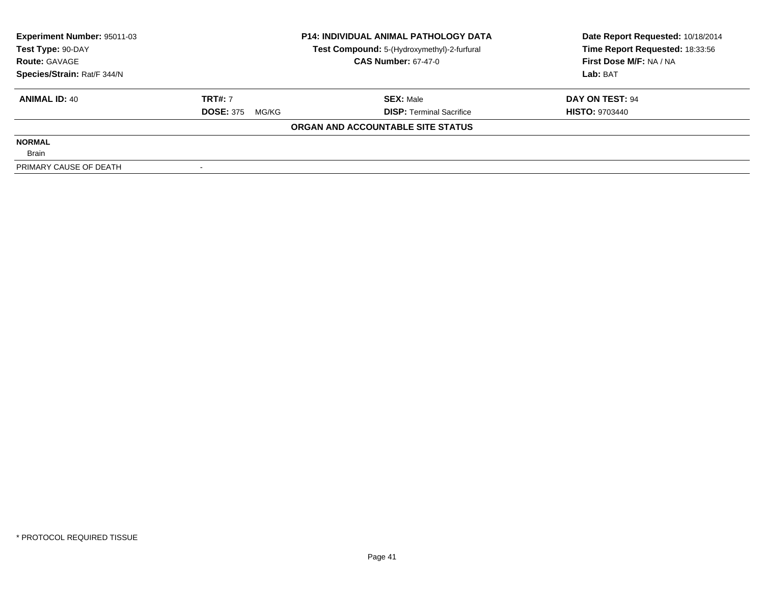| Experiment Number: 95011-03 | P14: INDIVIDUAL ANIMAL PATHOLOGY DATA | Date Report Requested: 10/18/2014 |
|---|---|---|
| Test Type: 90-DAY | Test Compound: 5-(Hydroxymethyl)-2-furfural | Time Report Requested: 18:33:56 |
| Route: GAVAGE | CAS Number: 67-47-0 | First Dose M/F: NA / NA |
| Species/Strain: Rat/F 344/N | | Lab: BAT |

| ANIMAL ID: 40 | TRT#: 7 | SEX: Male | DAY ON TEST: 94 |
|---|---|---|---|
| | DOSE: 375 MG/KG | DISP: Terminal Sacrifice | HISTO: 9703440 |

**ORGAN AND ACCOUNTABLE SITE STATUS**

**NORMAL**

Brain

| PRIMARY CAUSE OF DEATH | - |
|---|---|

* PROTOCOL REQUIRED TISSUE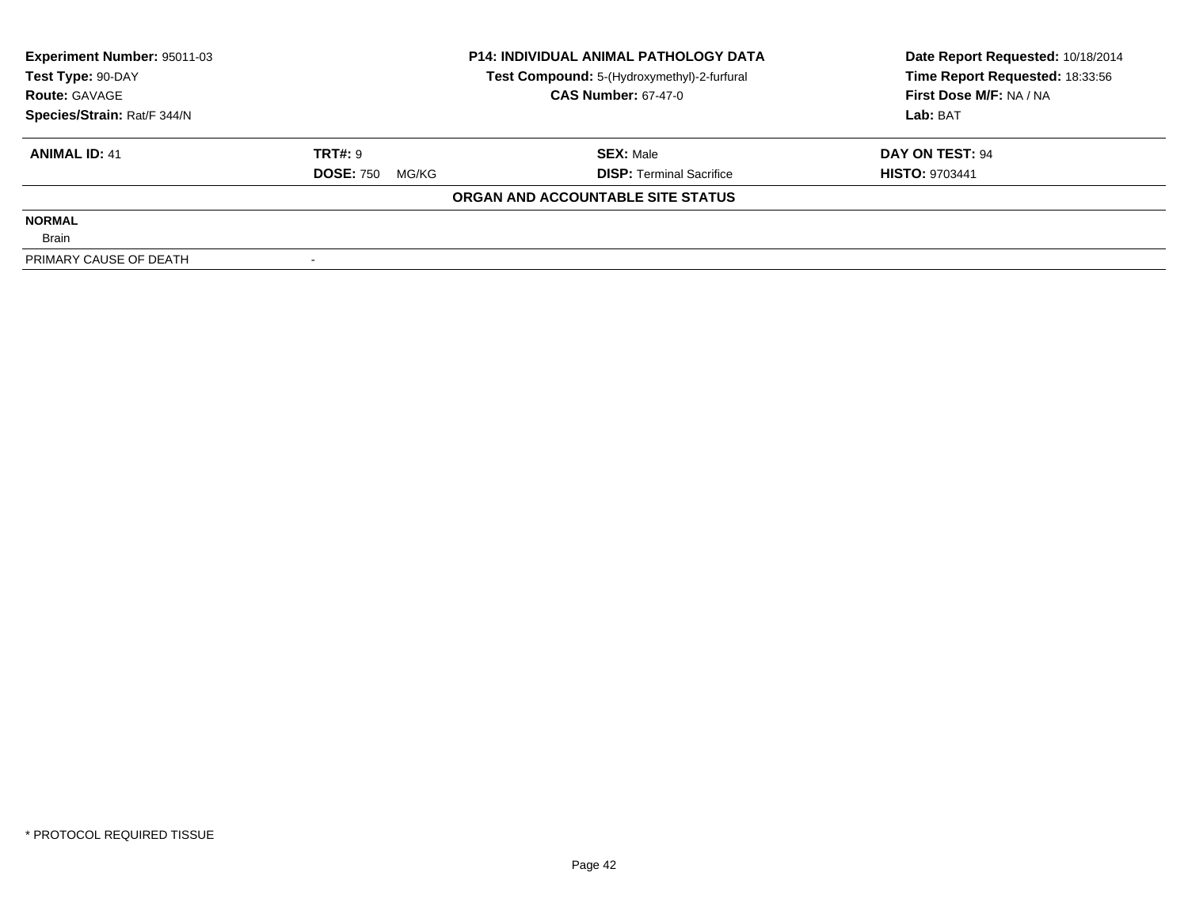| **Experiment Number:** 95011-03 | **P14: INDIVIDUAL ANIMAL PATHOLOGY DATA** | **Date Report Requested:** 10/18/2014 |
|---|---|---|
| **Test Type:** 90-DAY | **Test Compound:** 5-(Hydroxymethyl)-2-furfural | **Time Report Requested:** 18:33:56 |
| **Route:** GAVAGE | **CAS Number:** 67-47-0 | **First Dose M/F:** NA / NA |
| **Species/Strain:** Rat/F 344/N | | **Lab:** BAT |

| **ANIMAL ID:** 41 | **TRT#:** 9 | **SEX:** Male | **DAY ON TEST:** 94 |
|---|---|---|---|
| | **DOSE:** 750 MG/KG | **DISP:** Terminal Sacrifice | **HISTO:** 9703441 |

**ORGAN AND ACCOUNTABLE SITE STATUS**

| | |
|---|---|
| **NORMAL** | |
| Brain | |
| PRIMARY CAUSE OF DEATH | - |

* PROTOCOL REQUIRED TISSUE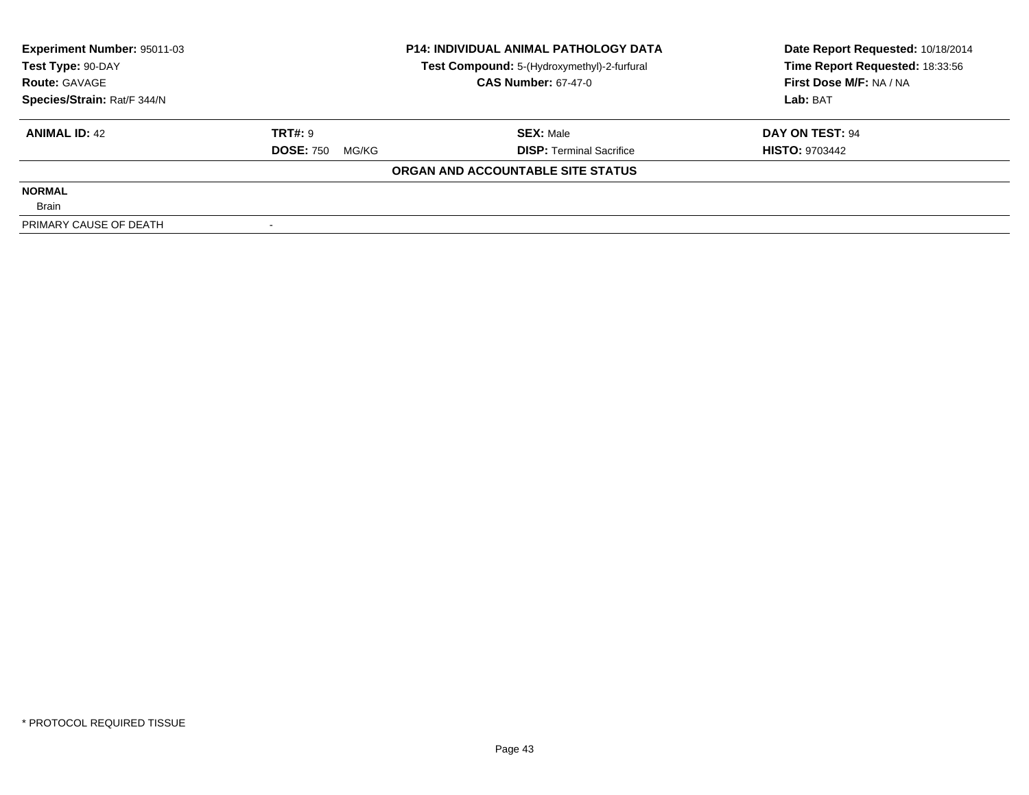**Experiment Number:** 95011-03
**Test Type:** 90-DAY
**Route:** GAVAGE
**Species/Strain:** Rat/F 344/N

**P14: INDIVIDUAL ANIMAL PATHOLOGY DATA**
**Test Compound:** 5-(Hydroxymethyl)-2-furfural
**CAS Number:** 67-47-0

**Date Report Requested:** 10/18/2014
**Time Report Requested:** 18:33:56
**First Dose M/F:** NA / NA
**Lab:** BAT

| **ANIMAL ID:** 42 | **TRT#:** 9 | **SEX:** Male | **DAY ON TEST:** 94 |
|---|---|---|---|
| | **DOSE:** 750 MG/KG | **DISP:** Terminal Sacrifice | **HISTO:** 9703442 |

**ORGAN AND ACCOUNTABLE SITE STATUS**

**NORMAL**
Brain

PRIMARY CAUSE OF DEATH -

* PROTOCOL REQUIRED TISSUE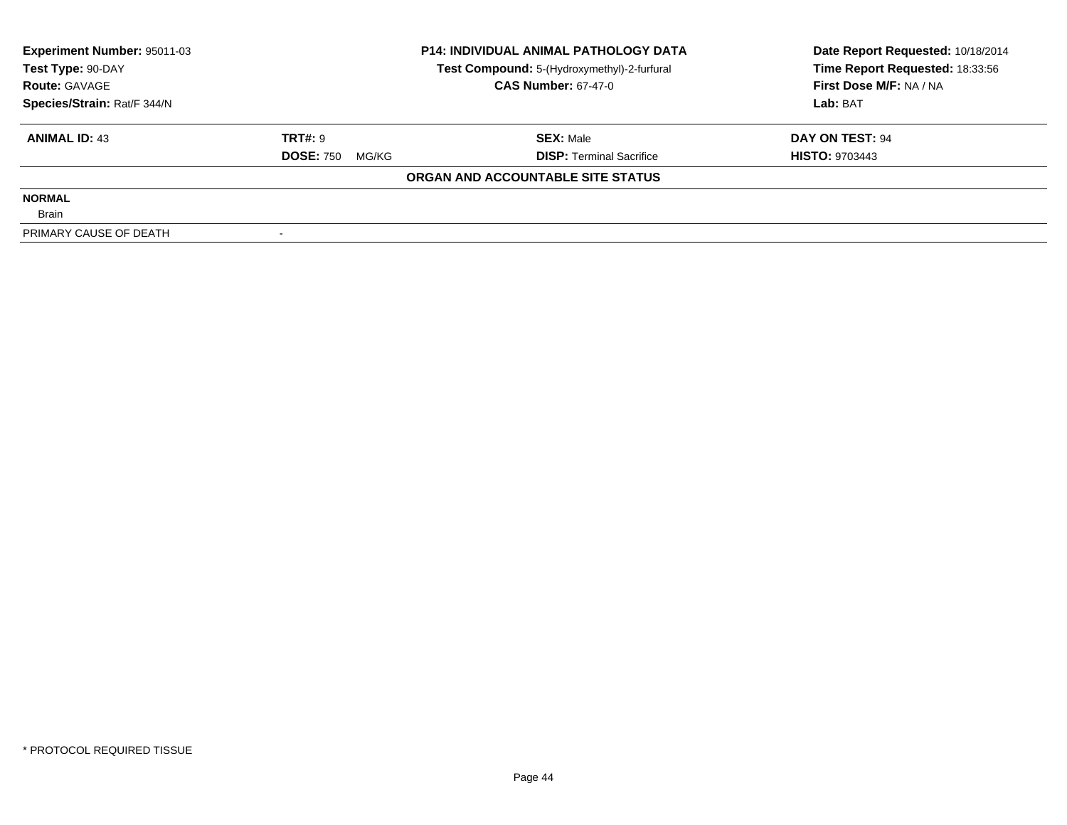**Experiment Number:** 95011-03
**Test Type:** 90-DAY
**Route:** GAVAGE
**Species/Strain:** Rat/F 344/N

**P14: INDIVIDUAL ANIMAL PATHOLOGY DATA**
**Test Compound:** 5-(Hydroxymethyl)-2-furfural
**CAS Number:** 67-47-0

**Date Report Requested:** 10/18/2014
**Time Report Requested:** 18:33:56
**First Dose M/F:** NA / NA
**Lab:** BAT

| **ANIMAL ID:** 43 | **TRT#:** 9 | **SEX:** Male | **DAY ON TEST:** 94 |
|---|---|---|---|
| | **DOSE:** 750 MG/KG | **DISP:** Terminal Sacrifice | **HISTO:** 9703443 |

**ORGAN AND ACCOUNTABLE SITE STATUS**

| | |
|---|---|
| **NORMAL** | |
| Brain | |
| PRIMARY CAUSE OF DEATH | - |

* PROTOCOL REQUIRED TISSUE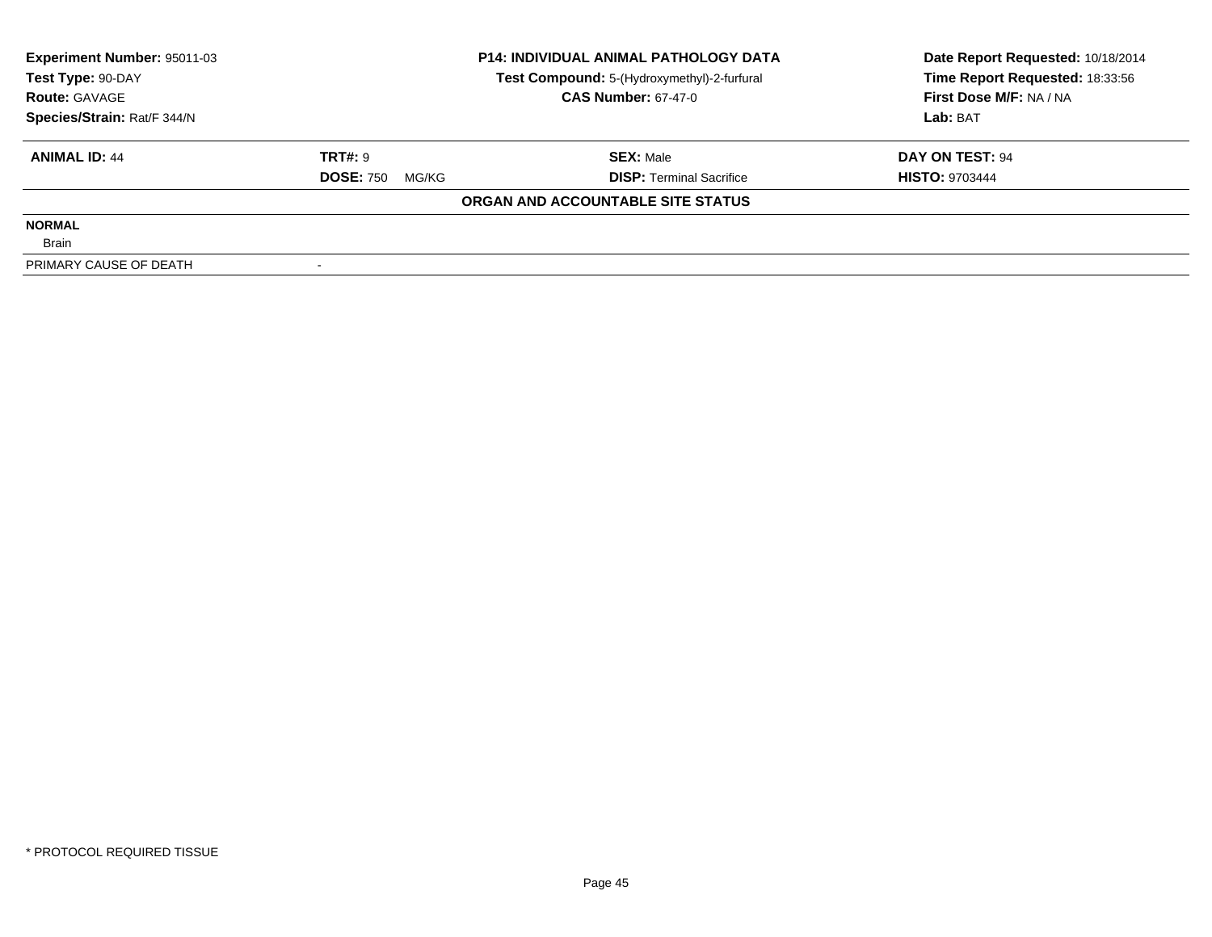**Experiment Number:** 95011-03
**Test Type:** 90-DAY
**Route:** GAVAGE
**Species/Strain:** Rat/F 344/N

**P14: INDIVIDUAL ANIMAL PATHOLOGY DATA**
**Test Compound:** 5-(Hydroxymethyl)-2-furfural
**CAS Number:** 67-47-0

**Date Report Requested:** 10/18/2014
**Time Report Requested:** 18:33:56
**First Dose M/F:** NA / NA
**Lab:** BAT

| **ANIMAL ID:** 44 | **TRT#:** 9 | **SEX:** Male | **DAY ON TEST:** 94 |
|---|---|---|---|
| | **DOSE:** 750 MG/KG | **DISP:** Terminal Sacrifice | **HISTO:** 9703444 |

**ORGAN AND ACCOUNTABLE SITE STATUS**

| | |
|---|---|
| **NORMAL** | |
| Brain | |
| PRIMARY CAUSE OF DEATH | - |

* PROTOCOL REQUIRED TISSUE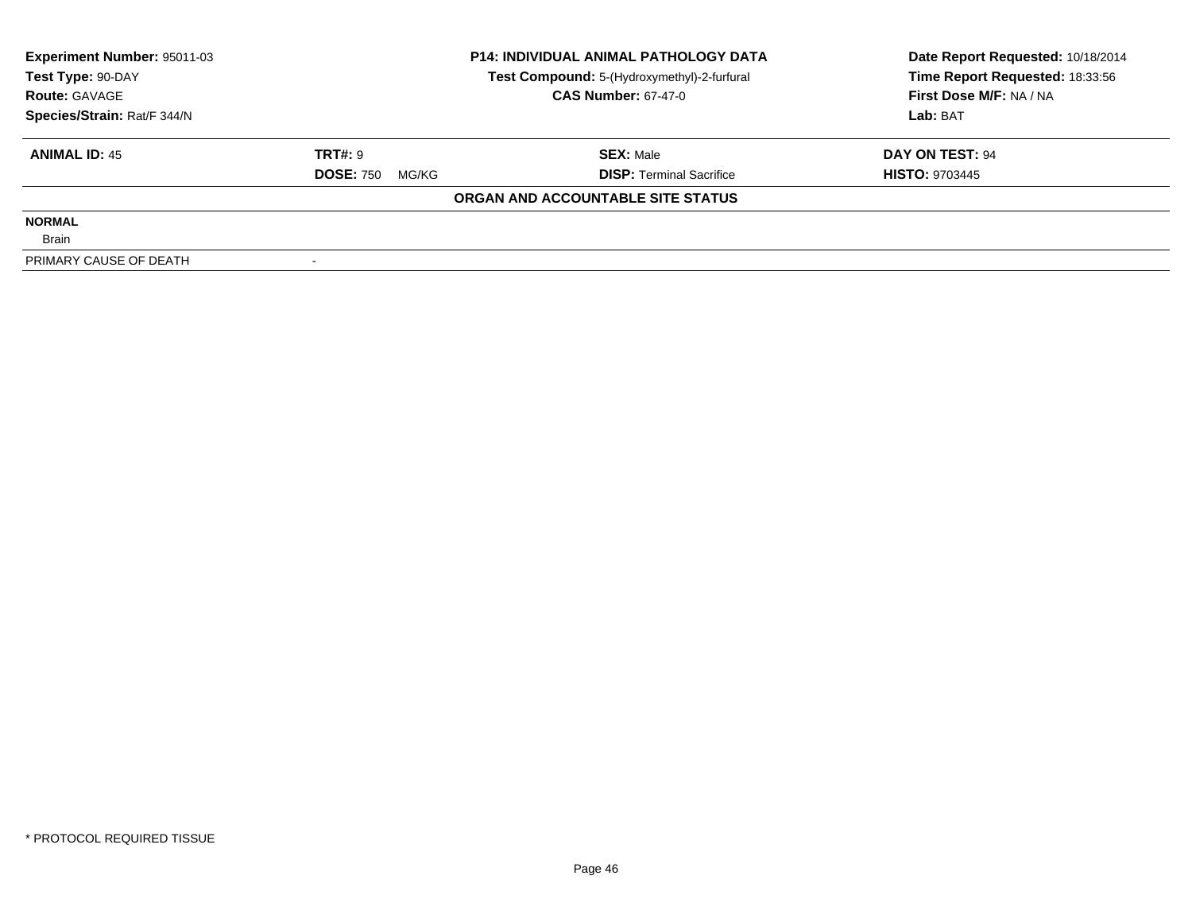| Experiment Number: 95011-03 | P14: INDIVIDUAL ANIMAL PATHOLOGY DATA | Date Report Requested: 10/18/2014 |
|---|---|---|
| Test Type: 90-DAY | Test Compound: 5-(Hydroxymethyl)-2-furfural | Time Report Requested: 18:33:56 |
| Route: GAVAGE | CAS Number: 67-47-0 | First Dose M/F: NA / NA |
| Species/Strain: Rat/F 344/N | | Lab: BAT |

| ANIMAL ID: 45 | TRT#: 9 | SEX: Male | DAY ON TEST: 94 |
|---|---|---|---|
| | DOSE: 750 MG/KG | DISP: Terminal Sacrifice | HISTO: 9703445 |

**ORGAN AND ACCOUNTABLE SITE STATUS**

| | |
|---|---|
| **NORMAL** | |
| Brain | |
| PRIMARY CAUSE OF DEATH | - |

* PROTOCOL REQUIRED TISSUE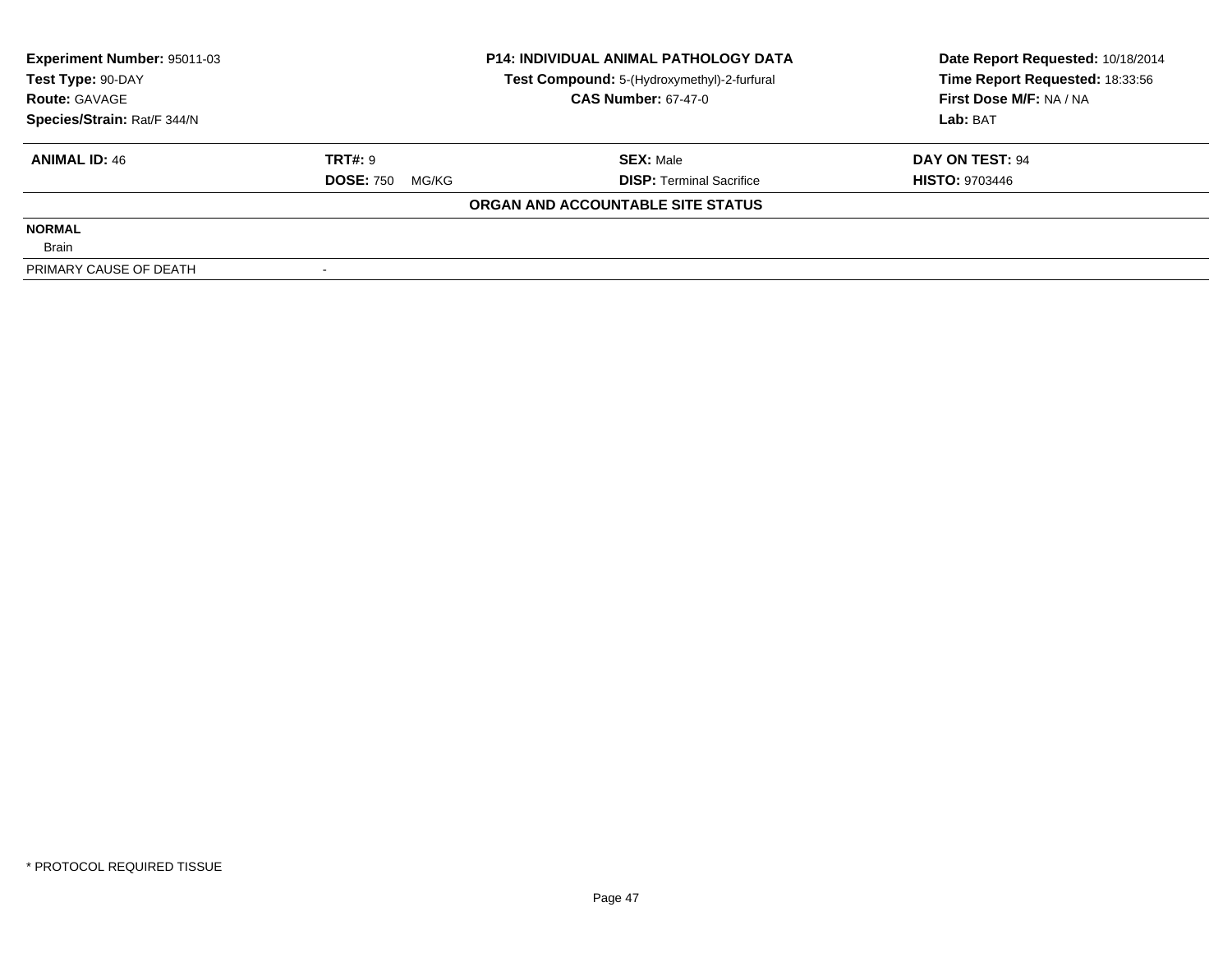**Experiment Number:** 95011-03
**Test Type:** 90-DAY
**Route:** GAVAGE
**Species/Strain:** Rat/F 344/N

**P14: INDIVIDUAL ANIMAL PATHOLOGY DATA**
**Test Compound:** 5-(Hydroxymethyl)-2-furfural
**CAS Number:** 67-47-0

**Date Report Requested:** 10/18/2014
**Time Report Requested:** 18:33:56
**First Dose M/F:** NA / NA
**Lab:** BAT

| **ANIMAL ID:** 46 | **TRT#:** 9 | **SEX:** Male | **DAY ON TEST:** 94 |
|---|---|---|---|
| | **DOSE:** 750 MG/KG | **DISP:** Terminal Sacrifice | **HISTO:** 9703446 |

**ORGAN AND ACCOUNTABLE SITE STATUS**

**NORMAL**

Brain

PRIMARY CAUSE OF DEATH -

* PROTOCOL REQUIRED TISSUE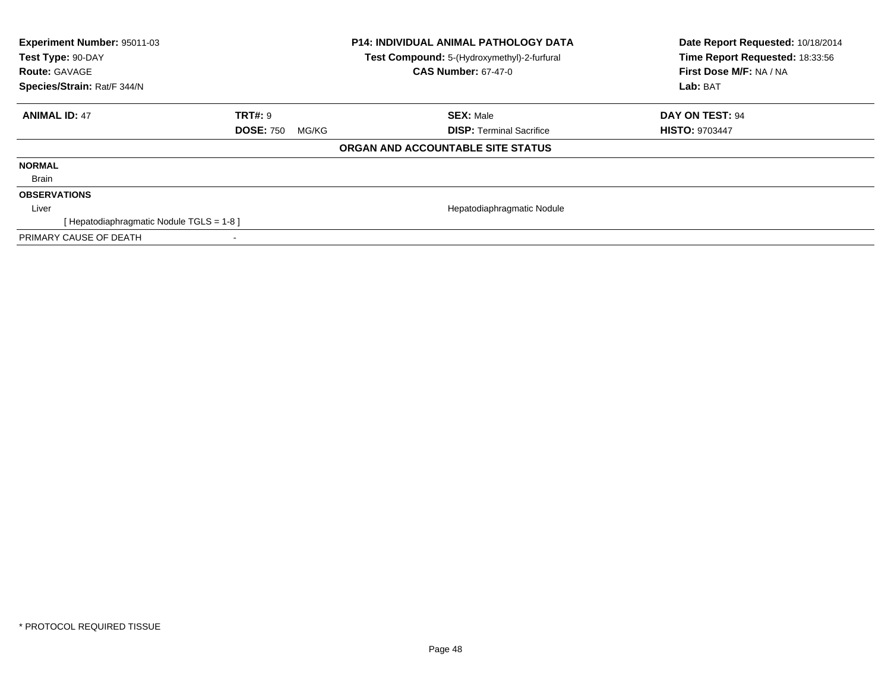**Experiment Number:** 95011-03
**Test Type:** 90-DAY
**Route:** GAVAGE
**Species/Strain:** Rat/F 344/N

**P14: INDIVIDUAL ANIMAL PATHOLOGY DATA**
**Test Compound:** 5-(Hydroxymethyl)-2-furfural
**CAS Number:** 67-47-0

**Date Report Requested:** 10/18/2014
**Time Report Requested:** 18:33:56
**First Dose M/F:** NA / NA
**Lab:** BAT

| **ANIMAL ID:** 47 | **TRT#:** 9 | **SEX:** Male | **DAY ON TEST:** 94 |
|---|---|---|---|
| | **DOSE:** 750 MG/KG | **DISP:** Terminal Sacrifice | **HISTO:** 9703447 |

**ORGAN AND ACCOUNTABLE SITE STATUS**

**NORMAL**

Brain

**OBSERVATIONS**

| Liver | Hepatodiaphragmatic Nodule |
|---|---|
| [ Hepatodiaphragmatic Nodule TGLS = 1-8 ] | |

PRIMARY CAUSE OF DEATH -

* PROTOCOL REQUIRED TISSUE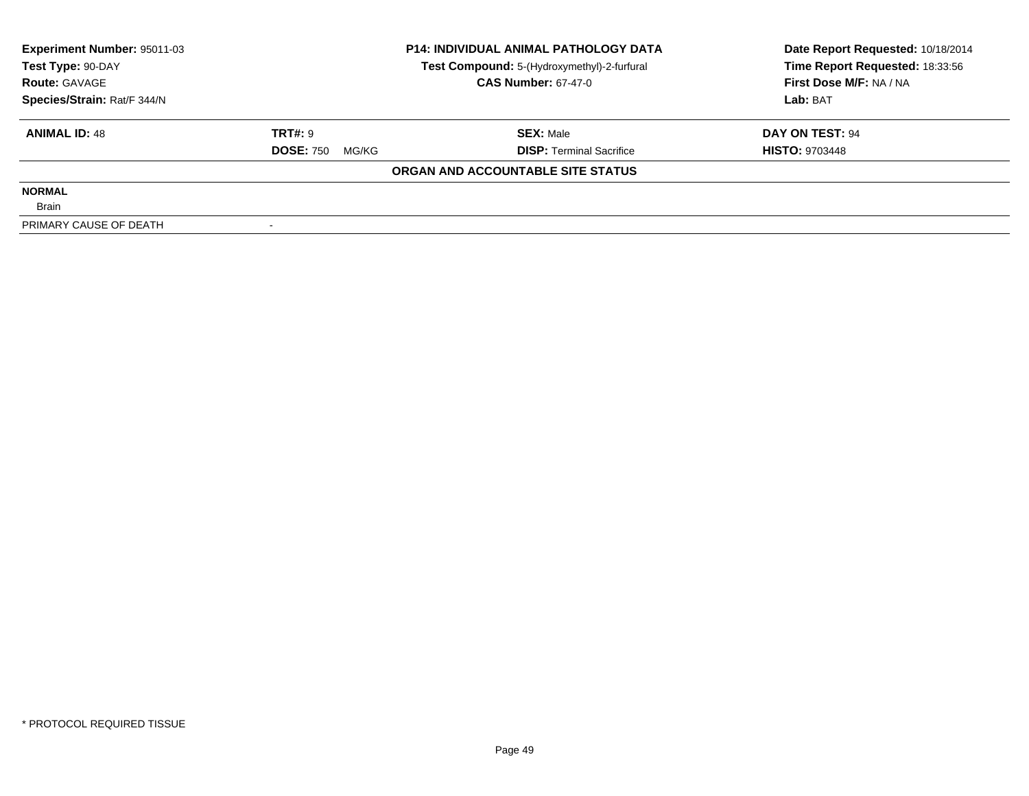| **Experiment Number:** 95011-03 | **P14: INDIVIDUAL ANIMAL PATHOLOGY DATA** | **Date Report Requested:** 10/18/2014 |
|---|---|---|
| **Test Type:** 90-DAY | **Test Compound:** 5-(Hydroxymethyl)-2-furfural | **Time Report Requested:** 18:33:56 |
| **Route:** GAVAGE | **CAS Number:** 67-47-0 | **First Dose M/F:** NA / NA |
| **Species/Strain:** Rat/F 344/N | | **Lab:** BAT |

| **ANIMAL ID:** 48 | **TRT#:** 9 | **SEX:** Male | **DAY ON TEST:** 94 |
|---|---|---|---|
| | **DOSE:** 750 MG/KG | **DISP:** Terminal Sacrifice | **HISTO:** 9703448 |

**ORGAN AND ACCOUNTABLE SITE STATUS**

**NORMAL**

Brain

| PRIMARY CAUSE OF DEATH | - |
|---|---|

* PROTOCOL REQUIRED TISSUE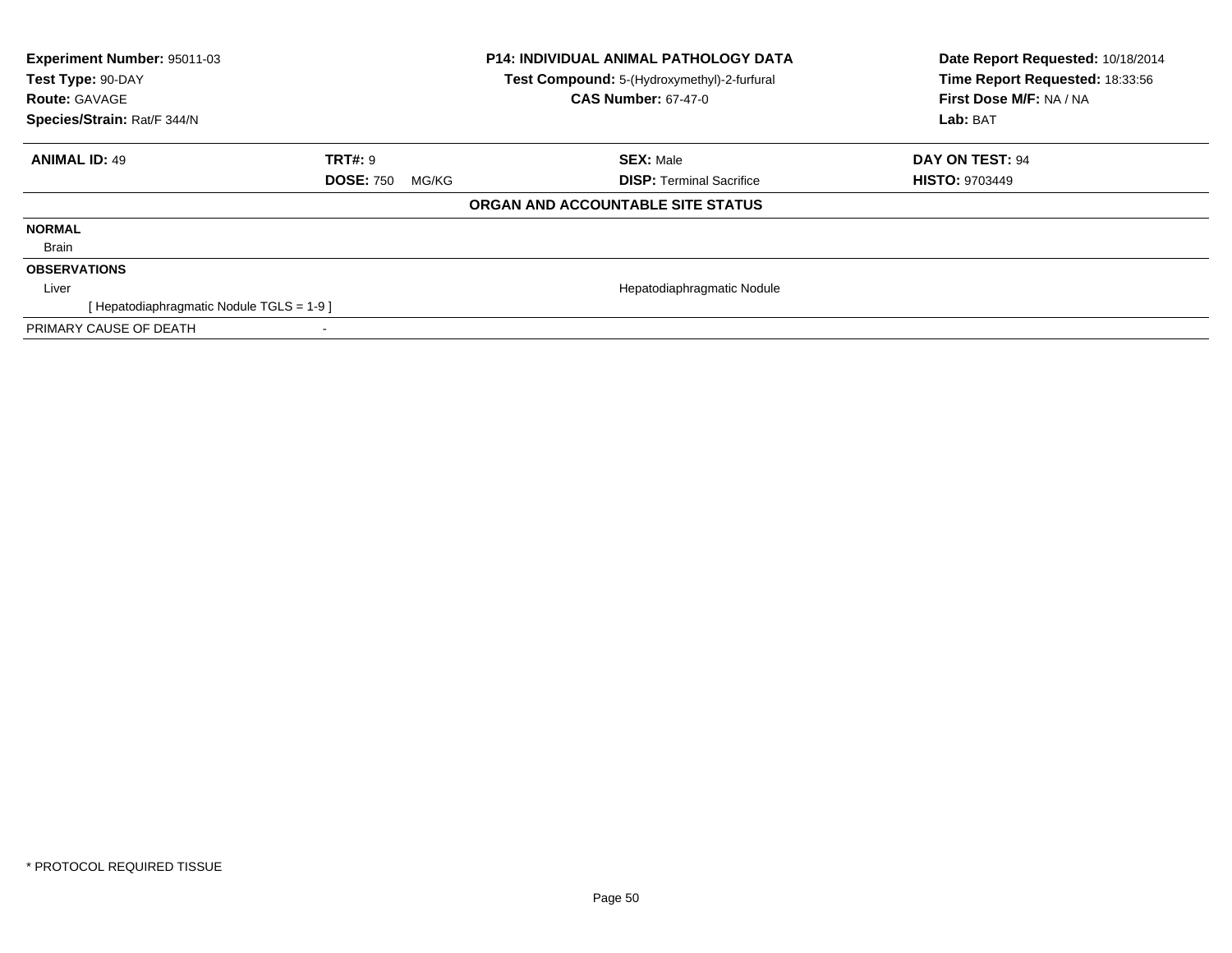| Experiment Number: 95011-03 | P14: INDIVIDUAL ANIMAL PATHOLOGY DATA | Date Report Requested: 10/18/2014 |
|---|---|---|
| Test Type: 90-DAY | Test Compound: 5-(Hydroxymethyl)-2-furfural | Time Report Requested: 18:33:56 |
| Route: GAVAGE | CAS Number: 67-47-0 | First Dose M/F: NA / NA |
| Species/Strain: Rat/F 344/N | | Lab: BAT |

| ANIMAL ID: 49 | TRT#: 9 | SEX: Male | DAY ON TEST: 94 |
|---|---|---|---|
| | DOSE: 750 MG/KG | DISP: Terminal Sacrifice | HISTO: 9703449 |

**ORGAN AND ACCOUNTABLE SITE STATUS**

| | | |
|---|---|---|
| **NORMAL** | | |
| Brain | | |
| **OBSERVATIONS** | | |
| Liver | | Hepatodiaphragmatic Nodule |
| [ Hepatodiaphragmatic Nodule TGLS = 1-9 ] | | |
| PRIMARY CAUSE OF DEATH | - | |

* PROTOCOL REQUIRED TISSUE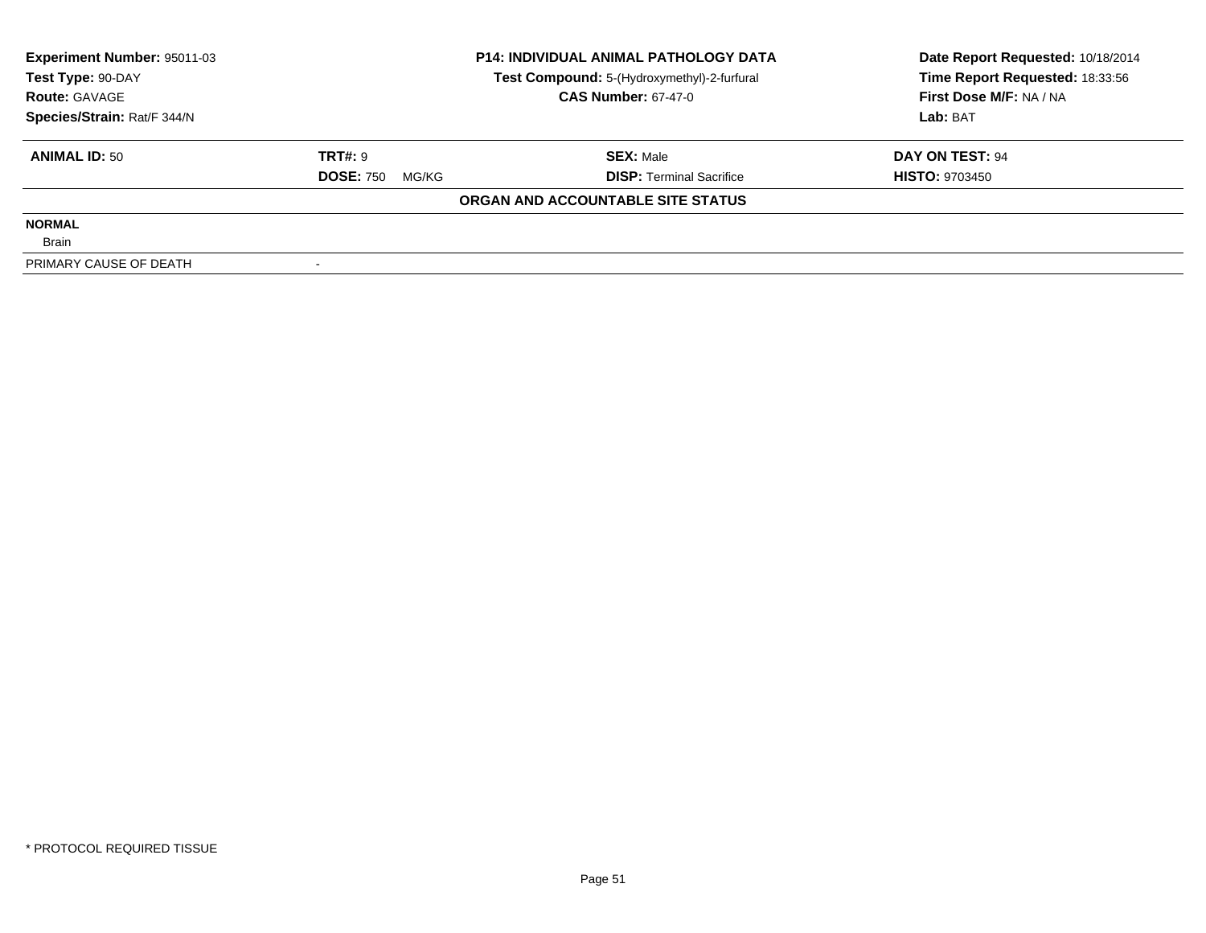**Experiment Number:** 95011-03
**Test Type:** 90-DAY
**Route:** GAVAGE
**Species/Strain:** Rat/F 344/N

**P14: INDIVIDUAL ANIMAL PATHOLOGY DATA**
**Test Compound:** 5-(Hydroxymethyl)-2-furfural
**CAS Number:** 67-47-0

**Date Report Requested:** 10/18/2014
**Time Report Requested:** 18:33:56
**First Dose M/F:** NA / NA
**Lab:** BAT

| **ANIMAL ID:** 50 | **TRT#:** 9 | **SEX:** Male | **DAY ON TEST:** 94 |
|---|---|---|---|
| | **DOSE:** 750 MG/KG | **DISP:** Terminal Sacrifice | **HISTO:** 9703450 |

**ORGAN AND ACCOUNTABLE SITE STATUS**

| | |
|---|---|
| **NORMAL** | |
| Brain | |
| PRIMARY CAUSE OF DEATH | - |

* PROTOCOL REQUIRED TISSUE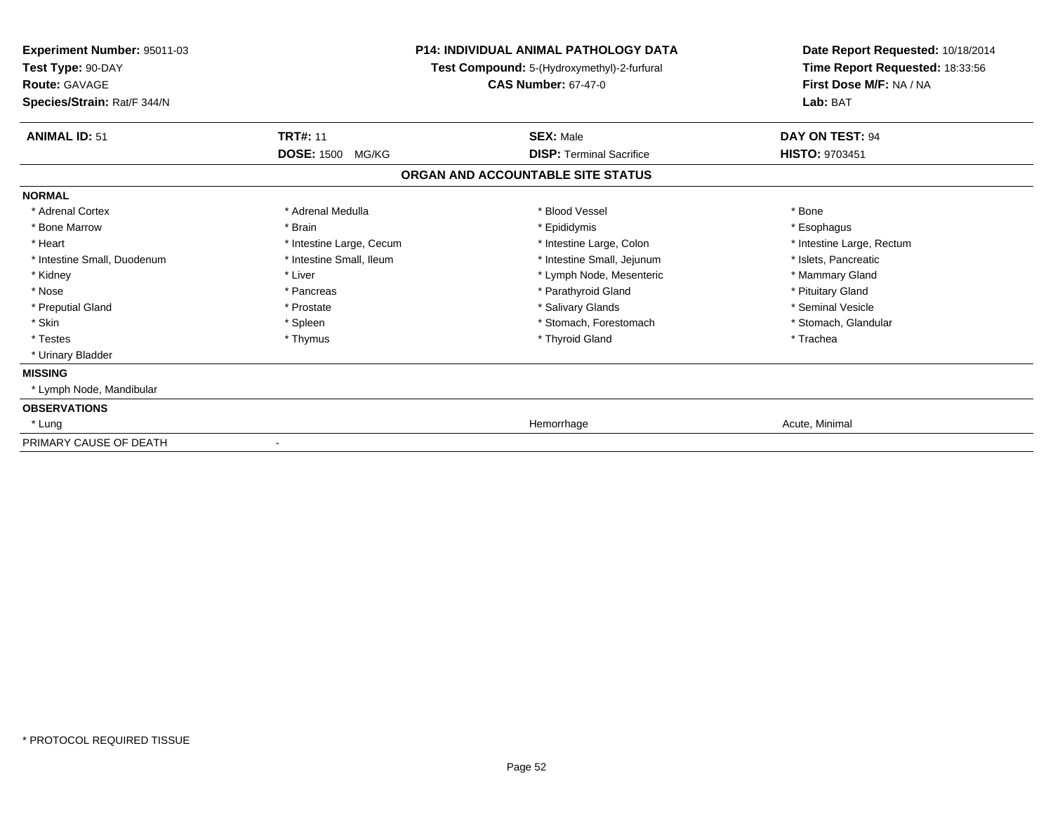**Experiment Number:** 95011-03
**Test Type:** 90-DAY
**Route:** GAVAGE
**Species/Strain:** Rat/F 344/N

**P14: INDIVIDUAL ANIMAL PATHOLOGY DATA**
**Test Compound:** 5-(Hydroxymethyl)-2-furfural
**CAS Number:** 67-47-0

**Date Report Requested:** 10/18/2014
**Time Report Requested:** 18:33:56
**First Dose M/F:** NA / NA
**Lab:** BAT

| **ANIMAL ID:** 51 | **TRT#:** 11 | **SEX:** Male | **DAY ON TEST:** 94 |
|---|---|---|---|
| | **DOSE:** 1500 MG/KG | **DISP:** Terminal Sacrifice | **HISTO:** 9703451 |

**ORGAN AND ACCOUNTABLE SITE STATUS**

| | | | |
|---|---|---|---|
| **NORMAL** | | | |
| * Adrenal Cortex | * Adrenal Medulla | * Blood Vessel | * Bone |
| * Bone Marrow | * Brain | * Epididymis | * Esophagus |
| * Heart | * Intestine Large, Cecum | * Intestine Large, Colon | * Intestine Large, Rectum |
| * Intestine Small, Duodenum | * Intestine Small, Ileum | * Intestine Small, Jejunum | * Islets, Pancreatic |
| * Kidney | * Liver | * Lymph Node, Mesenteric | * Mammary Gland |
| * Nose | * Pancreas | * Parathyroid Gland | * Pituitary Gland |
| * Preputial Gland | * Prostate | * Salivary Glands | * Seminal Vesicle |
| * Skin | * Spleen | * Stomach, Forestomach | * Stomach, Glandular |
| * Testes | * Thymus | * Thyroid Gland | * Trachea |
| * Urinary Bladder | | | |
| **MISSING** | | | |
| * Lymph Node, Mandibular | | | |
| **OBSERVATIONS** | | | |
| * Lung | | Hemorrhage | Acute, Minimal |
| PRIMARY CAUSE OF DEATH | - | | |

* PROTOCOL REQUIRED TISSUE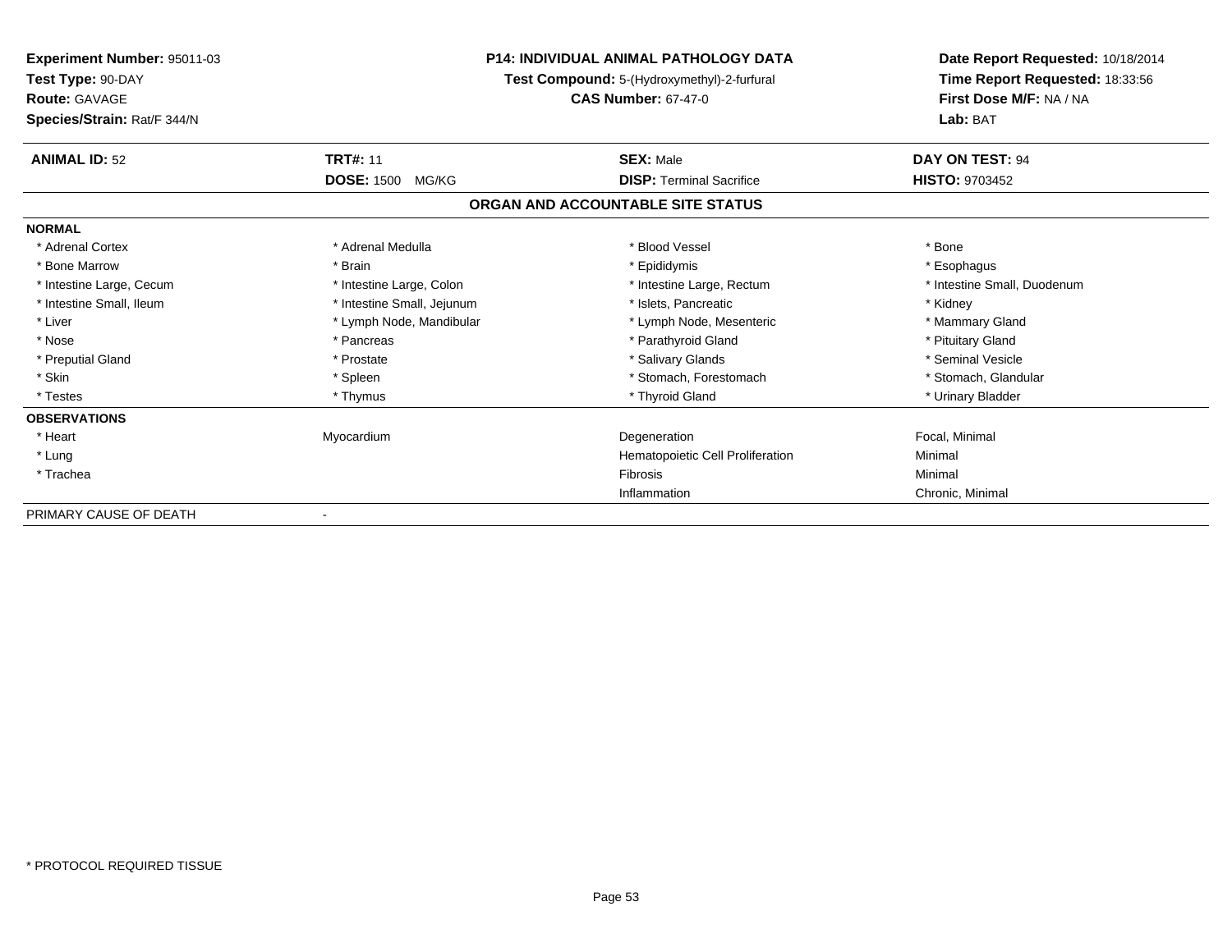**Experiment Number:** 95011-03
**Test Type:** 90-DAY
**Route:** GAVAGE
**Species/Strain:** Rat/F 344/N

**P14: INDIVIDUAL ANIMAL PATHOLOGY DATA**
**Test Compound:** 5-(Hydroxymethyl)-2-furfural
**CAS Number:** 67-47-0

**Date Report Requested:** 10/18/2014
**Time Report Requested:** 18:33:56
**First Dose M/F:** NA / NA
**Lab:** BAT

| **ANIMAL ID:** 52 | **TRT#:** 11 | **SEX:** Male | **DAY ON TEST:** 94 |
|---|---|---|---|
| | **DOSE:** 1500 MG/KG | **DISP:** Terminal Sacrifice | **HISTO:** 9703452 |

## ORGAN AND ACCOUNTABLE SITE STATUS

| | | | |
|---|---|---|---|
| **NORMAL** | | | |
| * Adrenal Cortex | * Adrenal Medulla | * Blood Vessel | * Bone |
| * Bone Marrow | * Brain | * Epididymis | * Esophagus |
| * Intestine Large, Cecum | * Intestine Large, Colon | * Intestine Large, Rectum | * Intestine Small, Duodenum |
| * Intestine Small, Ileum | * Intestine Small, Jejunum | * Islets, Pancreatic | * Kidney |
| * Liver | * Lymph Node, Mandibular | * Lymph Node, Mesenteric | * Mammary Gland |
| * Nose | * Pancreas | * Parathyroid Gland | * Pituitary Gland |
| * Preputial Gland | * Prostate | * Salivary Glands | * Seminal Vesicle |
| * Skin | * Spleen | * Stomach, Forestomach | * Stomach, Glandular |
| * Testes | * Thymus | * Thyroid Gland | * Urinary Bladder |
| **OBSERVATIONS** | | | |
| * Heart | Myocardium | Degeneration | Focal, Minimal |
| * Lung | | Hematopoietic Cell Proliferation | Minimal |
| * Trachea | | Fibrosis | Minimal |
| | | Inflammation | Chronic, Minimal |
| PRIMARY CAUSE OF DEATH | - | | |

* PROTOCOL REQUIRED TISSUE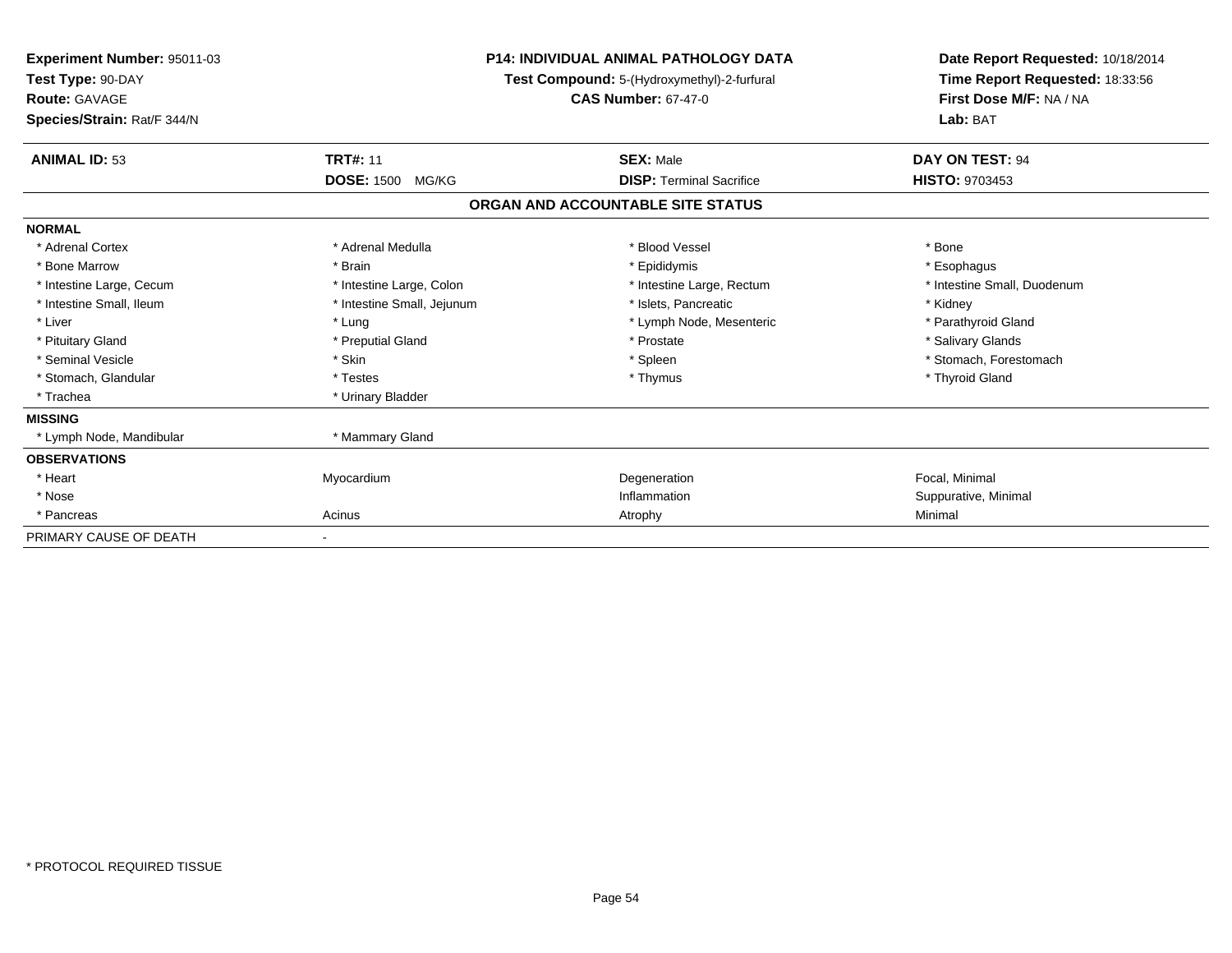**Experiment Number:** 95011-03
**Test Type:** 90-DAY
**Route:** GAVAGE
**Species/Strain:** Rat/F 344/N

**P14: INDIVIDUAL ANIMAL PATHOLOGY DATA**
**Test Compound:** 5-(Hydroxymethyl)-2-furfural
**CAS Number:** 67-47-0

**Date Report Requested:** 10/18/2014
**Time Report Requested:** 18:33:56
**First Dose M/F:** NA / NA
**Lab:** BAT

| **ANIMAL ID:** 53 | **TRT#:** 11 | **SEX:** Male | **DAY ON TEST:** 94 |
|---|---|---|---|
| | **DOSE:** 1500 MG/KG | **DISP:** Terminal Sacrifice | **HISTO:** 9703453 |

## ORGAN AND ACCOUNTABLE SITE STATUS

| | | | |
|---|---|---|---|
| **NORMAL** | | | |
| * Adrenal Cortex | * Adrenal Medulla | * Blood Vessel | * Bone |
| * Bone Marrow | * Brain | * Epididymis | * Esophagus |
| * Intestine Large, Cecum | * Intestine Large, Colon | * Intestine Large, Rectum | * Intestine Small, Duodenum |
| * Intestine Small, Ileum | * Intestine Small, Jejunum | * Islets, Pancreatic | * Kidney |
| * Liver | * Lung | * Lymph Node, Mesenteric | * Parathyroid Gland |
| * Pituitary Gland | * Preputial Gland | * Prostate | * Salivary Glands |
| * Seminal Vesicle | * Skin | * Spleen | * Stomach, Forestomach |
| * Stomach, Glandular | * Testes | * Thymus | * Thyroid Gland |
| * Trachea | * Urinary Bladder | | |
| **MISSING** | | | |
| * Lymph Node, Mandibular | * Mammary Gland | | |
| **OBSERVATIONS** | | | |
| * Heart | Myocardium | Degeneration | Focal, Minimal |
| * Nose | | Inflammation | Suppurative, Minimal |
| * Pancreas | Acinus | Atrophy | Minimal |
| PRIMARY CAUSE OF DEATH | - | | |

* PROTOCOL REQUIRED TISSUE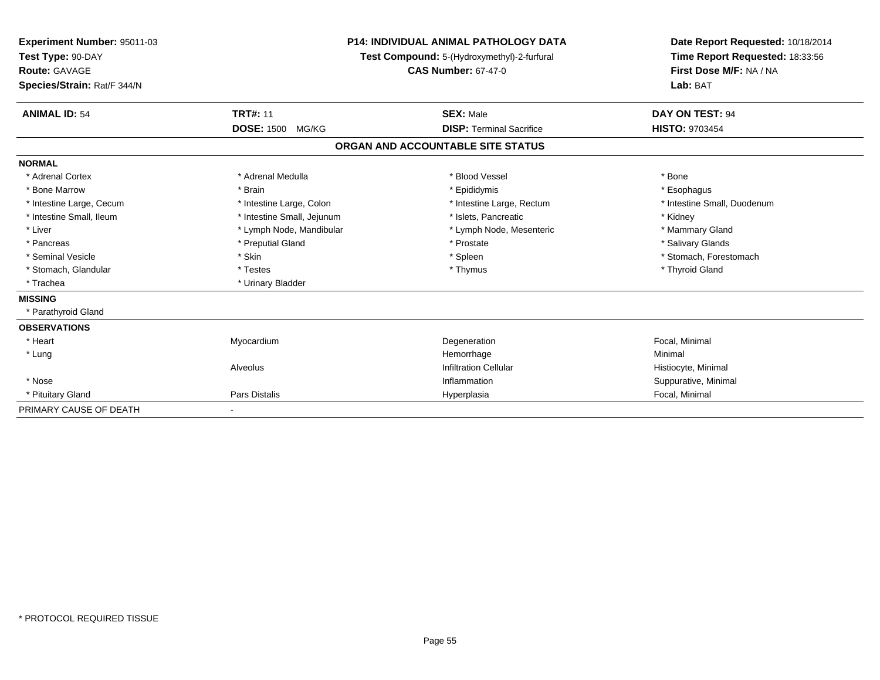**Experiment Number:** 95011-03
**Test Type:** 90-DAY
**Route:** GAVAGE
**Species/Strain:** Rat/F 344/N

**P14: INDIVIDUAL ANIMAL PATHOLOGY DATA**
**Test Compound:** 5-(Hydroxymethyl)-2-furfural
**CAS Number:** 67-47-0

**Date Report Requested:** 10/18/2014
**Time Report Requested:** 18:33:56
**First Dose M/F:** NA / NA
**Lab:** BAT

| **ANIMAL ID:** 54 | **TRT#:** 11 | **SEX:** Male | **DAY ON TEST:** 94 |
|---|---|---|---|
| | **DOSE:** 1500 MG/KG | **DISP:** Terminal Sacrifice | **HISTO:** 9703454 |

## ORGAN AND ACCOUNTABLE SITE STATUS

**NORMAL**

| | | | |
|---|---|---|---|
| * Adrenal Cortex | * Adrenal Medulla | * Blood Vessel | * Bone |
| * Bone Marrow | * Brain | * Epididymis | * Esophagus |
| * Intestine Large, Cecum | * Intestine Large, Colon | * Intestine Large, Rectum | * Intestine Small, Duodenum |
| * Intestine Small, Ileum | * Intestine Small, Jejunum | * Islets, Pancreatic | * Kidney |
| * Liver | * Lymph Node, Mandibular | * Lymph Node, Mesenteric | * Mammary Gland |
| * Pancreas | * Preputial Gland | * Prostate | * Salivary Glands |
| * Seminal Vesicle | * Skin | * Spleen | * Stomach, Forestomach |
| * Stomach, Glandular | * Testes | * Thymus | * Thyroid Gland |
| * Trachea | * Urinary Bladder | | |

**MISSING**

* Parathyroid Gland

**OBSERVATIONS**

| | | | |
|---|---|---|---|
| * Heart | Myocardium | Degeneration | Focal, Minimal |
| * Lung | | Hemorrhage | Minimal |
| | Alveolus | Infiltration Cellular | Histiocyte, Minimal |
| * Nose | | Inflammation | Suppurative, Minimal |
| * Pituitary Gland | Pars Distalis | Hyperplasia | Focal, Minimal |

PRIMARY CAUSE OF DEATH -

* PROTOCOL REQUIRED TISSUE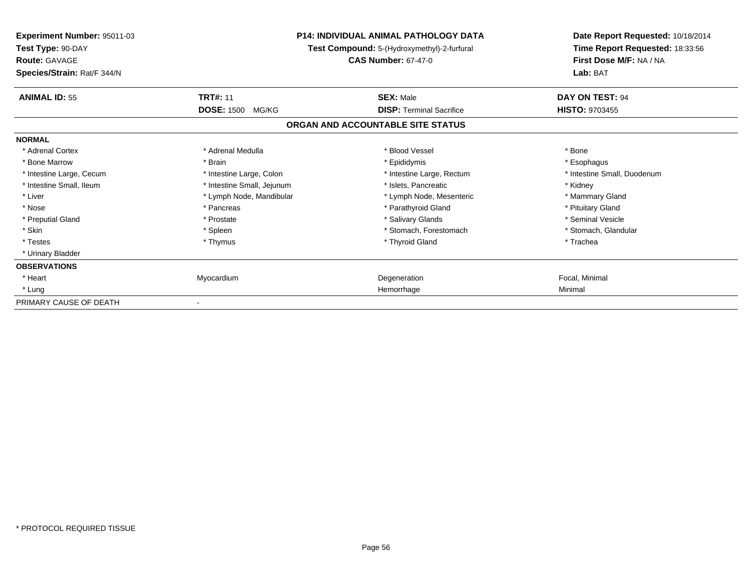**Experiment Number:** 95011-03
**Test Type:** 90-DAY
**Route:** GAVAGE
**Species/Strain:** Rat/F 344/N

**P14: INDIVIDUAL ANIMAL PATHOLOGY DATA**
**Test Compound:** 5-(Hydroxymethyl)-2-furfural
**CAS Number:** 67-47-0

**Date Report Requested:** 10/18/2014
**Time Report Requested:** 18:33:56
**First Dose M/F:** NA / NA
**Lab:** BAT

| **ANIMAL ID:** 55 | **TRT#:** 11 | **SEX:** Male | **DAY ON TEST:** 94 |
|---|---|---|---|
| | **DOSE:** 1500 MG/KG | **DISP:** Terminal Sacrifice | **HISTO:** 9703455 |

## ORGAN AND ACCOUNTABLE SITE STATUS

| | | | |
|---|---|---|---|
| **NORMAL** | | | |
| * Adrenal Cortex | * Adrenal Medulla | * Blood Vessel | * Bone |
| * Bone Marrow | * Brain | * Epididymis | * Esophagus |
| * Intestine Large, Cecum | * Intestine Large, Colon | * Intestine Large, Rectum | * Intestine Small, Duodenum |
| * Intestine Small, Ileum | * Intestine Small, Jejunum | * Islets, Pancreatic | * Kidney |
| * Liver | * Lymph Node, Mandibular | * Lymph Node, Mesenteric | * Mammary Gland |
| * Nose | * Pancreas | * Parathyroid Gland | * Pituitary Gland |
| * Preputial Gland | * Prostate | * Salivary Glands | * Seminal Vesicle |
| * Skin | * Spleen | * Stomach, Forestomach | * Stomach, Glandular |
| * Testes | * Thymus | * Thyroid Gland | * Trachea |
| * Urinary Bladder | | | |
| **OBSERVATIONS** | | | |
| * Heart | Myocardium | Degeneration | Focal, Minimal |
| * Lung | | Hemorrhage | Minimal |
| PRIMARY CAUSE OF DEATH | - | | |

* PROTOCOL REQUIRED TISSUE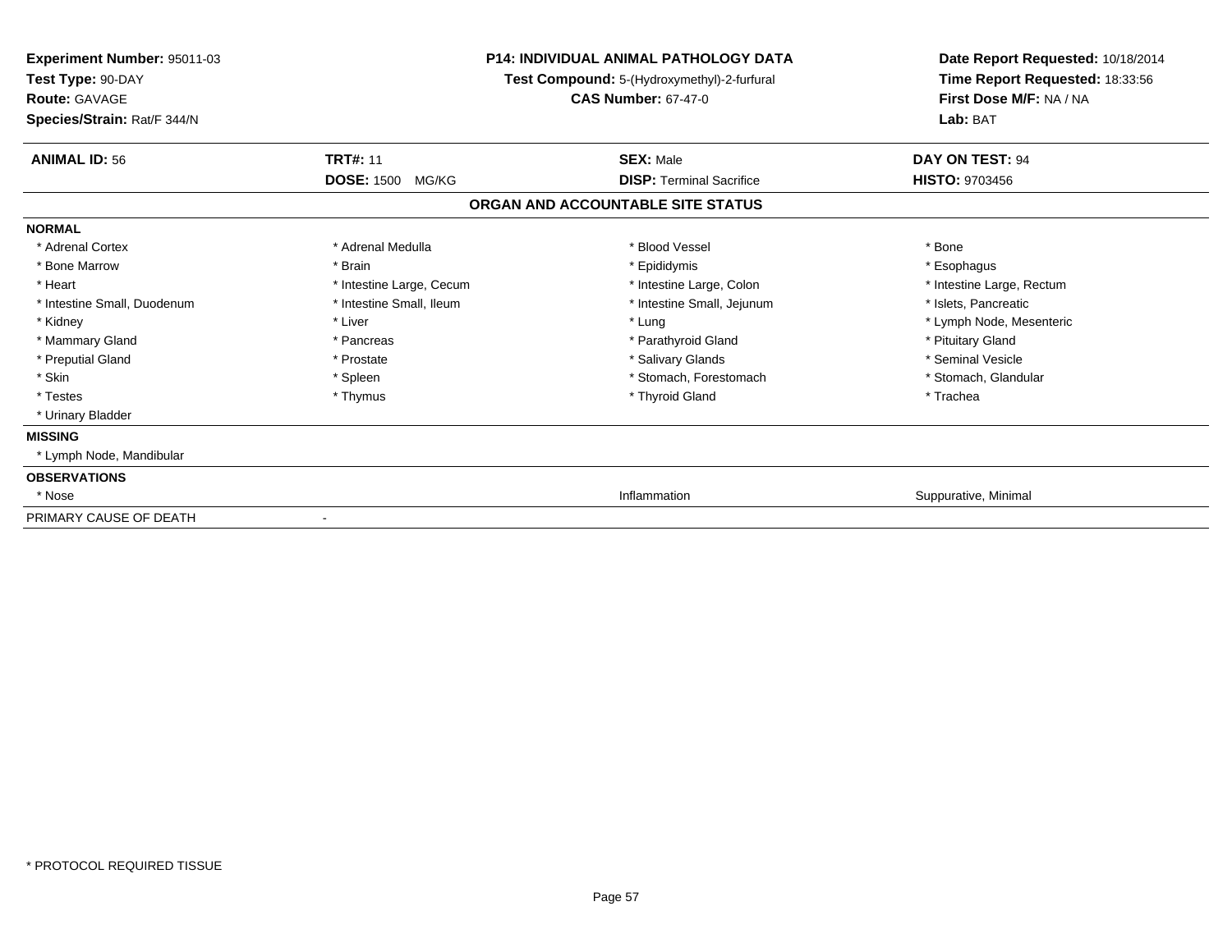**Experiment Number:** 95011-03
**Test Type:** 90-DAY
**Route:** GAVAGE
**Species/Strain:** Rat/F 344/N

**P14: INDIVIDUAL ANIMAL PATHOLOGY DATA**
**Test Compound:** 5-(Hydroxymethyl)-2-furfural
**CAS Number:** 67-47-0

**Date Report Requested:** 10/18/2014
**Time Report Requested:** 18:33:56
**First Dose M/F:** NA / NA
**Lab:** BAT

| **ANIMAL ID:** 56 | **TRT#:** 11 | **SEX:** Male | **DAY ON TEST:** 94 |
|---|---|---|---|
| | **DOSE:** 1500 MG/KG | **DISP:** Terminal Sacrifice | **HISTO:** 9703456 |

## ORGAN AND ACCOUNTABLE SITE STATUS

| | | | |
|---|---|---|---|
| **NORMAL** | | | |
| * Adrenal Cortex | * Adrenal Medulla | * Blood Vessel | * Bone |
| * Bone Marrow | * Brain | * Epididymis | * Esophagus |
| * Heart | * Intestine Large, Cecum | * Intestine Large, Colon | * Intestine Large, Rectum |
| * Intestine Small, Duodenum | * Intestine Small, Ileum | * Intestine Small, Jejunum | * Islets, Pancreatic |
| * Kidney | * Liver | * Lung | * Lymph Node, Mesenteric |
| * Mammary Gland | * Pancreas | * Parathyroid Gland | * Pituitary Gland |
| * Preputial Gland | * Prostate | * Salivary Glands | * Seminal Vesicle |
| * Skin | * Spleen | * Stomach, Forestomach | * Stomach, Glandular |
| * Testes | * Thymus | * Thyroid Gland | * Trachea |
| * Urinary Bladder | | | |
| **MISSING** | | | |
| * Lymph Node, Mandibular | | | |
| **OBSERVATIONS** | | | |
| * Nose | | Inflammation | Suppurative, Minimal |
| PRIMARY CAUSE OF DEATH | - | | |

* PROTOCOL REQUIRED TISSUE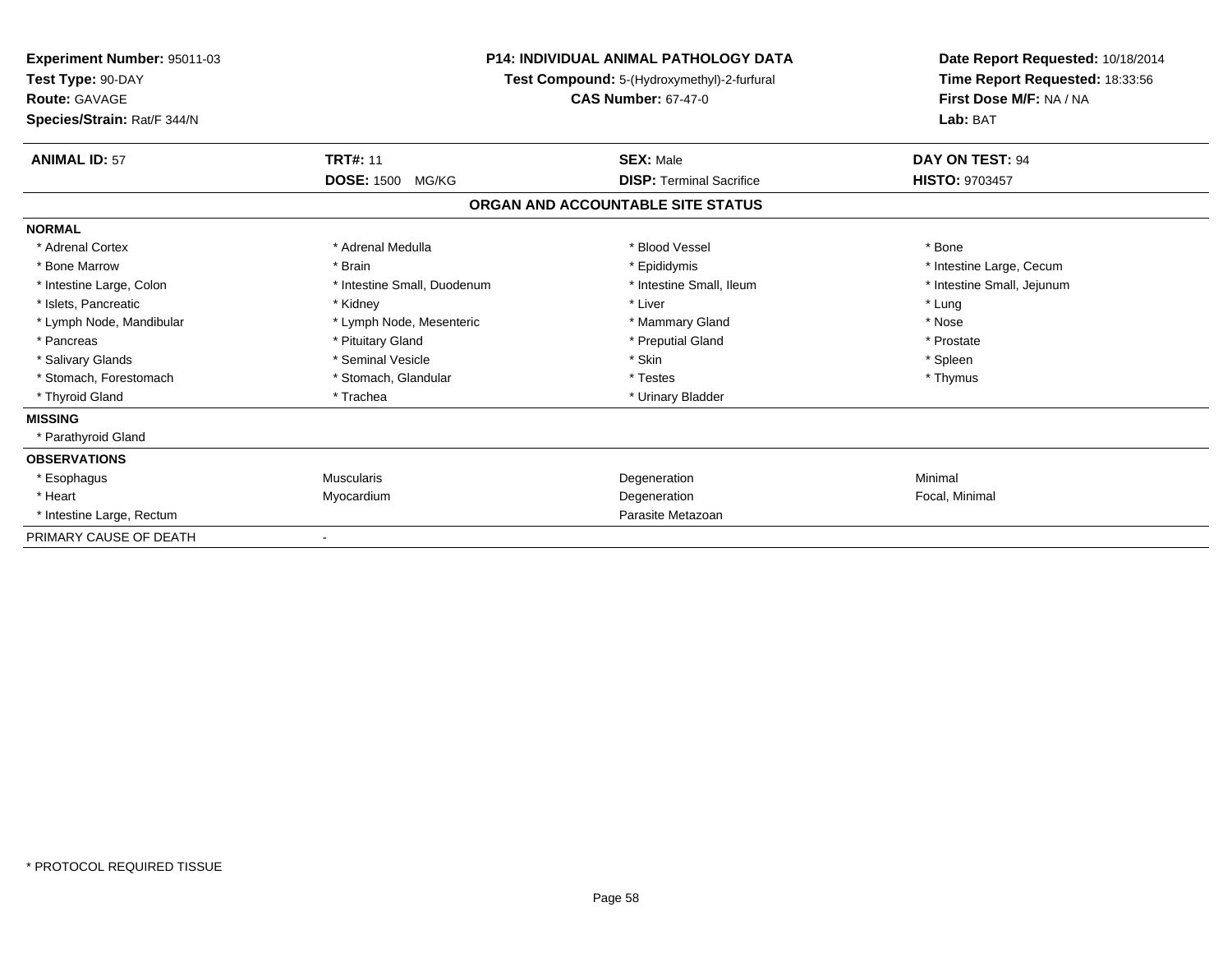**Experiment Number:** 95011-03
**Test Type:** 90-DAY
**Route:** GAVAGE
**Species/Strain:** Rat/F 344/N

**P14: INDIVIDUAL ANIMAL PATHOLOGY DATA**
**Test Compound:** 5-(Hydroxymethyl)-2-furfural
**CAS Number:** 67-47-0

**Date Report Requested:** 10/18/2014
**Time Report Requested:** 18:33:56
**First Dose M/F:** NA / NA
**Lab:** BAT

| **ANIMAL ID:** 57 | **TRT#:** 11 | **SEX:** Male | **DAY ON TEST:** 94 |
|---|---|---|---|
| | **DOSE:** 1500 MG/KG | **DISP:** Terminal Sacrifice | **HISTO:** 9703457 |

## ORGAN AND ACCOUNTABLE SITE STATUS

**NORMAL**

| | | | |
|---|---|---|---|
| * Adrenal Cortex | * Adrenal Medulla | * Blood Vessel | * Bone |
| * Bone Marrow | * Brain | * Epididymis | * Intestine Large, Cecum |
| * Intestine Large, Colon | * Intestine Small, Duodenum | * Intestine Small, Ileum | * Intestine Small, Jejunum |
| * Islets, Pancreatic | * Kidney | * Liver | * Lung |
| * Lymph Node, Mandibular | * Lymph Node, Mesenteric | * Mammary Gland | * Nose |
| * Pancreas | * Pituitary Gland | * Preputial Gland | * Prostate |
| * Salivary Glands | * Seminal Vesicle | * Skin | * Spleen |
| * Stomach, Forestomach | * Stomach, Glandular | * Testes | * Thymus |
| * Thyroid Gland | * Trachea | * Urinary Bladder | |

**MISSING**

* Parathyroid Gland

**OBSERVATIONS**

| | | | |
|---|---|---|---|
| * Esophagus | Muscularis | Degeneration | Minimal |
| * Heart | Myocardium | Degeneration | Focal, Minimal |
| * Intestine Large, Rectum | | Parasite Metazoan | |

PRIMARY CAUSE OF DEATH -

\* PROTOCOL REQUIRED TISSUE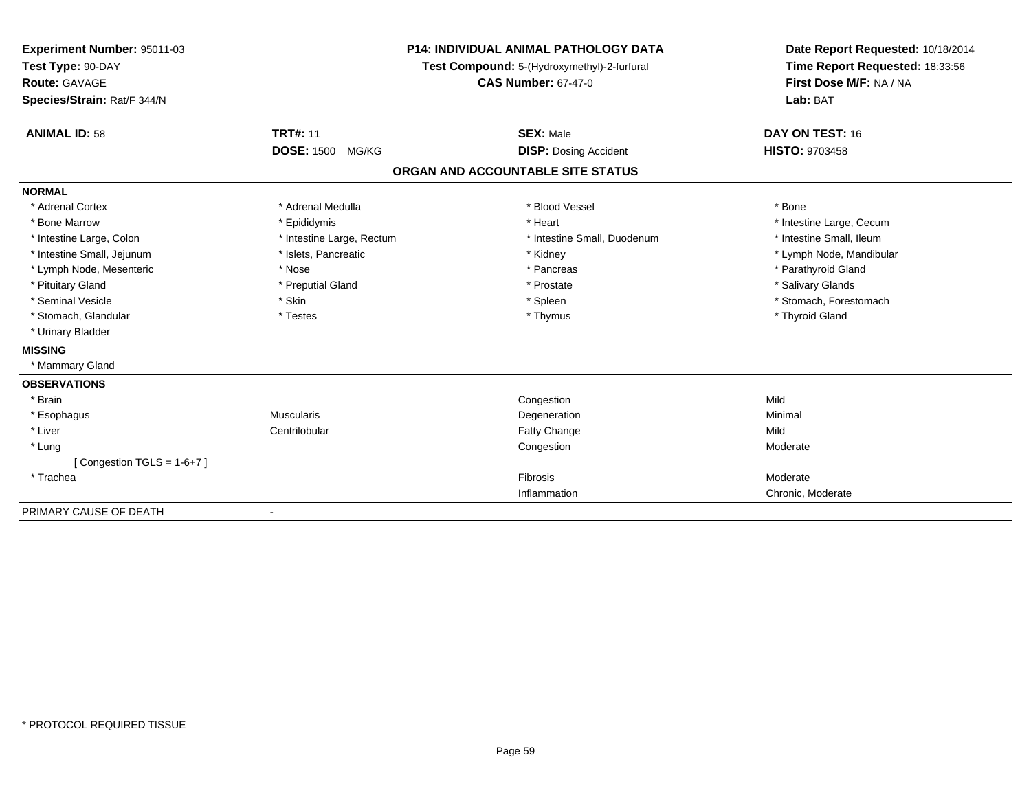**Experiment Number:** 95011-03
**Test Type:** 90-DAY
**Route:** GAVAGE
**Species/Strain:** Rat/F 344/N

**P14: INDIVIDUAL ANIMAL PATHOLOGY DATA**
**Test Compound:** 5-(Hydroxymethyl)-2-furfural
**CAS Number:** 67-47-0

**Date Report Requested:** 10/18/2014
**Time Report Requested:** 18:33:56
**First Dose M/F:** NA / NA
**Lab:** BAT

| **ANIMAL ID:** 58 | **TRT#:** 11 | **SEX:** Male | **DAY ON TEST:** 16 |
|---|---|---|---|
| | **DOSE:** 1500 MG/KG | **DISP:** Dosing Accident | **HISTO:** 9703458 |

## ORGAN AND ACCOUNTABLE SITE STATUS

**NORMAL**

| | | | |
|---|---|---|---|
| * Adrenal Cortex | * Adrenal Medulla | * Blood Vessel | * Bone |
| * Bone Marrow | * Epididymis | * Heart | * Intestine Large, Cecum |
| * Intestine Large, Colon | * Intestine Large, Rectum | * Intestine Small, Duodenum | * Intestine Small, Ileum |
| * Intestine Small, Jejunum | * Islets, Pancreatic | * Kidney | * Lymph Node, Mandibular |
| * Lymph Node, Mesenteric | * Nose | * Pancreas | * Parathyroid Gland |
| * Pituitary Gland | * Preputial Gland | * Prostate | * Salivary Glands |
| * Seminal Vesicle | * Skin | * Spleen | * Stomach, Forestomach |
| * Stomach, Glandular | * Testes | * Thymus | * Thyroid Gland |
| * Urinary Bladder | | | |

**MISSING**

* Mammary Gland

**OBSERVATIONS**

| | | | |
|---|---|---|---|
| * Brain | | Congestion | Mild |
| * Esophagus | Muscularis | Degeneration | Minimal |
| * Liver | Centrilobular | Fatty Change | Mild |
| * Lung | | Congestion | Moderate |
| [ Congestion TGLS = 1-6+7 ] | | | |
| * Trachea | | Fibrosis | Moderate |
| | | Inflammation | Chronic, Moderate |

PRIMARY CAUSE OF DEATH -

* PROTOCOL REQUIRED TISSUE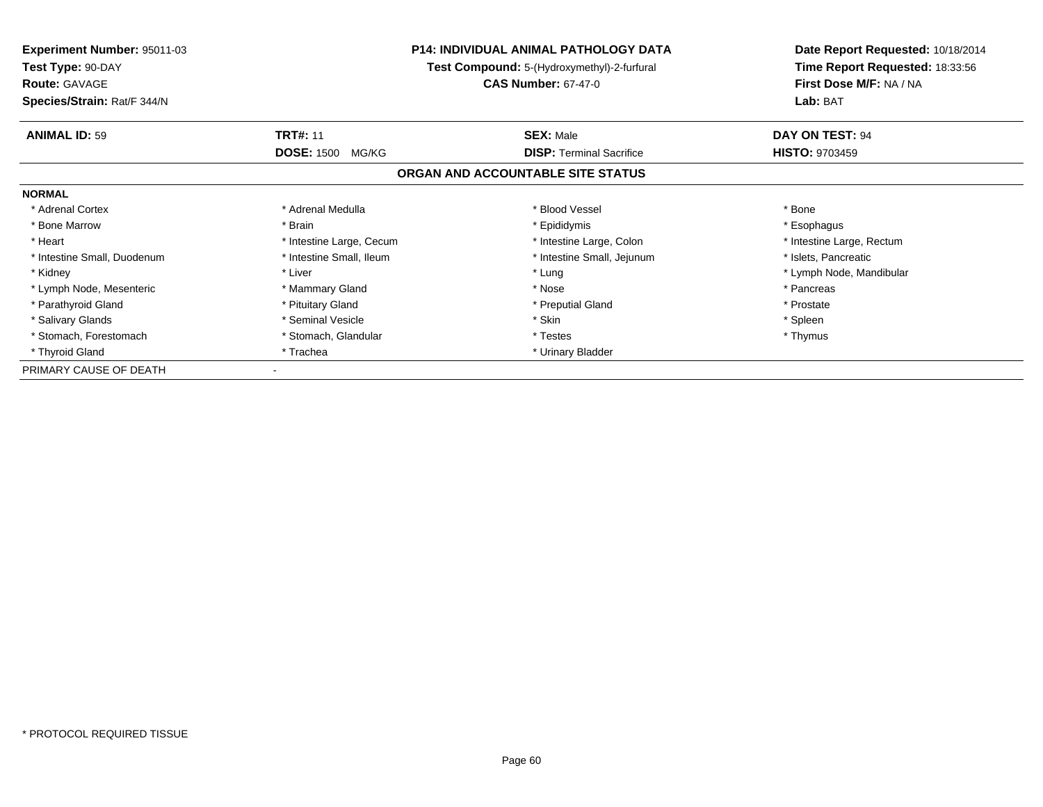**Experiment Number:** 95011-03
**Test Type:** 90-DAY
**Route:** GAVAGE
**Species/Strain:** Rat/F 344/N

**P14: INDIVIDUAL ANIMAL PATHOLOGY DATA**
**Test Compound:** 5-(Hydroxymethyl)-2-furfural
**CAS Number:** 67-47-0

**Date Report Requested:** 10/18/2014
**Time Report Requested:** 18:33:56
**First Dose M/F:** NA / NA
**Lab:** BAT

| **ANIMAL ID:** 59 | **TRT#:** 11 | **SEX:** Male | **DAY ON TEST:** 94 |
|---|---|---|---|
| | **DOSE:** 1500 MG/KG | **DISP:** Terminal Sacrifice | **HISTO:** 9703459 |

## ORGAN AND ACCOUNTABLE SITE STATUS

**NORMAL**

| | | | |
|---|---|---|---|
| * Adrenal Cortex | * Adrenal Medulla | * Blood Vessel | * Bone |
| * Bone Marrow | * Brain | * Epididymis | * Esophagus |
| * Heart | * Intestine Large, Cecum | * Intestine Large, Colon | * Intestine Large, Rectum |
| * Intestine Small, Duodenum | * Intestine Small, Ileum | * Intestine Small, Jejunum | * Islets, Pancreatic |
| * Kidney | * Liver | * Lung | * Lymph Node, Mandibular |
| * Lymph Node, Mesenteric | * Mammary Gland | * Nose | * Pancreas |
| * Parathyroid Gland | * Pituitary Gland | * Preputial Gland | * Prostate |
| * Salivary Glands | * Seminal Vesicle | * Skin | * Spleen |
| * Stomach, Forestomach | * Stomach, Glandular | * Testes | * Thymus |
| * Thyroid Gland | * Trachea | * Urinary Bladder | |

PRIMARY CAUSE OF DEATH -

* PROTOCOL REQUIRED TISSUE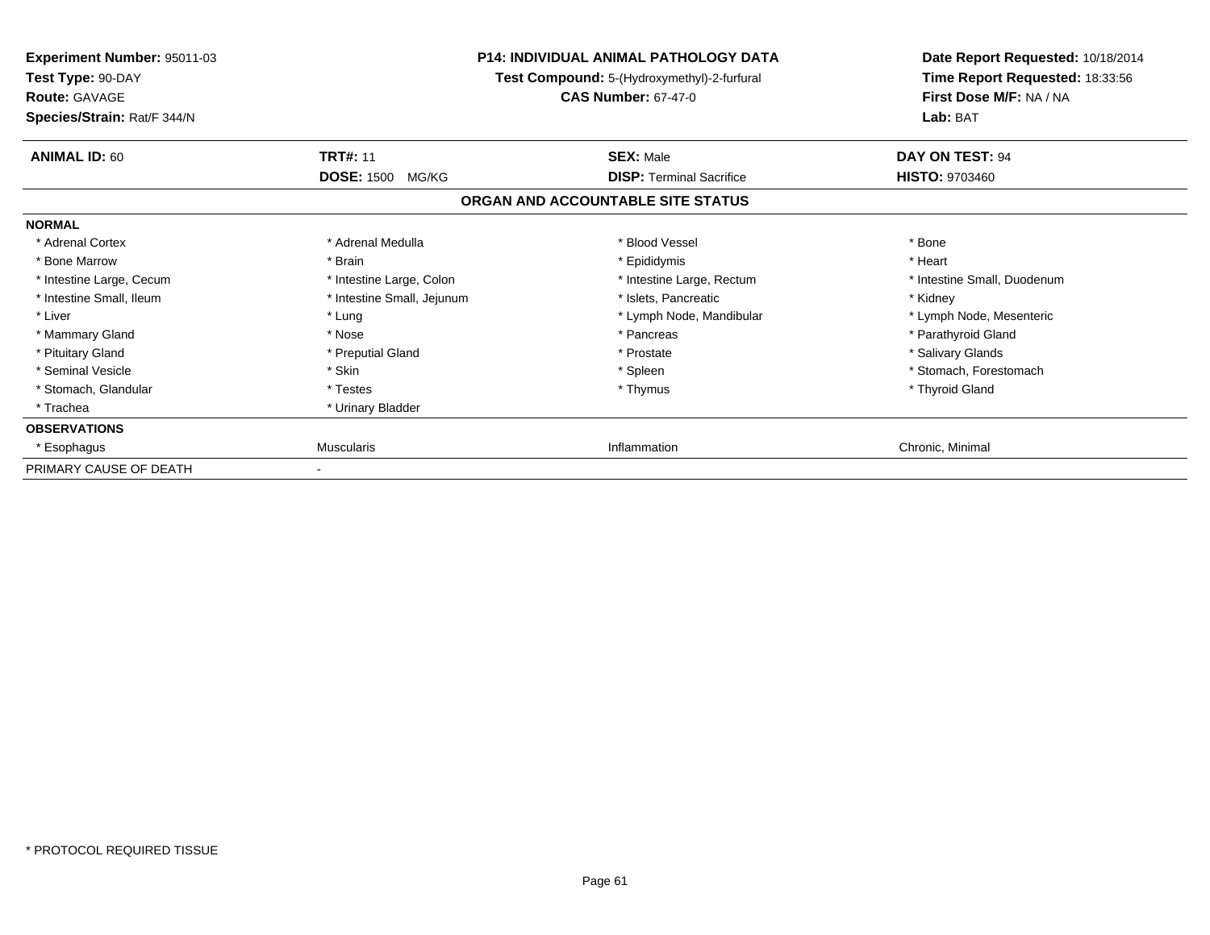**Experiment Number:** 95011-03
**Test Type:** 90-DAY
**Route:** GAVAGE
**Species/Strain:** Rat/F 344/N

**P14: INDIVIDUAL ANIMAL PATHOLOGY DATA**
**Test Compound:** 5-(Hydroxymethyl)-2-furfural
**CAS Number:** 67-47-0

**Date Report Requested:** 10/18/2014
**Time Report Requested:** 18:33:56
**First Dose M/F:** NA / NA
**Lab:** BAT

| **ANIMAL ID:** 60 | **TRT#:** 11 | **SEX:** Male | **DAY ON TEST:** 94 |
|---|---|---|---|
| | **DOSE:** 1500 MG/KG | **DISP:** Terminal Sacrifice | **HISTO:** 9703460 |

## ORGAN AND ACCOUNTABLE SITE STATUS

| **NORMAL** | | | |
|---|---|---|---|
| * Adrenal Cortex | * Adrenal Medulla | * Blood Vessel | * Bone |
| * Bone Marrow | * Brain | * Epididymis | * Heart |
| * Intestine Large, Cecum | * Intestine Large, Colon | * Intestine Large, Rectum | * Intestine Small, Duodenum |
| * Intestine Small, Ileum | * Intestine Small, Jejunum | * Islets, Pancreatic | * Kidney |
| * Liver | * Lung | * Lymph Node, Mandibular | * Lymph Node, Mesenteric |
| * Mammary Gland | * Nose | * Pancreas | * Parathyroid Gland |
| * Pituitary Gland | * Preputial Gland | * Prostate | * Salivary Glands |
| * Seminal Vesicle | * Skin | * Spleen | * Stomach, Forestomach |
| * Stomach, Glandular | * Testes | * Thymus | * Thyroid Gland |
| * Trachea | * Urinary Bladder | | |
| **OBSERVATIONS** | | | |
| * Esophagus | Muscularis | Inflammation | Chronic, Minimal |
| PRIMARY CAUSE OF DEATH | - | | |

* PROTOCOL REQUIRED TISSUE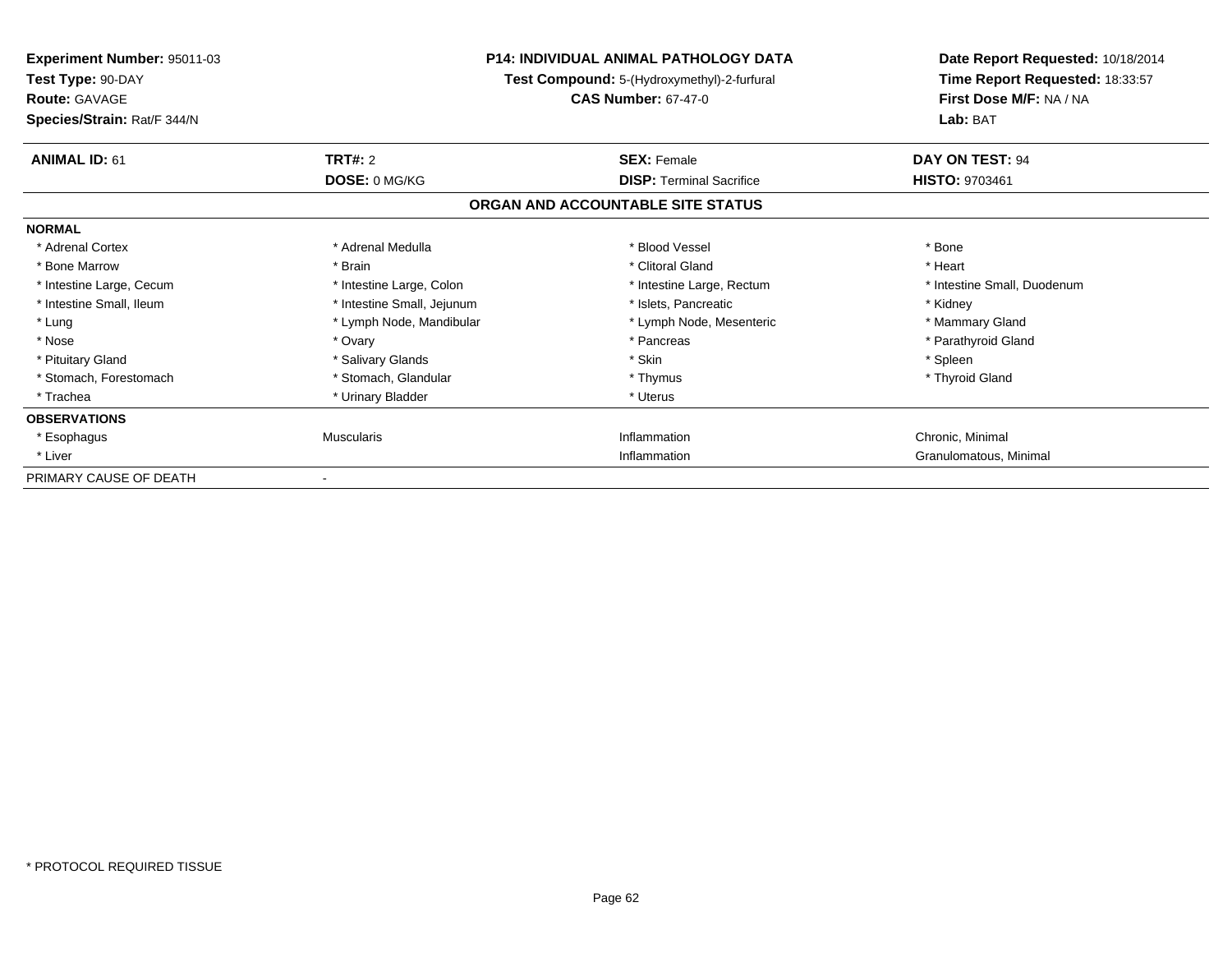**Experiment Number:** 95011-03
**Test Type:** 90-DAY
**Route:** GAVAGE
**Species/Strain:** Rat/F 344/N

**P14: INDIVIDUAL ANIMAL PATHOLOGY DATA**
**Test Compound:** 5-(Hydroxymethyl)-2-furfural
**CAS Number:** 67-47-0

**Date Report Requested:** 10/18/2014
**Time Report Requested:** 18:33:57
**First Dose M/F:** NA / NA
**Lab:** BAT

| **ANIMAL ID:** 61 | **TRT#:** 2 | **SEX:** Female | **DAY ON TEST:** 94 |
|---|---|---|---|
| | **DOSE:** 0 MG/KG | **DISP:** Terminal Sacrifice | **HISTO:** 9703461 |

## ORGAN AND ACCOUNTABLE SITE STATUS

| **NORMAL** | | | |
|---|---|---|---|
| * Adrenal Cortex | * Adrenal Medulla | * Blood Vessel | * Bone |
| * Bone Marrow | * Brain | * Clitoral Gland | * Heart |
| * Intestine Large, Cecum | * Intestine Large, Colon | * Intestine Large, Rectum | * Intestine Small, Duodenum |
| * Intestine Small, Ileum | * Intestine Small, Jejunum | * Islets, Pancreatic | * Kidney |
| * Lung | * Lymph Node, Mandibular | * Lymph Node, Mesenteric | * Mammary Gland |
| * Nose | * Ovary | * Pancreas | * Parathyroid Gland |
| * Pituitary Gland | * Salivary Glands | * Skin | * Spleen |
| * Stomach, Forestomach | * Stomach, Glandular | * Thymus | * Thyroid Gland |
| * Trachea | * Urinary Bladder | * Uterus | |
| **OBSERVATIONS** | | | |
| * Esophagus | Muscularis | Inflammation | Chronic, Minimal |
| * Liver | | Inflammation | Granulomatous, Minimal |
| PRIMARY CAUSE OF DEATH | - | | |

* PROTOCOL REQUIRED TISSUE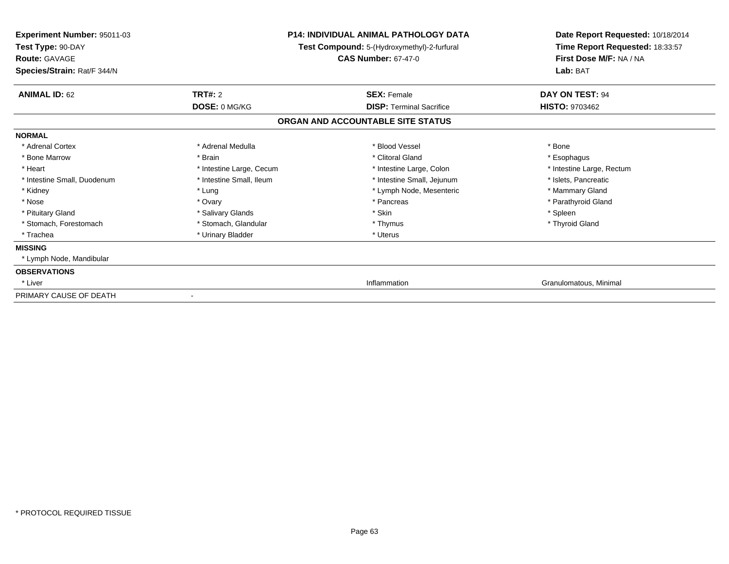**Experiment Number:** 95011-03
**Test Type:** 90-DAY
**Route:** GAVAGE
**Species/Strain:** Rat/F 344/N

**P14: INDIVIDUAL ANIMAL PATHOLOGY DATA**
**Test Compound:** 5-(Hydroxymethyl)-2-furfural
**CAS Number:** 67-47-0

**Date Report Requested:** 10/18/2014
**Time Report Requested:** 18:33:57
**First Dose M/F:** NA / NA
**Lab:** BAT

| **ANIMAL ID:** 62 | **TRT#:** 2 | **SEX:** Female | **DAY ON TEST:** 94 |
|---|---|---|---|
| | **DOSE:** 0 MG/KG | **DISP:** Terminal Sacrifice | **HISTO:** 9703462 |

## ORGAN AND ACCOUNTABLE SITE STATUS

| **NORMAL** | | | |
|---|---|---|---|
| * Adrenal Cortex | * Adrenal Medulla | * Blood Vessel | * Bone |
| * Bone Marrow | * Brain | * Clitoral Gland | * Esophagus |
| * Heart | * Intestine Large, Cecum | * Intestine Large, Colon | * Intestine Large, Rectum |
| * Intestine Small, Duodenum | * Intestine Small, Ileum | * Intestine Small, Jejunum | * Islets, Pancreatic |
| * Kidney | * Lung | * Lymph Node, Mesenteric | * Mammary Gland |
| * Nose | * Ovary | * Pancreas | * Parathyroid Gland |
| * Pituitary Gland | * Salivary Glands | * Skin | * Spleen |
| * Stomach, Forestomach | * Stomach, Glandular | * Thymus | * Thyroid Gland |
| * Trachea | * Urinary Bladder | * Uterus | |
| **MISSING** | | | |
| * Lymph Node, Mandibular | | | |
| **OBSERVATIONS** | | | |
| * Liver | | Inflammation | Granulomatous, Minimal |
| PRIMARY CAUSE OF DEATH | - | | |

* PROTOCOL REQUIRED TISSUE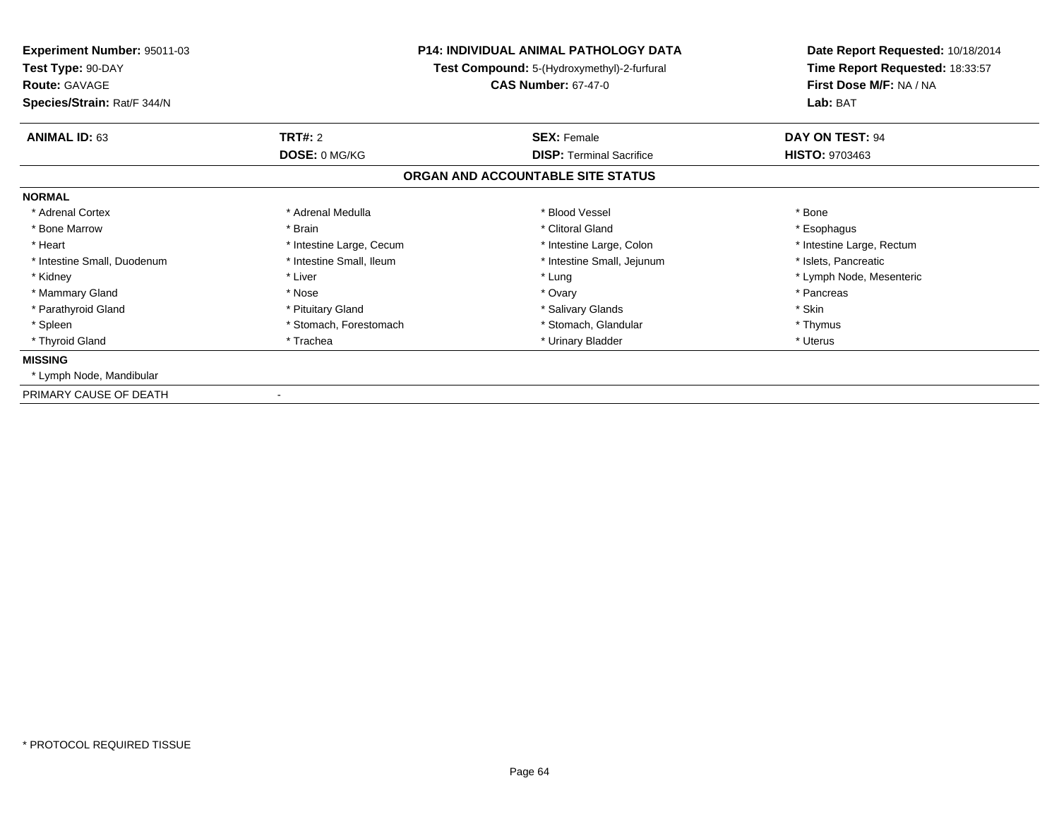**Experiment Number:** 95011-03
**Test Type:** 90-DAY
**Route:** GAVAGE
**Species/Strain:** Rat/F 344/N

**P14: INDIVIDUAL ANIMAL PATHOLOGY DATA**
**Test Compound:** 5-(Hydroxymethyl)-2-furfural
**CAS Number:** 67-47-0

**Date Report Requested:** 10/18/2014
**Time Report Requested:** 18:33:57
**First Dose M/F:** NA / NA
**Lab:** BAT

| **ANIMAL ID:** 63 | **TRT#:** 2 | **SEX:** Female | **DAY ON TEST:** 94 |
|---|---|---|---|
| | **DOSE:** 0 MG/KG | **DISP:** Terminal Sacrifice | **HISTO:** 9703463 |

## ORGAN AND ACCOUNTABLE SITE STATUS

**NORMAL**

| | | | |
|---|---|---|---|
| * Adrenal Cortex | * Adrenal Medulla | * Blood Vessel | * Bone |
| * Bone Marrow | * Brain | * Clitoral Gland | * Esophagus |
| * Heart | * Intestine Large, Cecum | * Intestine Large, Colon | * Intestine Large, Rectum |
| * Intestine Small, Duodenum | * Intestine Small, Ileum | * Intestine Small, Jejunum | * Islets, Pancreatic |
| * Kidney | * Liver | * Lung | * Lymph Node, Mesenteric |
| * Mammary Gland | * Nose | * Ovary | * Pancreas |
| * Parathyroid Gland | * Pituitary Gland | * Salivary Glands | * Skin |
| * Spleen | * Stomach, Forestomach | * Stomach, Glandular | * Thymus |
| * Thyroid Gland | * Trachea | * Urinary Bladder | * Uterus |

**MISSING**

* Lymph Node, Mandibular

PRIMARY CAUSE OF DEATH -

* PROTOCOL REQUIRED TISSUE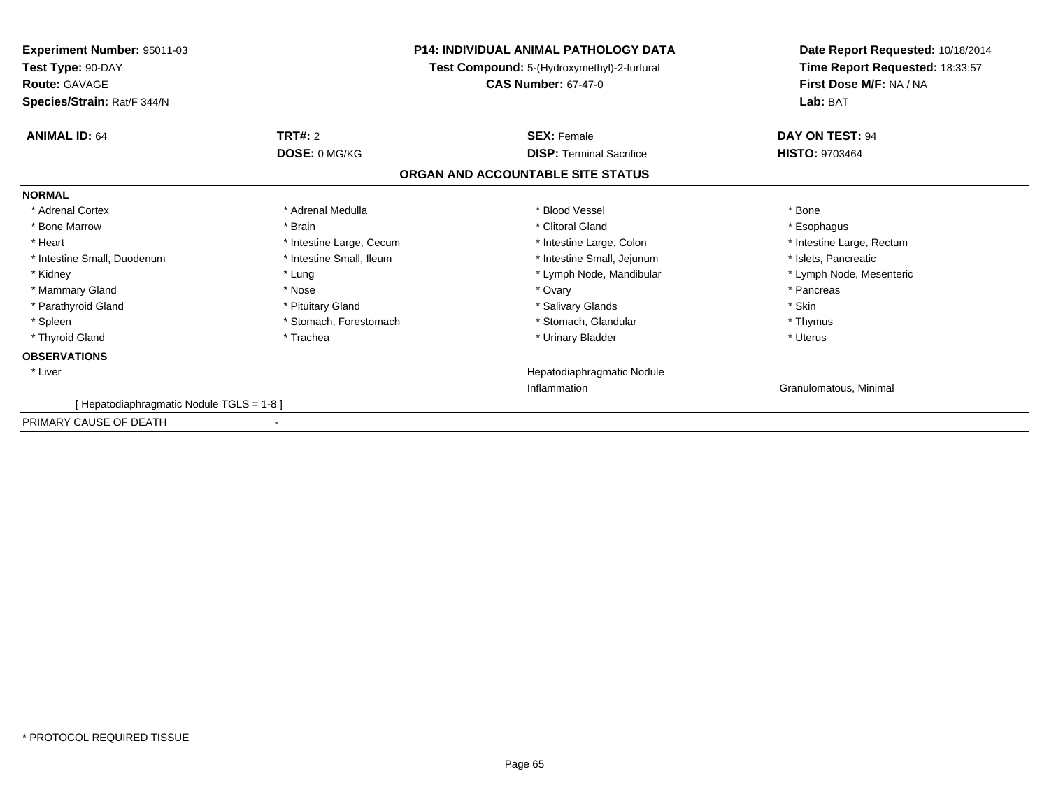**Experiment Number:** 95011-03
**Test Type:** 90-DAY
**Route:** GAVAGE
**Species/Strain:** Rat/F 344/N

**P14: INDIVIDUAL ANIMAL PATHOLOGY DATA**
**Test Compound:** 5-(Hydroxymethyl)-2-furfural
**CAS Number:** 67-47-0

**Date Report Requested:** 10/18/2014
**Time Report Requested:** 18:33:57
**First Dose M/F:** NA / NA
**Lab:** BAT

| **ANIMAL ID:** 64 | **TRT#:** 2 | **SEX:** Female | **DAY ON TEST:** 94 |
|---|---|---|---|
| | **DOSE:** 0 MG/KG | **DISP:** Terminal Sacrifice | **HISTO:** 9703464 |

## ORGAN AND ACCOUNTABLE SITE STATUS

**NORMAL**

| | | | |
|---|---|---|---|
| * Adrenal Cortex | * Adrenal Medulla | * Blood Vessel | * Bone |
| * Bone Marrow | * Brain | * Clitoral Gland | * Esophagus |
| * Heart | * Intestine Large, Cecum | * Intestine Large, Colon | * Intestine Large, Rectum |
| * Intestine Small, Duodenum | * Intestine Small, Ileum | * Intestine Small, Jejunum | * Islets, Pancreatic |
| * Kidney | * Lung | * Lymph Node, Mandibular | * Lymph Node, Mesenteric |
| * Mammary Gland | * Nose | * Ovary | * Pancreas |
| * Parathyroid Gland | * Pituitary Gland | * Salivary Glands | * Skin |
| * Spleen | * Stomach, Forestomach | * Stomach, Glandular | * Thymus |
| * Thyroid Gland | * Trachea | * Urinary Bladder | * Uterus |

**OBSERVATIONS**

| | | | |
|---|---|---|---|
| * Liver | | Hepatodiaphragmatic Nodule | |
| | | Inflammation | Granulomatous, Minimal |
| [ Hepatodiaphragmatic Nodule TGLS = 1-8 ] | | | |

PRIMARY CAUSE OF DEATH -

* PROTOCOL REQUIRED TISSUE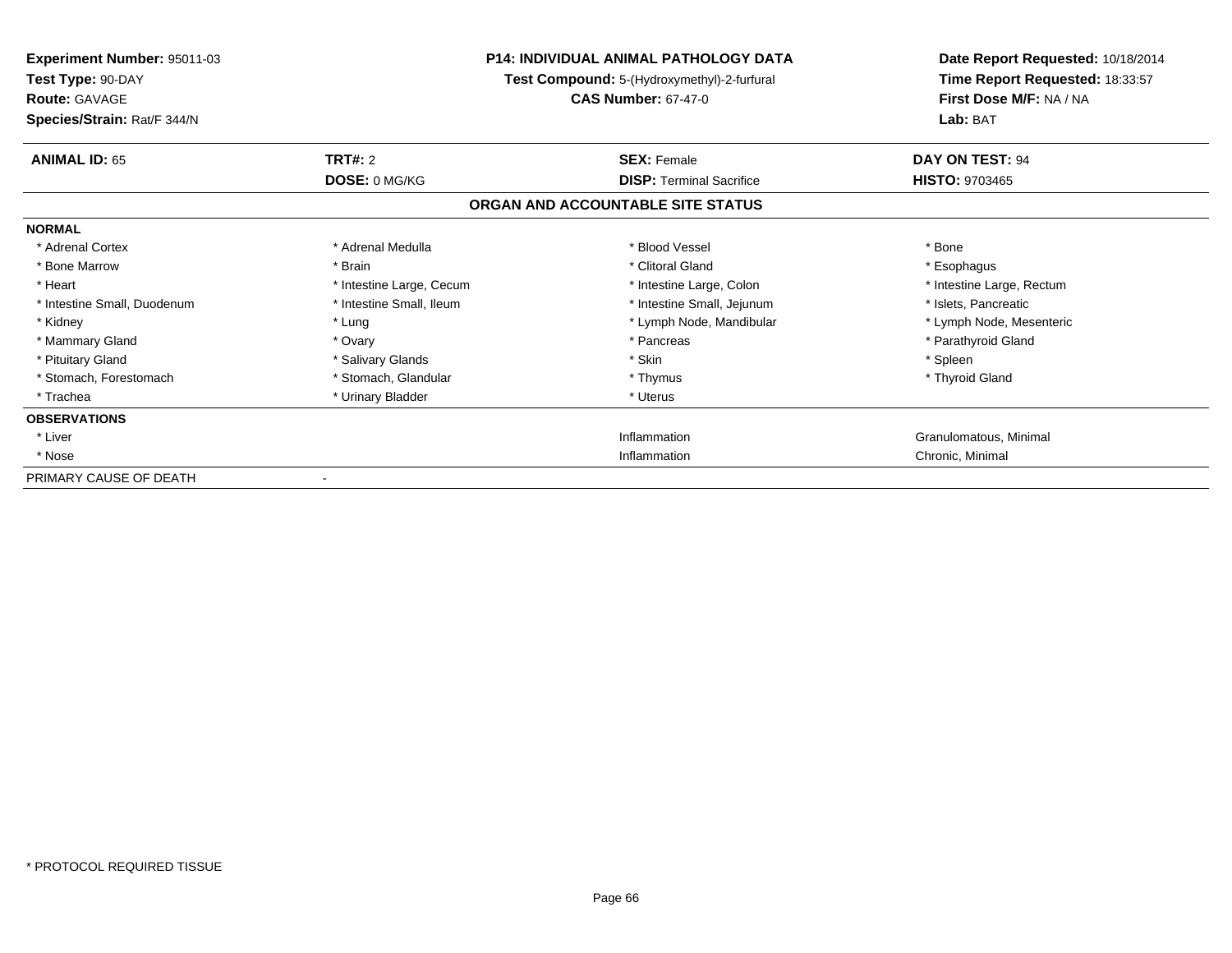| | | | |
|---|---|---|---|
| **Experiment Number:** 95011-03 | **P14: INDIVIDUAL ANIMAL PATHOLOGY DATA** | | **Date Report Requested:** 10/18/2014 |
| **Test Type:** 90-DAY | **Test Compound:** 5-(Hydroxymethyl)-2-furfural | | **Time Report Requested:** 18:33:57 |
| **Route:** GAVAGE | **CAS Number:** 67-47-0 | | **First Dose M/F:** NA / NA |
| **Species/Strain:** Rat/F 344/N | | | **Lab:** BAT |

| | | | |
|---|---|---|---|
| **ANIMAL ID:** 65 | **TRT#:** 2 | **SEX:** Female | **DAY ON TEST:** 94 |
| | **DOSE:** 0 MG/KG | **DISP:** Terminal Sacrifice | **HISTO:** 9703465 |

**ORGAN AND ACCOUNTABLE SITE STATUS**

| | | | |
|---|---|---|---|
| **NORMAL** | | | |
| * Adrenal Cortex | * Adrenal Medulla | * Blood Vessel | * Bone |
| * Bone Marrow | * Brain | * Clitoral Gland | * Esophagus |
| * Heart | * Intestine Large, Cecum | * Intestine Large, Colon | * Intestine Large, Rectum |
| * Intestine Small, Duodenum | * Intestine Small, Ileum | * Intestine Small, Jejunum | * Islets, Pancreatic |
| * Kidney | * Lung | * Lymph Node, Mandibular | * Lymph Node, Mesenteric |
| * Mammary Gland | * Ovary | * Pancreas | * Parathyroid Gland |
| * Pituitary Gland | * Salivary Glands | * Skin | * Spleen |
| * Stomach, Forestomach | * Stomach, Glandular | * Thymus | * Thyroid Gland |
| * Trachea | * Urinary Bladder | * Uterus | |
| **OBSERVATIONS** | | | |
| * Liver | | Inflammation | Granulomatous, Minimal |
| * Nose | | Inflammation | Chronic, Minimal |
| PRIMARY CAUSE OF DEATH | - | | |

* PROTOCOL REQUIRED TISSUE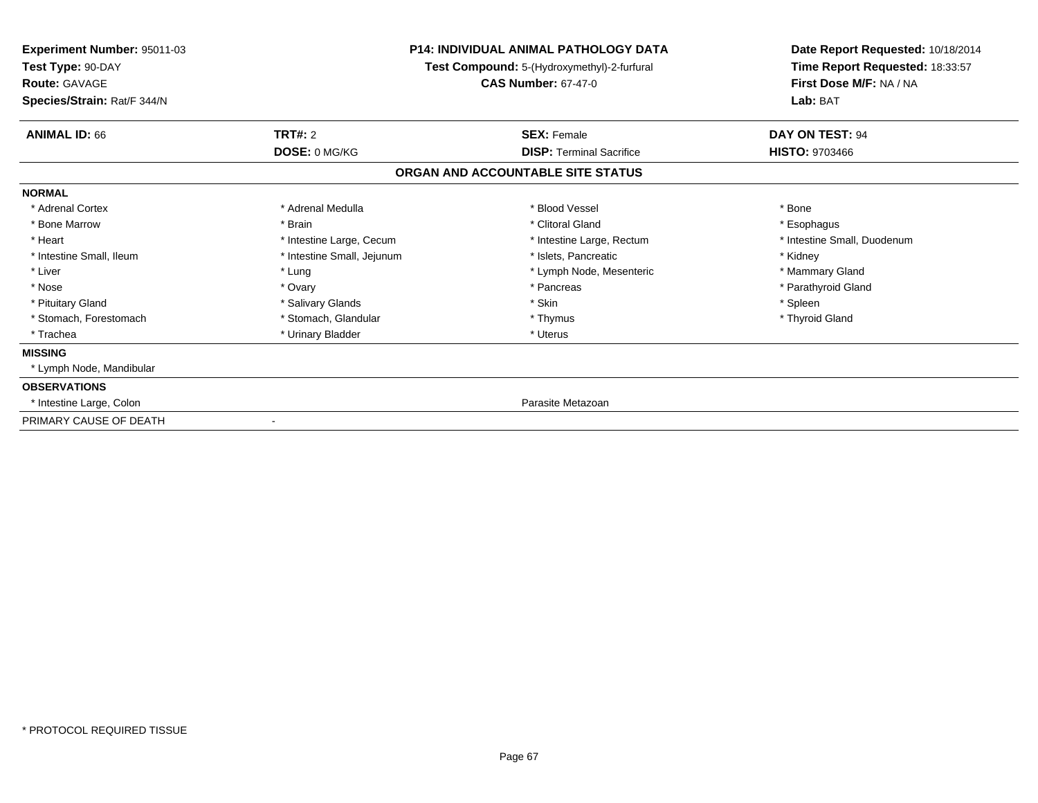**Experiment Number:** 95011-03
**Test Type:** 90-DAY
**Route:** GAVAGE
**Species/Strain:** Rat/F 344/N

**P14: INDIVIDUAL ANIMAL PATHOLOGY DATA**
**Test Compound:** 5-(Hydroxymethyl)-2-furfural
**CAS Number:** 67-47-0

**Date Report Requested:** 10/18/2014
**Time Report Requested:** 18:33:57
**First Dose M/F:** NA / NA
**Lab:** BAT

| **ANIMAL ID:** 66 | **TRT#:** 2 | **SEX:** Female | **DAY ON TEST:** 94 |
|---|---|---|---|
| | **DOSE:** 0 MG/KG | **DISP:** Terminal Sacrifice | **HISTO:** 9703466 |

## ORGAN AND ACCOUNTABLE SITE STATUS

**NORMAL**

| | | | |
|---|---|---|---|
| * Adrenal Cortex | * Adrenal Medulla | * Blood Vessel | * Bone |
| * Bone Marrow | * Brain | * Clitoral Gland | * Esophagus |
| * Heart | * Intestine Large, Cecum | * Intestine Large, Rectum | * Intestine Small, Duodenum |
| * Intestine Small, Ileum | * Intestine Small, Jejunum | * Islets, Pancreatic | * Kidney |
| * Liver | * Lung | * Lymph Node, Mesenteric | * Mammary Gland |
| * Nose | * Ovary | * Pancreas | * Parathyroid Gland |
| * Pituitary Gland | * Salivary Glands | * Skin | * Spleen |
| * Stomach, Forestomach | * Stomach, Glandular | * Thymus | * Thyroid Gland |
| * Trachea | * Urinary Bladder | * Uterus | |

**MISSING**

* Lymph Node, Mandibular

**OBSERVATIONS**

| | |
|---|---|
| * Intestine Large, Colon | Parasite Metazoan |

PRIMARY CAUSE OF DEATH -

* PROTOCOL REQUIRED TISSUE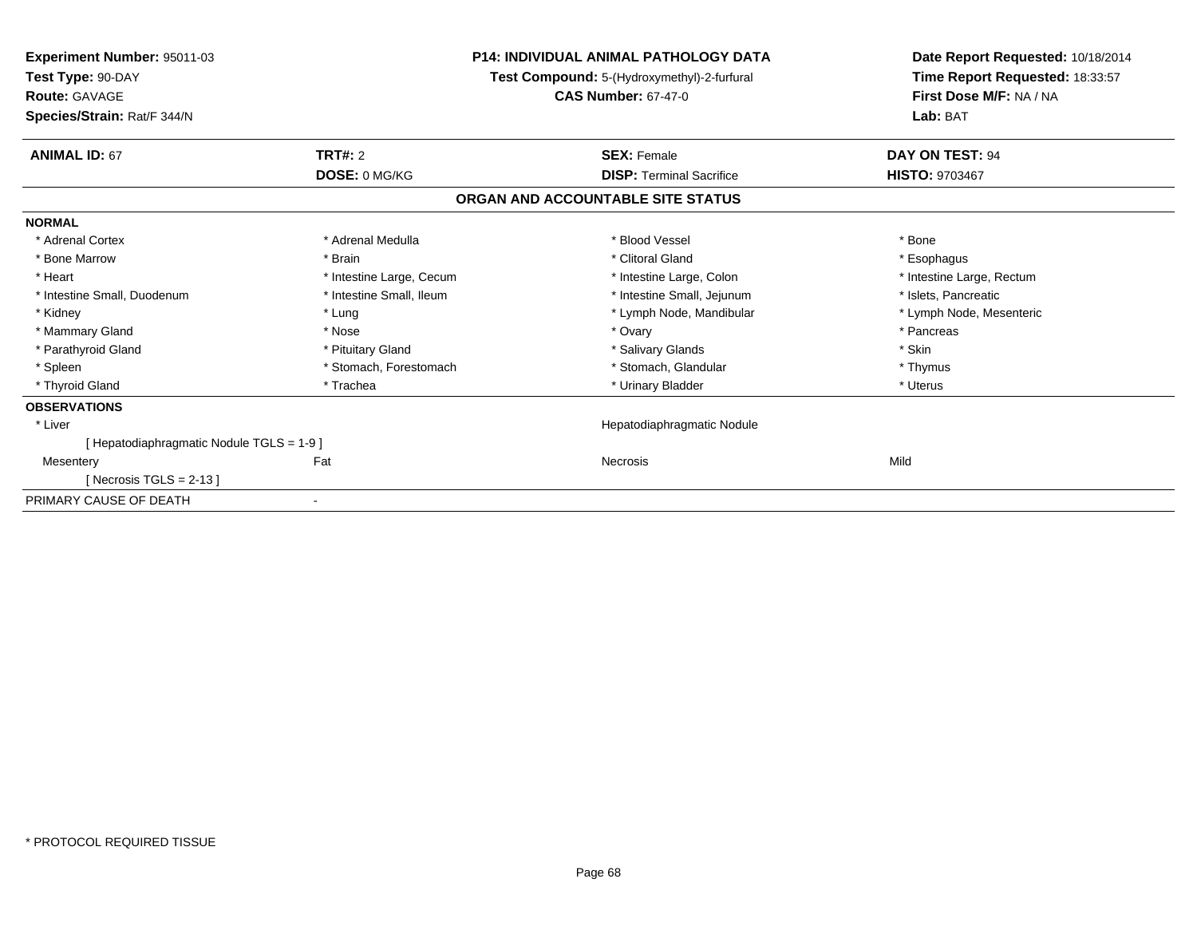**Experiment Number:** 95011-03
**Test Type:** 90-DAY
**Route:** GAVAGE
**Species/Strain:** Rat/F 344/N

**P14: INDIVIDUAL ANIMAL PATHOLOGY DATA**
**Test Compound:** 5-(Hydroxymethyl)-2-furfural
**CAS Number:** 67-47-0

**Date Report Requested:** 10/18/2014
**Time Report Requested:** 18:33:57
**First Dose M/F:** NA / NA
**Lab:** BAT

| **ANIMAL ID:** 67 | **TRT#:** 2 | **SEX:** Female | **DAY ON TEST:** 94 |
|---|---|---|---|
| | **DOSE:** 0 MG/KG | **DISP:** Terminal Sacrifice | **HISTO:** 9703467 |

## ORGAN AND ACCOUNTABLE SITE STATUS

**NORMAL**

| | | | |
|---|---|---|---|
| * Adrenal Cortex | * Adrenal Medulla | * Blood Vessel | * Bone |
| * Bone Marrow | * Brain | * Clitoral Gland | * Esophagus |
| * Heart | * Intestine Large, Cecum | * Intestine Large, Colon | * Intestine Large, Rectum |
| * Intestine Small, Duodenum | * Intestine Small, Ileum | * Intestine Small, Jejunum | * Islets, Pancreatic |
| * Kidney | * Lung | * Lymph Node, Mandibular | * Lymph Node, Mesenteric |
| * Mammary Gland | * Nose | * Ovary | * Pancreas |
| * Parathyroid Gland | * Pituitary Gland | * Salivary Glands | * Skin |
| * Spleen | * Stomach, Forestomach | * Stomach, Glandular | * Thymus |
| * Thyroid Gland | * Trachea | * Urinary Bladder | * Uterus |

**OBSERVATIONS**

| | | | |
|---|---|---|---|
| * Liver | | Hepatodiaphragmatic Nodule | |
| [ Hepatodiaphragmatic Nodule TGLS = 1-9 ] | | | |
| Mesentery | Fat | Necrosis | Mild |
| [ Necrosis TGLS = 2-13 ] | | | |

PRIMARY CAUSE OF DEATH -

* PROTOCOL REQUIRED TISSUE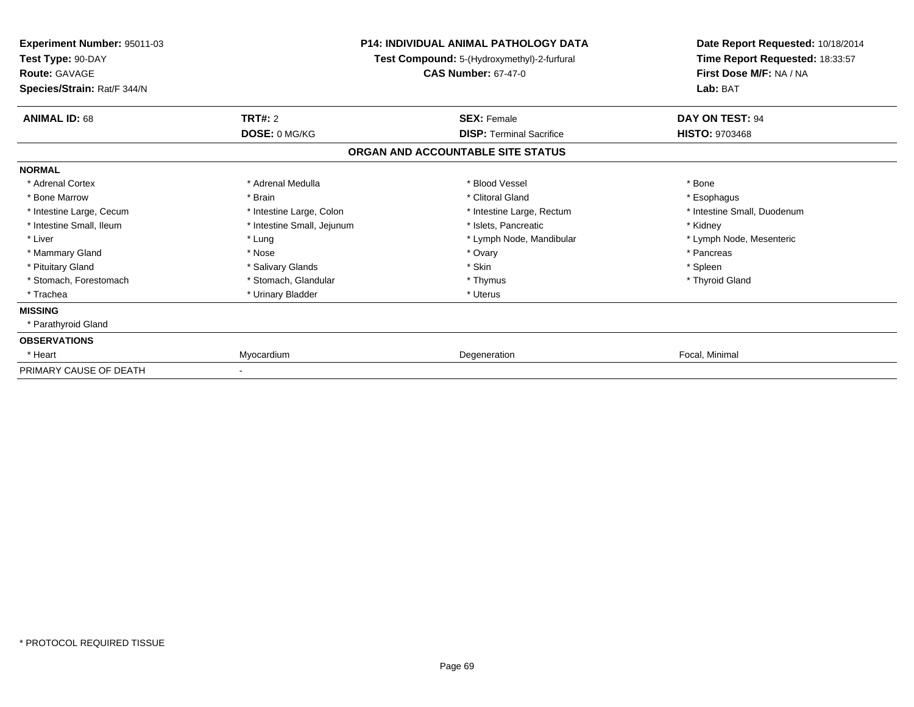**Experiment Number:** 95011-03
**Test Type:** 90-DAY
**Route:** GAVAGE
**Species/Strain:** Rat/F 344/N

**P14: INDIVIDUAL ANIMAL PATHOLOGY DATA**
**Test Compound:** 5-(Hydroxymethyl)-2-furfural
**CAS Number:** 67-47-0

**Date Report Requested:** 10/18/2014
**Time Report Requested:** 18:33:57
**First Dose M/F:** NA / NA
**Lab:** BAT

| **ANIMAL ID:** 68 | **TRT#:** 2 | **SEX:** Female | **DAY ON TEST:** 94 |
|---|---|---|---|
| | **DOSE:** 0 MG/KG | **DISP:** Terminal Sacrifice | **HISTO:** 9703468 |

## ORGAN AND ACCOUNTABLE SITE STATUS

| | | | |
|---|---|---|---|
| **NORMAL** | | | |
| * Adrenal Cortex | * Adrenal Medulla | * Blood Vessel | * Bone |
| * Bone Marrow | * Brain | * Clitoral Gland | * Esophagus |
| * Intestine Large, Cecum | * Intestine Large, Colon | * Intestine Large, Rectum | * Intestine Small, Duodenum |
| * Intestine Small, Ileum | * Intestine Small, Jejunum | * Islets, Pancreatic | * Kidney |
| * Liver | * Lung | * Lymph Node, Mandibular | * Lymph Node, Mesenteric |
| * Mammary Gland | * Nose | * Ovary | * Pancreas |
| * Pituitary Gland | * Salivary Glands | * Skin | * Spleen |
| * Stomach, Forestomach | * Stomach, Glandular | * Thymus | * Thyroid Gland |
| * Trachea | * Urinary Bladder | * Uterus | |
| **MISSING** | | | |
| * Parathyroid Gland | | | |
| **OBSERVATIONS** | | | |
| * Heart | Myocardium | Degeneration | Focal, Minimal |
| PRIMARY CAUSE OF DEATH | - | | |

* PROTOCOL REQUIRED TISSUE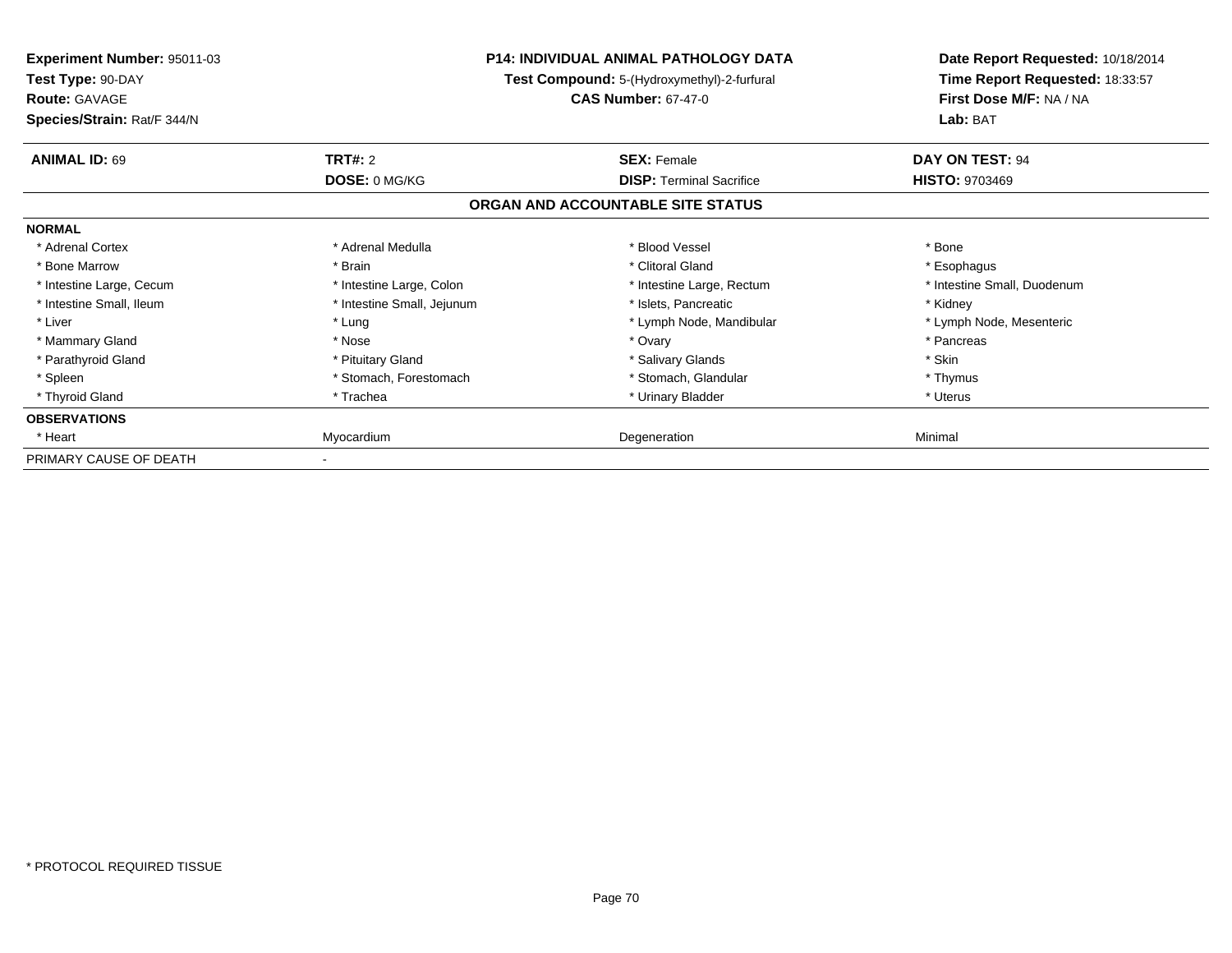**Experiment Number:** 95011-03
**Test Type:** 90-DAY
**Route:** GAVAGE
**Species/Strain:** Rat/F 344/N

**P14: INDIVIDUAL ANIMAL PATHOLOGY DATA**
**Test Compound:** 5-(Hydroxymethyl)-2-furfural
**CAS Number:** 67-47-0

**Date Report Requested:** 10/18/2014
**Time Report Requested:** 18:33:57
**First Dose M/F:** NA / NA
**Lab:** BAT

| **ANIMAL ID:** 69 | **TRT#:** 2 | **SEX:** Female | **DAY ON TEST:** 94 |
|---|---|---|---|
| | **DOSE:** 0 MG/KG | **DISP:** Terminal Sacrifice | **HISTO:** 9703469 |

## ORGAN AND ACCOUNTABLE SITE STATUS

| **NORMAL** | | | |
|---|---|---|---|
| * Adrenal Cortex | * Adrenal Medulla | * Blood Vessel | * Bone |
| * Bone Marrow | * Brain | * Clitoral Gland | * Esophagus |
| * Intestine Large, Cecum | * Intestine Large, Colon | * Intestine Large, Rectum | * Intestine Small, Duodenum |
| * Intestine Small, Ileum | * Intestine Small, Jejunum | * Islets, Pancreatic | * Kidney |
| * Liver | * Lung | * Lymph Node, Mandibular | * Lymph Node, Mesenteric |
| * Mammary Gland | * Nose | * Ovary | * Pancreas |
| * Parathyroid Gland | * Pituitary Gland | * Salivary Glands | * Skin |
| * Spleen | * Stomach, Forestomach | * Stomach, Glandular | * Thymus |
| * Thyroid Gland | * Trachea | * Urinary Bladder | * Uterus |
| **OBSERVATIONS** | | | |
| * Heart | Myocardium | Degeneration | Minimal |
| PRIMARY CAUSE OF DEATH | - | | |

* PROTOCOL REQUIRED TISSUE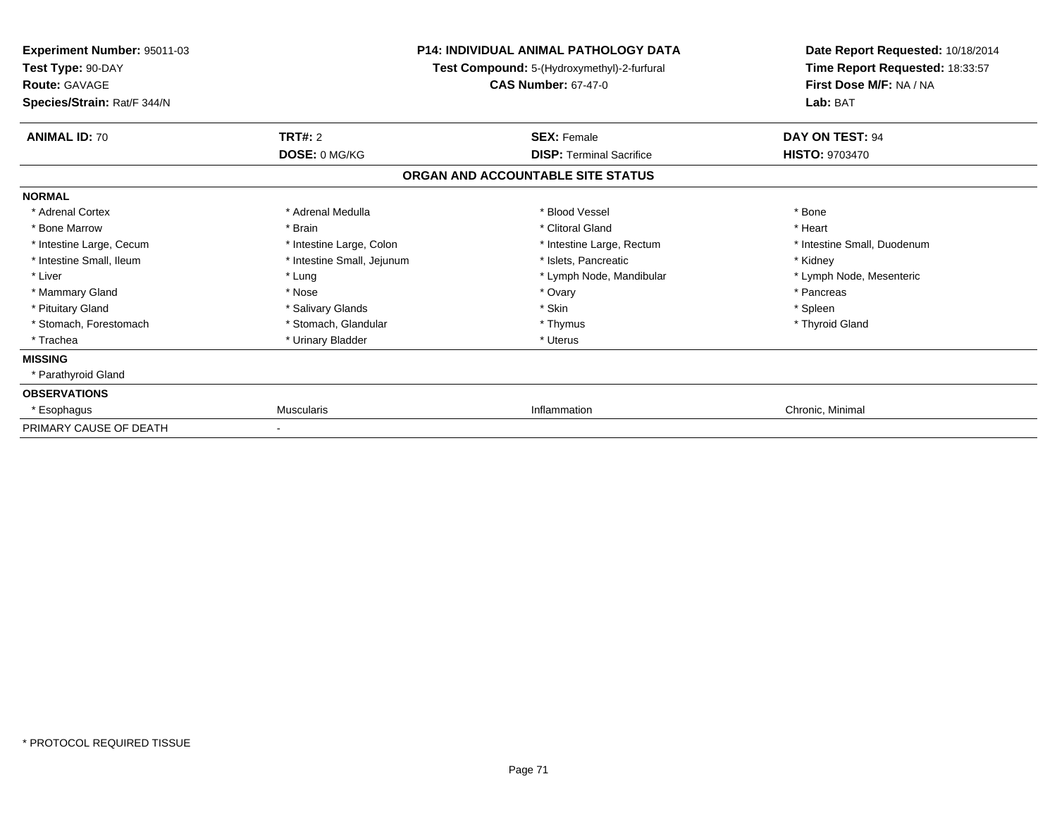**Experiment Number:** 95011-03
**Test Type:** 90-DAY
**Route:** GAVAGE
**Species/Strain:** Rat/F 344/N

**P14: INDIVIDUAL ANIMAL PATHOLOGY DATA**
**Test Compound:** 5-(Hydroxymethyl)-2-furfural
**CAS Number:** 67-47-0

**Date Report Requested:** 10/18/2014
**Time Report Requested:** 18:33:57
**First Dose M/F:** NA / NA
**Lab:** BAT

| **ANIMAL ID:** 70 | **TRT#:** 2 | **SEX:** Female | **DAY ON TEST:** 94 |
|---|---|---|---|
| | **DOSE:** 0 MG/KG | **DISP:** Terminal Sacrifice | **HISTO:** 9703470 |

**ORGAN AND ACCOUNTABLE SITE STATUS**

| | | | |
|---|---|---|---|
| **NORMAL** | | | |
| * Adrenal Cortex | * Adrenal Medulla | * Blood Vessel | * Bone |
| * Bone Marrow | * Brain | * Clitoral Gland | * Heart |
| * Intestine Large, Cecum | * Intestine Large, Colon | * Intestine Large, Rectum | * Intestine Small, Duodenum |
| * Intestine Small, Ileum | * Intestine Small, Jejunum | * Islets, Pancreatic | * Kidney |
| * Liver | * Lung | * Lymph Node, Mandibular | * Lymph Node, Mesenteric |
| * Mammary Gland | * Nose | * Ovary | * Pancreas |
| * Pituitary Gland | * Salivary Glands | * Skin | * Spleen |
| * Stomach, Forestomach | * Stomach, Glandular | * Thymus | * Thyroid Gland |
| * Trachea | * Urinary Bladder | * Uterus | |
| **MISSING** | | | |
| * Parathyroid Gland | | | |
| **OBSERVATIONS** | | | |
| * Esophagus | Muscularis | Inflammation | Chronic, Minimal |
| PRIMARY CAUSE OF DEATH | - | | |

\* PROTOCOL REQUIRED TISSUE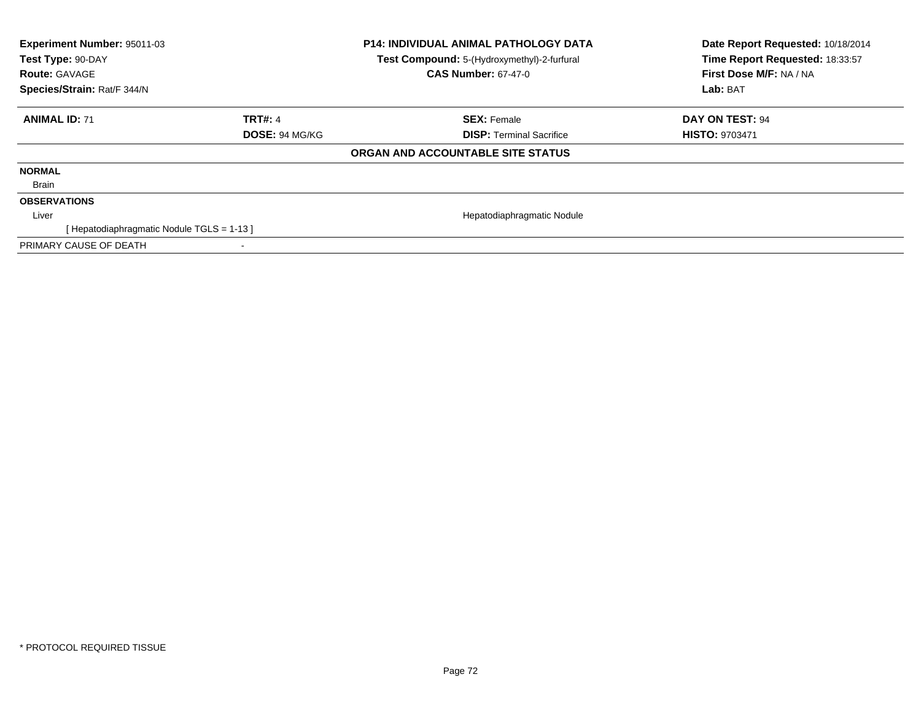**Experiment Number:** 95011-03
**Test Type:** 90-DAY
**Route:** GAVAGE
**Species/Strain:** Rat/F 344/N

**P14: INDIVIDUAL ANIMAL PATHOLOGY DATA**
**Test Compound:** 5-(Hydroxymethyl)-2-furfural
**CAS Number:** 67-47-0

**Date Report Requested:** 10/18/2014
**Time Report Requested:** 18:33:57
**First Dose M/F:** NA / NA
**Lab:** BAT

| **ANIMAL ID:** 71 | **TRT#:** 4 | **SEX:** Female | **DAY ON TEST:** 94 |
|---|---|---|---|
| | **DOSE:** 94 MG/KG | **DISP:** Terminal Sacrifice | **HISTO:** 9703471 |

**ORGAN AND ACCOUNTABLE SITE STATUS**

| | | |
|---|---|---|
| **NORMAL** | | |
| Brain | | |
| **OBSERVATIONS** | | |
| Liver | | Hepatodiaphragmatic Nodule |
| [ Hepatodiaphragmatic Nodule TGLS = 1-13 ] | | |
| PRIMARY CAUSE OF DEATH | - | |

* PROTOCOL REQUIRED TISSUE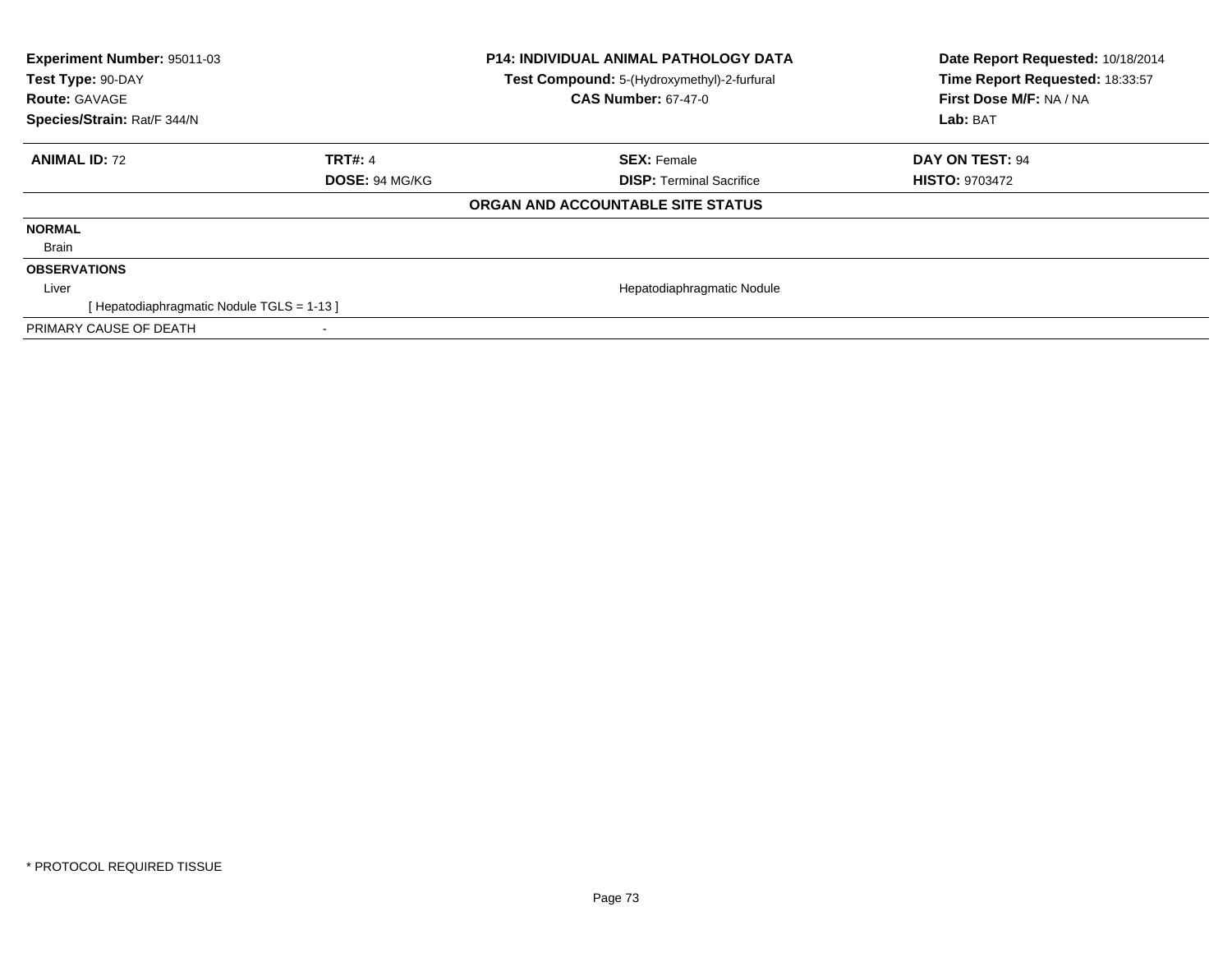**Experiment Number:** 95011-03
**Test Type:** 90-DAY
**Route:** GAVAGE
**Species/Strain:** Rat/F 344/N

**P14: INDIVIDUAL ANIMAL PATHOLOGY DATA**
**Test Compound:** 5-(Hydroxymethyl)-2-furfural
**CAS Number:** 67-47-0

**Date Report Requested:** 10/18/2014
**Time Report Requested:** 18:33:57
**First Dose M/F:** NA / NA
**Lab:** BAT

| **ANIMAL ID:** 72 | **TRT#:** 4 | **SEX:** Female | **DAY ON TEST:** 94 |
|---|---|---|---|
| | **DOSE:** 94 MG/KG | **DISP:** Terminal Sacrifice | **HISTO:** 9703472 |

**ORGAN AND ACCOUNTABLE SITE STATUS**

| | | |
|---|---|---|
| **NORMAL** | | |
| Brain | | |
| **OBSERVATIONS** | | |
| Liver | | Hepatodiaphragmatic Nodule |
| [ Hepatodiaphragmatic Nodule TGLS = 1-13 ] | | |
| PRIMARY CAUSE OF DEATH | - | |

* PROTOCOL REQUIRED TISSUE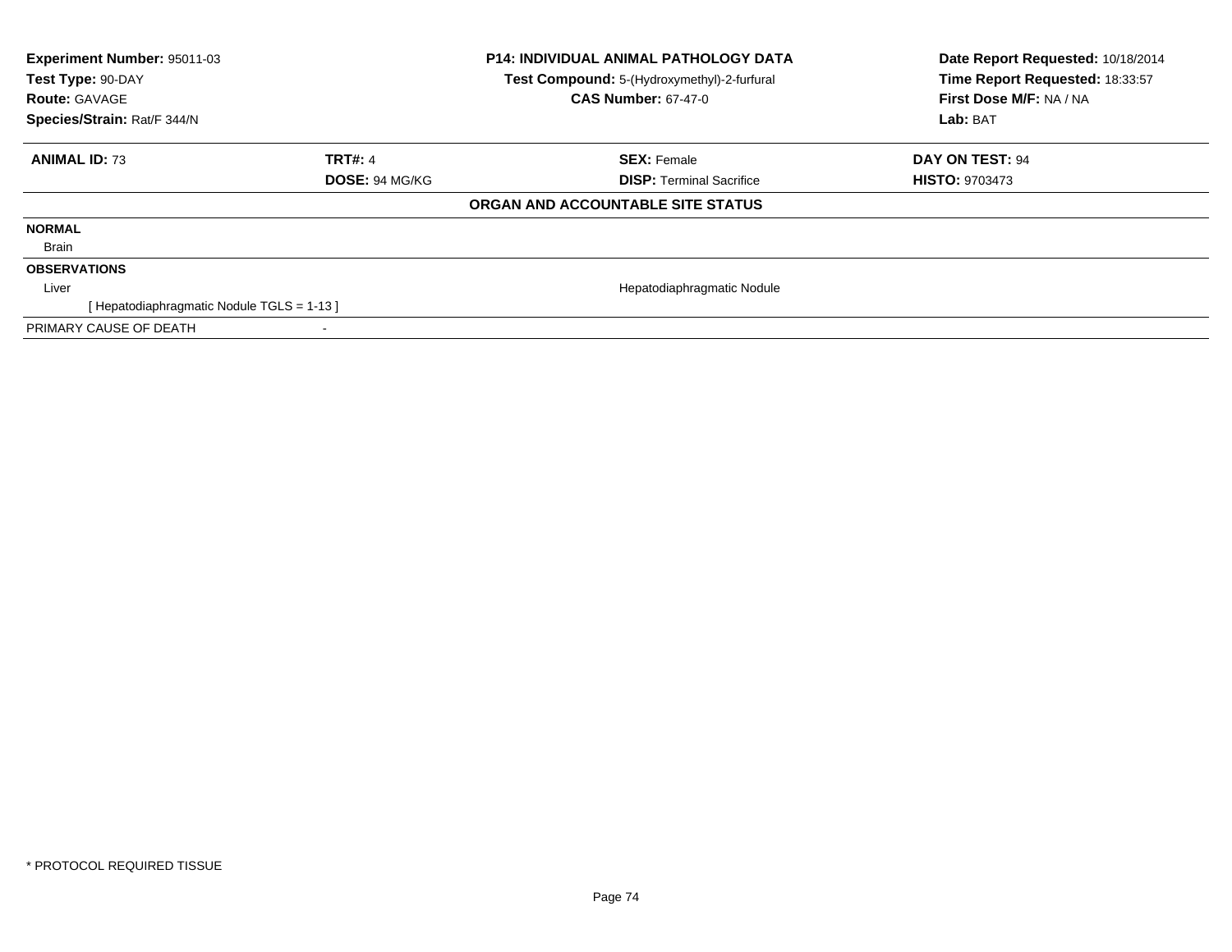**Experiment Number:** 95011-03
**Test Type:** 90-DAY
**Route:** GAVAGE
**Species/Strain:** Rat/F 344/N

**P14: INDIVIDUAL ANIMAL PATHOLOGY DATA**
**Test Compound:** 5-(Hydroxymethyl)-2-furfural
**CAS Number:** 67-47-0

**Date Report Requested:** 10/18/2014
**Time Report Requested:** 18:33:57
**First Dose M/F:** NA / NA
**Lab:** BAT

| **ANIMAL ID:** 73 | **TRT#:** 4 | **SEX:** Female | **DAY ON TEST:** 94 |
|---|---|---|---|
| | **DOSE:** 94 MG/KG | **DISP:** Terminal Sacrifice | **HISTO:** 9703473 |

**ORGAN AND ACCOUNTABLE SITE STATUS**

**NORMAL**

Brain

**OBSERVATIONS**

| Liver | Hepatodiaphragmatic Nodule |
|---|---|
| [ Hepatodiaphragmatic Nodule TGLS = 1-13 ] | |

PRIMARY CAUSE OF DEATH -

* PROTOCOL REQUIRED TISSUE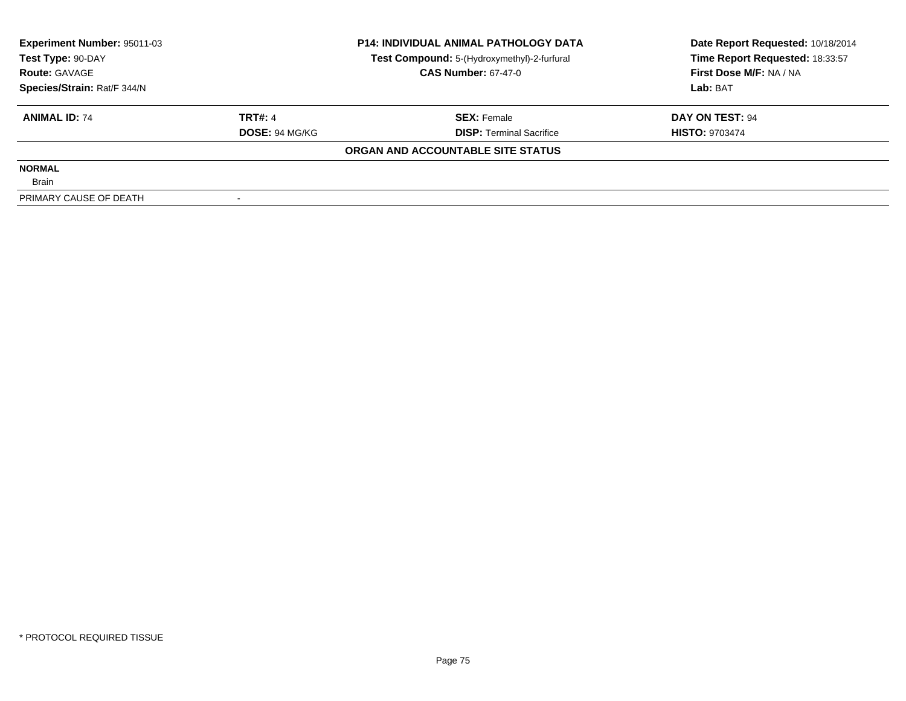**Experiment Number:** 95011-03
**Test Type:** 90-DAY
**Route:** GAVAGE
**Species/Strain:** Rat/F 344/N

**P14: INDIVIDUAL ANIMAL PATHOLOGY DATA**
**Test Compound:** 5-(Hydroxymethyl)-2-furfural
**CAS Number:** 67-47-0

**Date Report Requested:** 10/18/2014
**Time Report Requested:** 18:33:57
**First Dose M/F:** NA / NA
**Lab:** BAT

| **ANIMAL ID:** 74 | **TRT#:** 4 | **SEX:** Female | **DAY ON TEST:** 94 |
|---|---|---|---|
| | **DOSE:** 94 MG/KG | **DISP:** Terminal Sacrifice | **HISTO:** 9703474 |

**ORGAN AND ACCOUNTABLE SITE STATUS**

**NORMAL**
Brain

| PRIMARY CAUSE OF DEATH | - |
|---|---|

\* PROTOCOL REQUIRED TISSUE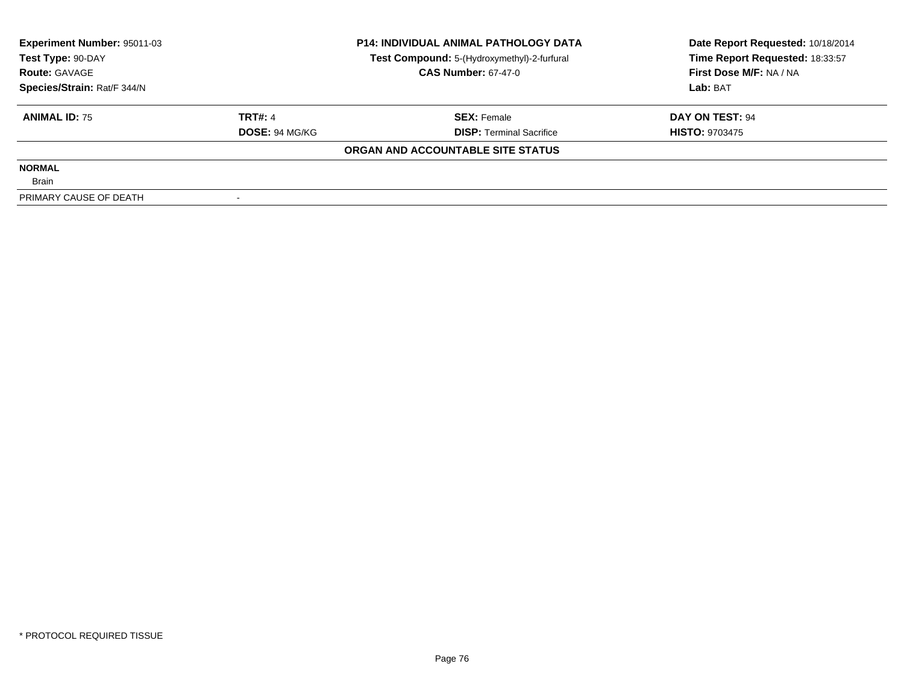| Experiment Number: 95011-03 | P14: INDIVIDUAL ANIMAL PATHOLOGY DATA | Date Report Requested: 10/18/2014 |
|---|---|---|
| Test Type: 90-DAY | Test Compound: 5-(Hydroxymethyl)-2-furfural | Time Report Requested: 18:33:57 |
| Route: GAVAGE | CAS Number: 67-47-0 | First Dose M/F: NA / NA |
| Species/Strain: Rat/F 344/N | | Lab: BAT |

| ANIMAL ID: 75 | TRT#: 4 | SEX: Female | DAY ON TEST: 94 |
|---|---|---|---|
| | DOSE: 94 MG/KG | DISP: Terminal Sacrifice | HISTO: 9703475 |

**ORGAN AND ACCOUNTABLE SITE STATUS**

**NORMAL**

Brain

| PRIMARY CAUSE OF DEATH | - |
|---|---|

* PROTOCOL REQUIRED TISSUE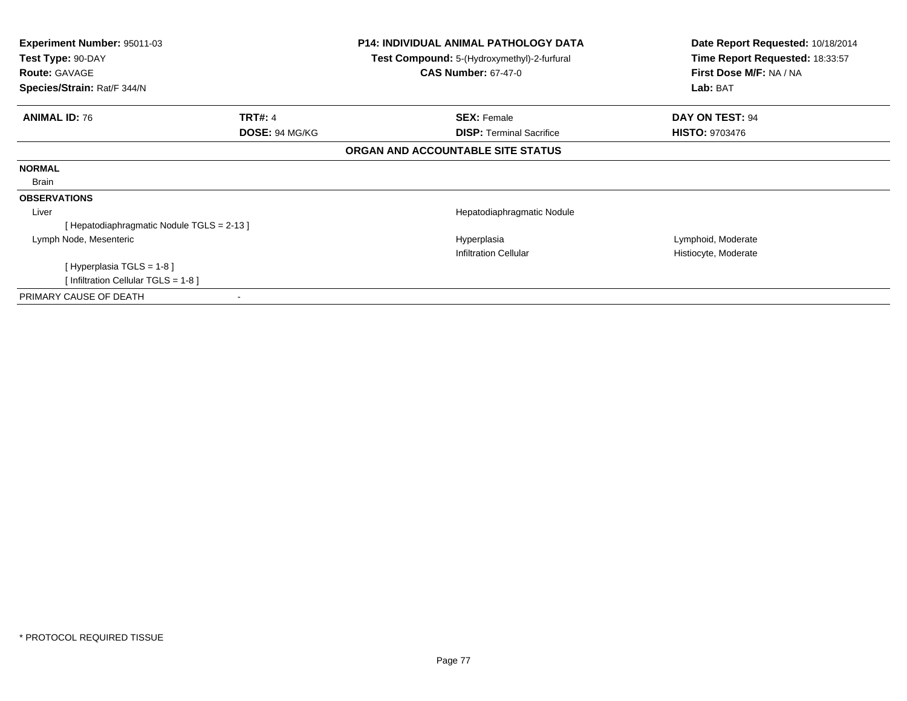**Experiment Number:** 95011-03
**Test Type:** 90-DAY
**Route:** GAVAGE
**Species/Strain:** Rat/F 344/N

**P14: INDIVIDUAL ANIMAL PATHOLOGY DATA**
**Test Compound:** 5-(Hydroxymethyl)-2-furfural
**CAS Number:** 67-47-0

**Date Report Requested:** 10/18/2014
**Time Report Requested:** 18:33:57
**First Dose M/F:** NA / NA
**Lab:** BAT

| **ANIMAL ID:** 76 | **TRT#:** 4 | **SEX:** Female | **DAY ON TEST:** 94 |
|---|---|---|---|
| | **DOSE:** 94 MG/KG | **DISP:** Terminal Sacrifice | **HISTO:** 9703476 |

### ORGAN AND ACCOUNTABLE SITE STATUS

**NORMAL**

Brain

**OBSERVATIONS**

| | | |
|---|---|---|
| Liver | Hepatodiaphragmatic Nodule | |
| [ Hepatodiaphragmatic Nodule TGLS = 2-13 ] | | |
| Lymph Node, Mesenteric | Hyperplasia | Lymphoid, Moderate |
| | Infiltration Cellular | Histiocyte, Moderate |
| [ Hyperplasia TGLS = 1-8 ] | | |
| [ Infiltration Cellular TGLS = 1-8 ] | | |

PRIMARY CAUSE OF DEATH -

* PROTOCOL REQUIRED TISSUE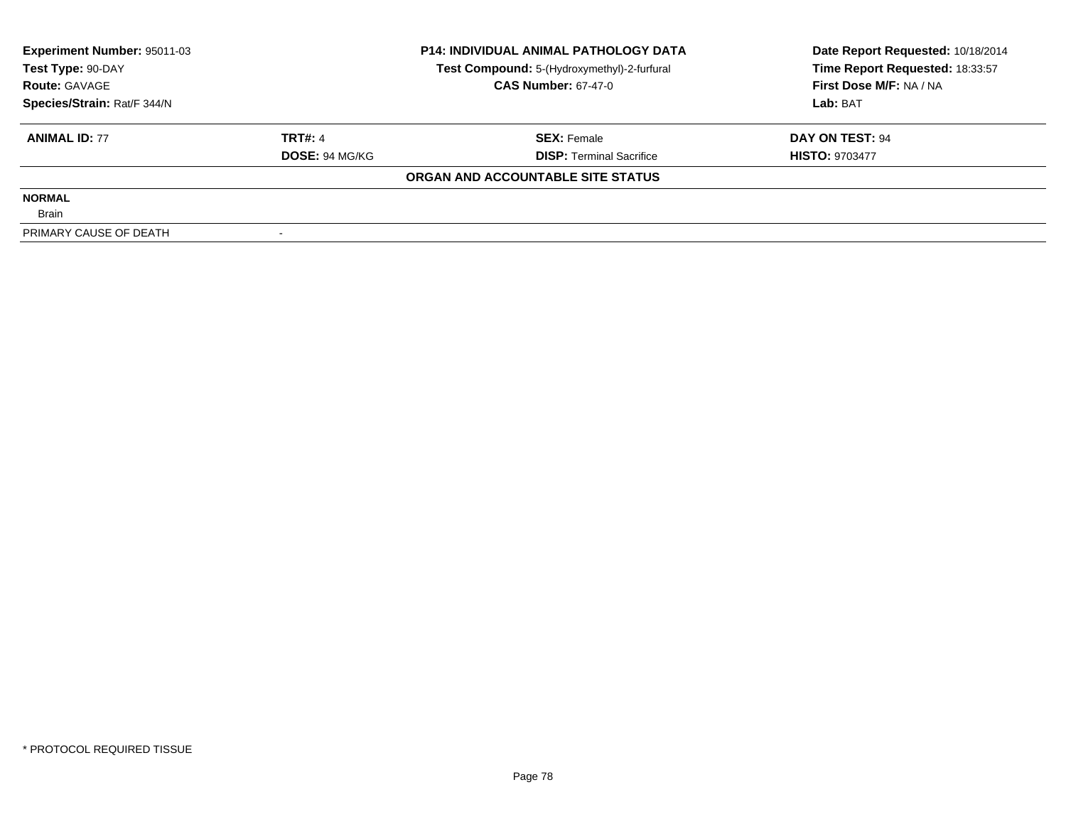**Experiment Number:** 95011-03
**Test Type:** 90-DAY
**Route:** GAVAGE
**Species/Strain:** Rat/F 344/N

**P14: INDIVIDUAL ANIMAL PATHOLOGY DATA**
**Test Compound:** 5-(Hydroxymethyl)-2-furfural
**CAS Number:** 67-47-0

**Date Report Requested:** 10/18/2014
**Time Report Requested:** 18:33:57
**First Dose M/F:** NA / NA
**Lab:** BAT

| **ANIMAL ID:** 77 | **TRT#:** 4 | **SEX:** Female | **DAY ON TEST:** 94 |
|---|---|---|---|
| | **DOSE:** 94 MG/KG | **DISP:** Terminal Sacrifice | **HISTO:** 9703477 |

**ORGAN AND ACCOUNTABLE SITE STATUS**

**NORMAL**
Brain

PRIMARY CAUSE OF DEATH -

* PROTOCOL REQUIRED TISSUE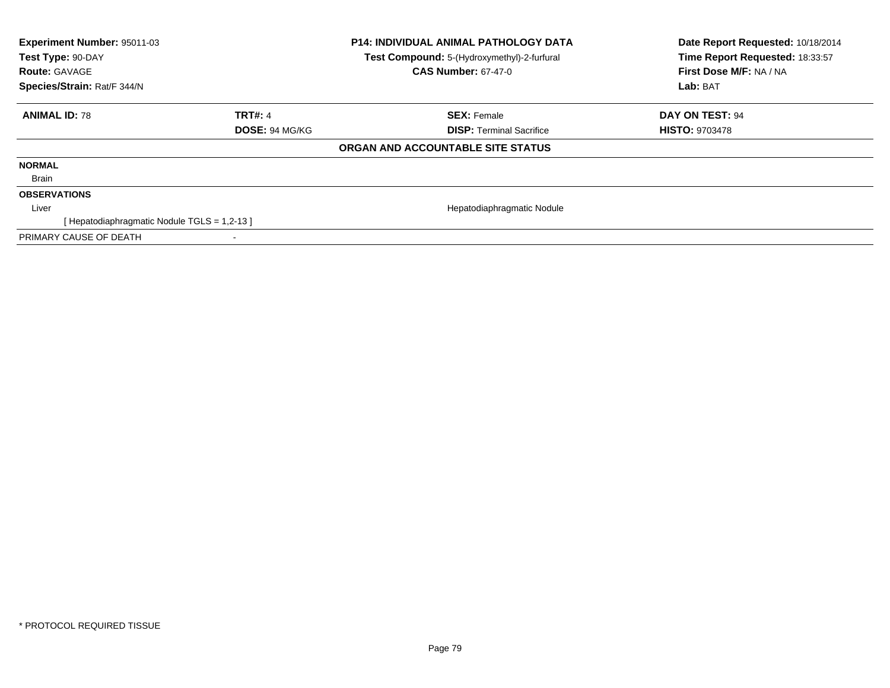**Experiment Number:** 95011-03
**Test Type:** 90-DAY
**Route:** GAVAGE
**Species/Strain:** Rat/F 344/N

**P14: INDIVIDUAL ANIMAL PATHOLOGY DATA**
**Test Compound:** 5-(Hydroxymethyl)-2-furfural
**CAS Number:** 67-47-0

**Date Report Requested:** 10/18/2014
**Time Report Requested:** 18:33:57
**First Dose M/F:** NA / NA
**Lab:** BAT

| **ANIMAL ID:** 78 | **TRT#:** 4 | **SEX:** Female | **DAY ON TEST:** 94 |
|---|---|---|---|
| | **DOSE:** 94 MG/KG | **DISP:** Terminal Sacrifice | **HISTO:** 9703478 |

**ORGAN AND ACCOUNTABLE SITE STATUS**

**NORMAL**

Brain

**OBSERVATIONS**

| Liver | Hepatodiaphragmatic Nodule |
|---|---|
| [ Hepatodiaphragmatic Nodule TGLS = 1,2-13 ] | |

PRIMARY CAUSE OF DEATH -

* PROTOCOL REQUIRED TISSUE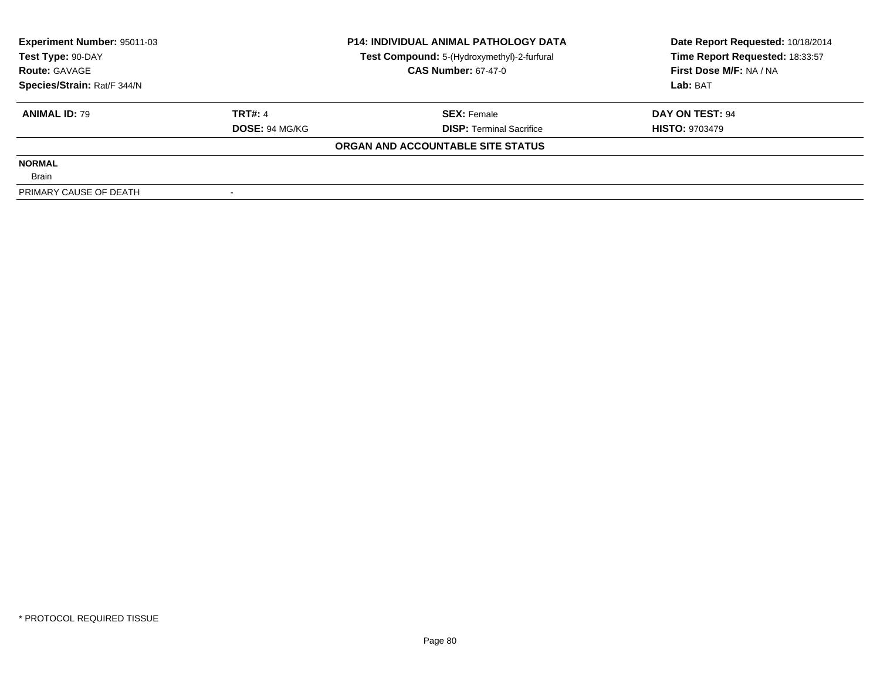**Experiment Number:** 95011-03
**Test Type:** 90-DAY
**Route:** GAVAGE
**Species/Strain:** Rat/F 344/N

**P14: INDIVIDUAL ANIMAL PATHOLOGY DATA**
**Test Compound:** 5-(Hydroxymethyl)-2-furfural
**CAS Number:** 67-47-0

**Date Report Requested:** 10/18/2014
**Time Report Requested:** 18:33:57
**First Dose M/F:** NA / NA
**Lab:** BAT

| **ANIMAL ID:** 79 | **TRT#:** 4 | **SEX:** Female | **DAY ON TEST:** 94 |
|---|---|---|---|
| | **DOSE:** 94 MG/KG | **DISP:** Terminal Sacrifice | **HISTO:** 9703479 |

**ORGAN AND ACCOUNTABLE SITE STATUS**

| | |
|---|---|
| **NORMAL** | |
| Brain | |
| PRIMARY CAUSE OF DEATH | - |

* PROTOCOL REQUIRED TISSUE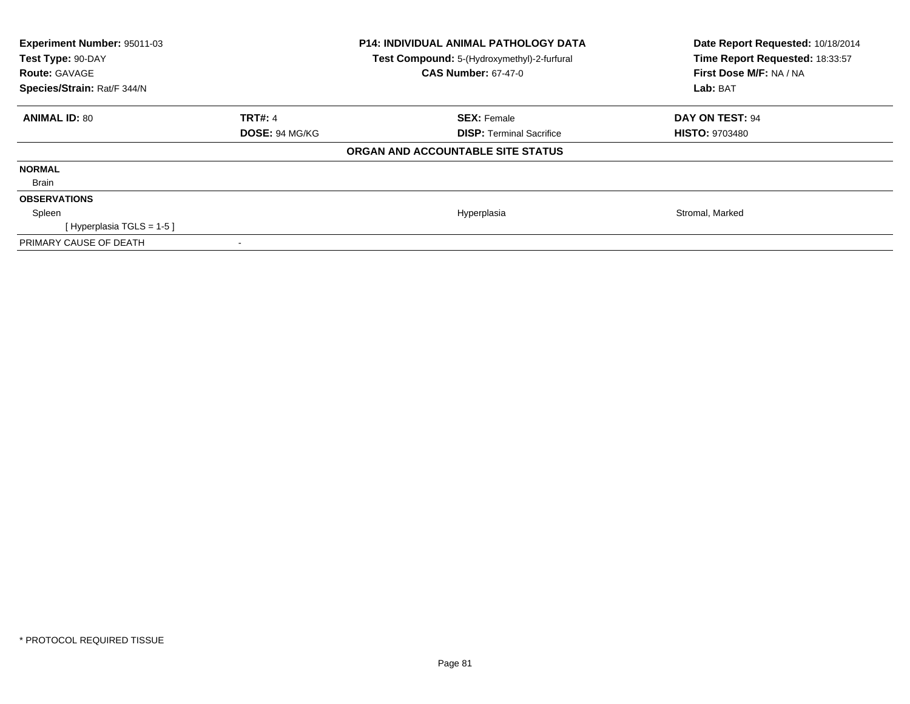**Experiment Number:** 95011-03
**Test Type:** 90-DAY
**Route:** GAVAGE
**Species/Strain:** Rat/F 344/N

**P14: INDIVIDUAL ANIMAL PATHOLOGY DATA**
**Test Compound:** 5-(Hydroxymethyl)-2-furfural
**CAS Number:** 67-47-0

**Date Report Requested:** 10/18/2014
**Time Report Requested:** 18:33:57
**First Dose M/F:** NA / NA
**Lab:** BAT

| **ANIMAL ID:** 80 | **TRT#:** 4 | **SEX:** Female | **DAY ON TEST:** 94 |
|---|---|---|---|
| | **DOSE:** 94 MG/KG | **DISP:** Terminal Sacrifice | **HISTO:** 9703480 |

**ORGAN AND ACCOUNTABLE SITE STATUS**

| | | | |
|---|---|---|---|
| **NORMAL** | | | |
| Brain | | | |
| **OBSERVATIONS** | | | |
| Spleen | | Hyperplasia | Stromal, Marked |
| [ Hyperplasia TGLS = 1-5 ] | | | |
| PRIMARY CAUSE OF DEATH | - | | |

* PROTOCOL REQUIRED TISSUE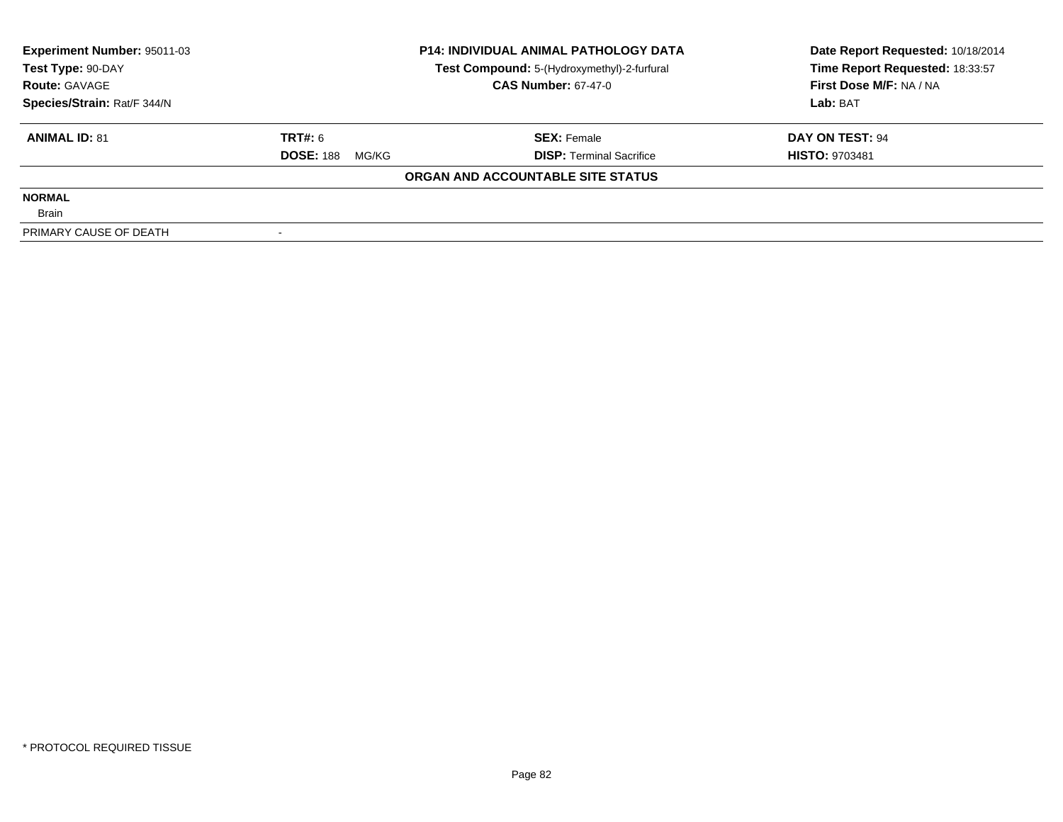**Experiment Number:** 95011-03
**Test Type:** 90-DAY
**Route:** GAVAGE
**Species/Strain:** Rat/F 344/N

**P14: INDIVIDUAL ANIMAL PATHOLOGY DATA**
**Test Compound:** 5-(Hydroxymethyl)-2-furfural
**CAS Number:** 67-47-0

**Date Report Requested:** 10/18/2014
**Time Report Requested:** 18:33:57
**First Dose M/F:** NA / NA
**Lab:** BAT

| **ANIMAL ID:** 81 | **TRT#:** 6 | **SEX:** Female | **DAY ON TEST:** 94 |
|---|---|---|---|
| | **DOSE:** 188 MG/KG | **DISP:** Terminal Sacrifice | **HISTO:** 9703481 |

**ORGAN AND ACCOUNTABLE SITE STATUS**

| | |
|---|---|
| **NORMAL** | |
| Brain | |
| PRIMARY CAUSE OF DEATH | - |

* PROTOCOL REQUIRED TISSUE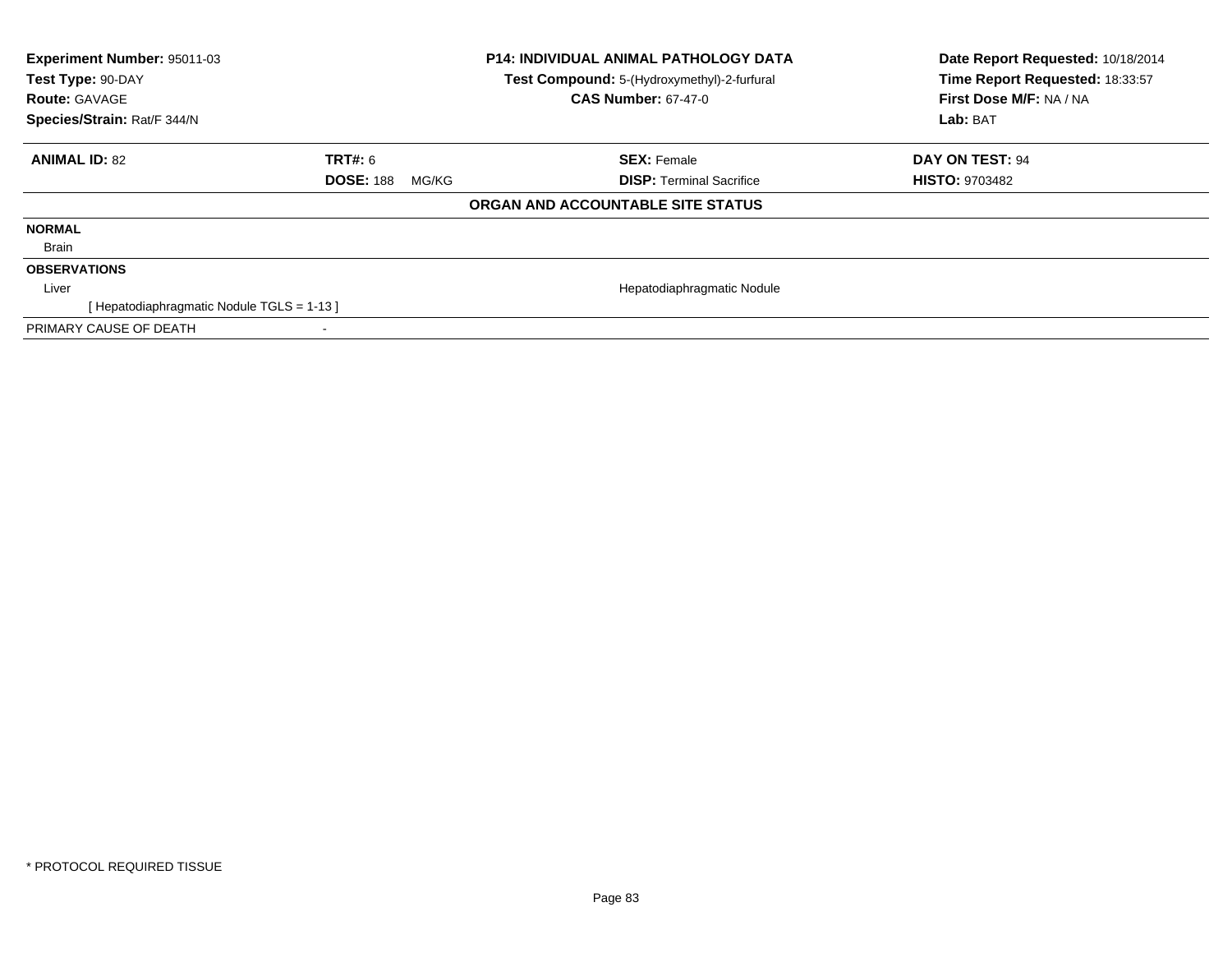**Experiment Number:** 95011-03
**Test Type:** 90-DAY
**Route:** GAVAGE
**Species/Strain:** Rat/F 344/N

**P14: INDIVIDUAL ANIMAL PATHOLOGY DATA**
**Test Compound:** 5-(Hydroxymethyl)-2-furfural
**CAS Number:** 67-47-0

**Date Report Requested:** 10/18/2014
**Time Report Requested:** 18:33:57
**First Dose M/F:** NA / NA
**Lab:** BAT

| **ANIMAL ID:** 82 | **TRT#:** 6 | **SEX:** Female | **DAY ON TEST:** 94 |
|---|---|---|---|
| | **DOSE:** 188 MG/KG | **DISP:** Terminal Sacrifice | **HISTO:** 9703482 |

**ORGAN AND ACCOUNTABLE SITE STATUS**

**NORMAL**

Brain

**OBSERVATIONS**

| Liver | Hepatodiaphragmatic Nodule |
|---|---|
| [ Hepatodiaphragmatic Nodule TGLS = 1-13 ] | |

PRIMARY CAUSE OF DEATH -

\* PROTOCOL REQUIRED TISSUE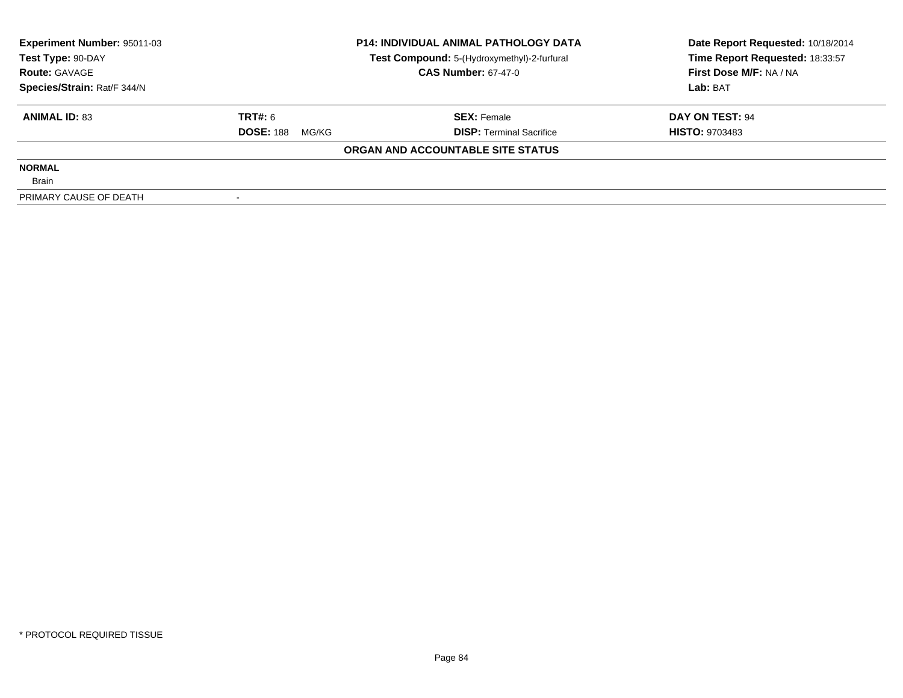**Experiment Number:** 95011-03
**Test Type:** 90-DAY
**Route:** GAVAGE
**Species/Strain:** Rat/F 344/N

**P14: INDIVIDUAL ANIMAL PATHOLOGY DATA**
**Test Compound:** 5-(Hydroxymethyl)-2-furfural
**CAS Number:** 67-47-0

**Date Report Requested:** 10/18/2014
**Time Report Requested:** 18:33:57
**First Dose M/F:** NA / NA
**Lab:** BAT

| **ANIMAL ID:** 83 | **TRT#:** 6 | **SEX:** Female | **DAY ON TEST:** 94 |
|---|---|---|---|
| | **DOSE:** 188 MG/KG | **DISP:** Terminal Sacrifice | **HISTO:** 9703483 |

**ORGAN AND ACCOUNTABLE SITE STATUS**

**NORMAL**
Brain

| PRIMARY CAUSE OF DEATH | - |
|---|---|

\* PROTOCOL REQUIRED TISSUE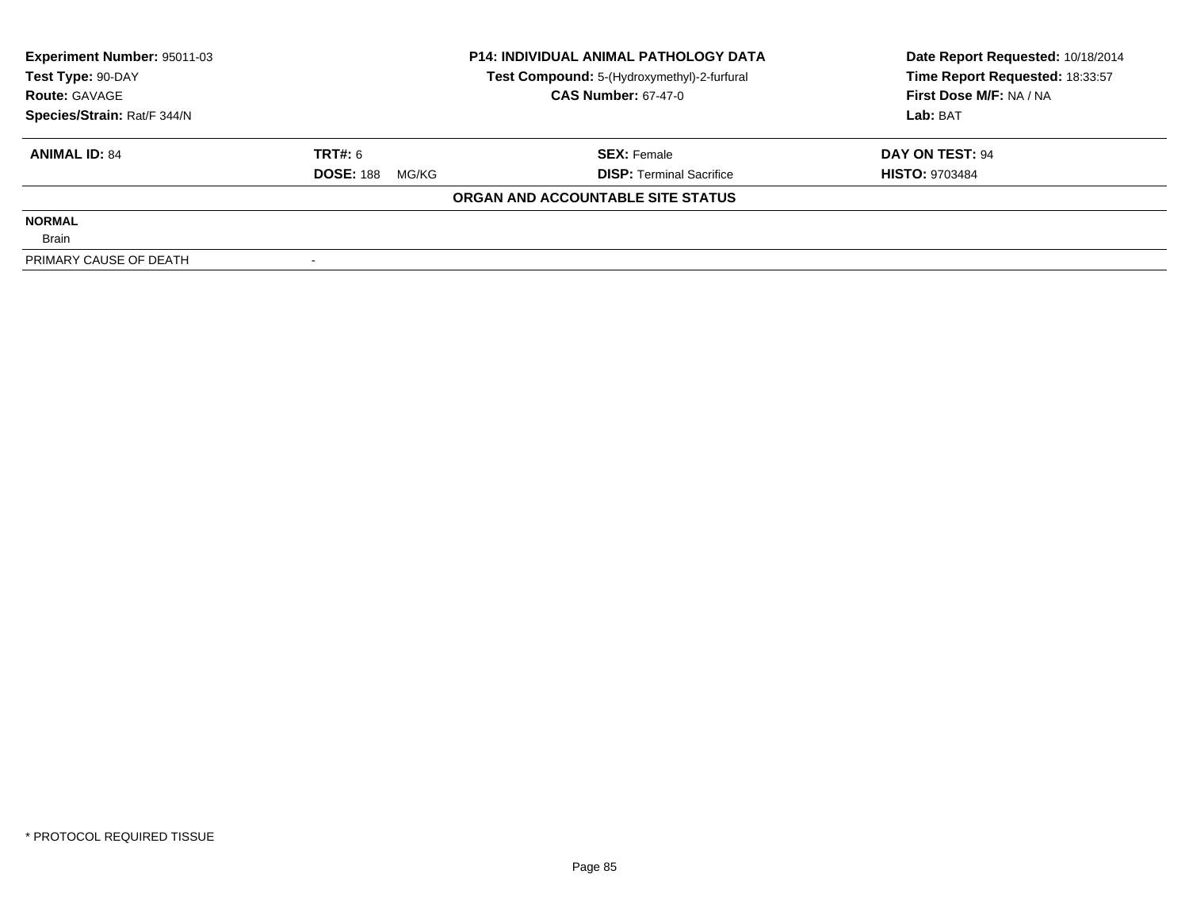**Experiment Number:** 95011-03
**Test Type:** 90-DAY
**Route:** GAVAGE
**Species/Strain:** Rat/F 344/N

**P14: INDIVIDUAL ANIMAL PATHOLOGY DATA**
**Test Compound:** 5-(Hydroxymethyl)-2-furfural
**CAS Number:** 67-47-0

**Date Report Requested:** 10/18/2014
**Time Report Requested:** 18:33:57
**First Dose M/F:** NA / NA
**Lab:** BAT

| **ANIMAL ID:** 84 | **TRT#:** 6 | **SEX:** Female | **DAY ON TEST:** 94 |
|---|---|---|---|
| | **DOSE:** 188 MG/KG | **DISP:** Terminal Sacrifice | **HISTO:** 9703484 |

**ORGAN AND ACCOUNTABLE SITE STATUS**

**NORMAL**

Brain

PRIMARY CAUSE OF DEATH -

* PROTOCOL REQUIRED TISSUE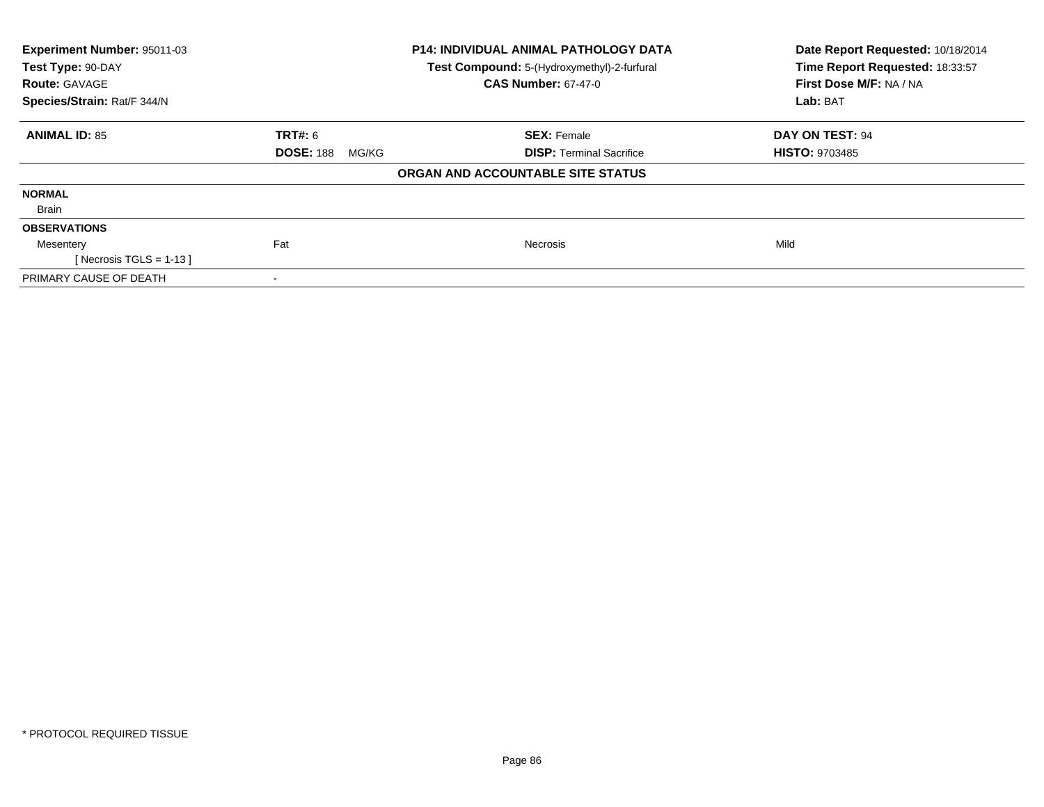**Experiment Number:** 95011-03
**Test Type:** 90-DAY
**Route:** GAVAGE
**Species/Strain:** Rat/F 344/N

**P14: INDIVIDUAL ANIMAL PATHOLOGY DATA**
**Test Compound:** 5-(Hydroxymethyl)-2-furfural
**CAS Number:** 67-47-0

**Date Report Requested:** 10/18/2014
**Time Report Requested:** 18:33:57
**First Dose M/F:** NA / NA
**Lab:** BAT

| **ANIMAL ID:** 85 | **TRT#:** 6 | **SEX:** Female | **DAY ON TEST:** 94 |
|---|---|---|---|
| | **DOSE:** 188 MG/KG | **DISP:** Terminal Sacrifice | **HISTO:** 9703485 |

**ORGAN AND ACCOUNTABLE SITE STATUS**

| | | | |
|---|---|---|---|
| **NORMAL** | | | |
| Brain | | | |
| **OBSERVATIONS** | | | |
| Mesentery | Fat | Necrosis | Mild |
| [ Necrosis TGLS = 1-13 ] | | | |
| PRIMARY CAUSE OF DEATH | - | | |

* PROTOCOL REQUIRED TISSUE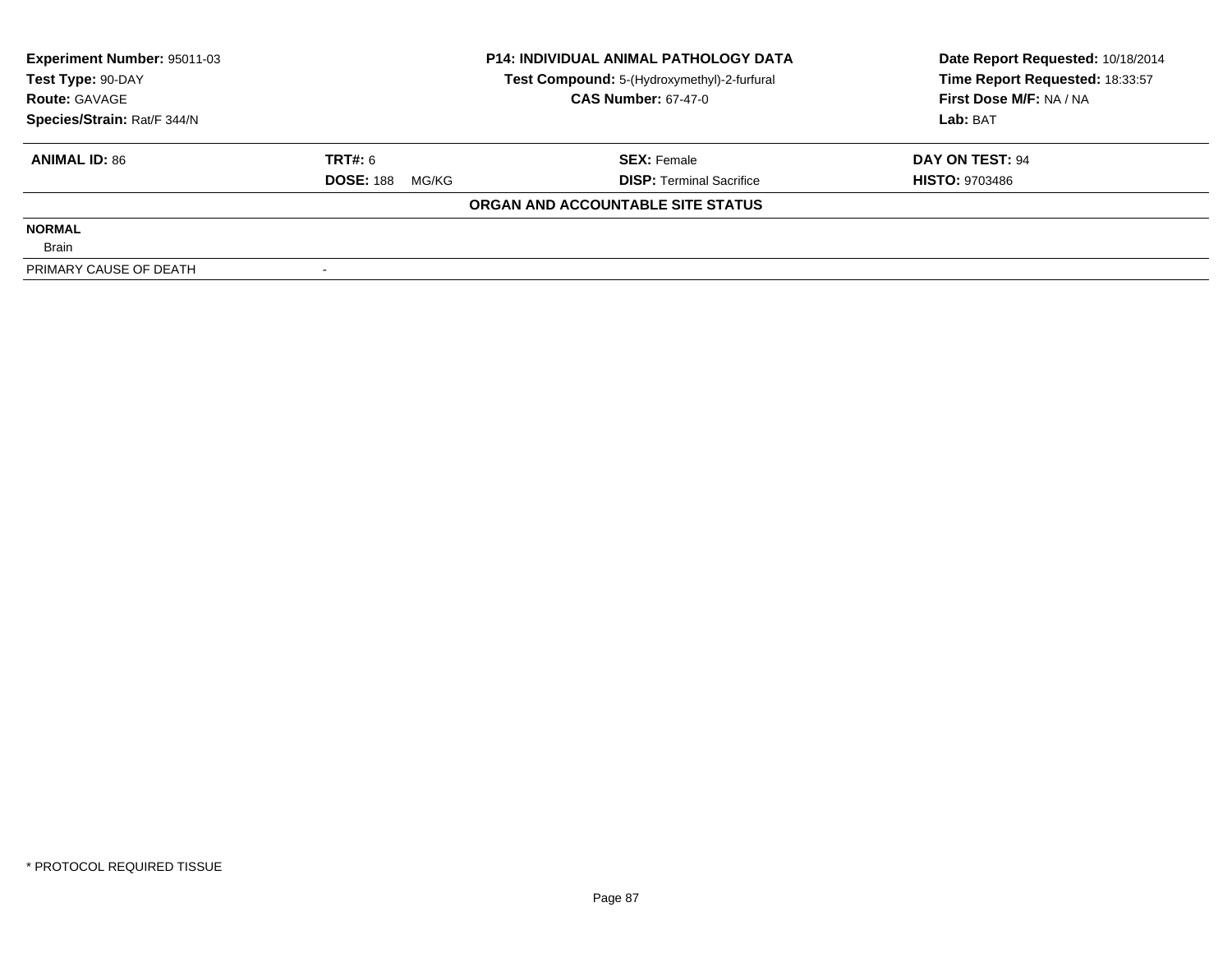| Experiment Number: 95011-03 | P14: INDIVIDUAL ANIMAL PATHOLOGY DATA | Date Report Requested: 10/18/2014 |
|---|---|---|
| Test Type: 90-DAY | Test Compound: 5-(Hydroxymethyl)-2-furfural | Time Report Requested: 18:33:57 |
| Route: GAVAGE | CAS Number: 67-47-0 | First Dose M/F: NA / NA |
| Species/Strain: Rat/F 344/N | | Lab: BAT |

| ANIMAL ID: 86 | TRT#: 6 | SEX: Female | DAY ON TEST: 94 |
|---|---|---|---|
| | DOSE: 188 MG/KG | DISP: Terminal Sacrifice | HISTO: 9703486 |

**ORGAN AND ACCOUNTABLE SITE STATUS**

**NORMAL**

Brain

| PRIMARY CAUSE OF DEATH | - |
|---|---|

* PROTOCOL REQUIRED TISSUE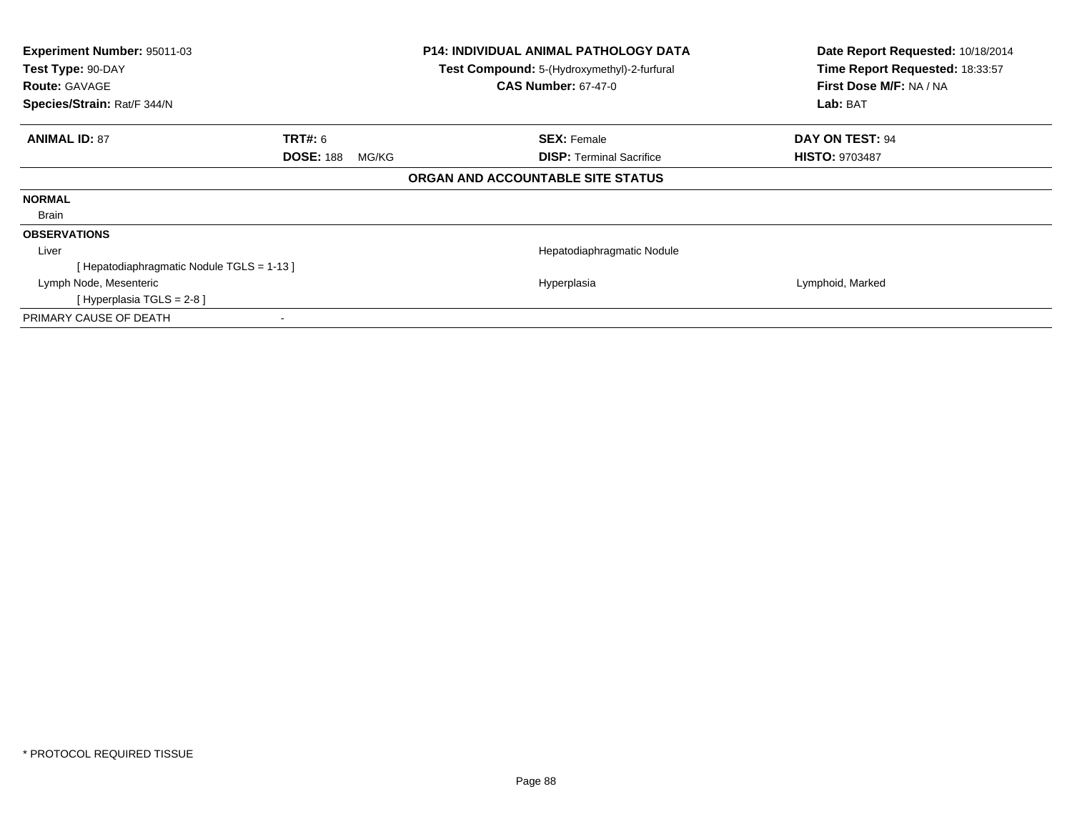**Experiment Number:** 95011-03
**Test Type:** 90-DAY
**Route:** GAVAGE
**Species/Strain:** Rat/F 344/N

**P14: INDIVIDUAL ANIMAL PATHOLOGY DATA**
**Test Compound:** 5-(Hydroxymethyl)-2-furfural
**CAS Number:** 67-47-0

**Date Report Requested:** 10/18/2014
**Time Report Requested:** 18:33:57
**First Dose M/F:** NA / NA
**Lab:** BAT

| **ANIMAL ID:** 87 | **TRT#:** 6 | **SEX:** Female | **DAY ON TEST:** 94 |
|---|---|---|---|
| | **DOSE:** 188 MG/KG | **DISP:** Terminal Sacrifice | **HISTO:** 9703487 |

**ORGAN AND ACCOUNTABLE SITE STATUS**

| | | |
|---|---|---|
| **NORMAL** | | |
| Brain | | |
| **OBSERVATIONS** | | |
| Liver | Hepatodiaphragmatic Nodule | |
| [ Hepatodiaphragmatic Nodule TGLS = 1-13 ] | | |
| Lymph Node, Mesenteric | Hyperplasia | Lymphoid, Marked |
| [ Hyperplasia TGLS = 2-8 ] | | |
| PRIMARY CAUSE OF DEATH | - | |

* PROTOCOL REQUIRED TISSUE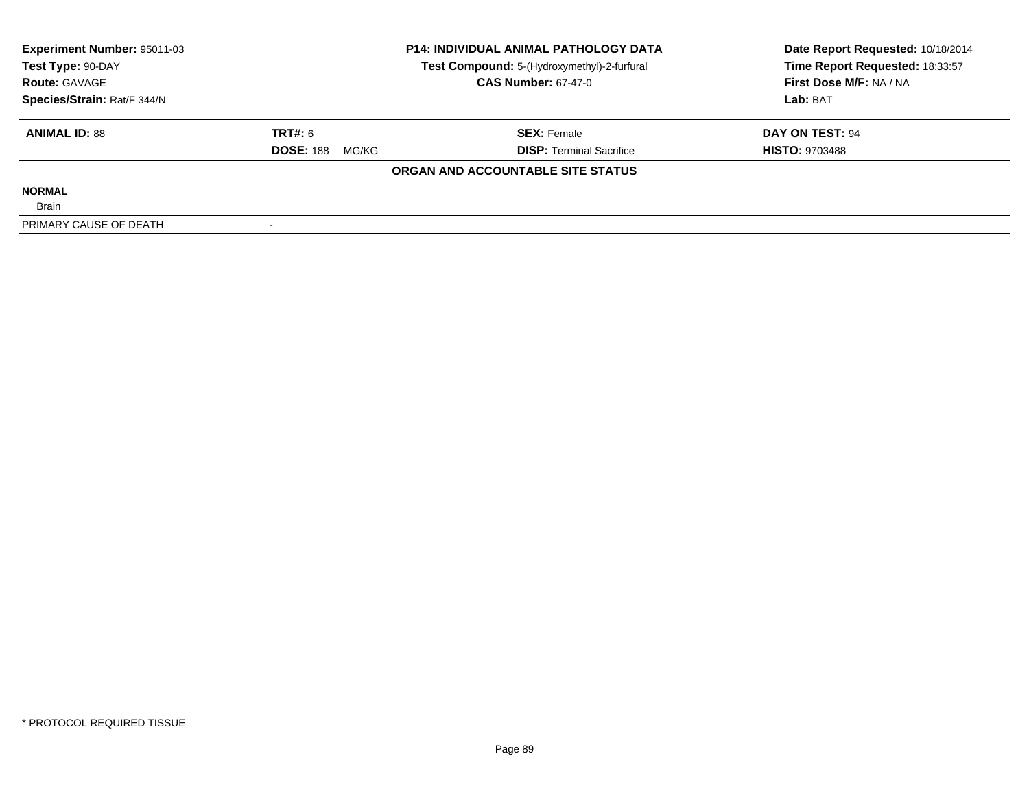| Experiment Number: 95011-03 | P14: INDIVIDUAL ANIMAL PATHOLOGY DATA | Date Report Requested: 10/18/2014 |
|---|---|---|
| Test Type: 90-DAY | Test Compound: 5-(Hydroxymethyl)-2-furfural | Time Report Requested: 18:33:57 |
| Route: GAVAGE | CAS Number: 67-47-0 | First Dose M/F: NA / NA |
| Species/Strain: Rat/F 344/N | | Lab: BAT |

| ANIMAL ID: 88 | TRT#: 6 | SEX: Female | DAY ON TEST: 94 |
|---|---|---|---|
| | DOSE: 188 MG/KG | DISP: Terminal Sacrifice | HISTO: 9703488 |

**ORGAN AND ACCOUNTABLE SITE STATUS**

**NORMAL**

Brain

| PRIMARY CAUSE OF DEATH | - |
|---|---|

* PROTOCOL REQUIRED TISSUE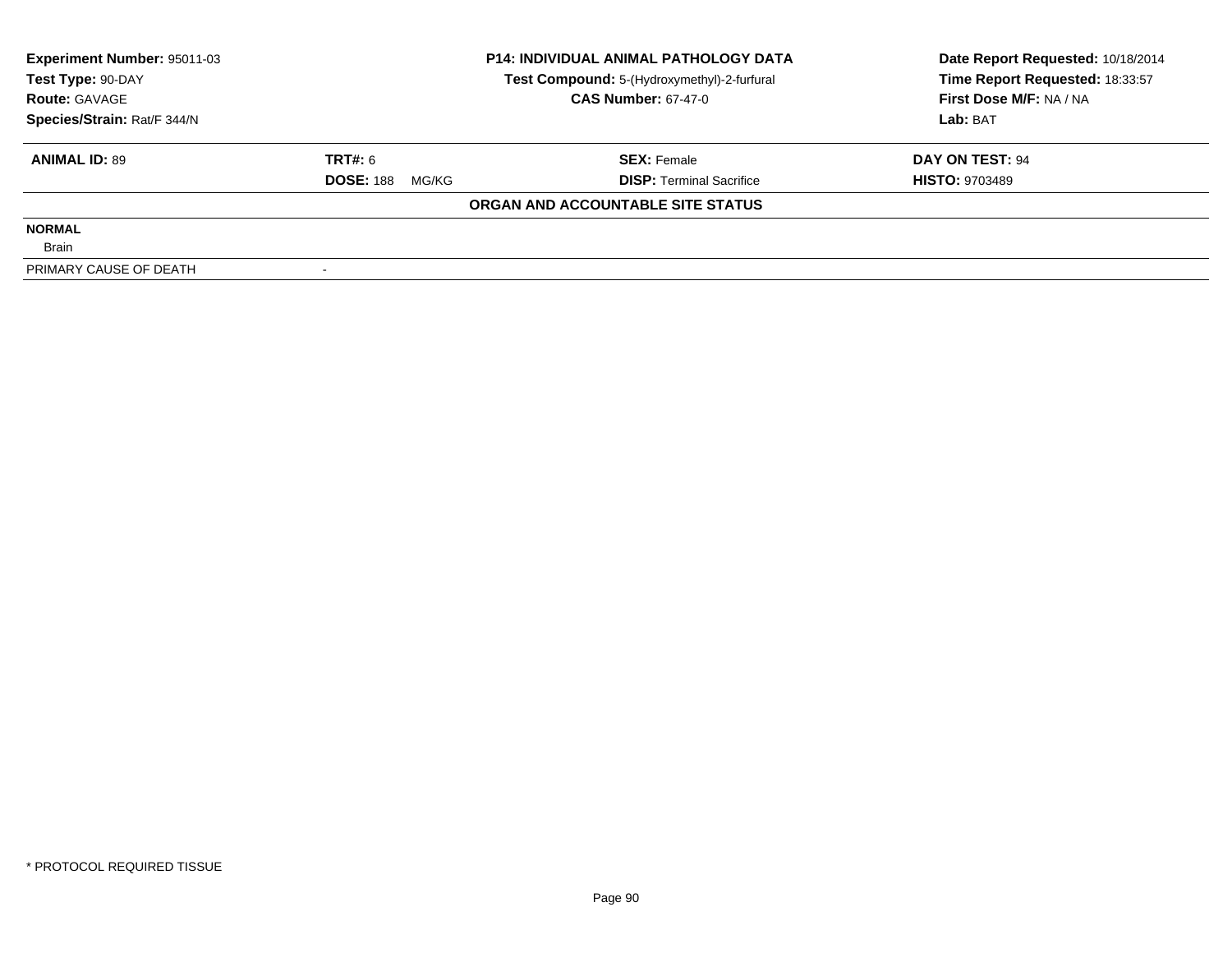| Experiment Number: 95011-03 | P14: INDIVIDUAL ANIMAL PATHOLOGY DATA | Date Report Requested: 10/18/2014 |
|---|---|---|
| Test Type: 90-DAY | Test Compound: 5-(Hydroxymethyl)-2-furfural | Time Report Requested: 18:33:57 |
| Route: GAVAGE | CAS Number: 67-47-0 | First Dose M/F: NA / NA |
| Species/Strain: Rat/F 344/N | | Lab: BAT |

| ANIMAL ID: 89 | TRT#: 6 | SEX: Female | DAY ON TEST: 94 |
|---|---|---|---|
| | DOSE: 188 MG/KG | DISP: Terminal Sacrifice | HISTO: 9703489 |

**ORGAN AND ACCOUNTABLE SITE STATUS**

| | |
|---|---|
| **NORMAL** | |
| Brain | |
| PRIMARY CAUSE OF DEATH | - |

* PROTOCOL REQUIRED TISSUE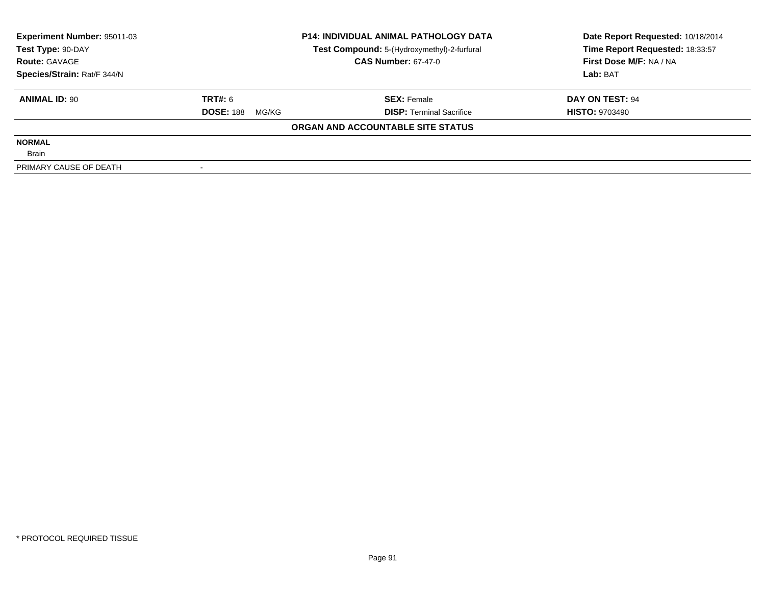| Experiment Number: 95011-03 | P14: INDIVIDUAL ANIMAL PATHOLOGY DATA | Date Report Requested: 10/18/2014 |
|---|---|---|
| Test Type: 90-DAY | Test Compound: 5-(Hydroxymethyl)-2-furfural | Time Report Requested: 18:33:57 |
| Route: GAVAGE | CAS Number: 67-47-0 | First Dose M/F: NA / NA |
| Species/Strain: Rat/F 344/N | | Lab: BAT |

| ANIMAL ID: 90 | TRT#: 6 | SEX: Female | DAY ON TEST: 94 |
|---|---|---|---|
| | DOSE: 188 MG/KG | DISP: Terminal Sacrifice | HISTO: 9703490 |

**ORGAN AND ACCOUNTABLE SITE STATUS**

| | |
|---|---|
| **NORMAL** | |
| Brain | |
| PRIMARY CAUSE OF DEATH | - |

* PROTOCOL REQUIRED TISSUE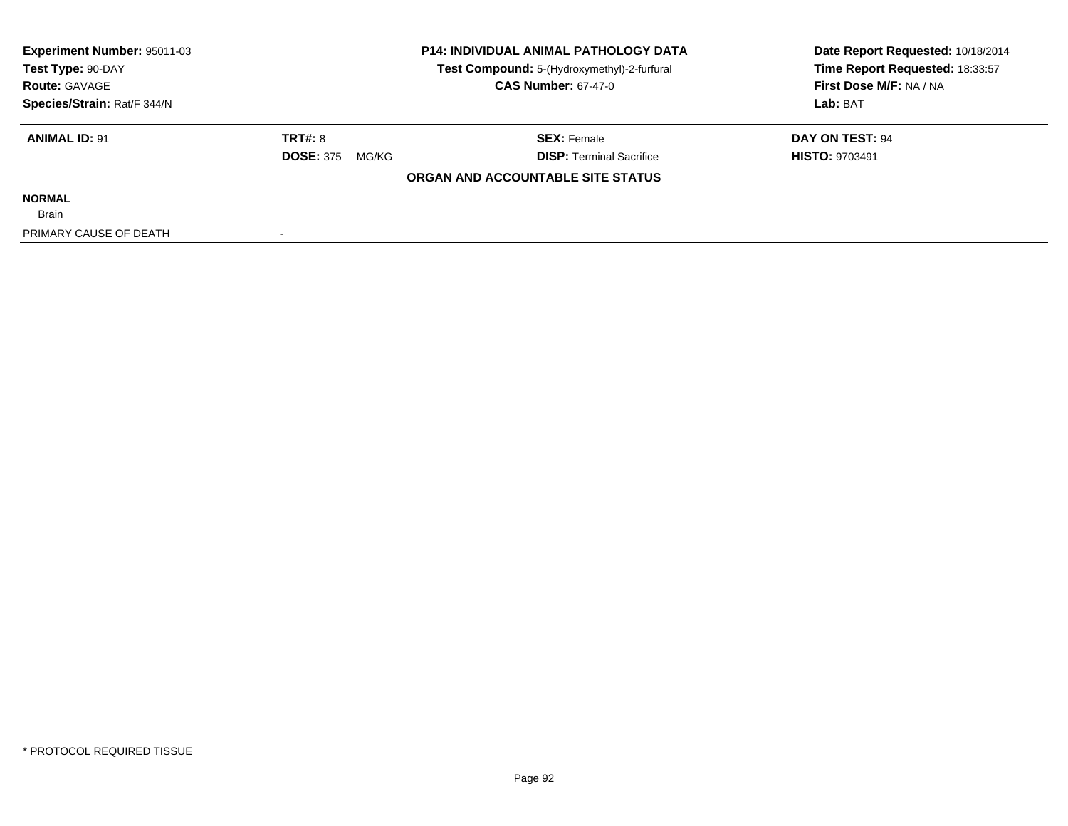| **Experiment Number:** 95011-03 | **P14: INDIVIDUAL ANIMAL PATHOLOGY DATA** | **Date Report Requested:** 10/18/2014 |
|---|---|---|
| **Test Type:** 90-DAY | **Test Compound:** 5-(Hydroxymethyl)-2-furfural | **Time Report Requested:** 18:33:57 |
| **Route:** GAVAGE | **CAS Number:** 67-47-0 | **First Dose M/F:** NA / NA |
| **Species/Strain:** Rat/F 344/N | | **Lab:** BAT |

| **ANIMAL ID:** 91 | **TRT#:** 8 | **SEX:** Female | **DAY ON TEST:** 94 |
|---|---|---|---|
| | **DOSE:** 375 MG/KG | **DISP:** Terminal Sacrifice | **HISTO:** 9703491 |

**ORGAN AND ACCOUNTABLE SITE STATUS**

| | |
|---|---|
| **NORMAL** | |
| Brain | |
| PRIMARY CAUSE OF DEATH | - |

* PROTOCOL REQUIRED TISSUE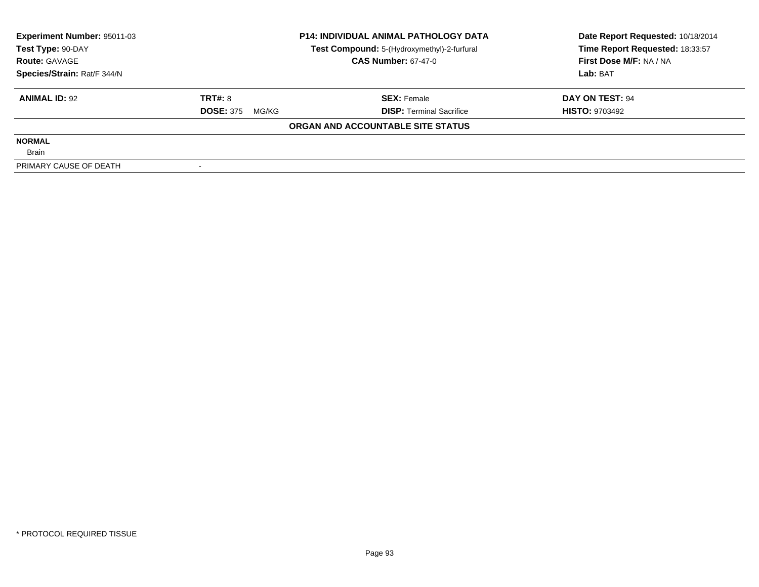**Experiment Number:** 95011-03
**Test Type:** 90-DAY
**Route:** GAVAGE
**Species/Strain:** Rat/F 344/N

**P14: INDIVIDUAL ANIMAL PATHOLOGY DATA**
**Test Compound:** 5-(Hydroxymethyl)-2-furfural
**CAS Number:** 67-47-0

**Date Report Requested:** 10/18/2014
**Time Report Requested:** 18:33:57
**First Dose M/F:** NA / NA
**Lab:** BAT

| **ANIMAL ID:** 92 | **TRT#:** 8 | **SEX:** Female | **DAY ON TEST:** 94 |
|---|---|---|---|
| | **DOSE:** 375 MG/KG | **DISP:** Terminal Sacrifice | **HISTO:** 9703492 |

**ORGAN AND ACCOUNTABLE SITE STATUS**

| | |
|---|---|
| **NORMAL** | |
| Brain | |
| PRIMARY CAUSE OF DEATH | - |

* PROTOCOL REQUIRED TISSUE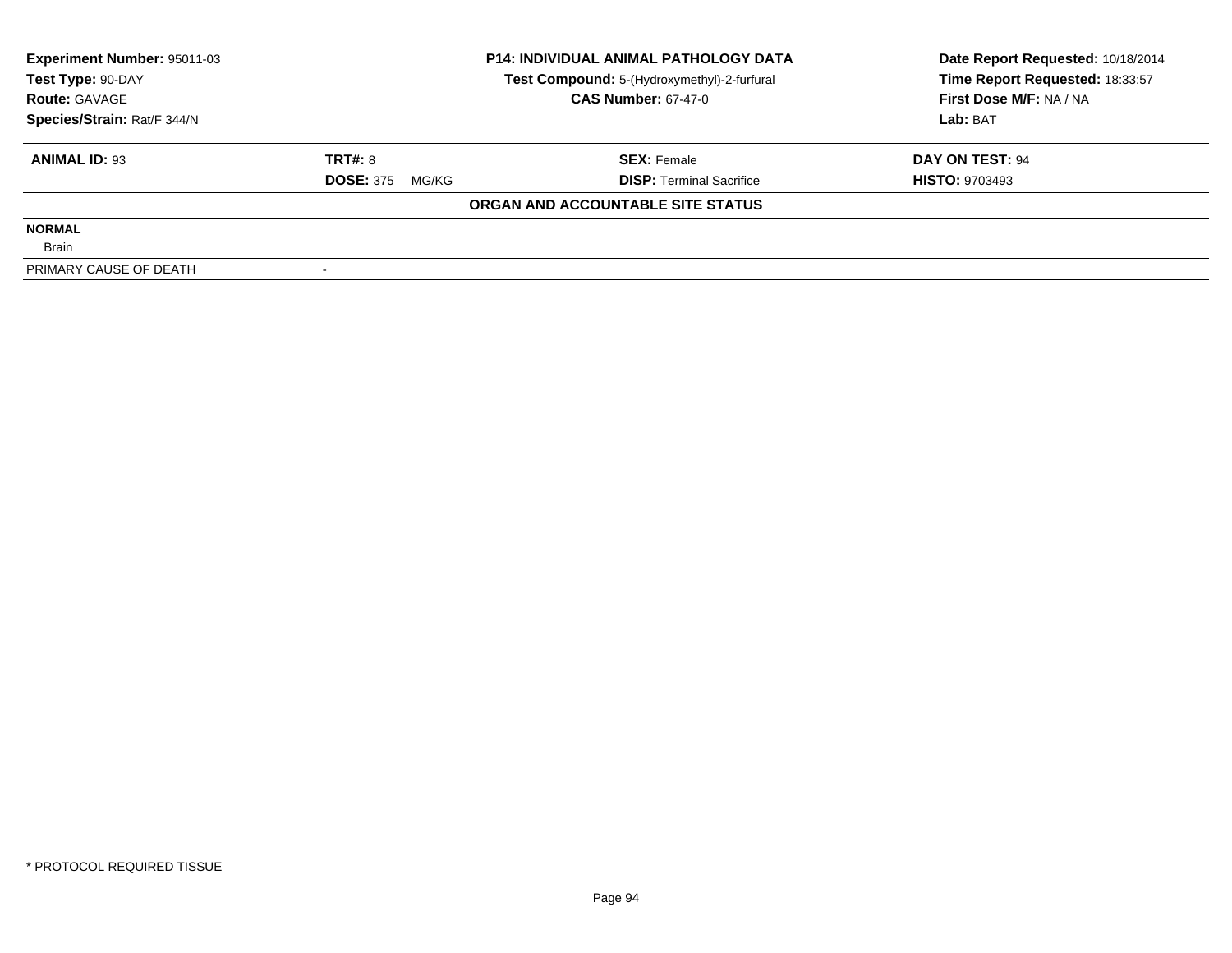**Experiment Number:** 95011-03
**Test Type:** 90-DAY
**Route:** GAVAGE
**Species/Strain:** Rat/F 344/N

**P14: INDIVIDUAL ANIMAL PATHOLOGY DATA**
**Test Compound:** 5-(Hydroxymethyl)-2-furfural
**CAS Number:** 67-47-0

**Date Report Requested:** 10/18/2014
**Time Report Requested:** 18:33:57
**First Dose M/F:** NA / NA
**Lab:** BAT

| **ANIMAL ID:** 93 | **TRT#:** 8 | **SEX:** Female | **DAY ON TEST:** 94 |
|---|---|---|---|
| | **DOSE:** 375 MG/KG | **DISP:** Terminal Sacrifice | **HISTO:** 9703493 |

**ORGAN AND ACCOUNTABLE SITE STATUS**

| | |
|---|---|
| **NORMAL** | |
| Brain | |
| PRIMARY CAUSE OF DEATH | - |

* PROTOCOL REQUIRED TISSUE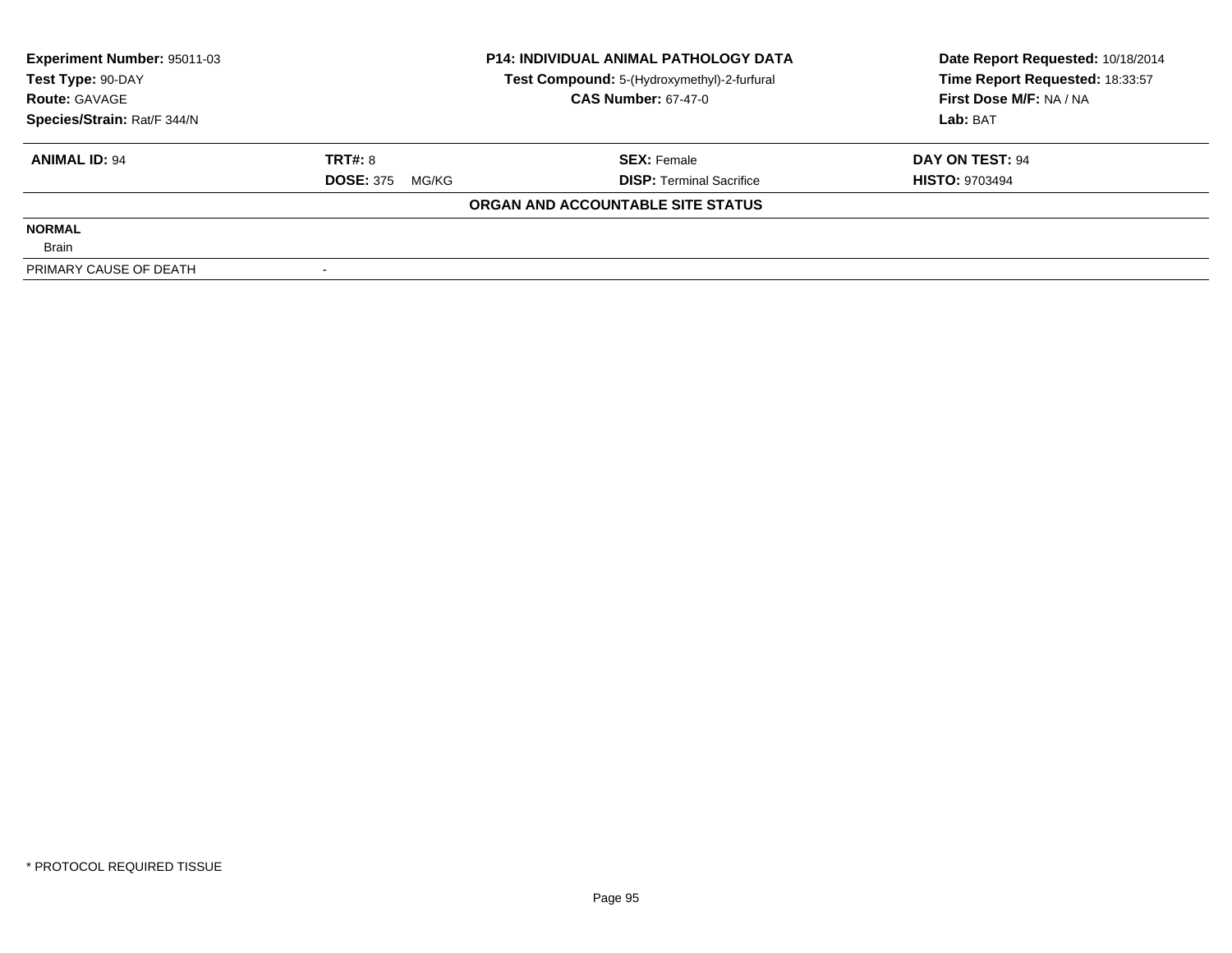| Experiment Number: 95011-03 | P14: INDIVIDUAL ANIMAL PATHOLOGY DATA | Date Report Requested: 10/18/2014 |
|---|---|---|
| Test Type: 90-DAY | Test Compound: 5-(Hydroxymethyl)-2-furfural | Time Report Requested: 18:33:57 |
| Route: GAVAGE | CAS Number: 67-47-0 | First Dose M/F: NA / NA |
| Species/Strain: Rat/F 344/N | | Lab: BAT |

| ANIMAL ID: 94 | TRT#: 8 | SEX: Female | DAY ON TEST: 94 |
|---|---|---|---|
| | DOSE: 375 MG/KG | DISP: Terminal Sacrifice | HISTO: 9703494 |

**ORGAN AND ACCOUNTABLE SITE STATUS**

**NORMAL**

Brain

| PRIMARY CAUSE OF DEATH | - |
|---|---|

* PROTOCOL REQUIRED TISSUE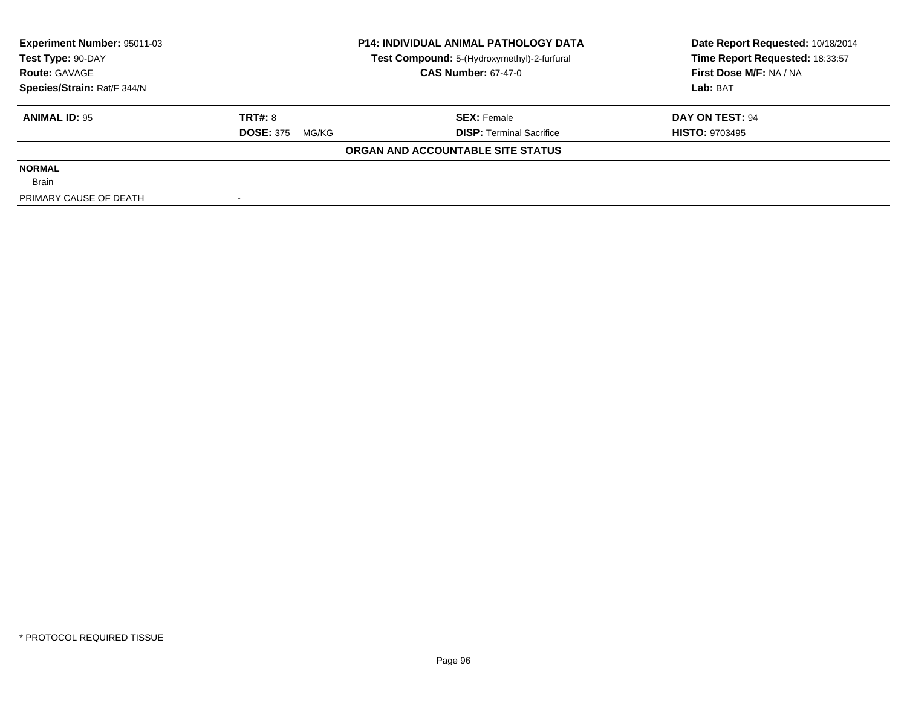| **Experiment Number:** 95011-03 | **P14: INDIVIDUAL ANIMAL PATHOLOGY DATA** | **Date Report Requested:** 10/18/2014 |
|---|---|---|
| **Test Type:** 90-DAY | **Test Compound:** 5-(Hydroxymethyl)-2-furfural | **Time Report Requested:** 18:33:57 |
| **Route:** GAVAGE | **CAS Number:** 67-47-0 | **First Dose M/F:** NA / NA |
| **Species/Strain:** Rat/F 344/N | | **Lab:** BAT |

| **ANIMAL ID:** 95 | **TRT#:** 8 | **SEX:** Female | **DAY ON TEST:** 94 |
|---|---|---|---|
| | **DOSE:** 375 MG/KG | **DISP:** Terminal Sacrifice | **HISTO:** 9703495 |

**ORGAN AND ACCOUNTABLE SITE STATUS**

**NORMAL**

Brain

| PRIMARY CAUSE OF DEATH | - |
|---|---|

* PROTOCOL REQUIRED TISSUE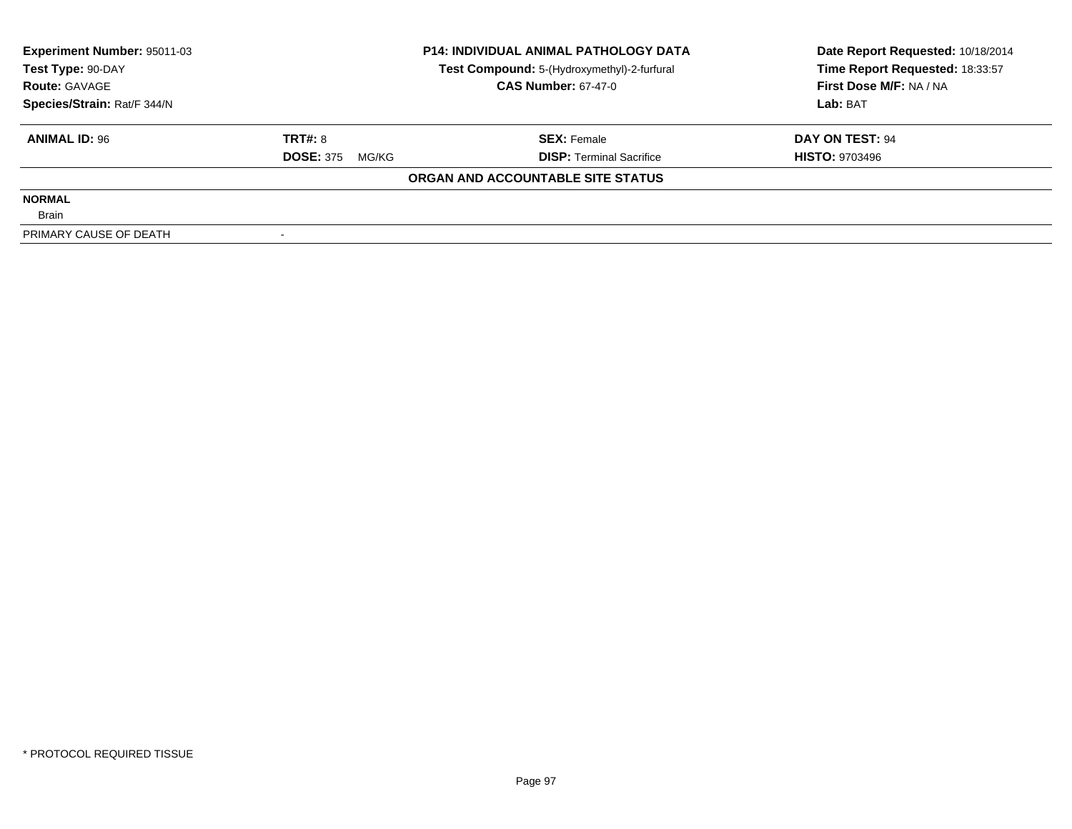**Experiment Number:** 95011-03
**Test Type:** 90-DAY
**Route:** GAVAGE
**Species/Strain:** Rat/F 344/N

**P14: INDIVIDUAL ANIMAL PATHOLOGY DATA**
**Test Compound:** 5-(Hydroxymethyl)-2-furfural
**CAS Number:** 67-47-0

**Date Report Requested:** 10/18/2014
**Time Report Requested:** 18:33:57
**First Dose M/F:** NA / NA
**Lab:** BAT

| **ANIMAL ID:** 96 | **TRT#:** 8 | **SEX:** Female | **DAY ON TEST:** 94 |
|---|---|---|---|
| | **DOSE:** 375 MG/KG | **DISP:** Terminal Sacrifice | **HISTO:** 9703496 |

**ORGAN AND ACCOUNTABLE SITE STATUS**

| | |
|---|---|
| **NORMAL** | |
| Brain | |
| PRIMARY CAUSE OF DEATH | - |

* PROTOCOL REQUIRED TISSUE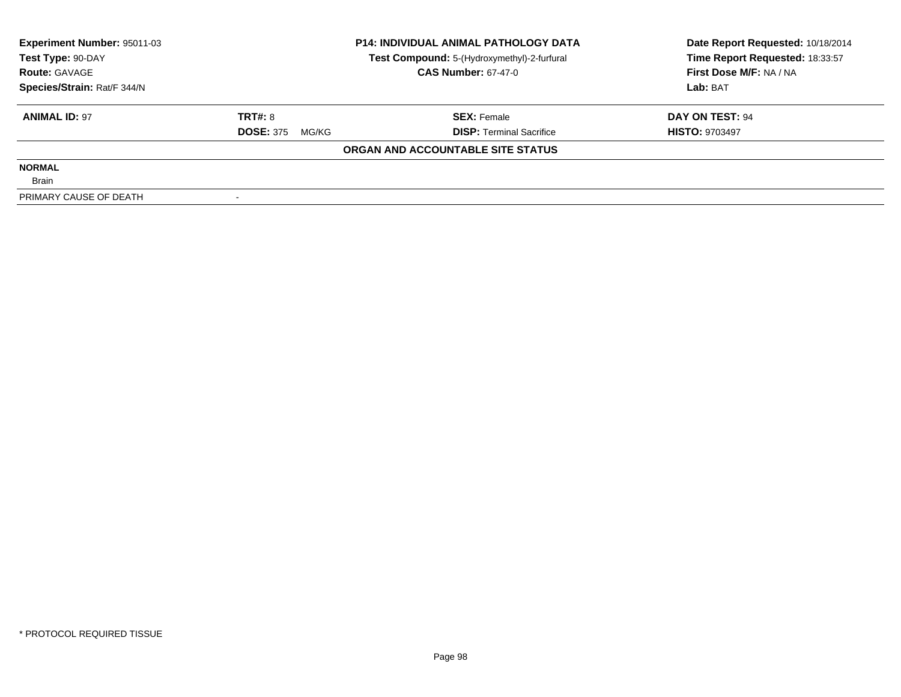| Experiment Number: 95011-03 | P14: INDIVIDUAL ANIMAL PATHOLOGY DATA | Date Report Requested: 10/18/2014 |
|---|---|---|
| Test Type: 90-DAY | Test Compound: 5-(Hydroxymethyl)-2-furfural | Time Report Requested: 18:33:57 |
| Route: GAVAGE | CAS Number: 67-47-0 | First Dose M/F: NA / NA |
| Species/Strain: Rat/F 344/N | | Lab: BAT |

| **ANIMAL ID:** 97 | **TRT#:** 8 | **SEX:** Female | **DAY ON TEST:** 94 |
|---|---|---|---|
| | **DOSE:** 375 MG/KG | **DISP:** Terminal Sacrifice | **HISTO:** 9703497 |

**ORGAN AND ACCOUNTABLE SITE STATUS**

**NORMAL**

Brain

| PRIMARY CAUSE OF DEATH | - |
|---|---|

* PROTOCOL REQUIRED TISSUE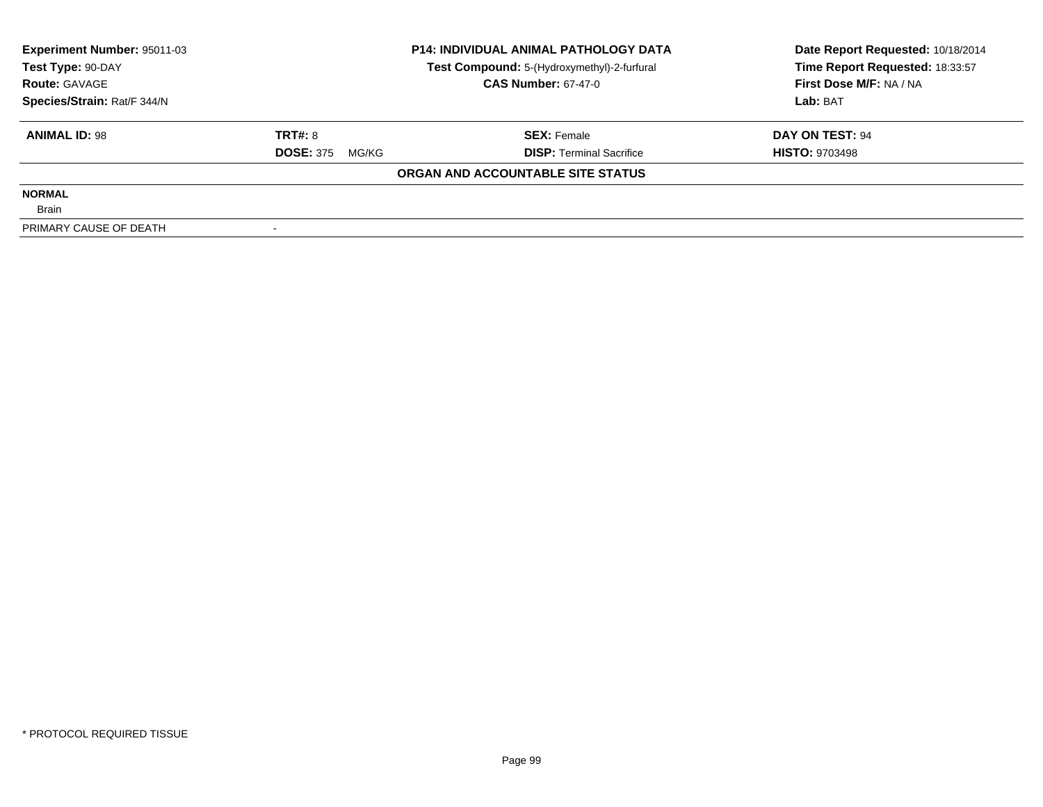**Experiment Number:** 95011-03
**Test Type:** 90-DAY
**Route:** GAVAGE
**Species/Strain:** Rat/F 344/N

**P14: INDIVIDUAL ANIMAL PATHOLOGY DATA**
**Test Compound:** 5-(Hydroxymethyl)-2-furfural
**CAS Number:** 67-47-0

**Date Report Requested:** 10/18/2014
**Time Report Requested:** 18:33:57
**First Dose M/F:** NA / NA
**Lab:** BAT

| **ANIMAL ID:** 98 | **TRT#:** 8 | **SEX:** Female | **DAY ON TEST:** 94 |
|---|---|---|---|
| | **DOSE:** 375 MG/KG | **DISP:** Terminal Sacrifice | **HISTO:** 9703498 |

**ORGAN AND ACCOUNTABLE SITE STATUS**

**NORMAL**
Brain

PRIMARY CAUSE OF DEATH -

* PROTOCOL REQUIRED TISSUE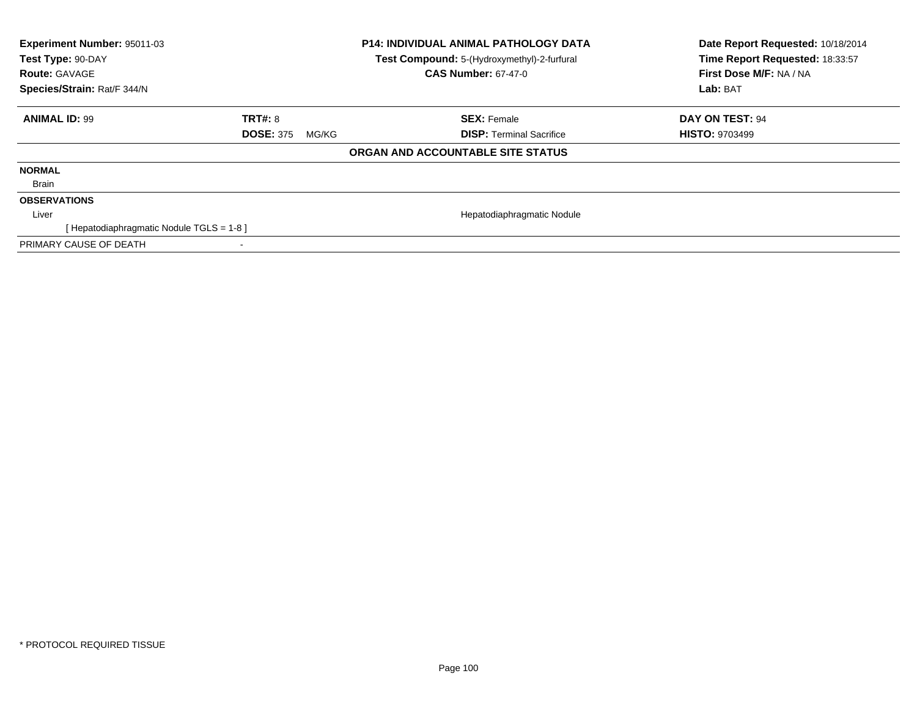**Experiment Number:** 95011-03
**Test Type:** 90-DAY
**Route:** GAVAGE
**Species/Strain:** Rat/F 344/N

**P14: INDIVIDUAL ANIMAL PATHOLOGY DATA**
**Test Compound:** 5-(Hydroxymethyl)-2-furfural
**CAS Number:** 67-47-0

**Date Report Requested:** 10/18/2014
**Time Report Requested:** 18:33:57
**First Dose M/F:** NA / NA
**Lab:** BAT

| **ANIMAL ID:** 99 | **TRT#:** 8 | **SEX:** Female | **DAY ON TEST:** 94 |
|---|---|---|---|
| | **DOSE:** 375 MG/KG | **DISP:** Terminal Sacrifice | **HISTO:** 9703499 |

**ORGAN AND ACCOUNTABLE SITE STATUS**

| | |
|---|---|
| **NORMAL** | |
| Brain | |
| **OBSERVATIONS** | |
| Liver | Hepatodiaphragmatic Nodule |
| [ Hepatodiaphragmatic Nodule TGLS = 1-8 ] | |
| PRIMARY CAUSE OF DEATH | - |

* PROTOCOL REQUIRED TISSUE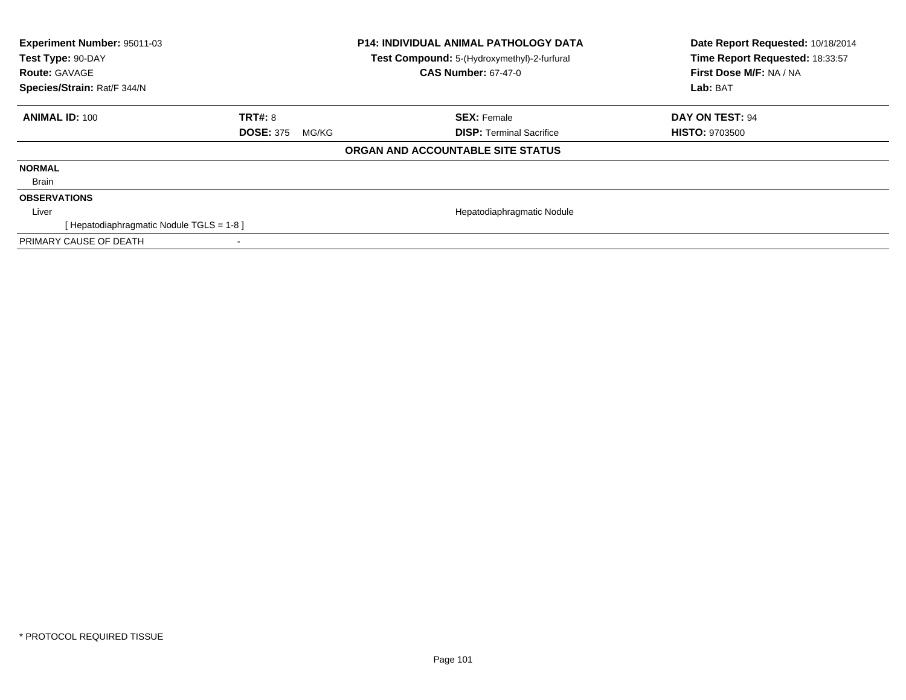**Experiment Number:** 95011-03
**Test Type:** 90-DAY
**Route:** GAVAGE
**Species/Strain:** Rat/F 344/N

**P14: INDIVIDUAL ANIMAL PATHOLOGY DATA**
**Test Compound:** 5-(Hydroxymethyl)-2-furfural
**CAS Number:** 67-47-0

**Date Report Requested:** 10/18/2014
**Time Report Requested:** 18:33:57
**First Dose M/F:** NA / NA
**Lab:** BAT

| **ANIMAL ID:** 100 | **TRT#:** 8 | **SEX:** Female | **DAY ON TEST:** 94 |
|---|---|---|---|
| | **DOSE:** 375 MG/KG | **DISP:** Terminal Sacrifice | **HISTO:** 9703500 |

**ORGAN AND ACCOUNTABLE SITE STATUS**

| | |
|---|---|
| **NORMAL** | |
| Brain | |
| **OBSERVATIONS** | |
| Liver | Hepatodiaphragmatic Nodule |
| [ Hepatodiaphragmatic Nodule TGLS = 1-8 ] | |
| PRIMARY CAUSE OF DEATH | - |

* PROTOCOL REQUIRED TISSUE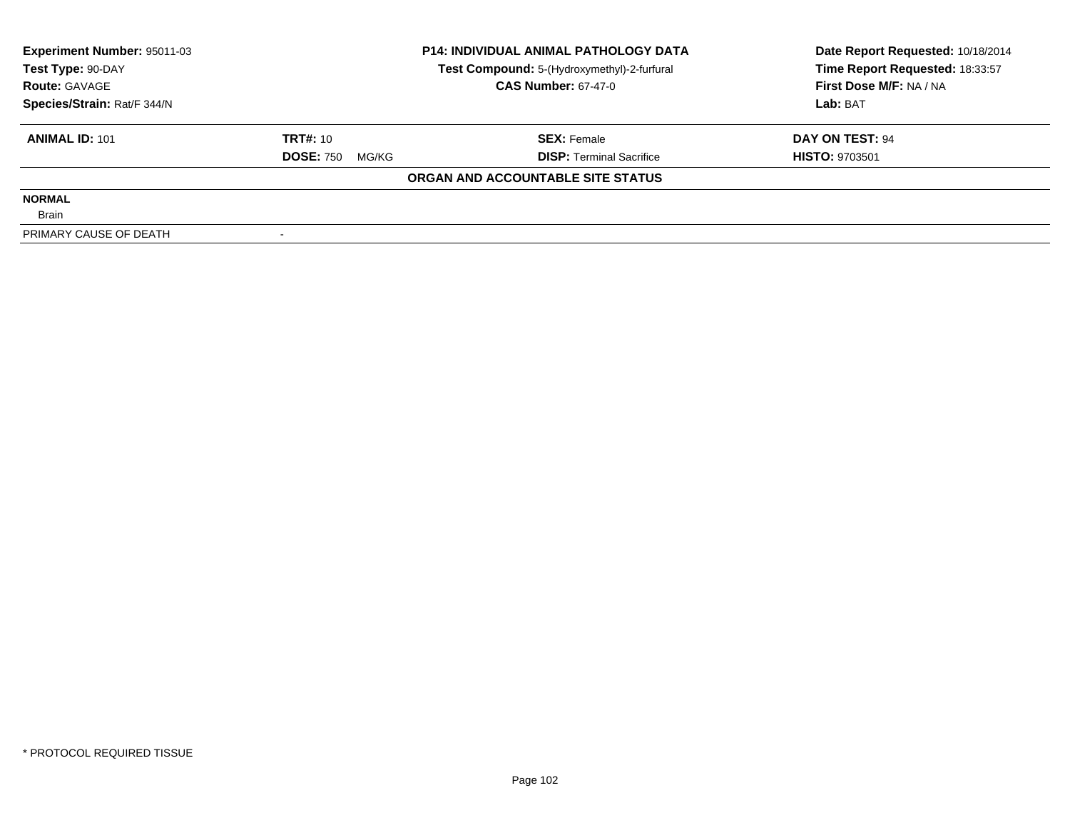**Experiment Number:** 95011-03
**Test Type:** 90-DAY
**Route:** GAVAGE
**Species/Strain:** Rat/F 344/N

**P14: INDIVIDUAL ANIMAL PATHOLOGY DATA**
**Test Compound:** 5-(Hydroxymethyl)-2-furfural
**CAS Number:** 67-47-0

**Date Report Requested:** 10/18/2014
**Time Report Requested:** 18:33:57
**First Dose M/F:** NA / NA
**Lab:** BAT

| **ANIMAL ID:** 101 | **TRT#:** 10 | **SEX:** Female | **DAY ON TEST:** 94 |
|---|---|---|---|
| | **DOSE:** 750 MG/KG | **DISP:** Terminal Sacrifice | **HISTO:** 9703501 |

**ORGAN AND ACCOUNTABLE SITE STATUS**

**NORMAL**
Brain

PRIMARY CAUSE OF DEATH -

* PROTOCOL REQUIRED TISSUE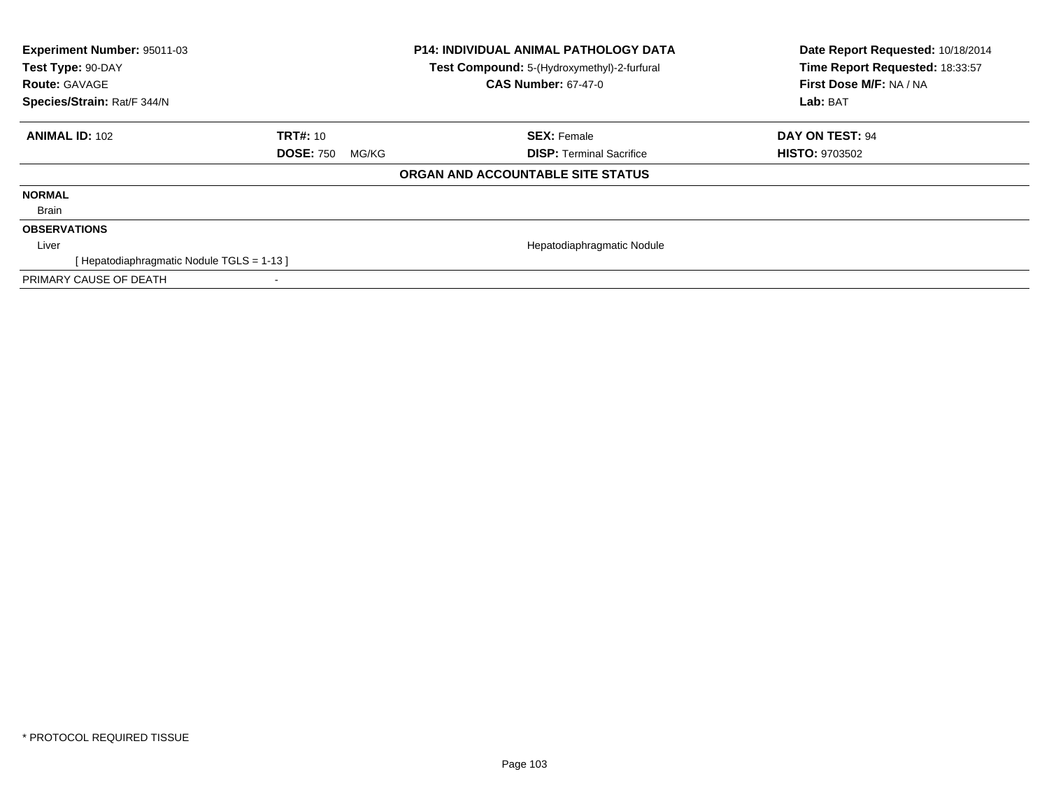| **Experiment Number:** 95011-03 | **P14: INDIVIDUAL ANIMAL PATHOLOGY DATA** | **Date Report Requested:** 10/18/2014 |
|---|---|---|
| **Test Type:** 90-DAY | **Test Compound:** 5-(Hydroxymethyl)-2-furfural | **Time Report Requested:** 18:33:57 |
| **Route:** GAVAGE | **CAS Number:** 67-47-0 | **First Dose M/F:** NA / NA |
| **Species/Strain:** Rat/F 344/N | | **Lab:** BAT |

| **ANIMAL ID:** 102 | **TRT#:** 10 | **SEX:** Female | **DAY ON TEST:** 94 |
|---|---|---|---|
| | **DOSE:** 750 MG/KG | **DISP:** Terminal Sacrifice | **HISTO:** 9703502 |

**ORGAN AND ACCOUNTABLE SITE STATUS**

**NORMAL**

Brain

**OBSERVATIONS**

| Liver | Hepatodiaphragmatic Nodule |
|---|---|
| [ Hepatodiaphragmatic Nodule TGLS = 1-13 ] | |

PRIMARY CAUSE OF DEATH -

* PROTOCOL REQUIRED TISSUE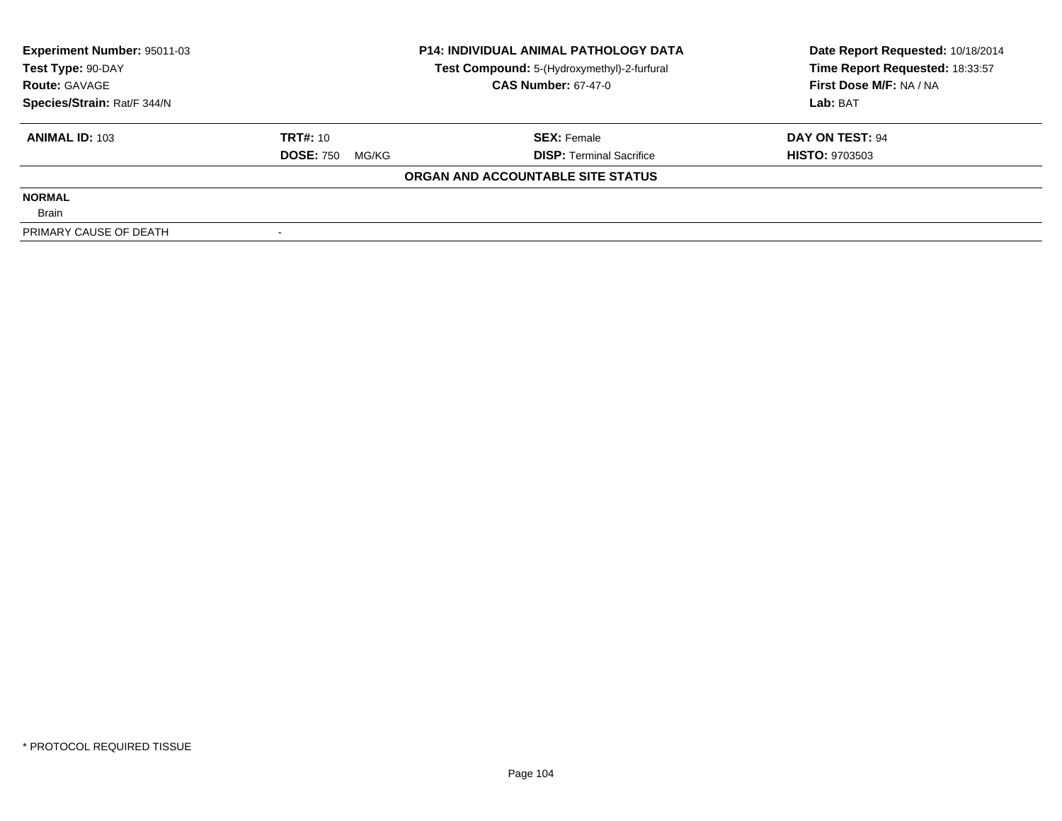**Experiment Number:** 95011-03
**Test Type:** 90-DAY
**Route:** GAVAGE
**Species/Strain:** Rat/F 344/N

**P14: INDIVIDUAL ANIMAL PATHOLOGY DATA**
**Test Compound:** 5-(Hydroxymethyl)-2-furfural
**CAS Number:** 67-47-0

**Date Report Requested:** 10/18/2014
**Time Report Requested:** 18:33:57
**First Dose M/F:** NA / NA
**Lab:** BAT

| **ANIMAL ID:** 103 | **TRT#:** 10 | **SEX:** Female | **DAY ON TEST:** 94 |
|---|---|---|---|
| | **DOSE:** 750 MG/KG | **DISP:** Terminal Sacrifice | **HISTO:** 9703503 |

**ORGAN AND ACCOUNTABLE SITE STATUS**

**NORMAL**
Brain

PRIMARY CAUSE OF DEATH -

* PROTOCOL REQUIRED TISSUE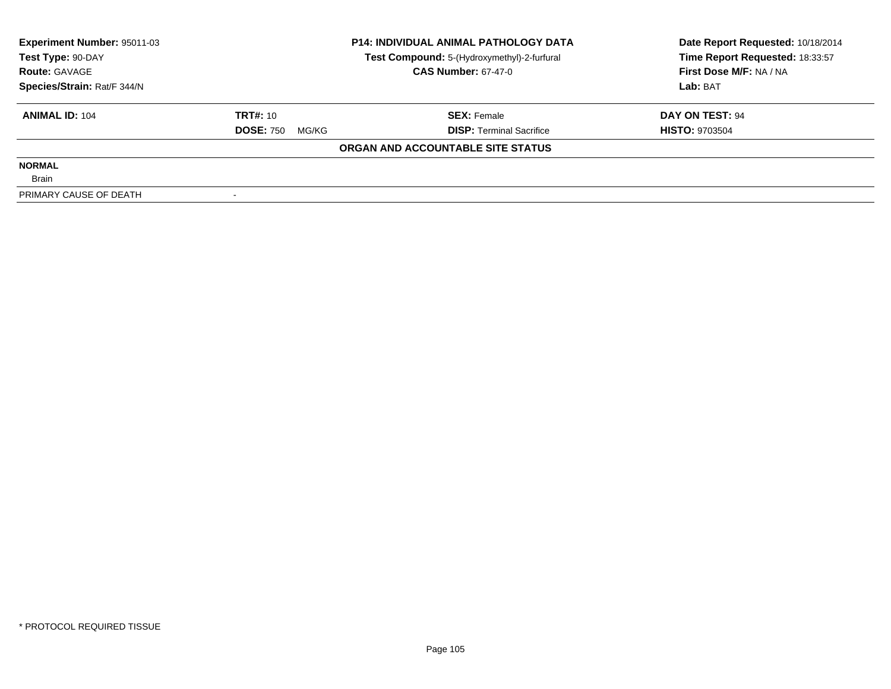| Experiment Number: 95011-03 | P14: INDIVIDUAL ANIMAL PATHOLOGY DATA | Date Report Requested: 10/18/2014 |
|---|---|---|
| Test Type: 90-DAY | Test Compound: 5-(Hydroxymethyl)-2-furfural | Time Report Requested: 18:33:57 |
| Route: GAVAGE | CAS Number: 67-47-0 | First Dose M/F: NA / NA |
| Species/Strain: Rat/F 344/N | | Lab: BAT |

| ANIMAL ID: 104 | TRT#: 10 | SEX: Female | DAY ON TEST: 94 |
|---|---|---|---|
| | DOSE: 750 MG/KG | DISP: Terminal Sacrifice | HISTO: 9703504 |

**ORGAN AND ACCOUNTABLE SITE STATUS**

| | |
|---|---|
| **NORMAL** | |
| Brain | |
| PRIMARY CAUSE OF DEATH | - |

\* PROTOCOL REQUIRED TISSUE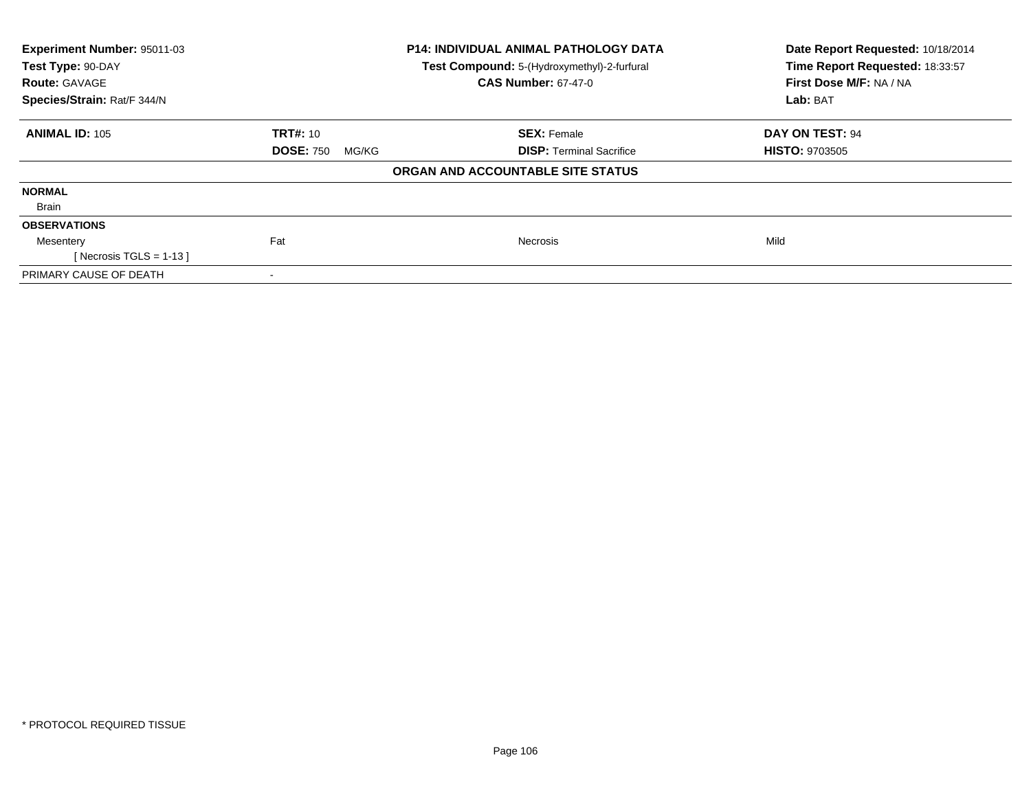**Experiment Number:** 95011-03
**Test Type:** 90-DAY
**Route:** GAVAGE
**Species/Strain:** Rat/F 344/N

**P14: INDIVIDUAL ANIMAL PATHOLOGY DATA**
**Test Compound:** 5-(Hydroxymethyl)-2-furfural
**CAS Number:** 67-47-0

**Date Report Requested:** 10/18/2014
**Time Report Requested:** 18:33:57
**First Dose M/F:** NA / NA
**Lab:** BAT

| **ANIMAL ID:** 105 | **TRT#:** 10 | **SEX:** Female | **DAY ON TEST:** 94 |
|---|---|---|---|
| | **DOSE:** 750 MG/KG | **DISP:** Terminal Sacrifice | **HISTO:** 9703505 |

**ORGAN AND ACCOUNTABLE SITE STATUS**

| | | | |
|---|---|---|---|
| **NORMAL** | | | |
| Brain | | | |
| **OBSERVATIONS** | | | |
| Mesentery | Fat | Necrosis | Mild |
| [ Necrosis TGLS = 1-13 ] | | | |
| PRIMARY CAUSE OF DEATH | - | | |

* PROTOCOL REQUIRED TISSUE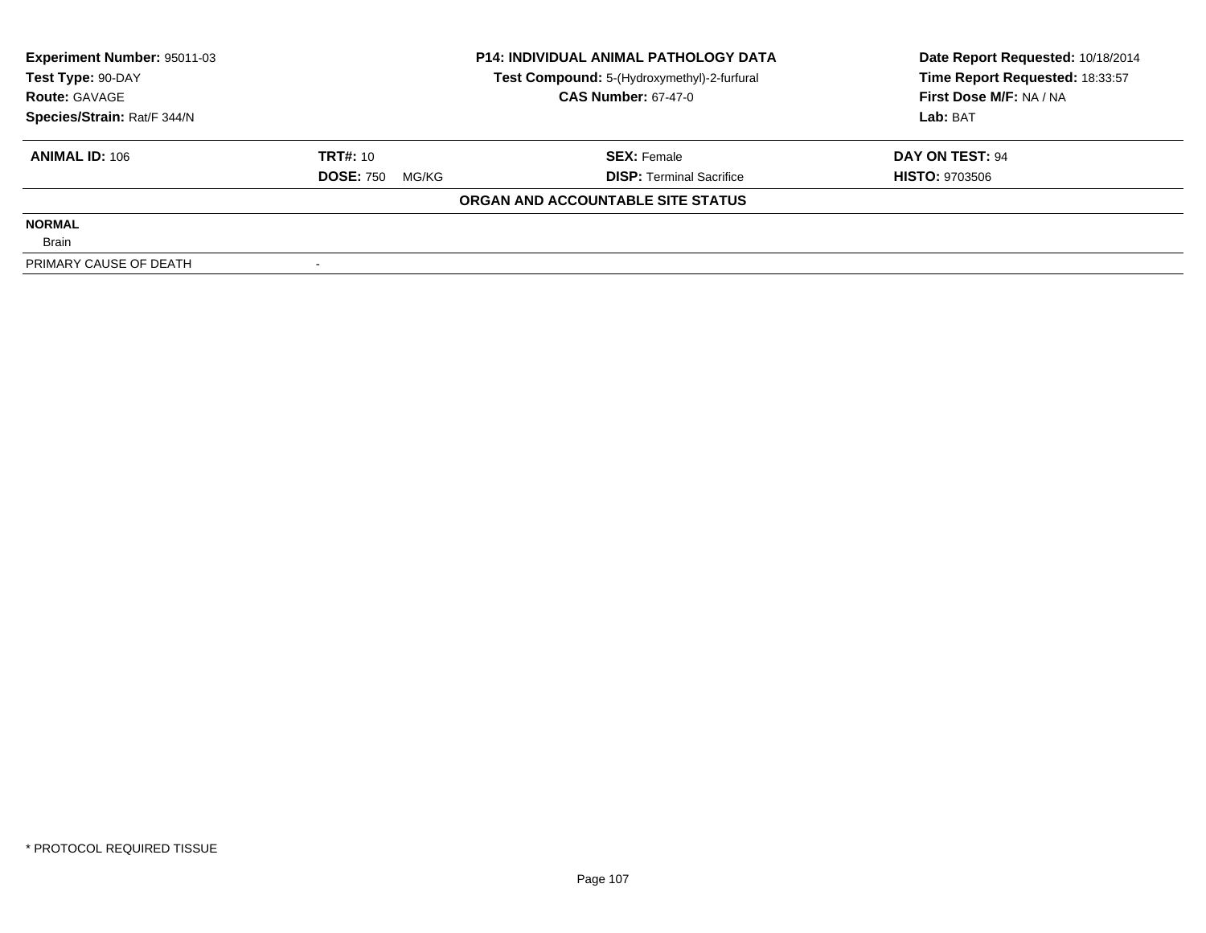**Experiment Number:** 95011-03
**Test Type:** 90-DAY
**Route:** GAVAGE
**Species/Strain:** Rat/F 344/N

**P14: INDIVIDUAL ANIMAL PATHOLOGY DATA**
**Test Compound:** 5-(Hydroxymethyl)-2-furfural
**CAS Number:** 67-47-0

**Date Report Requested:** 10/18/2014
**Time Report Requested:** 18:33:57
**First Dose M/F:** NA / NA
**Lab:** BAT

| **ANIMAL ID:** 106 | **TRT#:** 10 | **SEX:** Female | **DAY ON TEST:** 94 |
|---|---|---|---|
| | **DOSE:** 750 MG/KG | **DISP:** Terminal Sacrifice | **HISTO:** 9703506 |

**ORGAN AND ACCOUNTABLE SITE STATUS**

**NORMAL**
Brain

PRIMARY CAUSE OF DEATH -

\* PROTOCOL REQUIRED TISSUE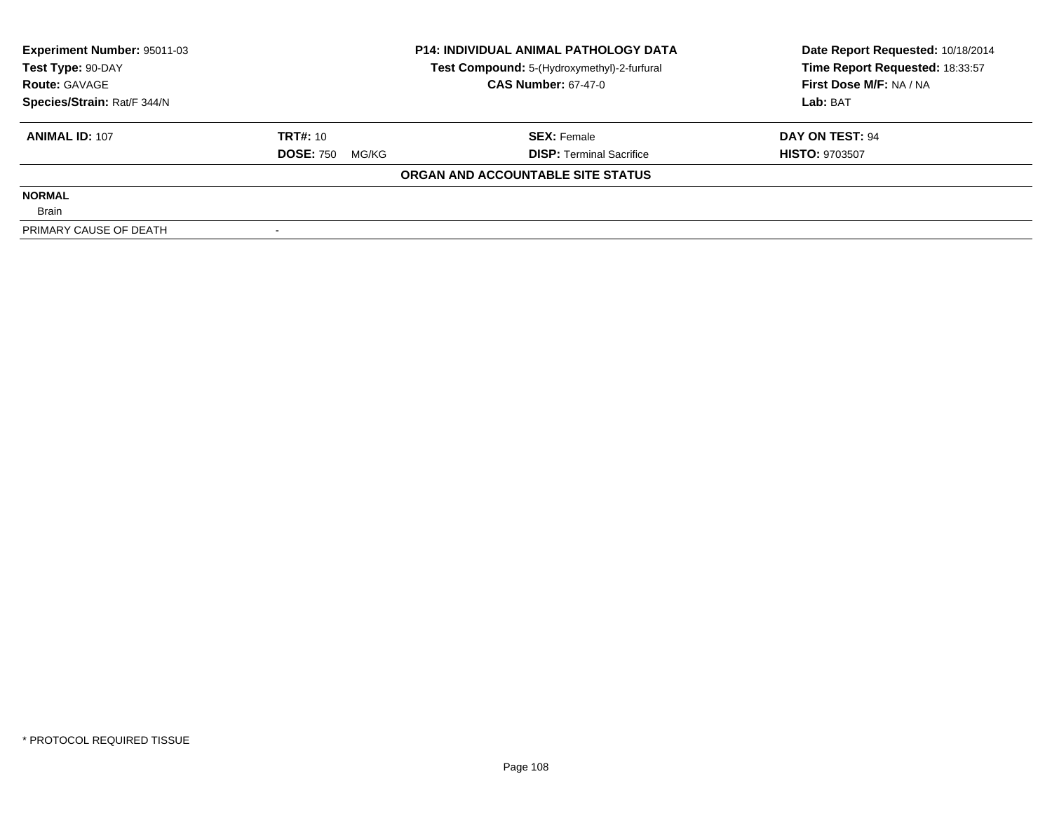**Experiment Number:** 95011-03
**Test Type:** 90-DAY
**Route:** GAVAGE
**Species/Strain:** Rat/F 344/N

**P14: INDIVIDUAL ANIMAL PATHOLOGY DATA**
**Test Compound:** 5-(Hydroxymethyl)-2-furfural
**CAS Number:** 67-47-0

**Date Report Requested:** 10/18/2014
**Time Report Requested:** 18:33:57
**First Dose M/F:** NA / NA
**Lab:** BAT

| **ANIMAL ID:** 107 | **TRT#:** 10 | **SEX:** Female | **DAY ON TEST:** 94 |
|---|---|---|---|
| | **DOSE:** 750 MG/KG | **DISP:** Terminal Sacrifice | **HISTO:** 9703507 |

**ORGAN AND ACCOUNTABLE SITE STATUS**

| | |
|---|---|
| **NORMAL** | |
| Brain | |
| PRIMARY CAUSE OF DEATH | - |

* PROTOCOL REQUIRED TISSUE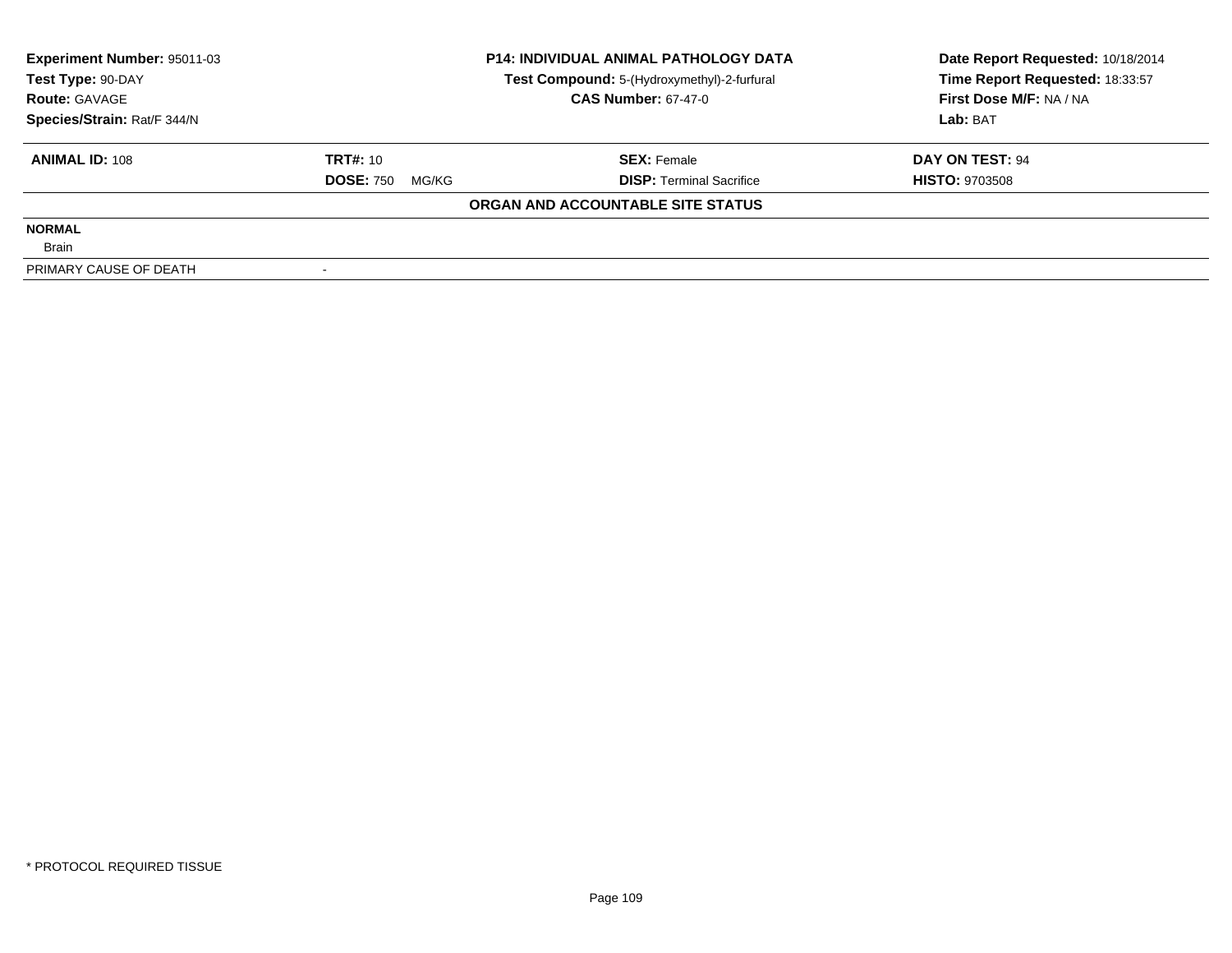| **Experiment Number:** 95011-03 | **P14: INDIVIDUAL ANIMAL PATHOLOGY DATA** | **Date Report Requested:** 10/18/2014 |
|---|---|---|
| **Test Type:** 90-DAY | **Test Compound:** 5-(Hydroxymethyl)-2-furfural | **Time Report Requested:** 18:33:57 |
| **Route:** GAVAGE | **CAS Number:** 67-47-0 | **First Dose M/F:** NA / NA |
| **Species/Strain:** Rat/F 344/N | | **Lab:** BAT |

| **ANIMAL ID:** 108 | **TRT#:** 10 | **SEX:** Female | **DAY ON TEST:** 94 |
|---|---|---|---|
| | **DOSE:** 750 MG/KG | **DISP:** Terminal Sacrifice | **HISTO:** 9703508 |

**ORGAN AND ACCOUNTABLE SITE STATUS**

| | |
|---|---|
| **NORMAL** | |
| Brain | |
| PRIMARY CAUSE OF DEATH | - |

* PROTOCOL REQUIRED TISSUE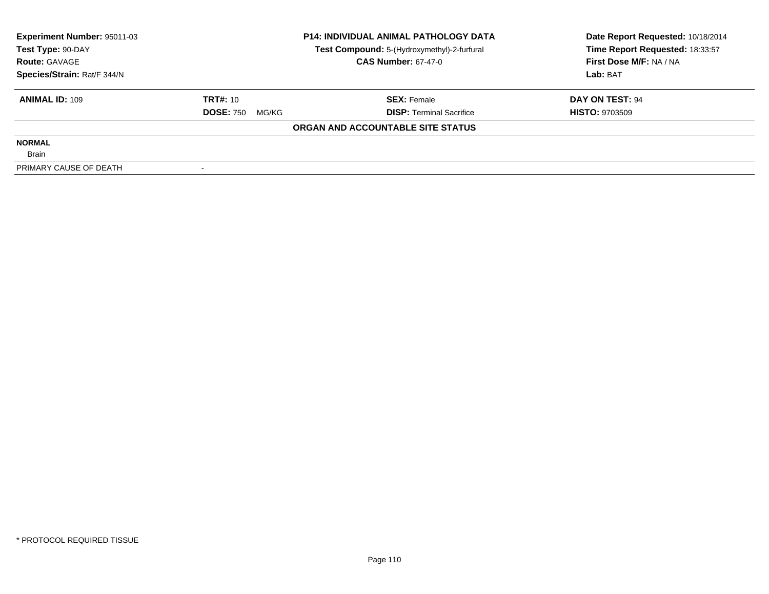| Experiment Number: 95011-03 | P14: INDIVIDUAL ANIMAL PATHOLOGY DATA | Date Report Requested: 10/18/2014 |
|---|---|---|
| Test Type: 90-DAY | Test Compound: 5-(Hydroxymethyl)-2-furfural | Time Report Requested: 18:33:57 |
| Route: GAVAGE | CAS Number: 67-47-0 | First Dose M/F: NA / NA |
| Species/Strain: Rat/F 344/N | | Lab: BAT |

| ANIMAL ID: 109 | TRT#: 10 | SEX: Female | DAY ON TEST: 94 |
|---|---|---|---|
| | DOSE: 750 MG/KG | DISP: Terminal Sacrifice | HISTO: 9703509 |

**ORGAN AND ACCOUNTABLE SITE STATUS**

**NORMAL**

Brain

| PRIMARY CAUSE OF DEATH | - |
|---|---|

* PROTOCOL REQUIRED TISSUE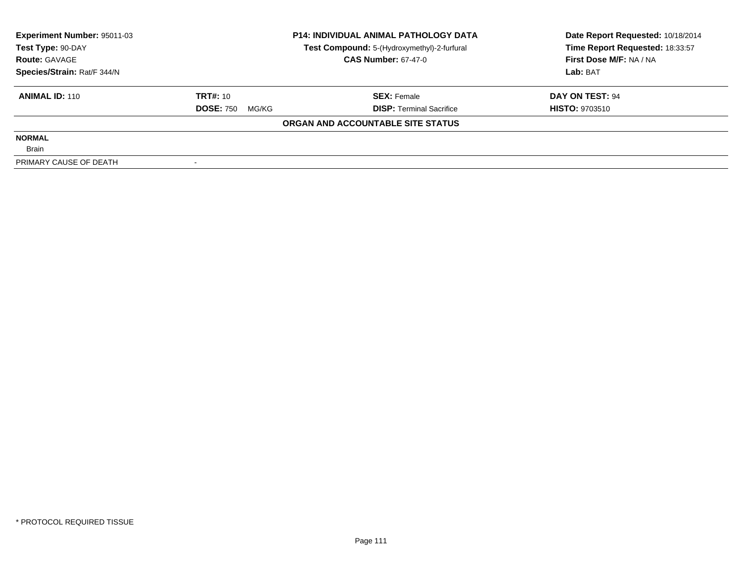**Experiment Number:** 95011-03
**Test Type:** 90-DAY
**Route:** GAVAGE
**Species/Strain:** Rat/F 344/N

**P14: INDIVIDUAL ANIMAL PATHOLOGY DATA**
**Test Compound:** 5-(Hydroxymethyl)-2-furfural
**CAS Number:** 67-47-0

**Date Report Requested:** 10/18/2014
**Time Report Requested:** 18:33:57
**First Dose M/F:** NA / NA
**Lab:** BAT

| **ANIMAL ID:** 110 | **TRT#:** 10 | **SEX:** Female | **DAY ON TEST:** 94 |
|---|---|---|---|
| | **DOSE:** 750 MG/KG | **DISP:** Terminal Sacrifice | **HISTO:** 9703510 |

**ORGAN AND ACCOUNTABLE SITE STATUS**

| | |
|---|---|
| **NORMAL** | |
| Brain | |
| PRIMARY CAUSE OF DEATH | - |

* PROTOCOL REQUIRED TISSUE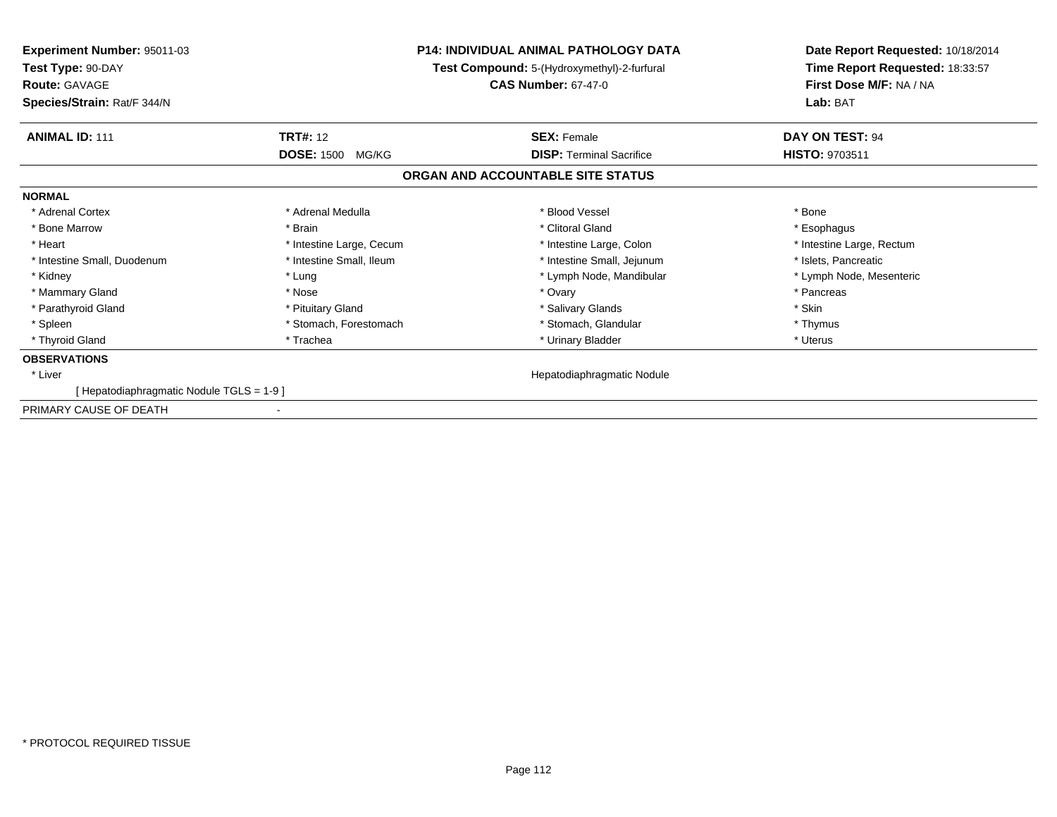**Experiment Number:** 95011-03
**Test Type:** 90-DAY
**Route:** GAVAGE
**Species/Strain:** Rat/F 344/N

**P14: INDIVIDUAL ANIMAL PATHOLOGY DATA**
**Test Compound:** 5-(Hydroxymethyl)-2-furfural
**CAS Number:** 67-47-0

**Date Report Requested:** 10/18/2014
**Time Report Requested:** 18:33:57
**First Dose M/F:** NA / NA
**Lab:** BAT

| **ANIMAL ID:** 111 | **TRT#:** 12 | **SEX:** Female | **DAY ON TEST:** 94 |
|---|---|---|---|
| | **DOSE:** 1500 MG/KG | **DISP:** Terminal Sacrifice | **HISTO:** 9703511 |

## ORGAN AND ACCOUNTABLE SITE STATUS

**NORMAL**

| | | | |
|---|---|---|---|
| * Adrenal Cortex | * Adrenal Medulla | * Blood Vessel | * Bone |
| * Bone Marrow | * Brain | * Clitoral Gland | * Esophagus |
| * Heart | * Intestine Large, Cecum | * Intestine Large, Colon | * Intestine Large, Rectum |
| * Intestine Small, Duodenum | * Intestine Small, Ileum | * Intestine Small, Jejunum | * Islets, Pancreatic |
| * Kidney | * Lung | * Lymph Node, Mandibular | * Lymph Node, Mesenteric |
| * Mammary Gland | * Nose | * Ovary | * Pancreas |
| * Parathyroid Gland | * Pituitary Gland | * Salivary Glands | * Skin |
| * Spleen | * Stomach, Forestomach | * Stomach, Glandular | * Thymus |
| * Thyroid Gland | * Trachea | * Urinary Bladder | * Uterus |

**OBSERVATIONS**

* Liver — Hepatodiaphragmatic Nodule
  [ Hepatodiaphragmatic Nodule TGLS = 1-9 ]

PRIMARY CAUSE OF DEATH -

* PROTOCOL REQUIRED TISSUE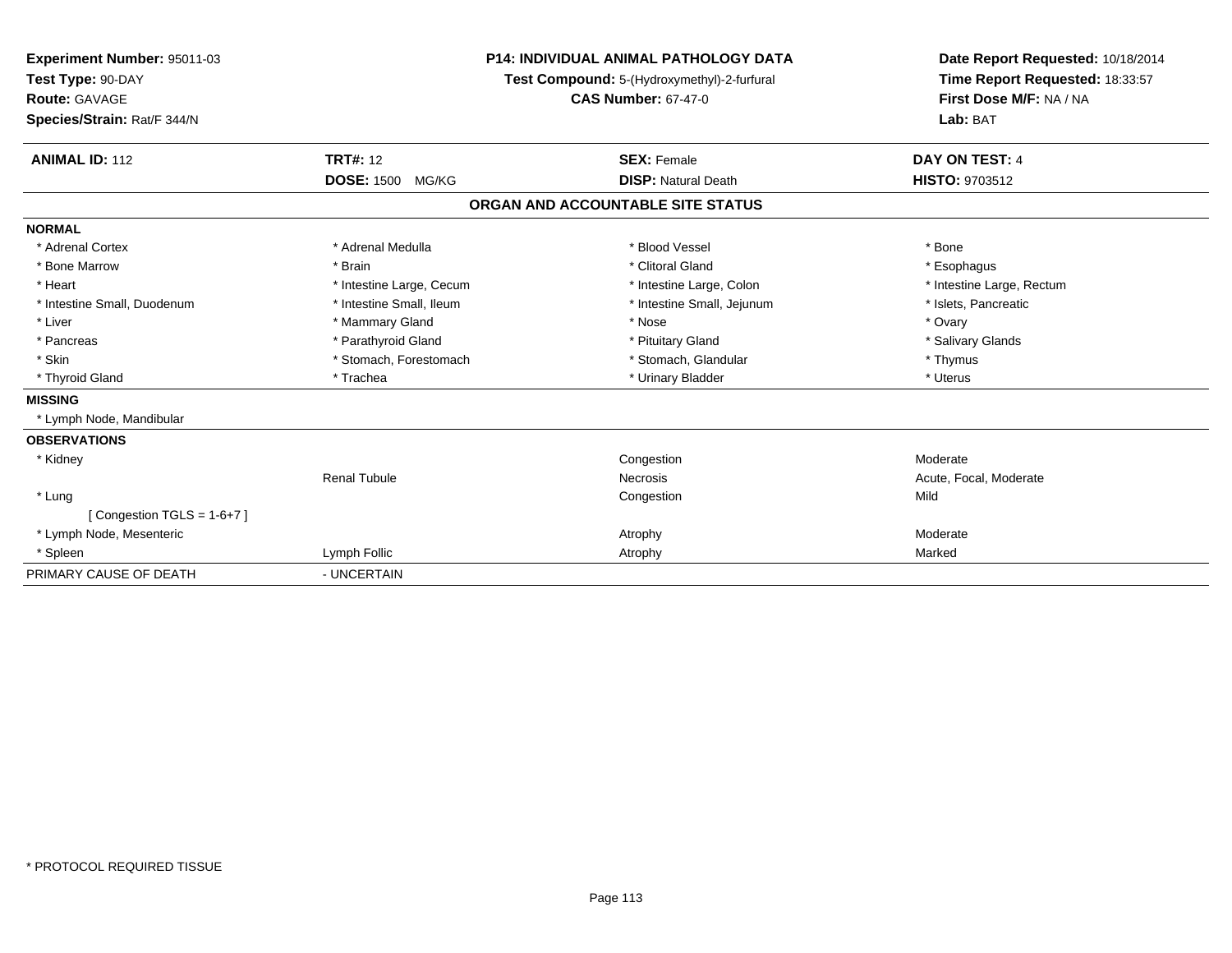**Experiment Number:** 95011-03
**Test Type:** 90-DAY
**Route:** GAVAGE
**Species/Strain:** Rat/F 344/N

**P14: INDIVIDUAL ANIMAL PATHOLOGY DATA**
**Test Compound:** 5-(Hydroxymethyl)-2-furfural
**CAS Number:** 67-47-0

**Date Report Requested:** 10/18/2014
**Time Report Requested:** 18:33:57
**First Dose M/F:** NA / NA
**Lab:** BAT

| **ANIMAL ID:** 112 | **TRT#:** 12 | **SEX:** Female | **DAY ON TEST:** 4 |
|---|---|---|---|
| | **DOSE:** 1500 MG/KG | **DISP:** Natural Death | **HISTO:** 9703512 |

## ORGAN AND ACCOUNTABLE SITE STATUS

**NORMAL**

| | | | |
|---|---|---|---|
| * Adrenal Cortex | * Adrenal Medulla | * Blood Vessel | * Bone |
| * Bone Marrow | * Brain | * Clitoral Gland | * Esophagus |
| * Heart | * Intestine Large, Cecum | * Intestine Large, Colon | * Intestine Large, Rectum |
| * Intestine Small, Duodenum | * Intestine Small, Ileum | * Intestine Small, Jejunum | * Islets, Pancreatic |
| * Liver | * Mammary Gland | * Nose | * Ovary |
| * Pancreas | * Parathyroid Gland | * Pituitary Gland | * Salivary Glands |
| * Skin | * Stomach, Forestomach | * Stomach, Glandular | * Thymus |
| * Thyroid Gland | * Trachea | * Urinary Bladder | * Uterus |

**MISSING**

* Lymph Node, Mandibular

**OBSERVATIONS**

| | | | |
|---|---|---|---|
| * Kidney | | Congestion | Moderate |
| | Renal Tubule | Necrosis | Acute, Focal, Moderate |
| * Lung | | Congestion | Mild |
| [ Congestion TGLS = 1-6+7 ] | | | |
| * Lymph Node, Mesenteric | | Atrophy | Moderate |
| * Spleen | Lymph Follic | Atrophy | Marked |

PRIMARY CAUSE OF DEATH - UNCERTAIN

* PROTOCOL REQUIRED TISSUE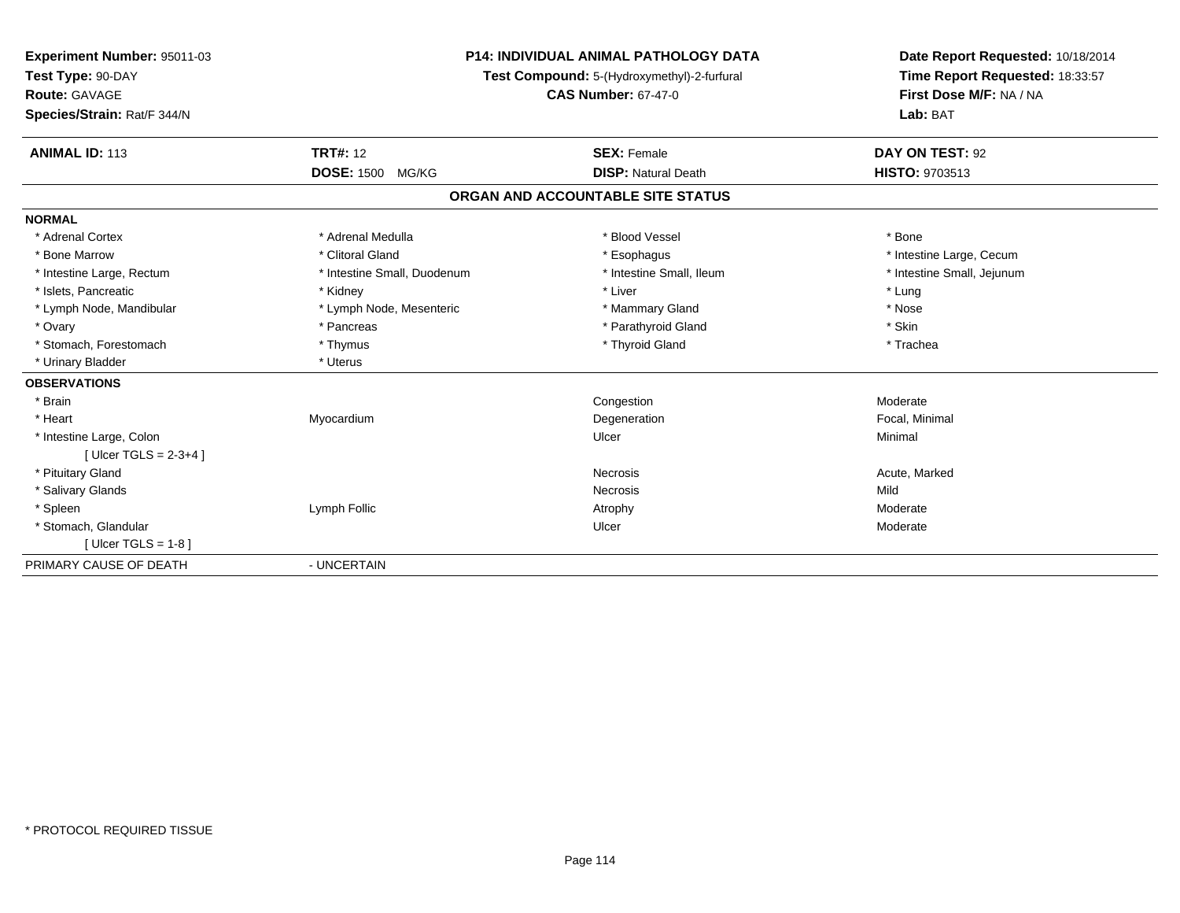**Experiment Number:** 95011-03
**Test Type:** 90-DAY
**Route:** GAVAGE
**Species/Strain:** Rat/F 344/N

**P14: INDIVIDUAL ANIMAL PATHOLOGY DATA**
**Test Compound:** 5-(Hydroxymethyl)-2-furfural
**CAS Number:** 67-47-0

**Date Report Requested:** 10/18/2014
**Time Report Requested:** 18:33:57
**First Dose M/F:** NA / NA
**Lab:** BAT

| **ANIMAL ID:** 113 | **TRT#:** 12 | **SEX:** Female | **DAY ON TEST:** 92 |
|---|---|---|---|
| | **DOSE:** 1500 MG/KG | **DISP:** Natural Death | **HISTO:** 9703513 |

## ORGAN AND ACCOUNTABLE SITE STATUS

**NORMAL**

| | | | |
|---|---|---|---|
| * Adrenal Cortex | * Adrenal Medulla | * Blood Vessel | * Bone |
| * Bone Marrow | * Clitoral Gland | * Esophagus | * Intestine Large, Cecum |
| * Intestine Large, Rectum | * Intestine Small, Duodenum | * Intestine Small, Ileum | * Intestine Small, Jejunum |
| * Islets, Pancreatic | * Kidney | * Liver | * Lung |
| * Lymph Node, Mandibular | * Lymph Node, Mesenteric | * Mammary Gland | * Nose |
| * Ovary | * Pancreas | * Parathyroid Gland | * Skin |
| * Stomach, Forestomach | * Thymus | * Thyroid Gland | * Trachea |
| * Urinary Bladder | * Uterus | | |

**OBSERVATIONS**

| | | | |
|---|---|---|---|
| * Brain | | Congestion | Moderate |
| * Heart | Myocardium | Degeneration | Focal, Minimal |
| * Intestine Large, Colon | | Ulcer | Minimal |
| [ Ulcer TGLS = 2-3+4 ] | | | |
| * Pituitary Gland | | Necrosis | Acute, Marked |
| * Salivary Glands | | Necrosis | Mild |
| * Spleen | Lymph Follic | Atrophy | Moderate |
| * Stomach, Glandular | | Ulcer | Moderate |
| [ Ulcer TGLS = 1-8 ] | | | |

PRIMARY CAUSE OF DEATH - UNCERTAIN

* PROTOCOL REQUIRED TISSUE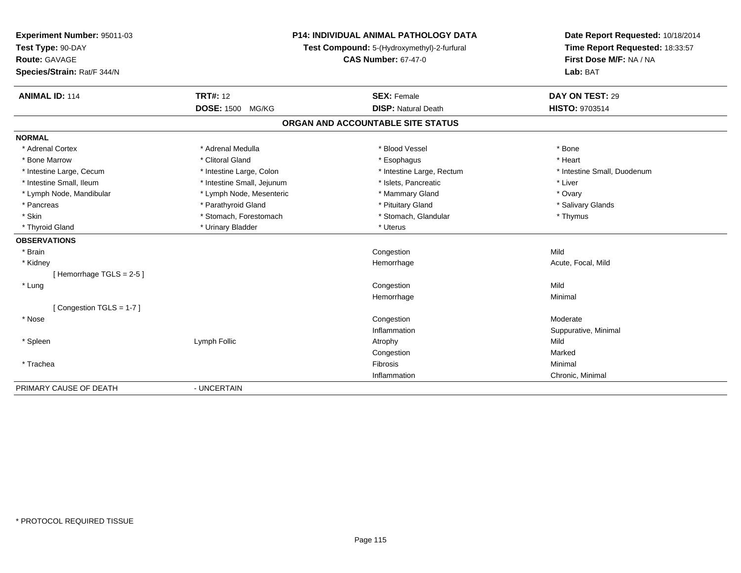**Experiment Number:** 95011-03
**Test Type:** 90-DAY
**Route:** GAVAGE
**Species/Strain:** Rat/F 344/N

**P14: INDIVIDUAL ANIMAL PATHOLOGY DATA**
**Test Compound:** 5-(Hydroxymethyl)-2-furfural
**CAS Number:** 67-47-0

**Date Report Requested:** 10/18/2014
**Time Report Requested:** 18:33:57
**First Dose M/F:** NA / NA
**Lab:** BAT

| **ANIMAL ID:** 114 | **TRT#:** 12 | **SEX:** Female | **DAY ON TEST:** 29 |
|---|---|---|---|
| | **DOSE:** 1500 MG/KG | **DISP:** Natural Death | **HISTO:** 9703514 |

## ORGAN AND ACCOUNTABLE SITE STATUS

**NORMAL**

| | | | |
|---|---|---|---|
| * Adrenal Cortex | * Adrenal Medulla | * Blood Vessel | * Bone |
| * Bone Marrow | * Clitoral Gland | * Esophagus | * Heart |
| * Intestine Large, Cecum | * Intestine Large, Colon | * Intestine Large, Rectum | * Intestine Small, Duodenum |
| * Intestine Small, Ileum | * Intestine Small, Jejunum | * Islets, Pancreatic | * Liver |
| * Lymph Node, Mandibular | * Lymph Node, Mesenteric | * Mammary Gland | * Ovary |
| * Pancreas | * Parathyroid Gland | * Pituitary Gland | * Salivary Glands |
| * Skin | * Stomach, Forestomach | * Stomach, Glandular | * Thymus |
| * Thyroid Gland | * Urinary Bladder | * Uterus | |

**OBSERVATIONS**

| | | | |
|---|---|---|---|
| * Brain | | Congestion | Mild |
| * Kidney | | Hemorrhage | Acute, Focal, Mild |
| [ Hemorrhage TGLS = 2-5 ] | | | |
| * Lung | | Congestion | Mild |
| | | Hemorrhage | Minimal |
| [ Congestion TGLS = 1-7 ] | | | |
| * Nose | | Congestion | Moderate |
| | | Inflammation | Suppurative, Minimal |
| * Spleen | Lymph Follic | Atrophy | Mild |
| | | Congestion | Marked |
| * Trachea | | Fibrosis | Minimal |
| | | Inflammation | Chronic, Minimal |

PRIMARY CAUSE OF DEATH - UNCERTAIN

* PROTOCOL REQUIRED TISSUE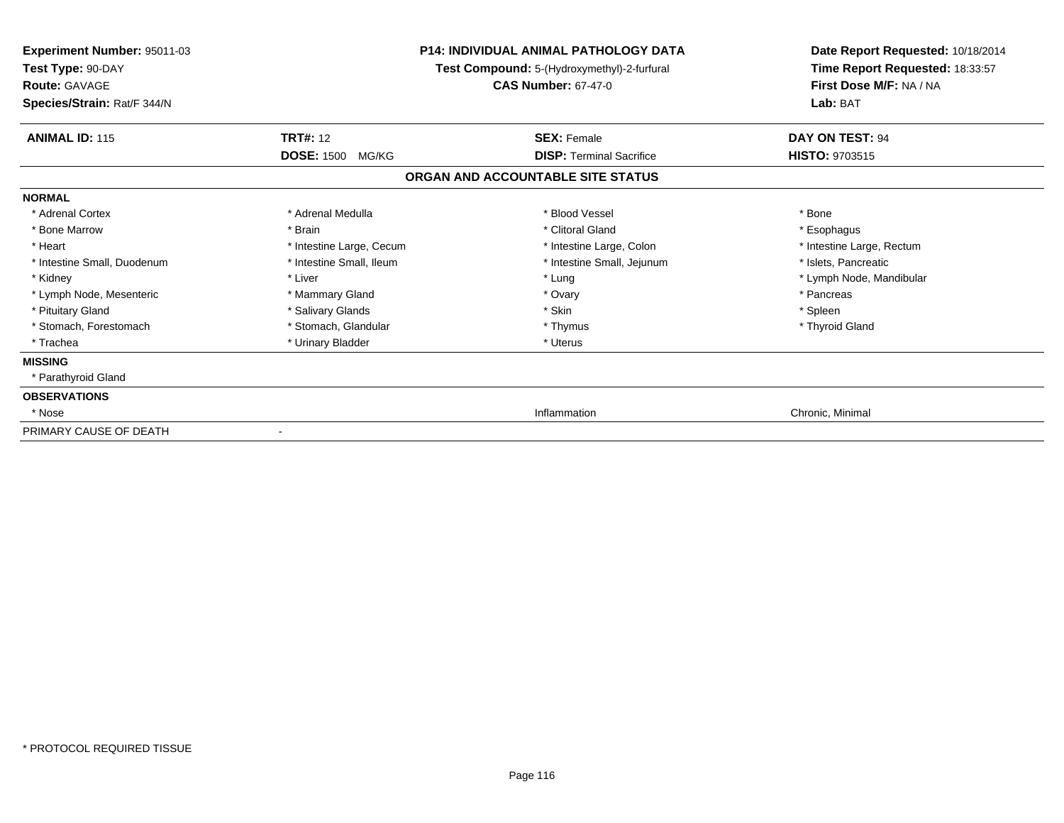**Experiment Number:** 95011-03
**Test Type:** 90-DAY
**Route:** GAVAGE
**Species/Strain:** Rat/F 344/N

**P14: INDIVIDUAL ANIMAL PATHOLOGY DATA**
**Test Compound:** 5-(Hydroxymethyl)-2-furfural
**CAS Number:** 67-47-0

**Date Report Requested:** 10/18/2014
**Time Report Requested:** 18:33:57
**First Dose M/F:** NA / NA
**Lab:** BAT

| **ANIMAL ID:** 115 | **TRT#:** 12 | **SEX:** Female | **DAY ON TEST:** 94 |
|---|---|---|---|
| | **DOSE:** 1500 MG/KG | **DISP:** Terminal Sacrifice | **HISTO:** 9703515 |

## ORGAN AND ACCOUNTABLE SITE STATUS

**NORMAL**

| | | | |
|---|---|---|---|
| * Adrenal Cortex | * Adrenal Medulla | * Blood Vessel | * Bone |
| * Bone Marrow | * Brain | * Clitoral Gland | * Esophagus |
| * Heart | * Intestine Large, Cecum | * Intestine Large, Colon | * Intestine Large, Rectum |
| * Intestine Small, Duodenum | * Intestine Small, Ileum | * Intestine Small, Jejunum | * Islets, Pancreatic |
| * Kidney | * Liver | * Lung | * Lymph Node, Mandibular |
| * Lymph Node, Mesenteric | * Mammary Gland | * Ovary | * Pancreas |
| * Pituitary Gland | * Salivary Glands | * Skin | * Spleen |
| * Stomach, Forestomach | * Stomach, Glandular | * Thymus | * Thyroid Gland |
| * Trachea | * Urinary Bladder | * Uterus | |

**MISSING**

* Parathyroid Gland

**OBSERVATIONS**

| | | | |
|---|---|---|---|
| * Nose | | Inflammation | Chronic, Minimal |

PRIMARY CAUSE OF DEATH -

* PROTOCOL REQUIRED TISSUE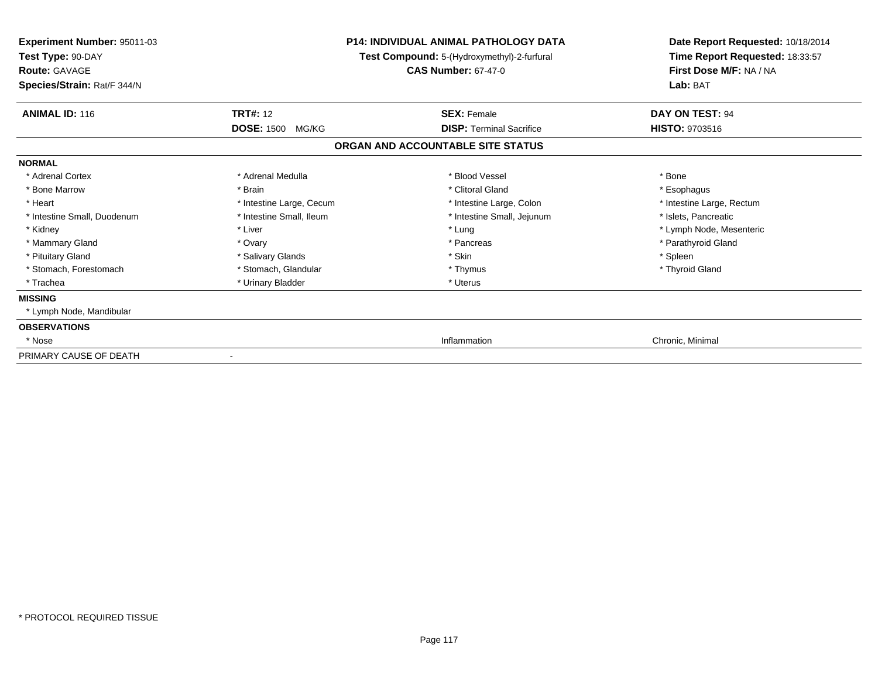**Experiment Number:** 95011-03
**Test Type:** 90-DAY
**Route:** GAVAGE
**Species/Strain:** Rat/F 344/N

**P14: INDIVIDUAL ANIMAL PATHOLOGY DATA**
**Test Compound:** 5-(Hydroxymethyl)-2-furfural
**CAS Number:** 67-47-0

**Date Report Requested:** 10/18/2014
**Time Report Requested:** 18:33:57
**First Dose M/F:** NA / NA
**Lab:** BAT

| **ANIMAL ID:** 116 | **TRT#:** 12 | **SEX:** Female | **DAY ON TEST:** 94 |
|---|---|---|---|
| | **DOSE:** 1500 MG/KG | **DISP:** Terminal Sacrifice | **HISTO:** 9703516 |

## ORGAN AND ACCOUNTABLE SITE STATUS

| | | | |
|---|---|---|---|
| **NORMAL** | | | |
| * Adrenal Cortex | * Adrenal Medulla | * Blood Vessel | * Bone |
| * Bone Marrow | * Brain | * Clitoral Gland | * Esophagus |
| * Heart | * Intestine Large, Cecum | * Intestine Large, Colon | * Intestine Large, Rectum |
| * Intestine Small, Duodenum | * Intestine Small, Ileum | * Intestine Small, Jejunum | * Islets, Pancreatic |
| * Kidney | * Liver | * Lung | * Lymph Node, Mesenteric |
| * Mammary Gland | * Ovary | * Pancreas | * Parathyroid Gland |
| * Pituitary Gland | * Salivary Glands | * Skin | * Spleen |
| * Stomach, Forestomach | * Stomach, Glandular | * Thymus | * Thyroid Gland |
| * Trachea | * Urinary Bladder | * Uterus | |
| **MISSING** | | | |
| * Lymph Node, Mandibular | | | |
| **OBSERVATIONS** | | | |
| * Nose | | Inflammation | Chronic, Minimal |
| PRIMARY CAUSE OF DEATH | - | | |

* PROTOCOL REQUIRED TISSUE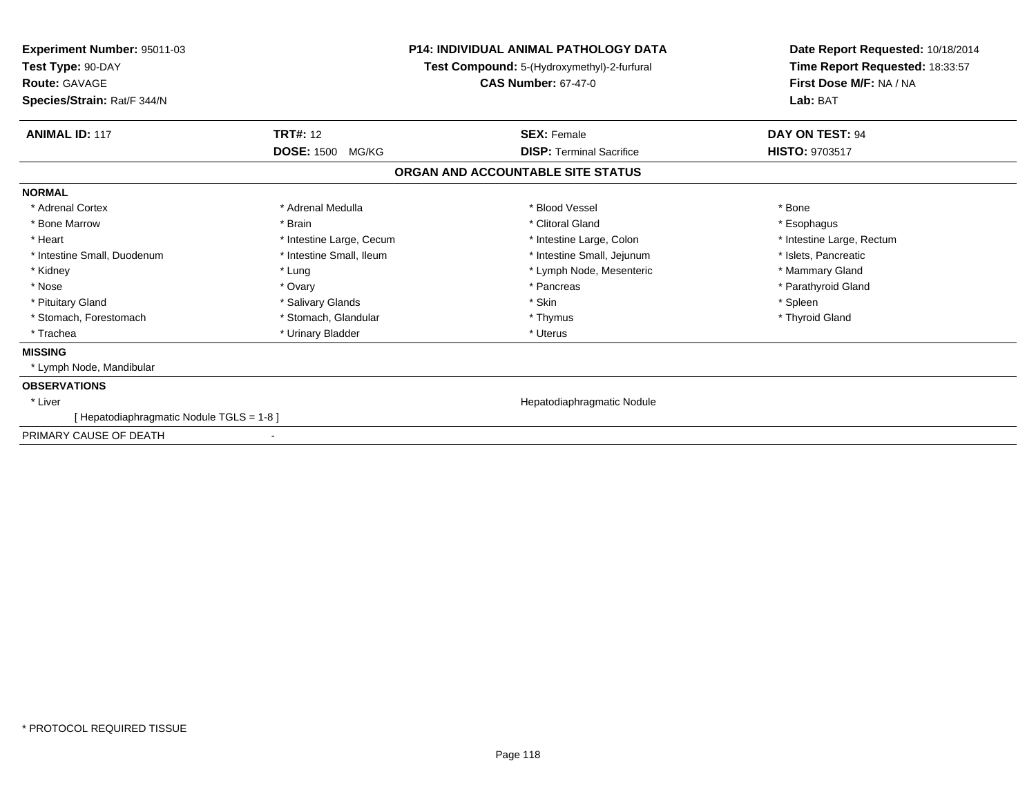**Experiment Number:** 95011-03
**Test Type:** 90-DAY
**Route:** GAVAGE
**Species/Strain:** Rat/F 344/N

**P14: INDIVIDUAL ANIMAL PATHOLOGY DATA**
**Test Compound:** 5-(Hydroxymethyl)-2-furfural
**CAS Number:** 67-47-0

**Date Report Requested:** 10/18/2014
**Time Report Requested:** 18:33:57
**First Dose M/F:** NA / NA
**Lab:** BAT

| **ANIMAL ID:** 117 | **TRT#:** 12 | **SEX:** Female | **DAY ON TEST:** 94 |
|---|---|---|---|
| | **DOSE:** 1500 MG/KG | **DISP:** Terminal Sacrifice | **HISTO:** 9703517 |

## ORGAN AND ACCOUNTABLE SITE STATUS

**NORMAL**

| | | | |
|---|---|---|---|
| * Adrenal Cortex | * Adrenal Medulla | * Blood Vessel | * Bone |
| * Bone Marrow | * Brain | * Clitoral Gland | * Esophagus |
| * Heart | * Intestine Large, Cecum | * Intestine Large, Colon | * Intestine Large, Rectum |
| * Intestine Small, Duodenum | * Intestine Small, Ileum | * Intestine Small, Jejunum | * Islets, Pancreatic |
| * Kidney | * Lung | * Lymph Node, Mesenteric | * Mammary Gland |
| * Nose | * Ovary | * Pancreas | * Parathyroid Gland |
| * Pituitary Gland | * Salivary Glands | * Skin | * Spleen |
| * Stomach, Forestomach | * Stomach, Glandular | * Thymus | * Thyroid Gland |
| * Trachea | * Urinary Bladder | * Uterus | |

**MISSING**

* Lymph Node, Mandibular

**OBSERVATIONS**

* Liver — Hepatodiaphragmatic Nodule
  [ Hepatodiaphragmatic Nodule TGLS = 1-8 ]

PRIMARY CAUSE OF DEATH -

* PROTOCOL REQUIRED TISSUE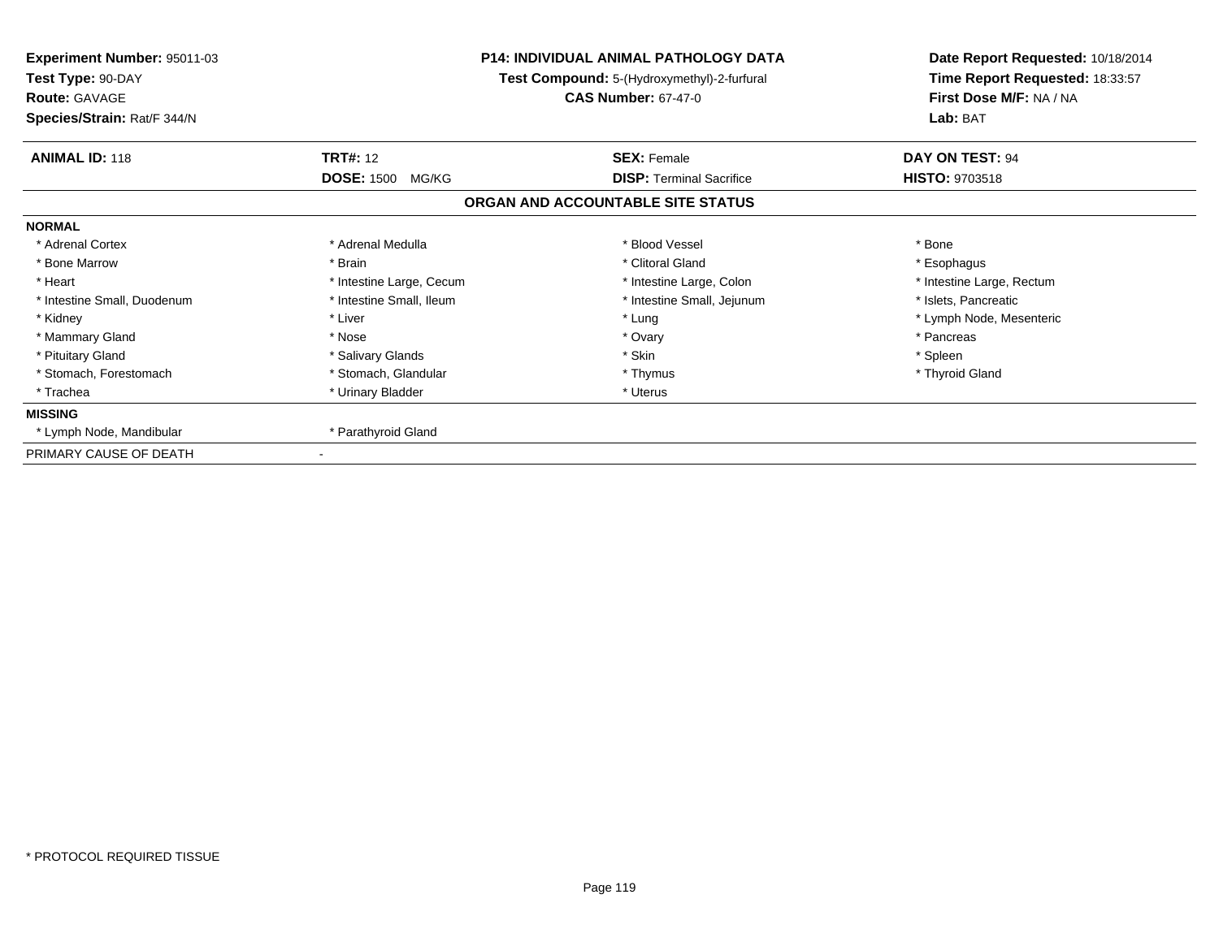**Experiment Number:** 95011-03
**Test Type:** 90-DAY
**Route:** GAVAGE
**Species/Strain:** Rat/F 344/N

**P14: INDIVIDUAL ANIMAL PATHOLOGY DATA**
**Test Compound:** 5-(Hydroxymethyl)-2-furfural
**CAS Number:** 67-47-0

**Date Report Requested:** 10/18/2014
**Time Report Requested:** 18:33:57
**First Dose M/F:** NA / NA
**Lab:** BAT

| **ANIMAL ID:** 118 | **TRT#:** 12 | **SEX:** Female | **DAY ON TEST:** 94 |
|---|---|---|---|
| | **DOSE:** 1500 MG/KG | **DISP:** Terminal Sacrifice | **HISTO:** 9703518 |

## ORGAN AND ACCOUNTABLE SITE STATUS

**NORMAL**

| | | | |
|---|---|---|---|
| * Adrenal Cortex | * Adrenal Medulla | * Blood Vessel | * Bone |
| * Bone Marrow | * Brain | * Clitoral Gland | * Esophagus |
| * Heart | * Intestine Large, Cecum | * Intestine Large, Colon | * Intestine Large, Rectum |
| * Intestine Small, Duodenum | * Intestine Small, Ileum | * Intestine Small, Jejunum | * Islets, Pancreatic |
| * Kidney | * Liver | * Lung | * Lymph Node, Mesenteric |
| * Mammary Gland | * Nose | * Ovary | * Pancreas |
| * Pituitary Gland | * Salivary Glands | * Skin | * Spleen |
| * Stomach, Forestomach | * Stomach, Glandular | * Thymus | * Thyroid Gland |
| * Trachea | * Urinary Bladder | * Uterus | |

**MISSING**

| | |
|---|---|
| * Lymph Node, Mandibular | * Parathyroid Gland |

PRIMARY CAUSE OF DEATH -

\* PROTOCOL REQUIRED TISSUE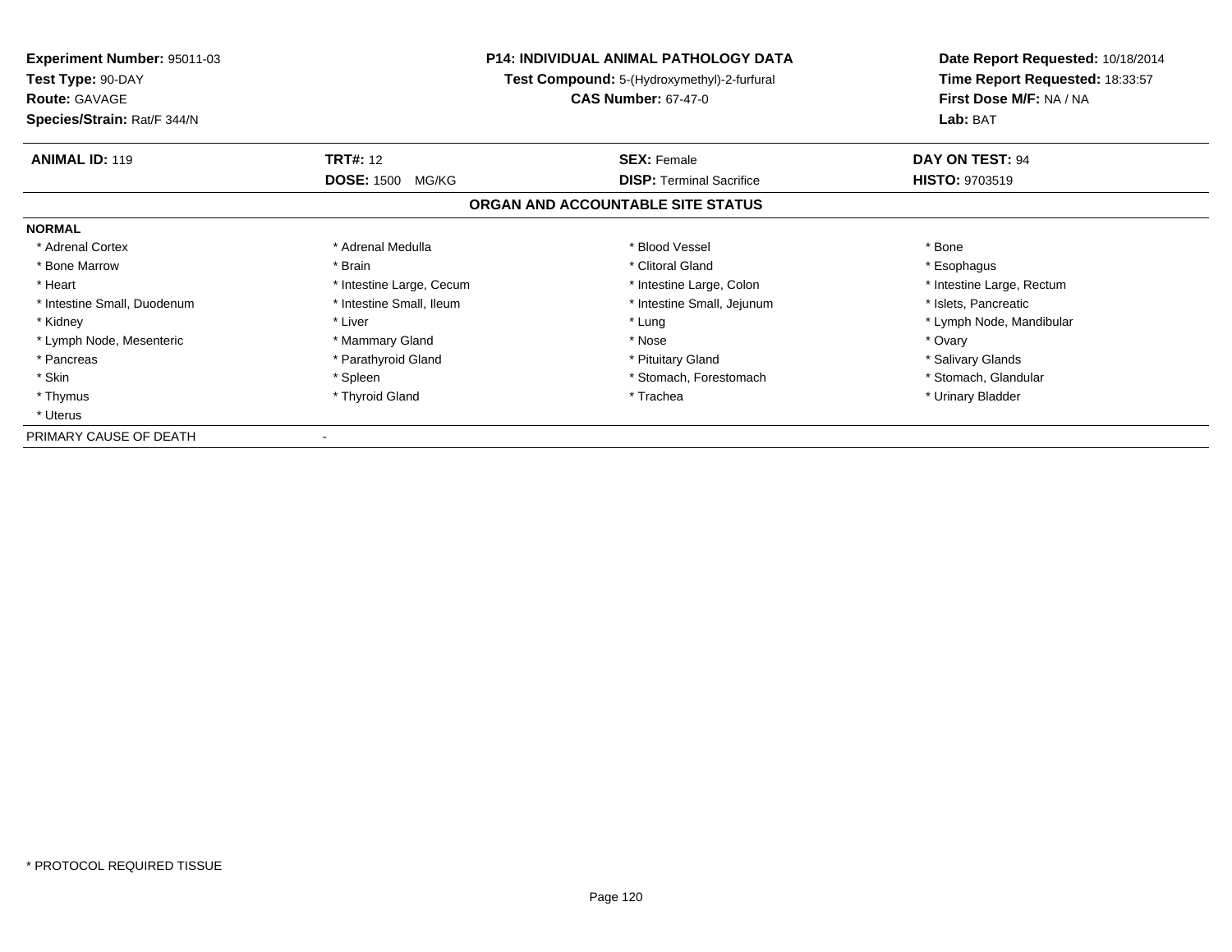**Experiment Number:** 95011-03
**Test Type:** 90-DAY
**Route:** GAVAGE
**Species/Strain:** Rat/F 344/N

**P14: INDIVIDUAL ANIMAL PATHOLOGY DATA**
**Test Compound:** 5-(Hydroxymethyl)-2-furfural
**CAS Number:** 67-47-0

**Date Report Requested:** 10/18/2014
**Time Report Requested:** 18:33:57
**First Dose M/F:** NA / NA
**Lab:** BAT

| **ANIMAL ID:** 119 | **TRT#:** 12 | **SEX:** Female | **DAY ON TEST:** 94 |
|---|---|---|---|
| | **DOSE:** 1500 MG/KG | **DISP:** Terminal Sacrifice | **HISTO:** 9703519 |

## ORGAN AND ACCOUNTABLE SITE STATUS

**NORMAL**

| | | | |
|---|---|---|---|
| * Adrenal Cortex | * Adrenal Medulla | * Blood Vessel | * Bone |
| * Bone Marrow | * Brain | * Clitoral Gland | * Esophagus |
| * Heart | * Intestine Large, Cecum | * Intestine Large, Colon | * Intestine Large, Rectum |
| * Intestine Small, Duodenum | * Intestine Small, Ileum | * Intestine Small, Jejunum | * Islets, Pancreatic |
| * Kidney | * Liver | * Lung | * Lymph Node, Mandibular |
| * Lymph Node, Mesenteric | * Mammary Gland | * Nose | * Ovary |
| * Pancreas | * Parathyroid Gland | * Pituitary Gland | * Salivary Glands |
| * Skin | * Spleen | * Stomach, Forestomach | * Stomach, Glandular |
| * Thymus | * Thyroid Gland | * Trachea | * Urinary Bladder |
| * Uterus | | | |

PRIMARY CAUSE OF DEATH -

* PROTOCOL REQUIRED TISSUE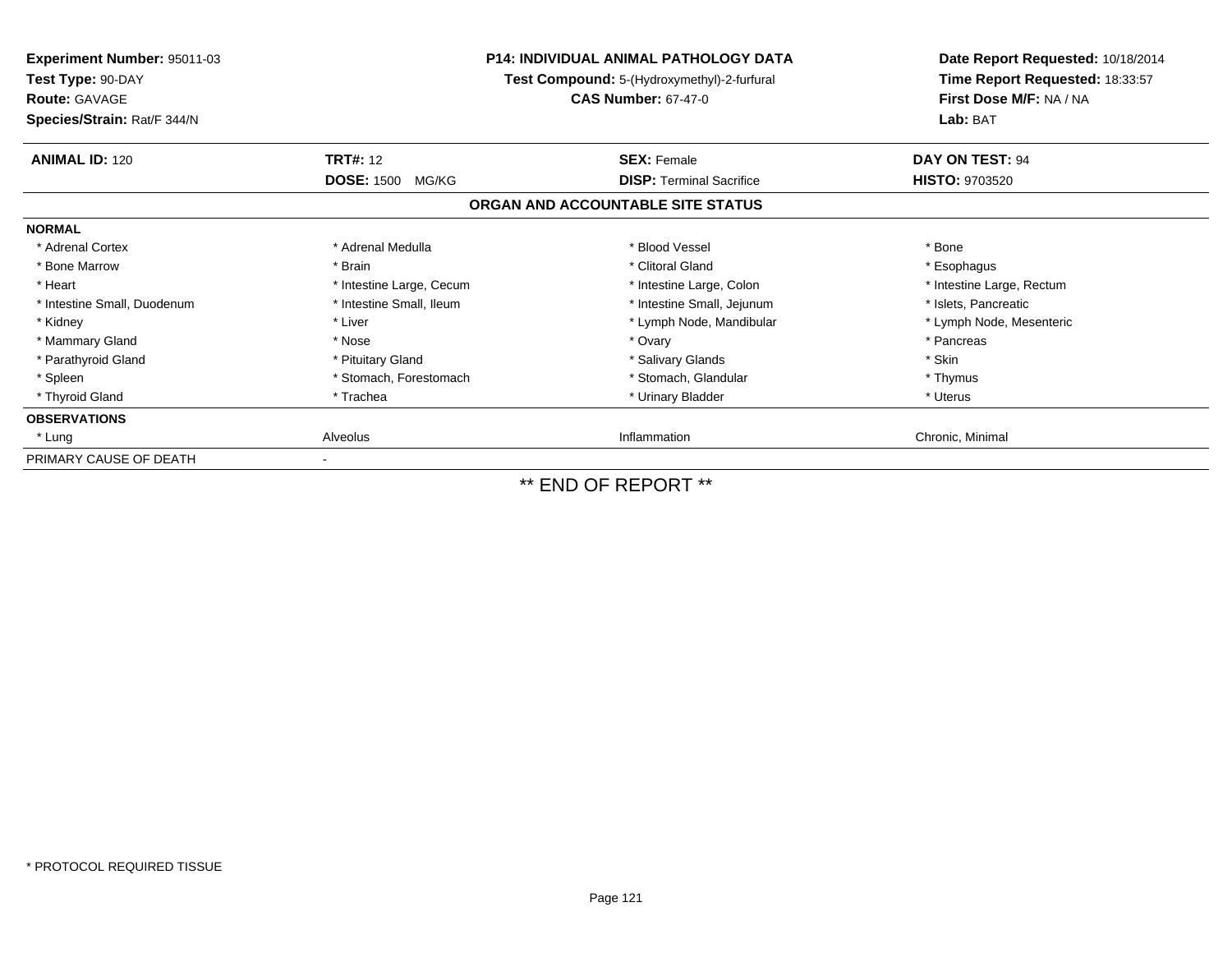**Experiment Number:** 95011-03
**Test Type:** 90-DAY
**Route:** GAVAGE
**Species/Strain:** Rat/F 344/N

**P14: INDIVIDUAL ANIMAL PATHOLOGY DATA**
**Test Compound:** 5-(Hydroxymethyl)-2-furfural
**CAS Number:** 67-47-0

**Date Report Requested:** 10/18/2014
**Time Report Requested:** 18:33:57
**First Dose M/F:** NA / NA
**Lab:** BAT

| **ANIMAL ID:** 120 | **TRT#:** 12 | **SEX:** Female | **DAY ON TEST:** 94 |
|---|---|---|---|
| | **DOSE:** 1500 MG/KG | **DISP:** Terminal Sacrifice | **HISTO:** 9703520 |

## ORGAN AND ACCOUNTABLE SITE STATUS

| | | | |
|---|---|---|---|
| **NORMAL** | | | |
| * Adrenal Cortex | * Adrenal Medulla | * Blood Vessel | * Bone |
| * Bone Marrow | * Brain | * Clitoral Gland | * Esophagus |
| * Heart | * Intestine Large, Cecum | * Intestine Large, Colon | * Intestine Large, Rectum |
| * Intestine Small, Duodenum | * Intestine Small, Ileum | * Intestine Small, Jejunum | * Islets, Pancreatic |
| * Kidney | * Liver | * Lymph Node, Mandibular | * Lymph Node, Mesenteric |
| * Mammary Gland | * Nose | * Ovary | * Pancreas |
| * Parathyroid Gland | * Pituitary Gland | * Salivary Glands | * Skin |
| * Spleen | * Stomach, Forestomach | * Stomach, Glandular | * Thymus |
| * Thyroid Gland | * Trachea | * Urinary Bladder | * Uterus |
| **OBSERVATIONS** | | | |
| * Lung | Alveolus | Inflammation | Chronic, Minimal |
| PRIMARY CAUSE OF DEATH | - | | |

** END OF REPORT **

* PROTOCOL REQUIRED TISSUE